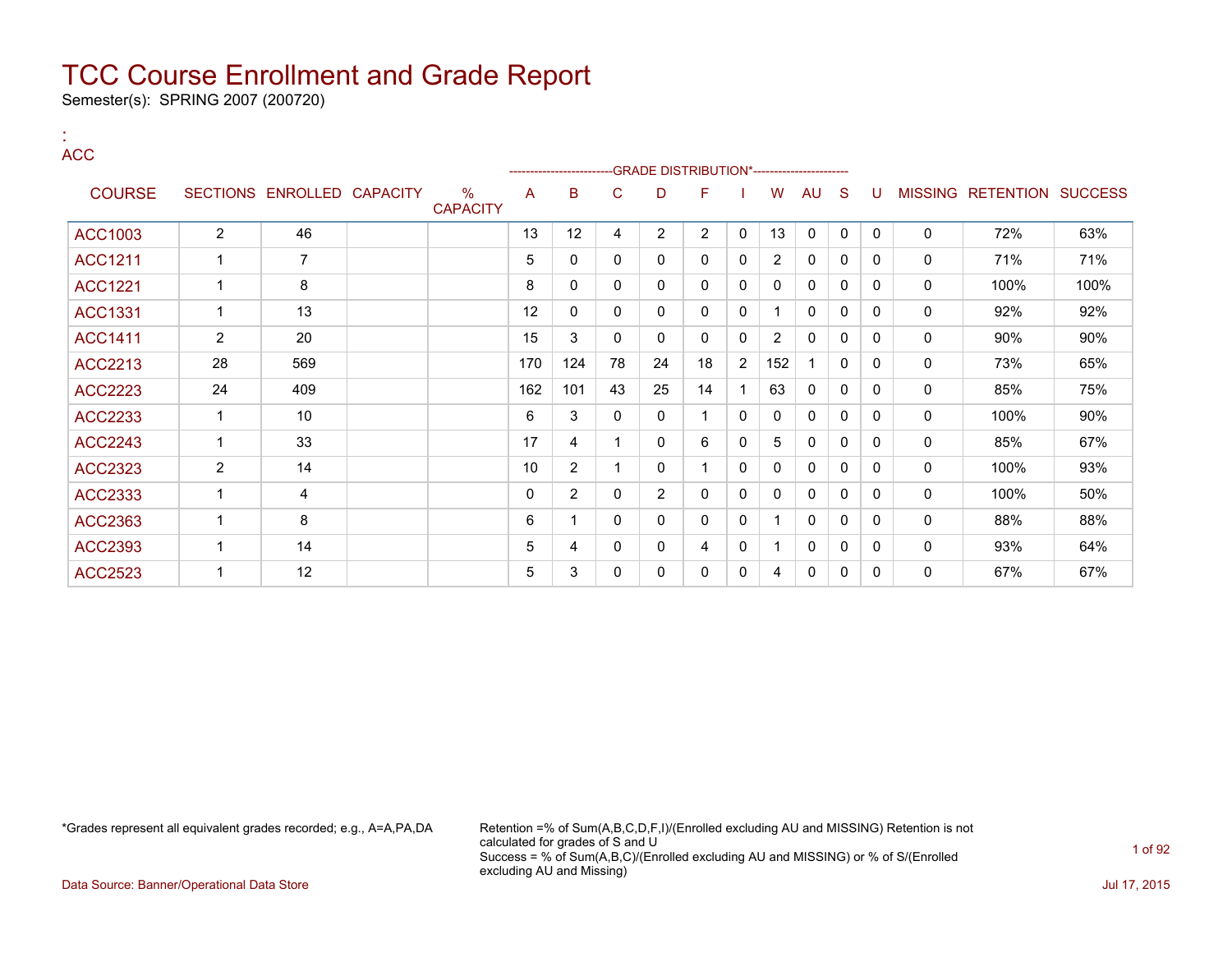# TCC Course Enrollment and Grade Report

Semester(s): SPRING 2007 (200720)

:
ACC

| COURSE | SECTIONS | ENROLLED | CAPACITY | % CAPACITY | A | B | C | D | F | I | W | AU | S | U | MISSING | RETENTION | SUCCESS |
|---|---|---|---|---|---|---|---|---|---|---|---|---|---|---|---|---|---|
| | | | | | GRADE DISTRIBUTION* | | | | | | | | | | | | |
| ACC1003 | 2 | 46 | | | 13 | 12 | 4 | 2 | 2 | 0 | 13 | 0 | 0 | 0 | 0 | 72% | 63% |
| ACC1211 | 1 | 7 | | | 5 | 0 | 0 | 0 | 0 | 0 | 2 | 0 | 0 | 0 | 0 | 71% | 71% |
| ACC1221 | 1 | 8 | | | 8 | 0 | 0 | 0 | 0 | 0 | 0 | 0 | 0 | 0 | 0 | 100% | 100% |
| ACC1331 | 1 | 13 | | | 12 | 0 | 0 | 0 | 0 | 0 | 1 | 0 | 0 | 0 | 0 | 92% | 92% |
| ACC1411 | 2 | 20 | | | 15 | 3 | 0 | 0 | 0 | 0 | 2 | 0 | 0 | 0 | 0 | 90% | 90% |
| ACC2213 | 28 | 569 | | | 170 | 124 | 78 | 24 | 18 | 2 | 152 | 1 | 0 | 0 | 0 | 73% | 65% |
| ACC2223 | 24 | 409 | | | 162 | 101 | 43 | 25 | 14 | 1 | 63 | 0 | 0 | 0 | 0 | 85% | 75% |
| ACC2233 | 1 | 10 | | | 6 | 3 | 0 | 0 | 1 | 0 | 0 | 0 | 0 | 0 | 0 | 100% | 90% |
| ACC2243 | 1 | 33 | | | 17 | 4 | 1 | 0 | 6 | 0 | 5 | 0 | 0 | 0 | 0 | 85% | 67% |
| ACC2323 | 2 | 14 | | | 10 | 2 | 1 | 0 | 1 | 0 | 0 | 0 | 0 | 0 | 0 | 100% | 93% |
| ACC2333 | 1 | 4 | | | 0 | 2 | 0 | 2 | 0 | 0 | 0 | 0 | 0 | 0 | 0 | 100% | 50% |
| ACC2363 | 1 | 8 | | | 6 | 1 | 0 | 0 | 0 | 0 | 1 | 0 | 0 | 0 | 0 | 88% | 88% |
| ACC2393 | 1 | 14 | | | 5 | 4 | 0 | 0 | 4 | 0 | 1 | 0 | 0 | 0 | 0 | 93% | 64% |
| ACC2523 | 1 | 12 | | | 5 | 3 | 0 | 0 | 0 | 0 | 4 | 0 | 0 | 0 | 0 | 67% | 67% |

*Grades represent all equivalent grades recorded; e.g., A=A,PA,DA

Retention =% of Sum(A,B,C,D,F,I)/(Enrolled excluding AU and MISSING) Retention is not calculated for grades of S and U
Success = % of Sum(A,B,C)/(Enrolled excluding AU and MISSING) or % of S/(Enrolled excluding AU and Missing)

Data Source: Banner/Operational Data Store

Jul 17, 2015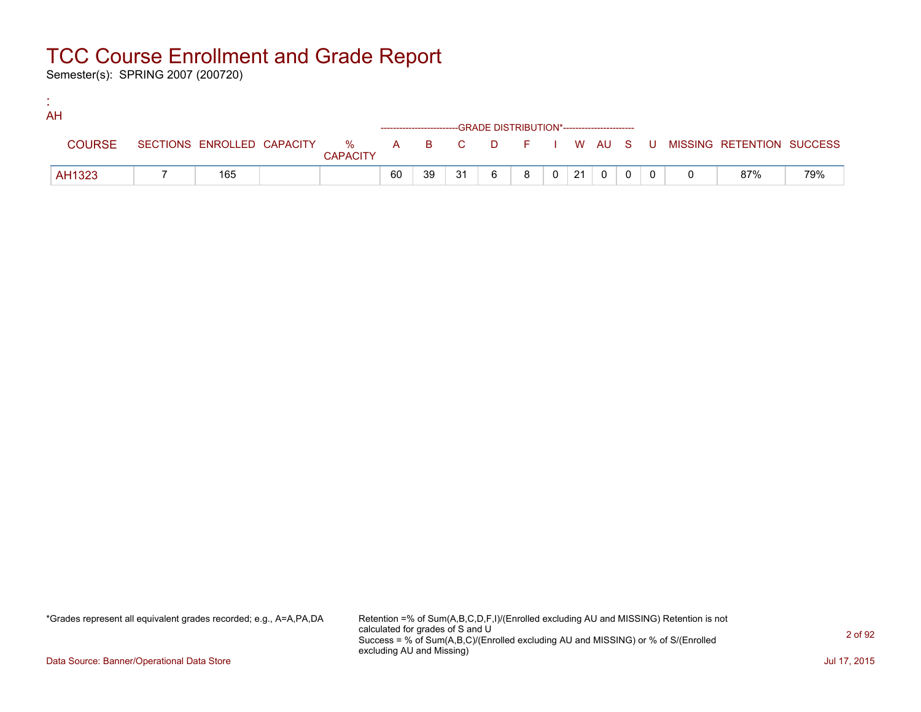# TCC Course Enrollment and Grade Report

Semester(s): SPRING 2007 (200720)

:
AH

| COURSE | SECTIONS | ENROLLED | CAPACITY | % CAPACITY | A | B | C | D | F | I | W | AU | S | U | MISSING | RETENTION | SUCCESS |
|---|---|---|---|---|---|---|---|---|---|---|---|---|---|---|---|---|---|
| | | | | | --------------------------GRADE DISTRIBUTION*----------------------- | | | | | | | | | | | | |
| AH1323 | 7 | 165 | | | 60 | 39 | 31 | 6 | 8 | 0 | 21 | 0 | 0 | 0 | 0 | 87% | 79% |

*Grades represent all equivalent grades recorded; e.g., A=A,PA,DA

Retention =% of Sum(A,B,C,D,F,I)/(Enrolled excluding AU and MISSING) Retention is not calculated for grades of S and U
Success = % of Sum(A,B,C)/(Enrolled excluding AU and MISSING) or % of S/(Enrolled excluding AU and Missing)

Data Source: Banner/Operational Data Store

Jul 17, 2015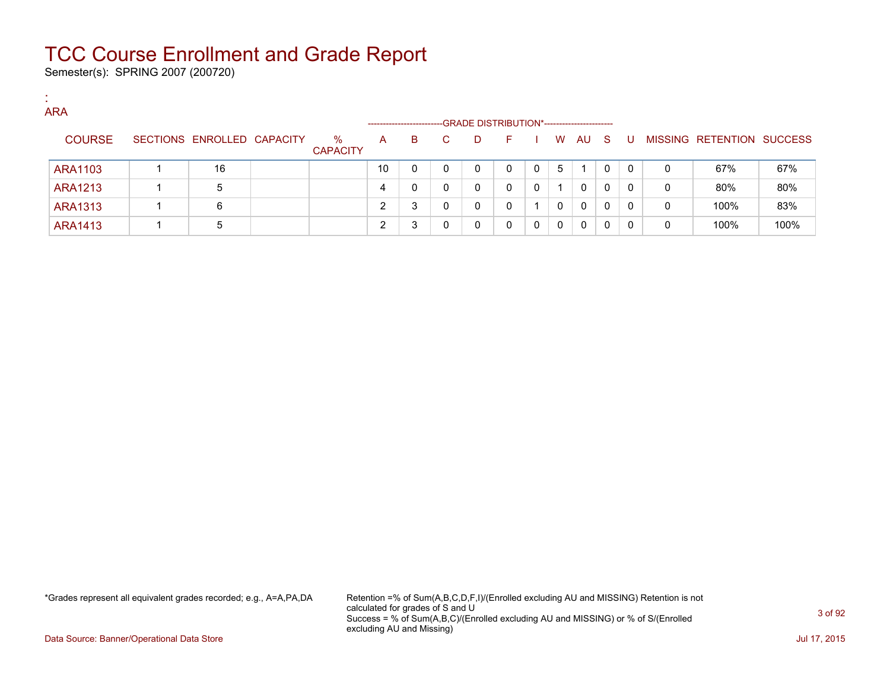# TCC Course Enrollment and Grade Report

Semester(s): SPRING 2007 (200720)

:
ARA

| COURSE | SECTIONS | ENROLLED | CAPACITY | % CAPACITY | A | B | C | D | F | I | W | AU | S | U | MISSING | RETENTION | SUCCESS |
|---|---|---|---|---|---|---|---|---|---|---|---|---|---|---|---|---|---|
| | | | | | GRADE DISTRIBUTION* | | | | | | | | | | | | |
| ARA1103 | 1 | 16 | | | 10 | 0 | 0 | 0 | 0 | 0 | 5 | 1 | 0 | 0 | 0 | 67% | 67% |
| ARA1213 | 1 | 5 | | | 4 | 0 | 0 | 0 | 0 | 0 | 1 | 0 | 0 | 0 | 0 | 80% | 80% |
| ARA1313 | 1 | 6 | | | 2 | 3 | 0 | 0 | 0 | 1 | 0 | 0 | 0 | 0 | 0 | 100% | 83% |
| ARA1413 | 1 | 5 | | | 2 | 3 | 0 | 0 | 0 | 0 | 0 | 0 | 0 | 0 | 0 | 100% | 100% |

*Grades represent all equivalent grades recorded; e.g., A=A,PA,DA

Retention =% of Sum(A,B,C,D,F,I)/(Enrolled excluding AU and MISSING) Retention is not calculated for grades of S and U
Success = % of Sum(A,B,C)/(Enrolled excluding AU and MISSING) or % of S/(Enrolled excluding AU and Missing)

Data Source: Banner/Operational Data Store

Jul 17, 2015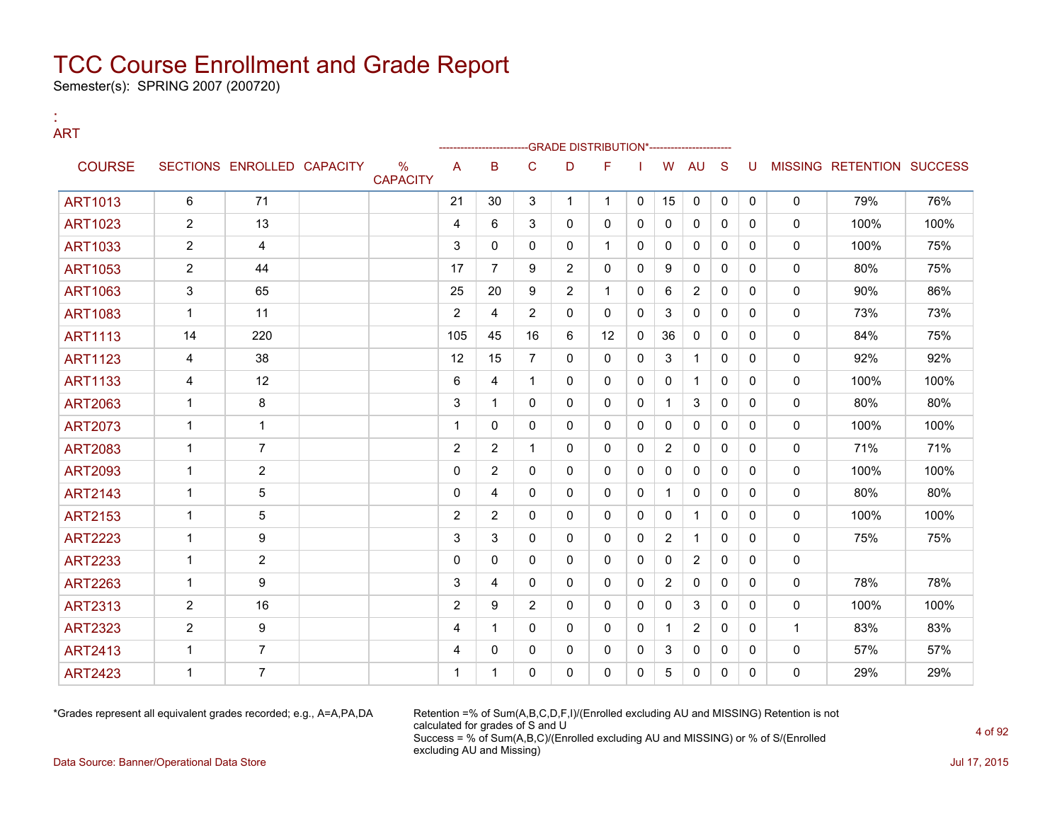# TCC Course Enrollment and Grade Report

Semester(s): SPRING 2007 (200720)

:
ART

| COURSE | SECTIONS | ENROLLED | CAPACITY | % CAPACITY | A | B | C | D | F | I | W | AU | S | U | MISSING | RETENTION | SUCCESS |
|---|---|---|---|---|---|---|---|---|---|---|---|---|---|---|---|---|---|
| | | | | | GRADE DISTRIBUTION* | | | | | | | | | | | | |
| ART1013 | 6 | 71 | | | 21 | 30 | 3 | 1 | 1 | 0 | 15 | 0 | 0 | 0 | 0 | 79% | 76% |
| ART1023 | 2 | 13 | | | 4 | 6 | 3 | 0 | 0 | 0 | 0 | 0 | 0 | 0 | 0 | 100% | 100% |
| ART1033 | 2 | 4 | | | 3 | 0 | 0 | 0 | 1 | 0 | 0 | 0 | 0 | 0 | 0 | 100% | 75% |
| ART1053 | 2 | 44 | | | 17 | 7 | 9 | 2 | 0 | 0 | 9 | 0 | 0 | 0 | 0 | 80% | 75% |
| ART1063 | 3 | 65 | | | 25 | 20 | 9 | 2 | 1 | 0 | 6 | 2 | 0 | 0 | 0 | 90% | 86% |
| ART1083 | 1 | 11 | | | 2 | 4 | 2 | 0 | 0 | 0 | 3 | 0 | 0 | 0 | 0 | 73% | 73% |
| ART1113 | 14 | 220 | | | 105 | 45 | 16 | 6 | 12 | 0 | 36 | 0 | 0 | 0 | 0 | 84% | 75% |
| ART1123 | 4 | 38 | | | 12 | 15 | 7 | 0 | 0 | 0 | 3 | 1 | 0 | 0 | 0 | 92% | 92% |
| ART1133 | 4 | 12 | | | 6 | 4 | 1 | 0 | 0 | 0 | 0 | 1 | 0 | 0 | 0 | 100% | 100% |
| ART2063 | 1 | 8 | | | 3 | 1 | 0 | 0 | 0 | 0 | 1 | 3 | 0 | 0 | 0 | 80% | 80% |
| ART2073 | 1 | 1 | | | 1 | 0 | 0 | 0 | 0 | 0 | 0 | 0 | 0 | 0 | 0 | 100% | 100% |
| ART2083 | 1 | 7 | | | 2 | 2 | 1 | 0 | 0 | 0 | 2 | 0 | 0 | 0 | 0 | 71% | 71% |
| ART2093 | 1 | 2 | | | 0 | 2 | 0 | 0 | 0 | 0 | 0 | 0 | 0 | 0 | 0 | 100% | 100% |
| ART2143 | 1 | 5 | | | 0 | 4 | 0 | 0 | 0 | 0 | 1 | 0 | 0 | 0 | 0 | 80% | 80% |
| ART2153 | 1 | 5 | | | 2 | 2 | 0 | 0 | 0 | 0 | 0 | 1 | 0 | 0 | 0 | 100% | 100% |
| ART2223 | 1 | 9 | | | 3 | 3 | 0 | 0 | 0 | 0 | 2 | 1 | 0 | 0 | 0 | 75% | 75% |
| ART2233 | 1 | 2 | | | 0 | 0 | 0 | 0 | 0 | 0 | 0 | 2 | 0 | 0 | 0 | | |
| ART2263 | 1 | 9 | | | 3 | 4 | 0 | 0 | 0 | 0 | 2 | 0 | 0 | 0 | 0 | 78% | 78% |
| ART2313 | 2 | 16 | | | 2 | 9 | 2 | 0 | 0 | 0 | 0 | 3 | 0 | 0 | 0 | 100% | 100% |
| ART2323 | 2 | 9 | | | 4 | 1 | 0 | 0 | 0 | 0 | 1 | 2 | 0 | 0 | 1 | 83% | 83% |
| ART2413 | 1 | 7 | | | 4 | 0 | 0 | 0 | 0 | 0 | 3 | 0 | 0 | 0 | 0 | 57% | 57% |
| ART2423 | 1 | 7 | | | 1 | 1 | 0 | 0 | 0 | 0 | 5 | 0 | 0 | 0 | 0 | 29% | 29% |

*Grades represent all equivalent grades recorded; e.g., A=A,PA,DA

Retention =% of Sum(A,B,C,D,F,I)/(Enrolled excluding AU and MISSING) Retention is not calculated for grades of S and U
Success = % of Sum(A,B,C)/(Enrolled excluding AU and MISSING) or % of S/(Enrolled excluding AU and Missing)

Data Source: Banner/Operational Data Store

Jul 17, 2015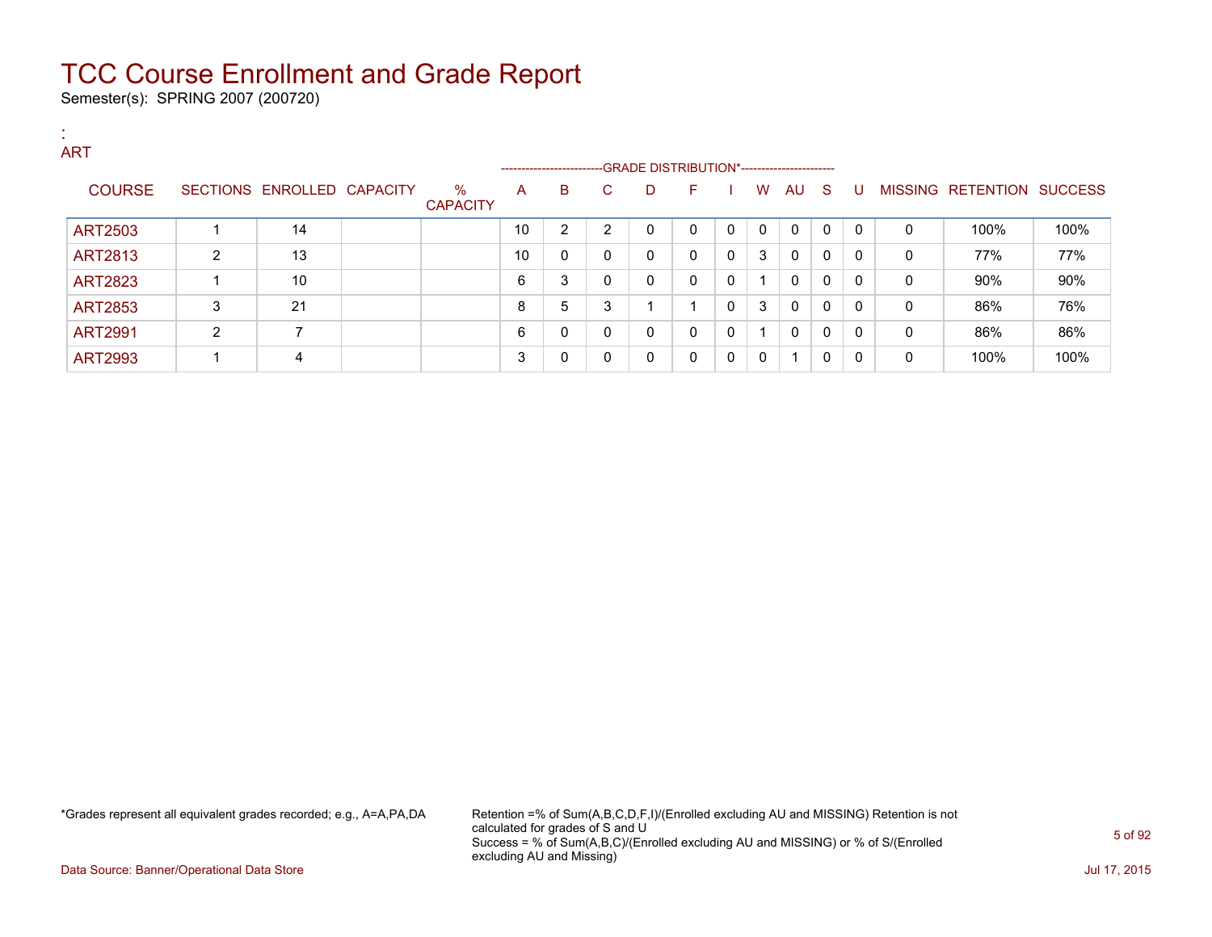# TCC Course Enrollment and Grade Report

Semester(s): SPRING 2007 (200720)

:
ART

| COURSE | SECTIONS | ENROLLED | CAPACITY | % CAPACITY | A | B | C | D | F | I | W | AU | S | U | MISSING | RETENTION | SUCCESS |
|---|---|---|---|---|---|---|---|---|---|---|---|---|---|---|---|---|---|
| | | | | | -------------------------GRADE DISTRIBUTION*---------------------- | | | | | | | | | | | | |
| ART2503 | 1 | 14 | | | 10 | 2 | 2 | 0 | 0 | 0 | 0 | 0 | 0 | 0 | 0 | 100% | 100% |
| ART2813 | 2 | 13 | | | 10 | 0 | 0 | 0 | 0 | 0 | 3 | 0 | 0 | 0 | 0 | 77% | 77% |
| ART2823 | 1 | 10 | | | 6 | 3 | 0 | 0 | 0 | 0 | 1 | 0 | 0 | 0 | 0 | 90% | 90% |
| ART2853 | 3 | 21 | | | 8 | 5 | 3 | 1 | 1 | 0 | 3 | 0 | 0 | 0 | 0 | 86% | 76% |
| ART2991 | 2 | 7 | | | 6 | 0 | 0 | 0 | 0 | 0 | 1 | 0 | 0 | 0 | 0 | 86% | 86% |
| ART2993 | 1 | 4 | | | 3 | 0 | 0 | 0 | 0 | 0 | 0 | 1 | 0 | 0 | 0 | 100% | 100% |

*Grades represent all equivalent grades recorded; e.g., A=A,PA,DA

Retention =% of Sum(A,B,C,D,F,I)/(Enrolled excluding AU and MISSING) Retention is not calculated for grades of S and U
Success = % of Sum(A,B,C)/(Enrolled excluding AU and MISSING) or % of S/(Enrolled excluding AU and Missing)

Data Source: Banner/Operational Data Store

Jul 17, 2015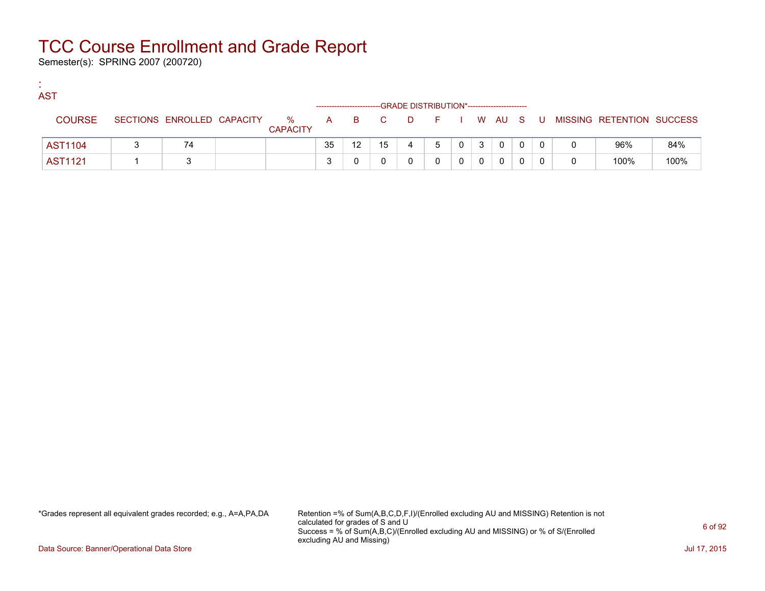# TCC Course Enrollment and Grade Report

Semester(s): SPRING 2007 (200720)

:
AST

| COURSE | SECTIONS | ENROLLED | CAPACITY | % CAPACITY | A | B | C | D | F | I | W | AU | S | U | MISSING | RETENTION | SUCCESS |
|---|---|---|---|---|---|---|---|---|---|---|---|---|---|---|---|---|---|
| | | | | | GRADE DISTRIBUTION* | | | | | | | | | | | | |
| AST1104 | 3 | 74 | | | 35 | 12 | 15 | 4 | 5 | 0 | 3 | 0 | 0 | 0 | 0 | 96% | 84% |
| AST1121 | 1 | 3 | | | 3 | 0 | 0 | 0 | 0 | 0 | 0 | 0 | 0 | 0 | 0 | 100% | 100% |

*Grades represent all equivalent grades recorded; e.g., A=A,PA,DA

Retention =% of Sum(A,B,C,D,F,I)/(Enrolled excluding AU and MISSING) Retention is not calculated for grades of S and U
Success = % of Sum(A,B,C)/(Enrolled excluding AU and MISSING) or % of S/(Enrolled excluding AU and Missing)

Data Source: Banner/Operational Data Store

Jul 17, 2015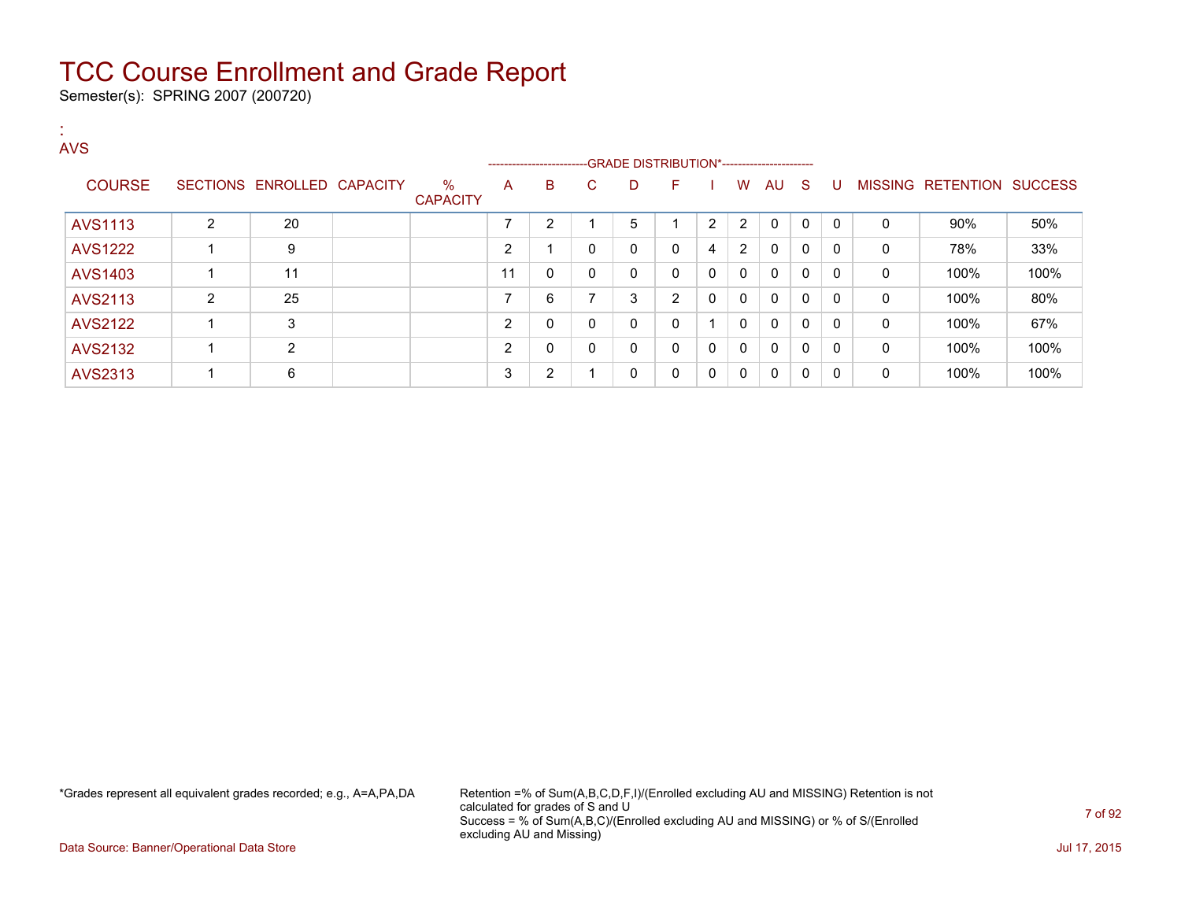# TCC Course Enrollment and Grade Report

Semester(s): SPRING 2007 (200720)

:
AVS

| COURSE | SECTIONS | ENROLLED | CAPACITY | % CAPACITY | A | B | C | D | F | I | W | AU | S | U | MISSING | RETENTION | SUCCESS |
|---|---|---|---|---|---|---|---|---|---|---|---|---|---|---|---|---|---|
| | | | | | GRADE DISTRIBUTION* | | | | | | | | | | | | |
| AVS1113 | 2 | 20 | | | 7 | 2 | 1 | 5 | 1 | 2 | 2 | 0 | 0 | 0 | 0 | 90% | 50% |
| AVS1222 | 1 | 9 | | | 2 | 1 | 0 | 0 | 0 | 4 | 2 | 0 | 0 | 0 | 0 | 78% | 33% |
| AVS1403 | 1 | 11 | | | 11 | 0 | 0 | 0 | 0 | 0 | 0 | 0 | 0 | 0 | 0 | 100% | 100% |
| AVS2113 | 2 | 25 | | | 7 | 6 | 7 | 3 | 2 | 0 | 0 | 0 | 0 | 0 | 0 | 100% | 80% |
| AVS2122 | 1 | 3 | | | 2 | 0 | 0 | 0 | 0 | 1 | 0 | 0 | 0 | 0 | 0 | 100% | 67% |
| AVS2132 | 1 | 2 | | | 2 | 0 | 0 | 0 | 0 | 0 | 0 | 0 | 0 | 0 | 0 | 100% | 100% |
| AVS2313 | 1 | 6 | | | 3 | 2 | 1 | 0 | 0 | 0 | 0 | 0 | 0 | 0 | 0 | 100% | 100% |

*Grades represent all equivalent grades recorded; e.g., A=A,PA,DA

Retention =% of Sum(A,B,C,D,F,I)/(Enrolled excluding AU and MISSING) Retention is not calculated for grades of S and U
Success = % of Sum(A,B,C)/(Enrolled excluding AU and MISSING) or % of S/(Enrolled excluding AU and Missing)

Data Source: Banner/Operational Data Store

Jul 17, 2015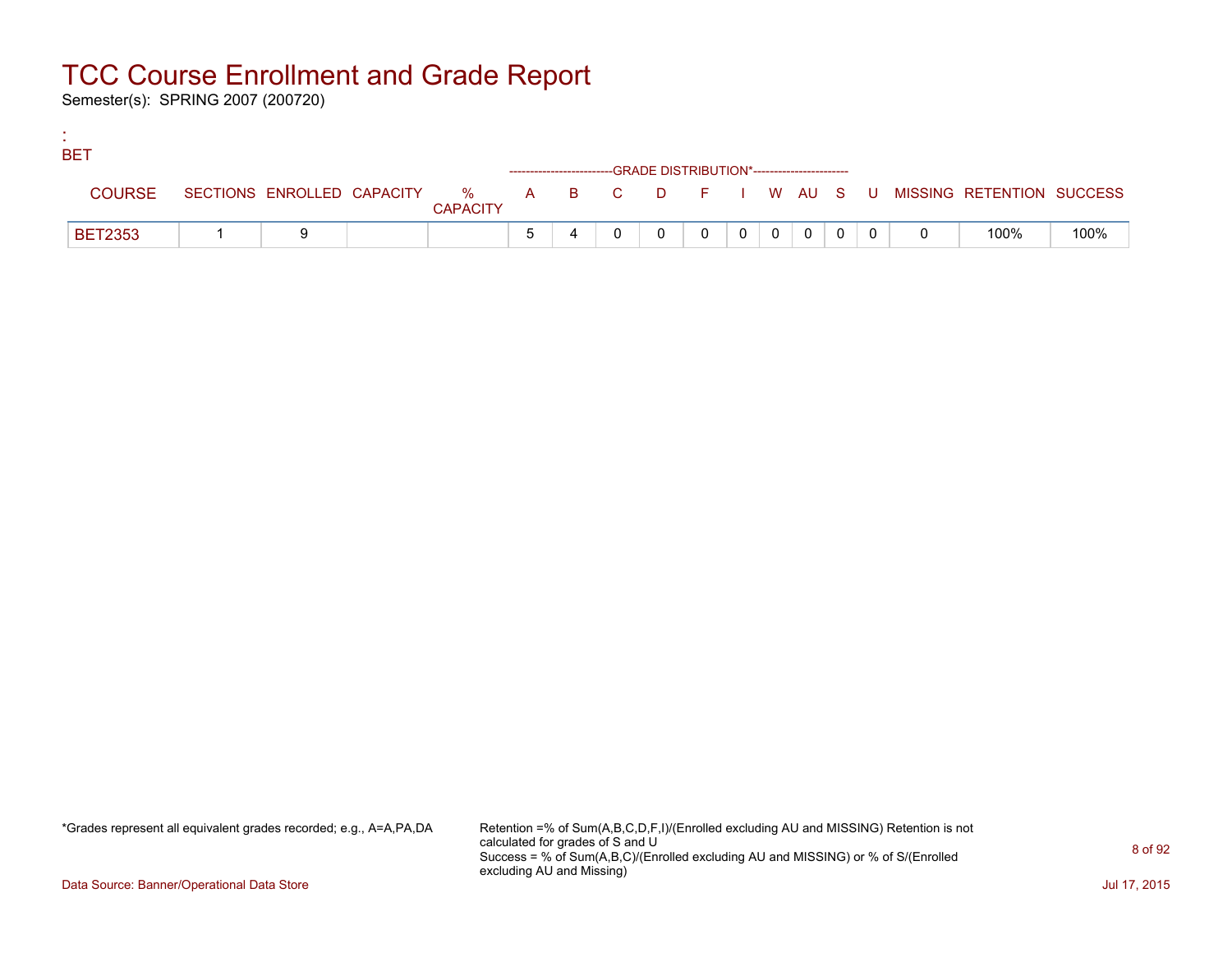# TCC Course Enrollment and Grade Report

Semester(s): SPRING 2007 (200720)

:
BET

| COURSE | SECTIONS | ENROLLED | CAPACITY | % CAPACITY | A | B | C | D | F | I | W | AU | S | U | MISSING | RETENTION | SUCCESS |
|---|---|---|---|---|---|---|---|---|---|---|---|---|---|---|---|---|---|
| | | | | | GRADE DISTRIBUTION* | | | | | | | | | | | | |
| BET2353 | 1 | 9 | | | 5 | 4 | 0 | 0 | 0 | 0 | 0 | 0 | 0 | 0 | 0 | 100% | 100% |

*Grades represent all equivalent grades recorded; e.g., A=A,PA,DA

Retention =% of Sum(A,B,C,D,F,I)/(Enrolled excluding AU and MISSING) Retention is not calculated for grades of S and U
Success = % of Sum(A,B,C)/(Enrolled excluding AU and MISSING) or % of S/(Enrolled excluding AU and Missing)

Data Source: Banner/Operational Data Store

Jul 17, 2015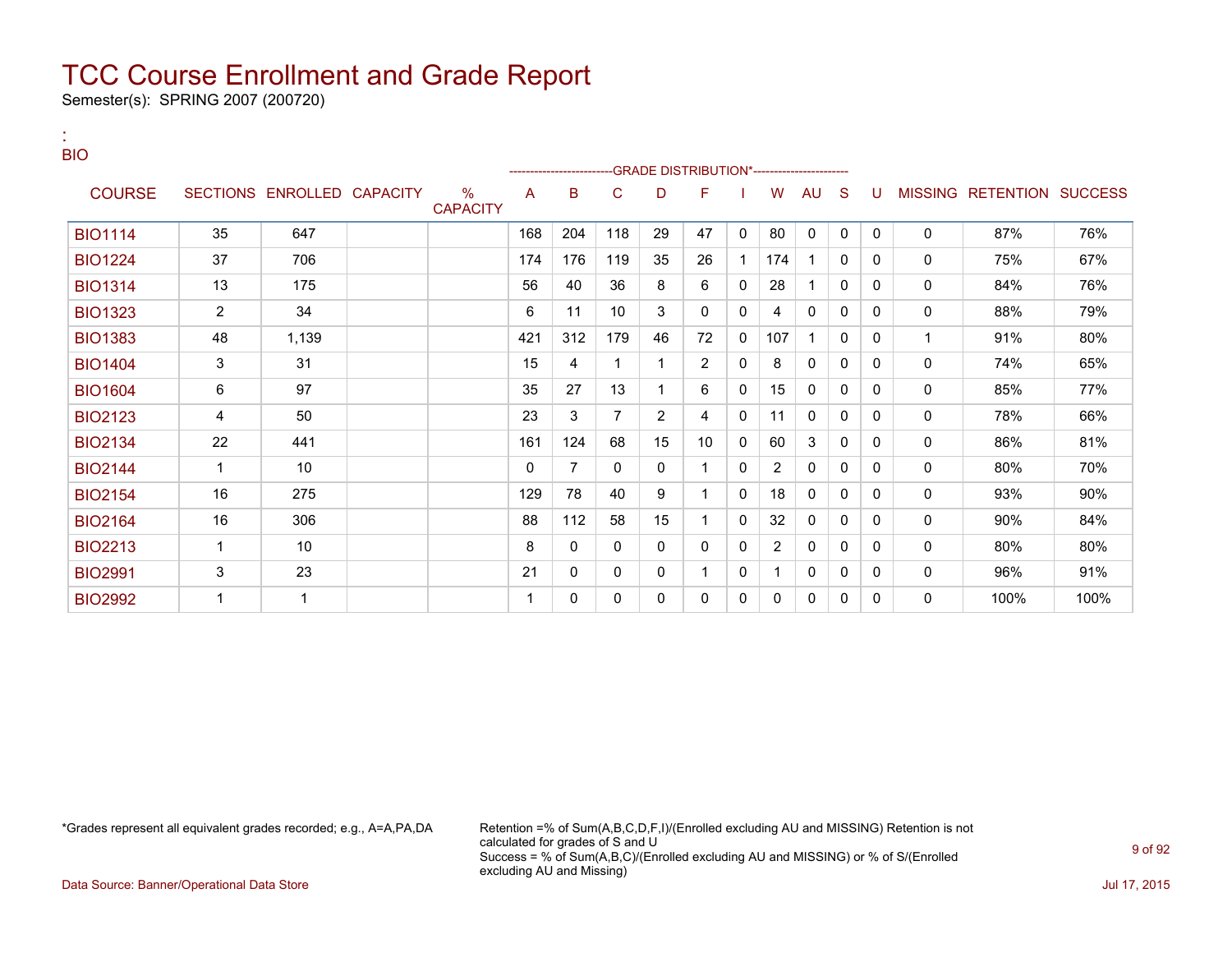# TCC Course Enrollment and Grade Report

Semester(s): SPRING 2007 (200720)

:
BIO

| COURSE | SECTIONS | ENROLLED | CAPACITY | % CAPACITY | A | B | C | D | F | I | W | AU | S | U | MISSING | RETENTION | SUCCESS |
|---|---|---|---|---|---|---|---|---|---|---|---|---|---|---|---|---|---|
| | | | | | GRADE DISTRIBUTION* | | | | | | | | | | | | |
| BIO1114 | 35 | 647 | | | 168 | 204 | 118 | 29 | 47 | 0 | 80 | 0 | 0 | 0 | 0 | 87% | 76% |
| BIO1224 | 37 | 706 | | | 174 | 176 | 119 | 35 | 26 | 1 | 174 | 1 | 0 | 0 | 0 | 75% | 67% |
| BIO1314 | 13 | 175 | | | 56 | 40 | 36 | 8 | 6 | 0 | 28 | 1 | 0 | 0 | 0 | 84% | 76% |
| BIO1323 | 2 | 34 | | | 6 | 11 | 10 | 3 | 0 | 0 | 4 | 0 | 0 | 0 | 0 | 88% | 79% |
| BIO1383 | 48 | 1,139 | | | 421 | 312 | 179 | 46 | 72 | 0 | 107 | 1 | 0 | 0 | 1 | 91% | 80% |
| BIO1404 | 3 | 31 | | | 15 | 4 | 1 | 1 | 2 | 0 | 8 | 0 | 0 | 0 | 0 | 74% | 65% |
| BIO1604 | 6 | 97 | | | 35 | 27 | 13 | 1 | 6 | 0 | 15 | 0 | 0 | 0 | 0 | 85% | 77% |
| BIO2123 | 4 | 50 | | | 23 | 3 | 7 | 2 | 4 | 0 | 11 | 0 | 0 | 0 | 0 | 78% | 66% |
| BIO2134 | 22 | 441 | | | 161 | 124 | 68 | 15 | 10 | 0 | 60 | 3 | 0 | 0 | 0 | 86% | 81% |
| BIO2144 | 1 | 10 | | | 0 | 7 | 0 | 0 | 1 | 0 | 2 | 0 | 0 | 0 | 0 | 80% | 70% |
| BIO2154 | 16 | 275 | | | 129 | 78 | 40 | 9 | 1 | 0 | 18 | 0 | 0 | 0 | 0 | 93% | 90% |
| BIO2164 | 16 | 306 | | | 88 | 112 | 58 | 15 | 1 | 0 | 32 | 0 | 0 | 0 | 0 | 90% | 84% |
| BIO2213 | 1 | 10 | | | 8 | 0 | 0 | 0 | 0 | 0 | 2 | 0 | 0 | 0 | 0 | 80% | 80% |
| BIO2991 | 3 | 23 | | | 21 | 0 | 0 | 0 | 1 | 0 | 1 | 0 | 0 | 0 | 0 | 96% | 91% |
| BIO2992 | 1 | 1 | | | 1 | 0 | 0 | 0 | 0 | 0 | 0 | 0 | 0 | 0 | 0 | 100% | 100% |

*Grades represent all equivalent grades recorded; e.g., A=A,PA,DA

Retention =% of Sum(A,B,C,D,F,I)/(Enrolled excluding AU and MISSING) Retention is not calculated for grades of S and U
Success = % of Sum(A,B,C)/(Enrolled excluding AU and MISSING) or % of S/(Enrolled excluding AU and Missing)

Data Source: Banner/Operational Data Store

Jul 17, 2015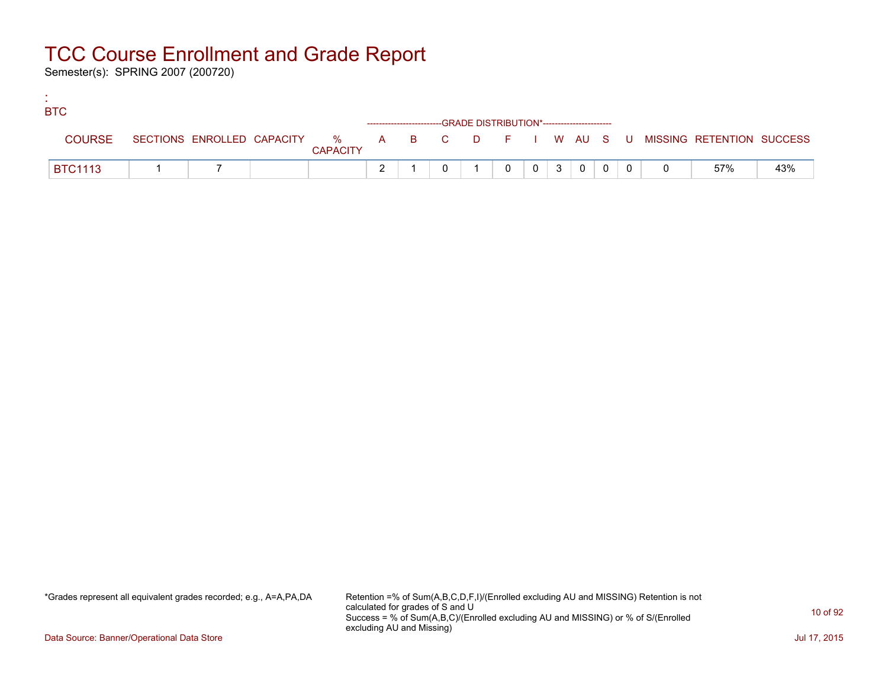# TCC Course Enrollment and Grade Report

Semester(s): SPRING 2007 (200720)

:
BTC

| COURSE | SECTIONS | ENROLLED | CAPACITY | % CAPACITY | A | B | C | D | F | I | W | AU | S | U | MISSING | RETENTION | SUCCESS |
|---|---|---|---|---|---|---|---|---|---|---|---|---|---|---|---|---|---|
| | | | | | GRADE DISTRIBUTION* | | | | | | | | | | | | |
| BTC1113 | 1 | 7 | | | 2 | 1 | 0 | 1 | 0 | 0 | 3 | 0 | 0 | 0 | 0 | 57% | 43% |

*Grades represent all equivalent grades recorded; e.g., A=A,PA,DA

Retention =% of Sum(A,B,C,D,F,I)/(Enrolled excluding AU and MISSING) Retention is not calculated for grades of S and U
Success = % of Sum(A,B,C)/(Enrolled excluding AU and MISSING) or % of S/(Enrolled excluding AU and Missing)

Data Source: Banner/Operational Data Store

Jul 17, 2015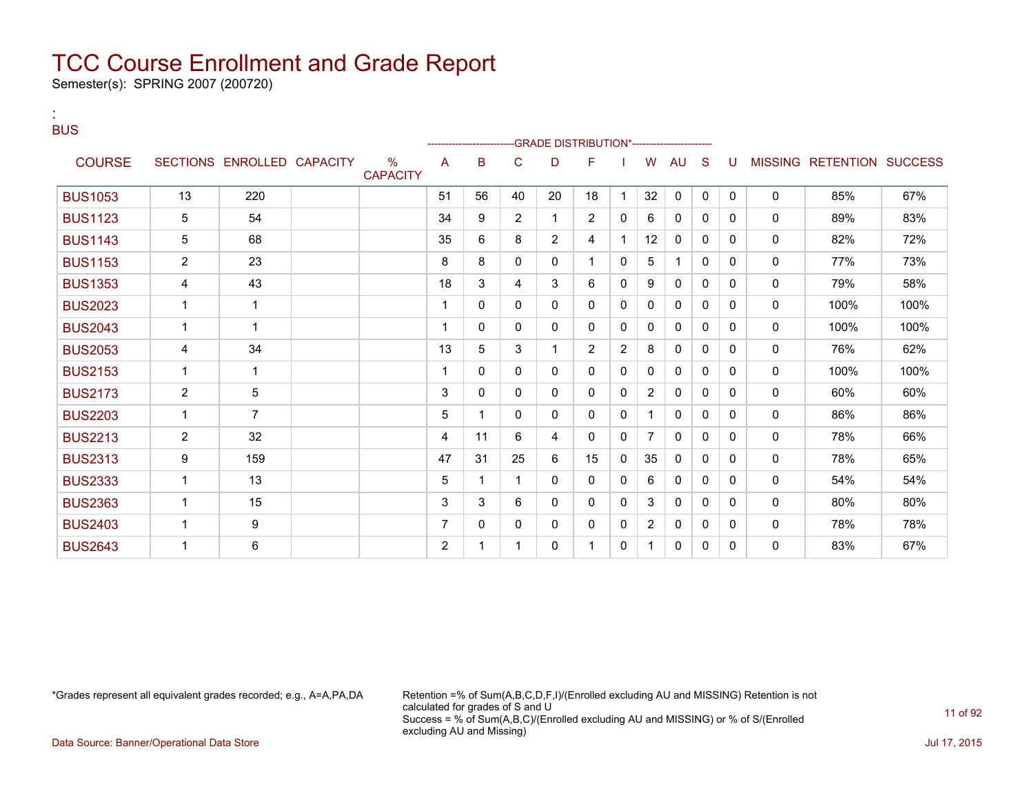# TCC Course Enrollment and Grade Report

Semester(s): SPRING 2007 (200720)

:
BUS

| COURSE | SECTIONS | ENROLLED | CAPACITY | % CAPACITY | A | B | C | D | F | I | W | AU | S | U | MISSING | RETENTION | SUCCESS |
|---|---|---|---|---|---|---|---|---|---|---|---|---|---|---|---|---|---|
| | | | | | -------------------------GRADE DISTRIBUTION*---------------------- | | | | | | | | | | | | |
| BUS1053 | 13 | 220 | | | 51 | 56 | 40 | 20 | 18 | 1 | 32 | 0 | 0 | 0 | 0 | 85% | 67% |
| BUS1123 | 5 | 54 | | | 34 | 9 | 2 | 1 | 2 | 0 | 6 | 0 | 0 | 0 | 0 | 89% | 83% |
| BUS1143 | 5 | 68 | | | 35 | 6 | 8 | 2 | 4 | 1 | 12 | 0 | 0 | 0 | 0 | 82% | 72% |
| BUS1153 | 2 | 23 | | | 8 | 8 | 0 | 0 | 1 | 0 | 5 | 1 | 0 | 0 | 0 | 77% | 73% |
| BUS1353 | 4 | 43 | | | 18 | 3 | 4 | 3 | 6 | 0 | 9 | 0 | 0 | 0 | 0 | 79% | 58% |
| BUS2023 | 1 | 1 | | | 1 | 0 | 0 | 0 | 0 | 0 | 0 | 0 | 0 | 0 | 0 | 100% | 100% |
| BUS2043 | 1 | 1 | | | 1 | 0 | 0 | 0 | 0 | 0 | 0 | 0 | 0 | 0 | 0 | 100% | 100% |
| BUS2053 | 4 | 34 | | | 13 | 5 | 3 | 1 | 2 | 2 | 8 | 0 | 0 | 0 | 0 | 76% | 62% |
| BUS2153 | 1 | 1 | | | 1 | 0 | 0 | 0 | 0 | 0 | 0 | 0 | 0 | 0 | 0 | 100% | 100% |
| BUS2173 | 2 | 5 | | | 3 | 0 | 0 | 0 | 0 | 0 | 2 | 0 | 0 | 0 | 0 | 60% | 60% |
| BUS2203 | 1 | 7 | | | 5 | 1 | 0 | 0 | 0 | 0 | 1 | 0 | 0 | 0 | 0 | 86% | 86% |
| BUS2213 | 2 | 32 | | | 4 | 11 | 6 | 4 | 0 | 0 | 7 | 0 | 0 | 0 | 0 | 78% | 66% |
| BUS2313 | 9 | 159 | | | 47 | 31 | 25 | 6 | 15 | 0 | 35 | 0 | 0 | 0 | 0 | 78% | 65% |
| BUS2333 | 1 | 13 | | | 5 | 1 | 1 | 0 | 0 | 0 | 6 | 0 | 0 | 0 | 0 | 54% | 54% |
| BUS2363 | 1 | 15 | | | 3 | 3 | 6 | 0 | 0 | 0 | 3 | 0 | 0 | 0 | 0 | 80% | 80% |
| BUS2403 | 1 | 9 | | | 7 | 0 | 0 | 0 | 0 | 0 | 2 | 0 | 0 | 0 | 0 | 78% | 78% |
| BUS2643 | 1 | 6 | | | 2 | 1 | 1 | 0 | 1 | 0 | 1 | 0 | 0 | 0 | 0 | 83% | 67% |

*Grades represent all equivalent grades recorded; e.g., A=A,PA,DA

Retention =% of Sum(A,B,C,D,F,I)/(Enrolled excluding AU and MISSING) Retention is not calculated for grades of S and U
Success = % of Sum(A,B,C)/(Enrolled excluding AU and MISSING) or % of S/(Enrolled excluding AU and Missing)

Data Source: Banner/Operational Data Store

Jul 17, 2015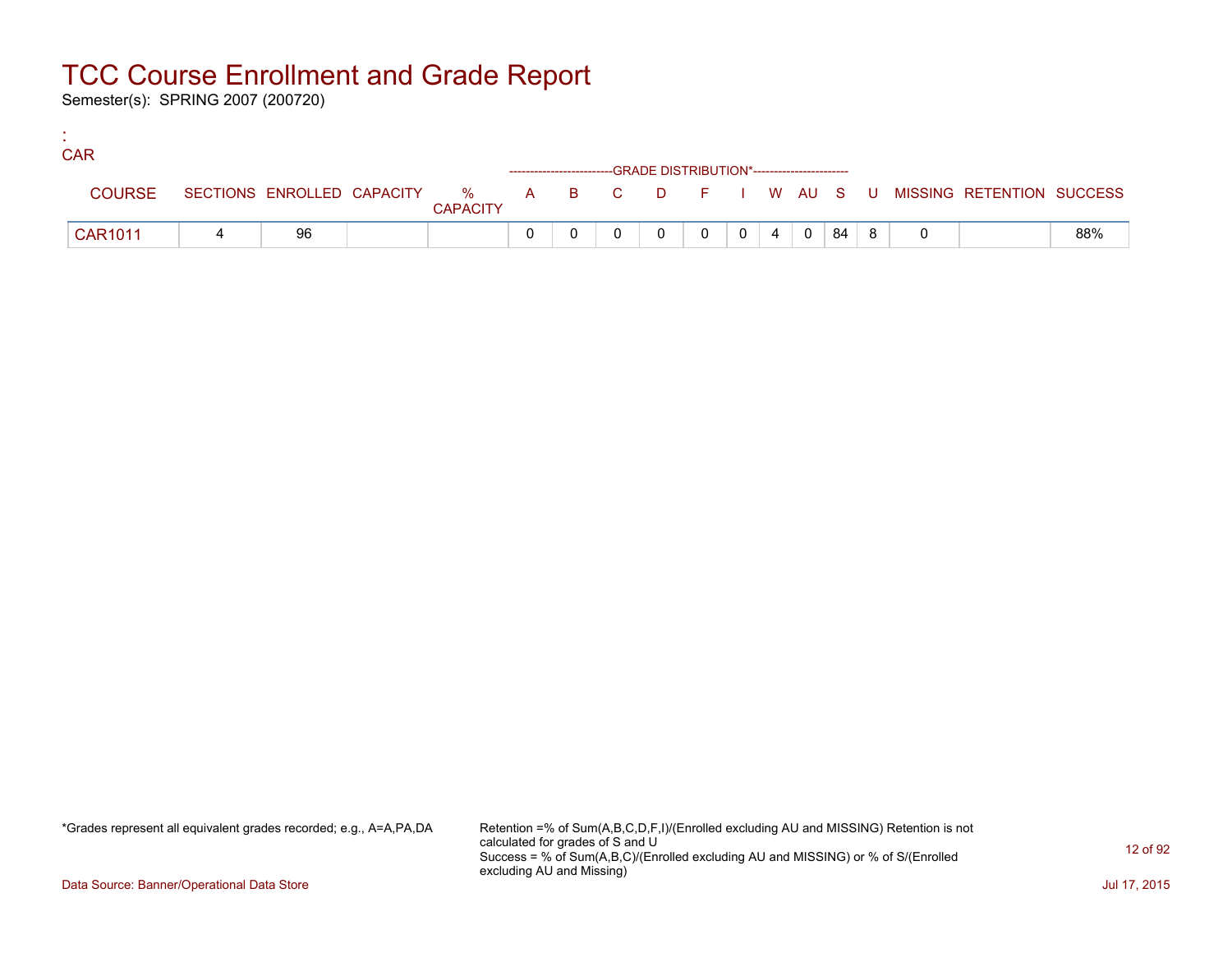# TCC Course Enrollment and Grade Report

Semester(s): SPRING 2007 (200720)

:
CAR

| COURSE | SECTIONS | ENROLLED | CAPACITY | % CAPACITY | A | B | C | D | F | I | W | AU | S | U | MISSING | RETENTION | SUCCESS |
|---|---|---|---|---|---|---|---|---|---|---|---|---|---|---|---|---|---|
| | | | | | -------------------------GRADE DISTRIBUTION*---------------------- | | | | | | | | | | | | |
| CAR1011 | 4 | 96 | | | 0 | 0 | 0 | 0 | 0 | 0 | 4 | 0 | 84 | 8 | 0 | | 88% |

*Grades represent all equivalent grades recorded; e.g., A=A,PA,DA

Retention =% of Sum(A,B,C,D,F,I)/(Enrolled excluding AU and MISSING) Retention is not calculated for grades of S and U
Success = % of Sum(A,B,C)/(Enrolled excluding AU and MISSING) or % of S/(Enrolled excluding AU and Missing)

Data Source: Banner/Operational Data Store

Jul 17, 2015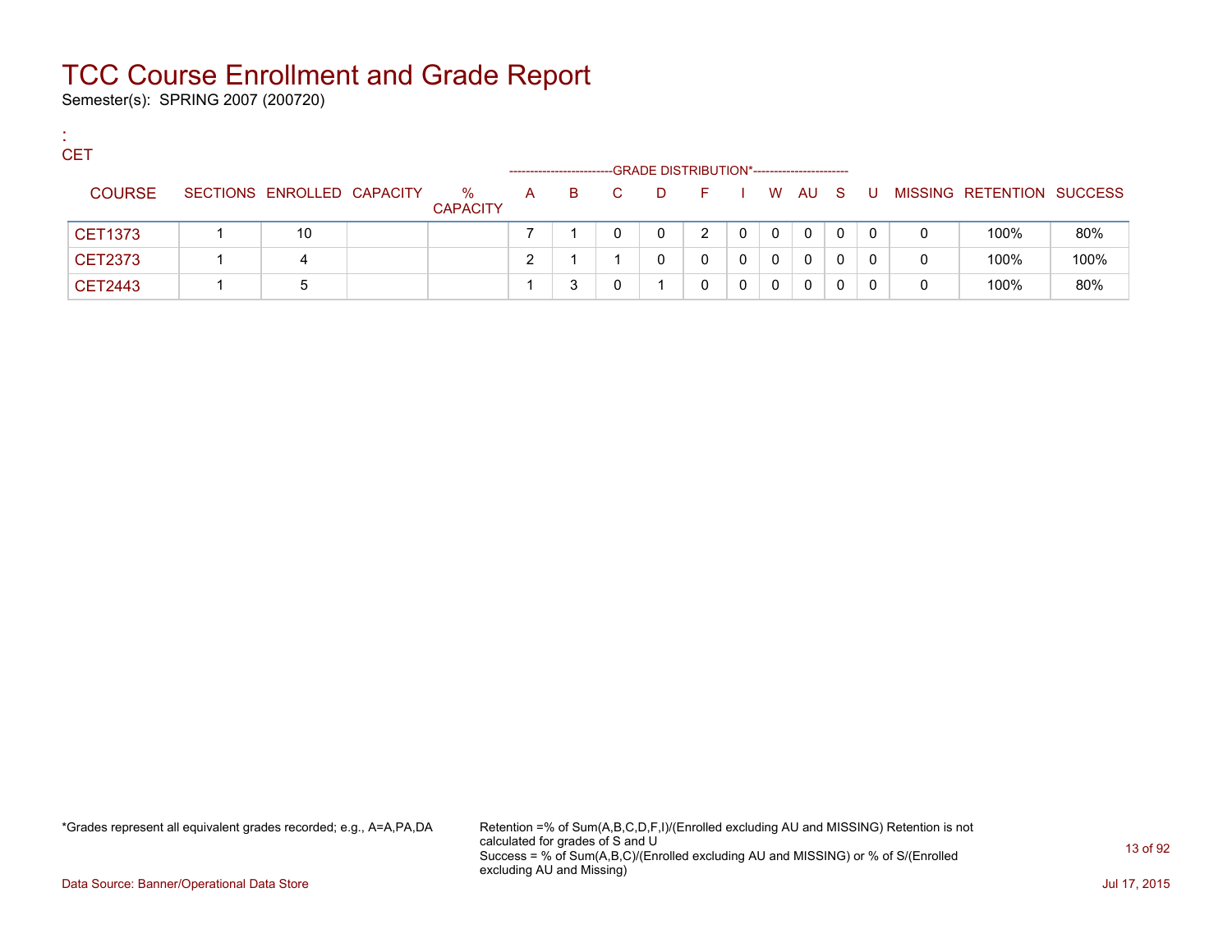# TCC Course Enrollment and Grade Report

Semester(s): SPRING 2007 (200720)

:
CET

| COURSE | SECTIONS | ENROLLED | CAPACITY | % CAPACITY | A | B | C | D | F | I | W | AU | S | U | MISSING | RETENTION | SUCCESS |
|---|---|---|---|---|---|---|---|---|---|---|---|---|---|---|---|---|---|
| | | | | | GRADE DISTRIBUTION* | | | | | | | | | | | | |
| CET1373 | 1 | 10 | | | 7 | 1 | 0 | 0 | 2 | 0 | 0 | 0 | 0 | 0 | 0 | 100% | 80% |
| CET2373 | 1 | 4 | | | 2 | 1 | 1 | 0 | 0 | 0 | 0 | 0 | 0 | 0 | 0 | 100% | 100% |
| CET2443 | 1 | 5 | | | 1 | 3 | 0 | 1 | 0 | 0 | 0 | 0 | 0 | 0 | 0 | 100% | 80% |

*Grades represent all equivalent grades recorded; e.g., A=A,PA,DA

Retention =% of Sum(A,B,C,D,F,I)/(Enrolled excluding AU and MISSING) Retention is not calculated for grades of S and U
Success = % of Sum(A,B,C)/(Enrolled excluding AU and MISSING) or % of S/(Enrolled excluding AU and Missing)

Data Source: Banner/Operational Data Store

Jul 17, 2015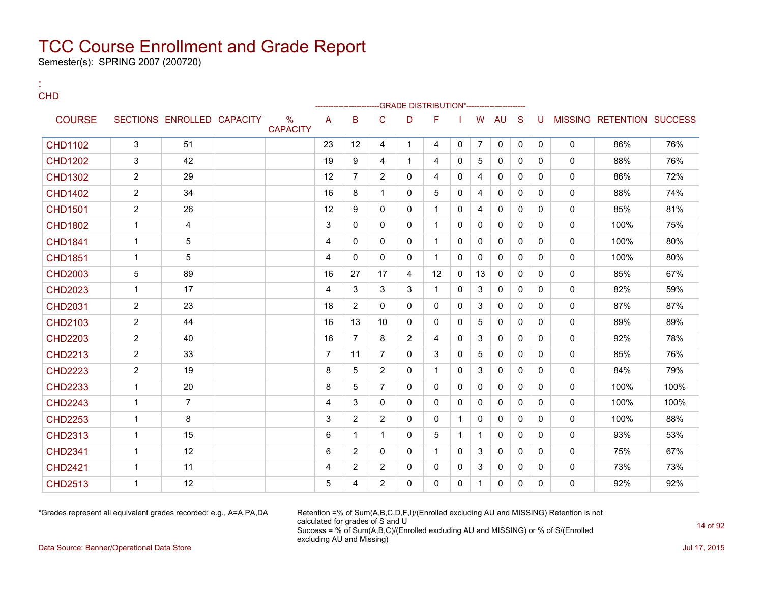# TCC Course Enrollment and Grade Report

Semester(s): SPRING 2007 (200720)

:
CHD

| COURSE | SECTIONS | ENROLLED | CAPACITY | % CAPACITY | A | B | C | D | F | I | W | AU | S | U | MISSING | RETENTION | SUCCESS |
|---|---|---|---|---|---|---|---|---|---|---|---|---|---|---|---|---|---|
| | | | | | GRADE DISTRIBUTION* | | | | | | | | | | | | |
| CHD1102 | 3 | 51 | | | 23 | 12 | 4 | 1 | 4 | 0 | 7 | 0 | 0 | 0 | 0 | 86% | 76% |
| CHD1202 | 3 | 42 | | | 19 | 9 | 4 | 1 | 4 | 0 | 5 | 0 | 0 | 0 | 0 | 88% | 76% |
| CHD1302 | 2 | 29 | | | 12 | 7 | 2 | 0 | 4 | 0 | 4 | 0 | 0 | 0 | 0 | 86% | 72% |
| CHD1402 | 2 | 34 | | | 16 | 8 | 1 | 0 | 5 | 0 | 4 | 0 | 0 | 0 | 0 | 88% | 74% |
| CHD1501 | 2 | 26 | | | 12 | 9 | 0 | 0 | 1 | 0 | 4 | 0 | 0 | 0 | 0 | 85% | 81% |
| CHD1802 | 1 | 4 | | | 3 | 0 | 0 | 0 | 1 | 0 | 0 | 0 | 0 | 0 | 0 | 100% | 75% |
| CHD1841 | 1 | 5 | | | 4 | 0 | 0 | 0 | 1 | 0 | 0 | 0 | 0 | 0 | 0 | 100% | 80% |
| CHD1851 | 1 | 5 | | | 4 | 0 | 0 | 0 | 1 | 0 | 0 | 0 | 0 | 0 | 0 | 100% | 80% |
| CHD2003 | 5 | 89 | | | 16 | 27 | 17 | 4 | 12 | 0 | 13 | 0 | 0 | 0 | 0 | 85% | 67% |
| CHD2023 | 1 | 17 | | | 4 | 3 | 3 | 3 | 1 | 0 | 3 | 0 | 0 | 0 | 0 | 82% | 59% |
| CHD2031 | 2 | 23 | | | 18 | 2 | 0 | 0 | 0 | 0 | 3 | 0 | 0 | 0 | 0 | 87% | 87% |
| CHD2103 | 2 | 44 | | | 16 | 13 | 10 | 0 | 0 | 0 | 5 | 0 | 0 | 0 | 0 | 89% | 89% |
| CHD2203 | 2 | 40 | | | 16 | 7 | 8 | 2 | 4 | 0 | 3 | 0 | 0 | 0 | 0 | 92% | 78% |
| CHD2213 | 2 | 33 | | | 7 | 11 | 7 | 0 | 3 | 0 | 5 | 0 | 0 | 0 | 0 | 85% | 76% |
| CHD2223 | 2 | 19 | | | 8 | 5 | 2 | 0 | 1 | 0 | 3 | 0 | 0 | 0 | 0 | 84% | 79% |
| CHD2233 | 1 | 20 | | | 8 | 5 | 7 | 0 | 0 | 0 | 0 | 0 | 0 | 0 | 0 | 100% | 100% |
| CHD2243 | 1 | 7 | | | 4 | 3 | 0 | 0 | 0 | 0 | 0 | 0 | 0 | 0 | 0 | 100% | 100% |
| CHD2253 | 1 | 8 | | | 3 | 2 | 2 | 0 | 0 | 1 | 0 | 0 | 0 | 0 | 0 | 100% | 88% |
| CHD2313 | 1 | 15 | | | 6 | 1 | 1 | 0 | 5 | 1 | 1 | 0 | 0 | 0 | 0 | 93% | 53% |
| CHD2341 | 1 | 12 | | | 6 | 2 | 0 | 0 | 1 | 0 | 3 | 0 | 0 | 0 | 0 | 75% | 67% |
| CHD2421 | 1 | 11 | | | 4 | 2 | 2 | 0 | 0 | 0 | 3 | 0 | 0 | 0 | 0 | 73% | 73% |
| CHD2513 | 1 | 12 | | | 5 | 4 | 2 | 0 | 0 | 0 | 1 | 0 | 0 | 0 | 0 | 92% | 92% |

*Grades represent all equivalent grades recorded; e.g., A=A,PA,DA

Retention =% of Sum(A,B,C,D,F,I)/(Enrolled excluding AU and MISSING) Retention is not calculated for grades of S and U
Success = % of Sum(A,B,C)/(Enrolled excluding AU and MISSING) or % of S/(Enrolled excluding AU and Missing)

Data Source: Banner/Operational Data Store

Jul 17, 2015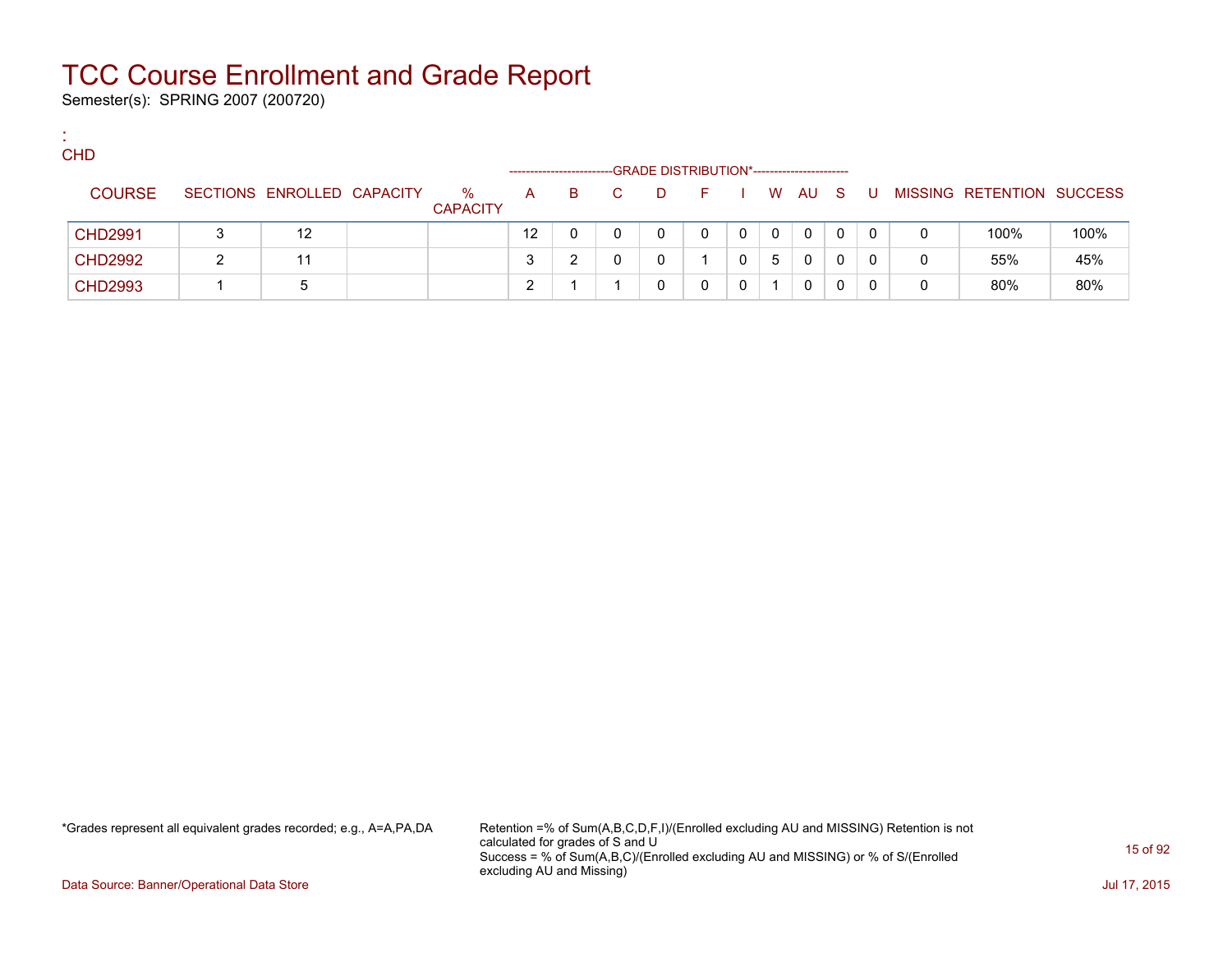# TCC Course Enrollment and Grade Report

Semester(s): SPRING 2007 (200720)

:
CHD

| COURSE | SECTIONS | ENROLLED | CAPACITY | % CAPACITY | A | B | C | D | F | I | W | AU | S | U | MISSING | RETENTION | SUCCESS |
|---|---|---|---|---|---|---|---|---|---|---|---|---|---|---|---|---|---|
| | | | | | GRADE DISTRIBUTION* | | | | | | | | | | | | |
| CHD2991 | 3 | 12 | | | 12 | 0 | 0 | 0 | 0 | 0 | 0 | 0 | 0 | 0 | 0 | 100% | 100% |
| CHD2992 | 2 | 11 | | | 3 | 2 | 0 | 0 | 1 | 0 | 5 | 0 | 0 | 0 | 0 | 55% | 45% |
| CHD2993 | 1 | 5 | | | 2 | 1 | 1 | 0 | 0 | 0 | 1 | 0 | 0 | 0 | 0 | 80% | 80% |

*Grades represent all equivalent grades recorded; e.g., A=A,PA,DA

Retention =% of Sum(A,B,C,D,F,I)/(Enrolled excluding AU and MISSING) Retention is not calculated for grades of S and U
Success = % of Sum(A,B,C)/(Enrolled excluding AU and MISSING) or % of S/(Enrolled excluding AU and Missing)

Data Source: Banner/Operational Data Store

Jul 17, 2015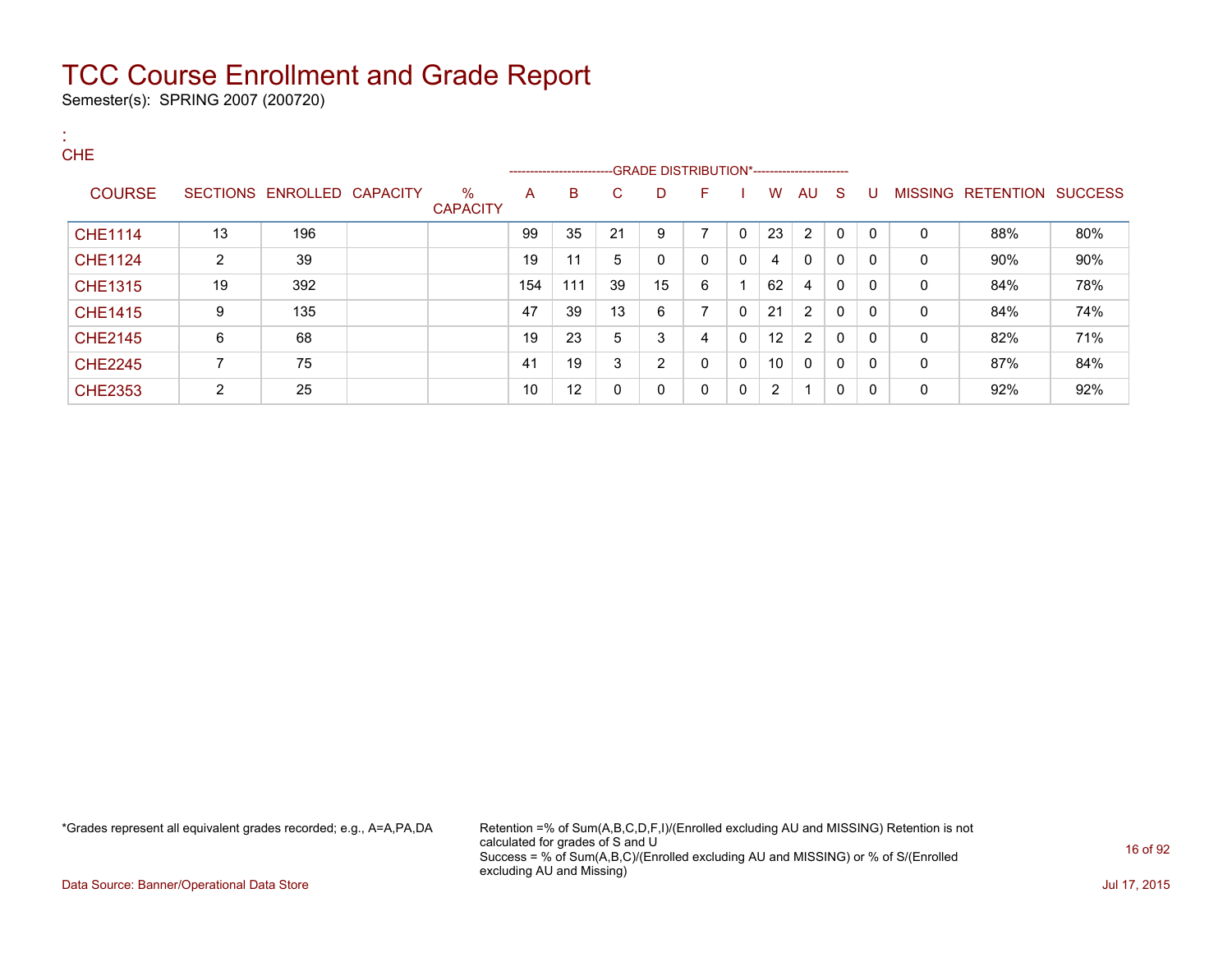# TCC Course Enrollment and Grade Report

Semester(s): SPRING 2007 (200720)

:
CHE

| COURSE | SECTIONS | ENROLLED | CAPACITY | % CAPACITY | A | B | C | D | F | I | W | AU | S | U | MISSING | RETENTION | SUCCESS |
|---|---|---|---|---|---|---|---|---|---|---|---|---|---|---|---|---|---|
| | | | | | GRADE DISTRIBUTION* | | | | | | | | | | | | |
| CHE1114 | 13 | 196 | | | 99 | 35 | 21 | 9 | 7 | 0 | 23 | 2 | 0 | 0 | 0 | 88% | 80% |
| CHE1124 | 2 | 39 | | | 19 | 11 | 5 | 0 | 0 | 0 | 4 | 0 | 0 | 0 | 0 | 90% | 90% |
| CHE1315 | 19 | 392 | | | 154 | 111 | 39 | 15 | 6 | 1 | 62 | 4 | 0 | 0 | 0 | 84% | 78% |
| CHE1415 | 9 | 135 | | | 47 | 39 | 13 | 6 | 7 | 0 | 21 | 2 | 0 | 0 | 0 | 84% | 74% |
| CHE2145 | 6 | 68 | | | 19 | 23 | 5 | 3 | 4 | 0 | 12 | 2 | 0 | 0 | 0 | 82% | 71% |
| CHE2245 | 7 | 75 | | | 41 | 19 | 3 | 2 | 0 | 0 | 10 | 0 | 0 | 0 | 0 | 87% | 84% |
| CHE2353 | 2 | 25 | | | 10 | 12 | 0 | 0 | 0 | 0 | 2 | 1 | 0 | 0 | 0 | 92% | 92% |

*Grades represent all equivalent grades recorded; e.g., A=A,PA,DA

Retention =% of Sum(A,B,C,D,F,I)/(Enrolled excluding AU and MISSING) Retention is not calculated for grades of S and U
Success = % of Sum(A,B,C)/(Enrolled excluding AU and MISSING) or % of S/(Enrolled excluding AU and Missing)

Data Source: Banner/Operational Data Store

Jul 17, 2015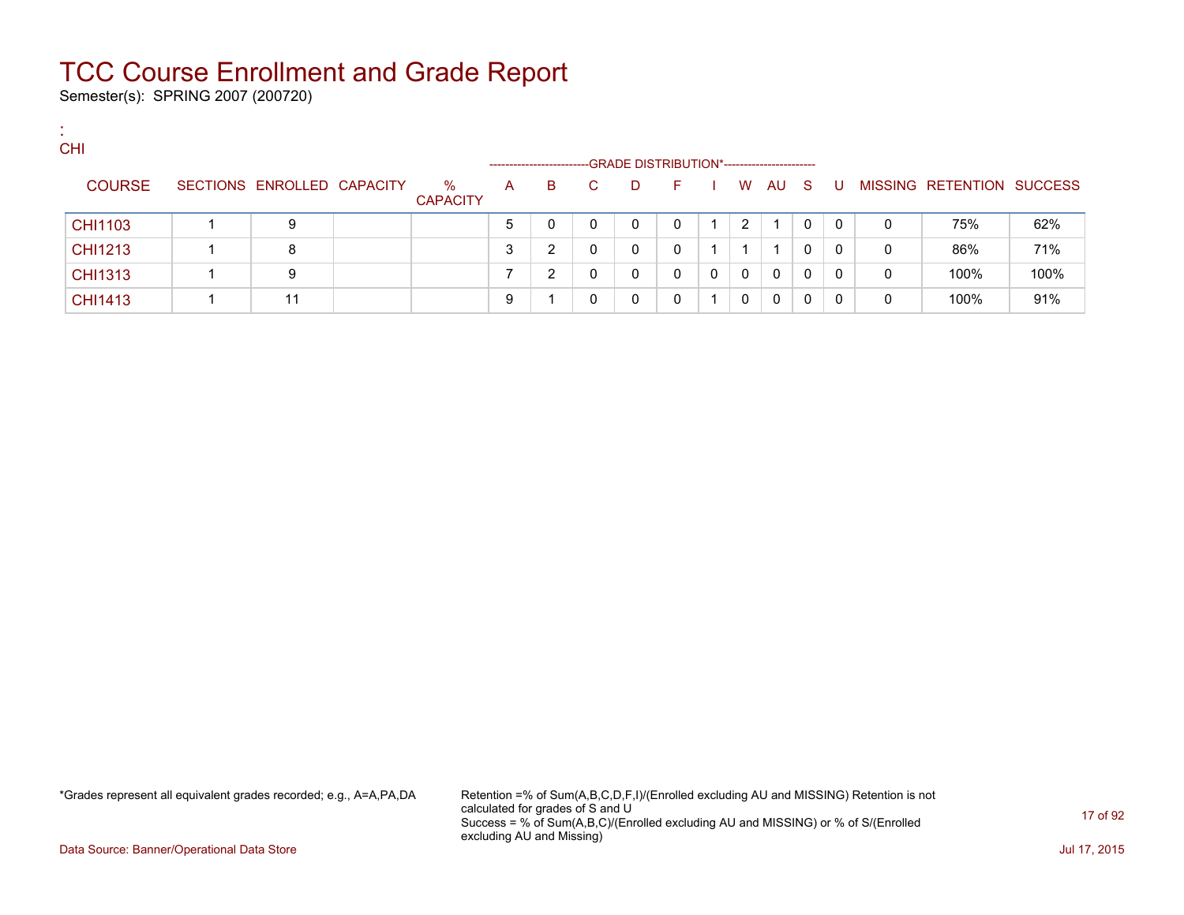# TCC Course Enrollment and Grade Report

Semester(s): SPRING 2007 (200720)

:
CHI

| COURSE | SECTIONS | ENROLLED | CAPACITY | % CAPACITY | A | B | C | D | F | I | W | AU | S | U | MISSING | RETENTION | SUCCESS |
|---|---|---|---|---|---|---|---|---|---|---|---|---|---|---|---|---|---|
| | | | | | GRADE DISTRIBUTION* | | | | | | | | | | | | |
| CHI1103 | 1 | 9 | | | 5 | 0 | 0 | 0 | 0 | 1 | 2 | 1 | 0 | 0 | 0 | 75% | 62% |
| CHI1213 | 1 | 8 | | | 3 | 2 | 0 | 0 | 0 | 1 | 1 | 1 | 0 | 0 | 0 | 86% | 71% |
| CHI1313 | 1 | 9 | | | 7 | 2 | 0 | 0 | 0 | 0 | 0 | 0 | 0 | 0 | 0 | 100% | 100% |
| CHI1413 | 1 | 11 | | | 9 | 1 | 0 | 0 | 0 | 1 | 0 | 0 | 0 | 0 | 0 | 100% | 91% |

*Grades represent all equivalent grades recorded; e.g., A=A,PA,DA

Retention =% of Sum(A,B,C,D,F,I)/(Enrolled excluding AU and MISSING) Retention is not calculated for grades of S and U
Success = % of Sum(A,B,C)/(Enrolled excluding AU and MISSING) or % of S/(Enrolled excluding AU and Missing)

Data Source: Banner/Operational Data Store

Jul 17, 2015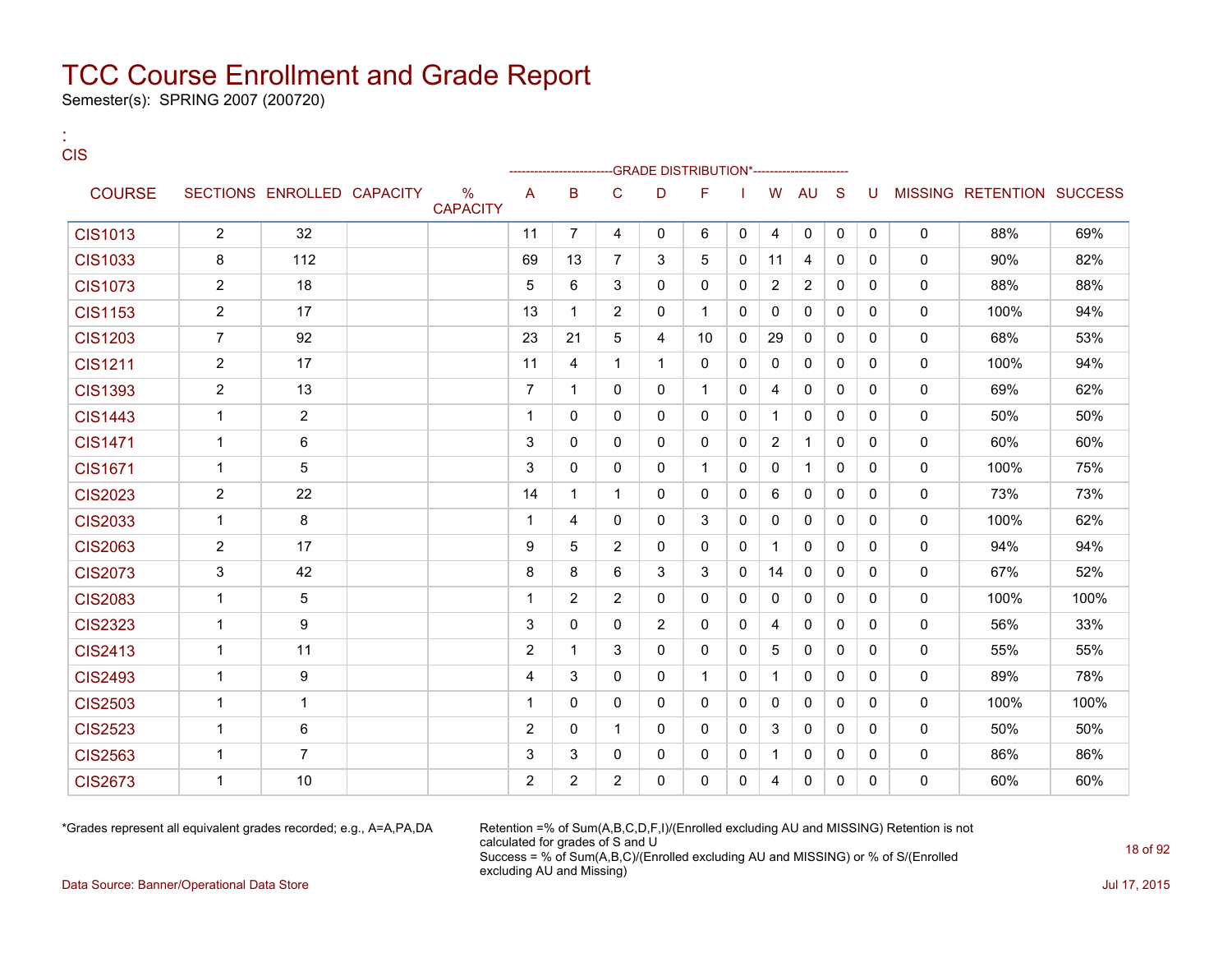# TCC Course Enrollment and Grade Report

Semester(s): SPRING 2007 (200720)

:
CIS

| COURSE | SECTIONS | ENROLLED | CAPACITY | % CAPACITY | A | B | C | D | F | I | W | AU | S | U | MISSING | RETENTION | SUCCESS |
|---|---|---|---|---|---|---|---|---|---|---|---|---|---|---|---|---|---|
| | | | | | GRADE DISTRIBUTION* | | | | | | | | | | | | |
| CIS1013 | 2 | 32 | | | 11 | 7 | 4 | 0 | 6 | 0 | 4 | 0 | 0 | 0 | 0 | 88% | 69% |
| CIS1033 | 8 | 112 | | | 69 | 13 | 7 | 3 | 5 | 0 | 11 | 4 | 0 | 0 | 0 | 90% | 82% |
| CIS1073 | 2 | 18 | | | 5 | 6 | 3 | 0 | 0 | 0 | 2 | 2 | 0 | 0 | 0 | 88% | 88% |
| CIS1153 | 2 | 17 | | | 13 | 1 | 2 | 0 | 1 | 0 | 0 | 0 | 0 | 0 | 0 | 100% | 94% |
| CIS1203 | 7 | 92 | | | 23 | 21 | 5 | 4 | 10 | 0 | 29 | 0 | 0 | 0 | 0 | 68% | 53% |
| CIS1211 | 2 | 17 | | | 11 | 4 | 1 | 1 | 0 | 0 | 0 | 0 | 0 | 0 | 0 | 100% | 94% |
| CIS1393 | 2 | 13 | | | 7 | 1 | 0 | 0 | 1 | 0 | 4 | 0 | 0 | 0 | 0 | 69% | 62% |
| CIS1443 | 1 | 2 | | | 1 | 0 | 0 | 0 | 0 | 0 | 1 | 0 | 0 | 0 | 0 | 50% | 50% |
| CIS1471 | 1 | 6 | | | 3 | 0 | 0 | 0 | 0 | 0 | 2 | 1 | 0 | 0 | 0 | 60% | 60% |
| CIS1671 | 1 | 5 | | | 3 | 0 | 0 | 0 | 1 | 0 | 0 | 1 | 0 | 0 | 0 | 100% | 75% |
| CIS2023 | 2 | 22 | | | 14 | 1 | 1 | 0 | 0 | 0 | 6 | 0 | 0 | 0 | 0 | 73% | 73% |
| CIS2033 | 1 | 8 | | | 1 | 4 | 0 | 0 | 3 | 0 | 0 | 0 | 0 | 0 | 0 | 100% | 62% |
| CIS2063 | 2 | 17 | | | 9 | 5 | 2 | 0 | 0 | 0 | 1 | 0 | 0 | 0 | 0 | 94% | 94% |
| CIS2073 | 3 | 42 | | | 8 | 8 | 6 | 3 | 3 | 0 | 14 | 0 | 0 | 0 | 0 | 67% | 52% |
| CIS2083 | 1 | 5 | | | 1 | 2 | 2 | 0 | 0 | 0 | 0 | 0 | 0 | 0 | 0 | 100% | 100% |
| CIS2323 | 1 | 9 | | | 3 | 0 | 0 | 2 | 0 | 0 | 4 | 0 | 0 | 0 | 0 | 56% | 33% |
| CIS2413 | 1 | 11 | | | 2 | 1 | 3 | 0 | 0 | 0 | 5 | 0 | 0 | 0 | 0 | 55% | 55% |
| CIS2493 | 1 | 9 | | | 4 | 3 | 0 | 0 | 1 | 0 | 1 | 0 | 0 | 0 | 0 | 89% | 78% |
| CIS2503 | 1 | 1 | | | 1 | 0 | 0 | 0 | 0 | 0 | 0 | 0 | 0 | 0 | 0 | 100% | 100% |
| CIS2523 | 1 | 6 | | | 2 | 0 | 1 | 0 | 0 | 0 | 3 | 0 | 0 | 0 | 0 | 50% | 50% |
| CIS2563 | 1 | 7 | | | 3 | 3 | 0 | 0 | 0 | 0 | 1 | 0 | 0 | 0 | 0 | 86% | 86% |
| CIS2673 | 1 | 10 | | | 2 | 2 | 2 | 0 | 0 | 0 | 4 | 0 | 0 | 0 | 0 | 60% | 60% |

*Grades represent all equivalent grades recorded; e.g., A=A,PA,DA

Retention =% of Sum(A,B,C,D,F,I)/(Enrolled excluding AU and MISSING) Retention is not calculated for grades of S and U
Success = % of Sum(A,B,C)/(Enrolled excluding AU and MISSING) or % of S/(Enrolled excluding AU and Missing)

Data Source: Banner/Operational Data Store

Jul 17, 2015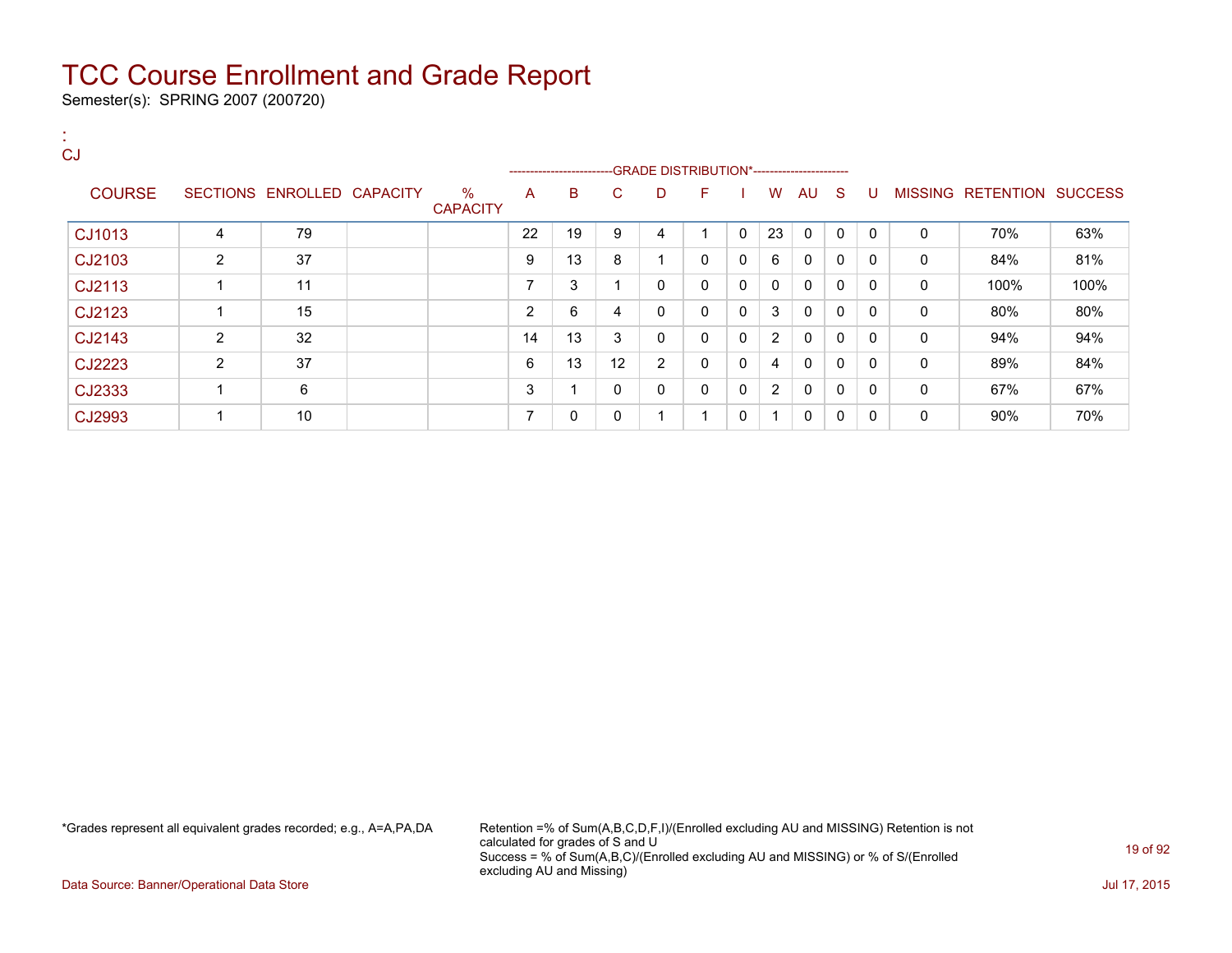# TCC Course Enrollment and Grade Report

Semester(s): SPRING 2007 (200720)

:
CJ

| COURSE | SECTIONS | ENROLLED | CAPACITY | % CAPACITY | A | B | C | D | F | I | W | AU | S | U | MISSING | RETENTION | SUCCESS |
|---|---|---|---|---|---|---|---|---|---|---|---|---|---|---|---|---|---|
| | | | | | GRADE DISTRIBUTION* | | | | | | | | | | | | |
| CJ1013 | 4 | 79 | | | 22 | 19 | 9 | 4 | 1 | 0 | 23 | 0 | 0 | 0 | 0 | 70% | 63% |
| CJ2103 | 2 | 37 | | | 9 | 13 | 8 | 1 | 0 | 0 | 6 | 0 | 0 | 0 | 0 | 84% | 81% |
| CJ2113 | 1 | 11 | | | 7 | 3 | 1 | 0 | 0 | 0 | 0 | 0 | 0 | 0 | 0 | 100% | 100% |
| CJ2123 | 1 | 15 | | | 2 | 6 | 4 | 0 | 0 | 0 | 3 | 0 | 0 | 0 | 0 | 80% | 80% |
| CJ2143 | 2 | 32 | | | 14 | 13 | 3 | 0 | 0 | 0 | 2 | 0 | 0 | 0 | 0 | 94% | 94% |
| CJ2223 | 2 | 37 | | | 6 | 13 | 12 | 2 | 0 | 0 | 4 | 0 | 0 | 0 | 0 | 89% | 84% |
| CJ2333 | 1 | 6 | | | 3 | 1 | 0 | 0 | 0 | 0 | 2 | 0 | 0 | 0 | 0 | 67% | 67% |
| CJ2993 | 1 | 10 | | | 7 | 0 | 0 | 1 | 1 | 0 | 1 | 0 | 0 | 0 | 0 | 90% | 70% |

*Grades represent all equivalent grades recorded; e.g., A=A,PA,DA

Retention =% of Sum(A,B,C,D,F,I)/(Enrolled excluding AU and MISSING) Retention is not calculated for grades of S and U
Success = % of Sum(A,B,C)/(Enrolled excluding AU and MISSING) or % of S/(Enrolled excluding AU and Missing)

Data Source: Banner/Operational Data Store

Jul 17, 2015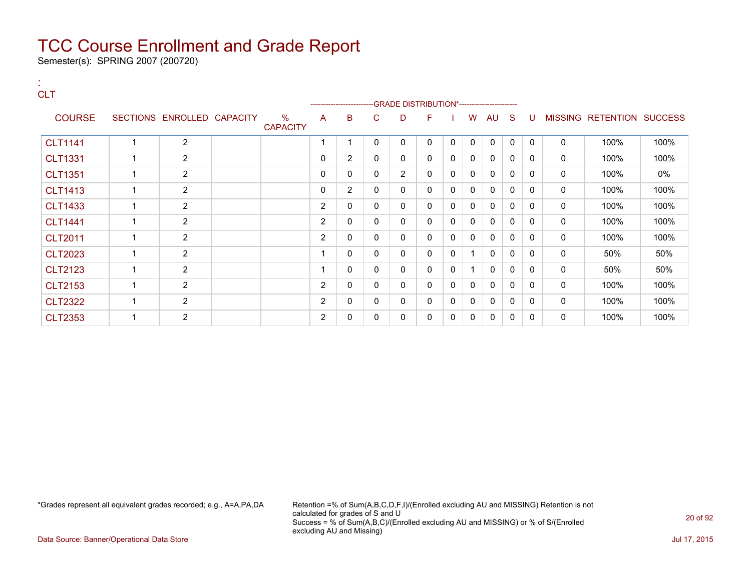# TCC Course Enrollment and Grade Report

Semester(s): SPRING 2007 (200720)

:
CLT

| COURSE | SECTIONS | ENROLLED | CAPACITY | % CAPACITY | A | B | C | D | F | I | W | AU | S | U | MISSING | RETENTION | SUCCESS |
|---|---|---|---|---|---|---|---|---|---|---|---|---|---|---|---|---|---|
| | | | | | GRADE DISTRIBUTION* | | | | | | | | | | | | |
| CLT1141 | 1 | 2 | | | 1 | 1 | 0 | 0 | 0 | 0 | 0 | 0 | 0 | 0 | 0 | 100% | 100% |
| CLT1331 | 1 | 2 | | | 0 | 2 | 0 | 0 | 0 | 0 | 0 | 0 | 0 | 0 | 0 | 100% | 100% |
| CLT1351 | 1 | 2 | | | 0 | 0 | 0 | 2 | 0 | 0 | 0 | 0 | 0 | 0 | 0 | 100% | 0% |
| CLT1413 | 1 | 2 | | | 0 | 2 | 0 | 0 | 0 | 0 | 0 | 0 | 0 | 0 | 0 | 100% | 100% |
| CLT1433 | 1 | 2 | | | 2 | 0 | 0 | 0 | 0 | 0 | 0 | 0 | 0 | 0 | 0 | 100% | 100% |
| CLT1441 | 1 | 2 | | | 2 | 0 | 0 | 0 | 0 | 0 | 0 | 0 | 0 | 0 | 0 | 100% | 100% |
| CLT2011 | 1 | 2 | | | 2 | 0 | 0 | 0 | 0 | 0 | 0 | 0 | 0 | 0 | 0 | 100% | 100% |
| CLT2023 | 1 | 2 | | | 1 | 0 | 0 | 0 | 0 | 0 | 1 | 0 | 0 | 0 | 0 | 50% | 50% |
| CLT2123 | 1 | 2 | | | 1 | 0 | 0 | 0 | 0 | 0 | 1 | 0 | 0 | 0 | 0 | 50% | 50% |
| CLT2153 | 1 | 2 | | | 2 | 0 | 0 | 0 | 0 | 0 | 0 | 0 | 0 | 0 | 0 | 100% | 100% |
| CLT2322 | 1 | 2 | | | 2 | 0 | 0 | 0 | 0 | 0 | 0 | 0 | 0 | 0 | 0 | 100% | 100% |
| CLT2353 | 1 | 2 | | | 2 | 0 | 0 | 0 | 0 | 0 | 0 | 0 | 0 | 0 | 0 | 100% | 100% |

*Grades represent all equivalent grades recorded; e.g., A=A,PA,DA

Retention =% of Sum(A,B,C,D,F,I)/(Enrolled excluding AU and MISSING) Retention is not calculated for grades of S and U
Success = % of Sum(A,B,C)/(Enrolled excluding AU and MISSING) or % of S/(Enrolled excluding AU and Missing)

Data Source: Banner/Operational Data Store

Jul 17, 2015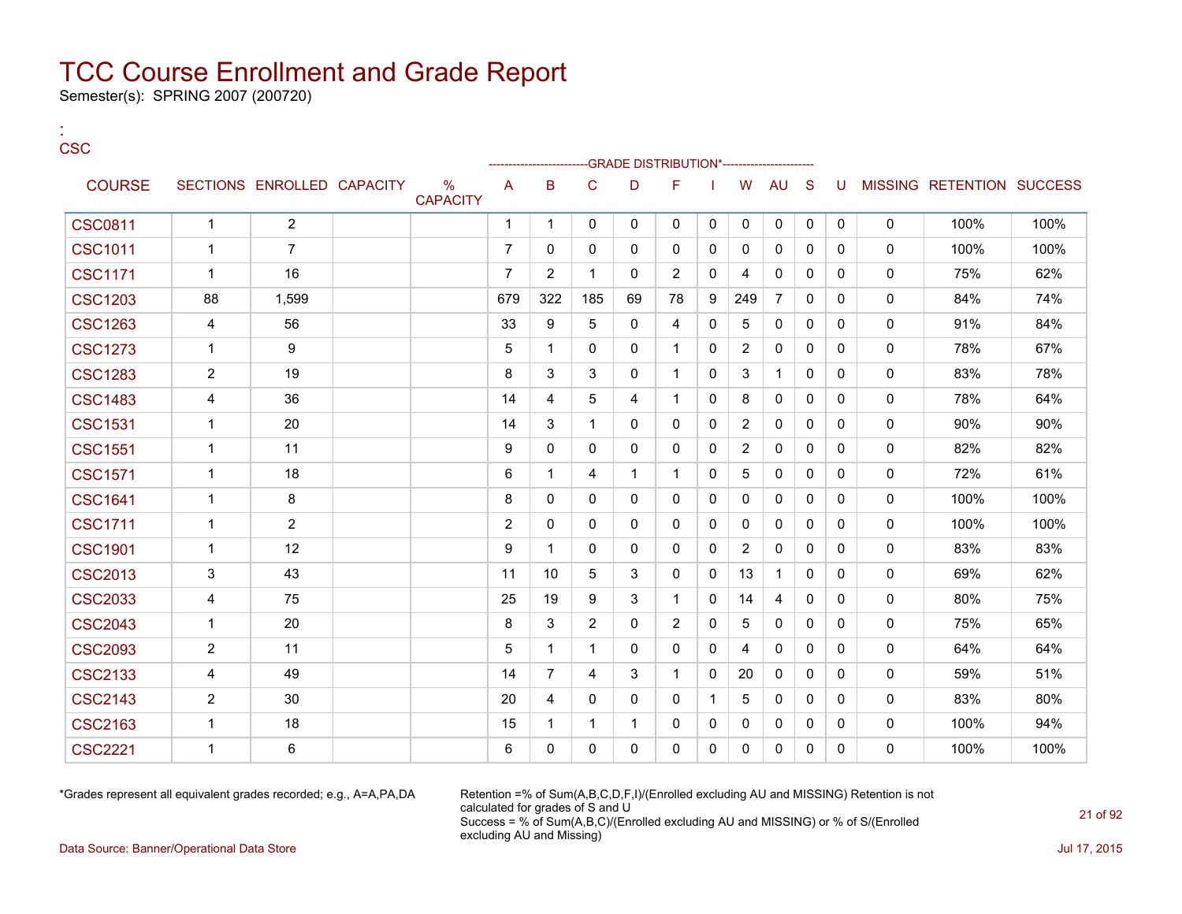# TCC Course Enrollment and Grade Report

Semester(s): SPRING 2007 (200720)

:
CSC

| COURSE | SECTIONS | ENROLLED | CAPACITY | % CAPACITY | A | B | C | D | F | I | W | AU | S | U | MISSING | RETENTION | SUCCESS |
|---|---|---|---|---|---|---|---|---|---|---|---|---|---|---|---|---|---|
| | | | | | -------------------------GRADE DISTRIBUTION*---------------------- | | | | | | | | | | | | |
| CSC0811 | 1 | 2 | | | 1 | 1 | 0 | 0 | 0 | 0 | 0 | 0 | 0 | 0 | 0 | 100% | 100% |
| CSC1011 | 1 | 7 | | | 7 | 0 | 0 | 0 | 0 | 0 | 0 | 0 | 0 | 0 | 0 | 100% | 100% |
| CSC1171 | 1 | 16 | | | 7 | 2 | 1 | 0 | 2 | 0 | 4 | 0 | 0 | 0 | 0 | 75% | 62% |
| CSC1203 | 88 | 1,599 | | | 679 | 322 | 185 | 69 | 78 | 9 | 249 | 7 | 0 | 0 | 0 | 84% | 74% |
| CSC1263 | 4 | 56 | | | 33 | 9 | 5 | 0 | 4 | 0 | 5 | 0 | 0 | 0 | 0 | 91% | 84% |
| CSC1273 | 1 | 9 | | | 5 | 1 | 0 | 0 | 1 | 0 | 2 | 0 | 0 | 0 | 0 | 78% | 67% |
| CSC1283 | 2 | 19 | | | 8 | 3 | 3 | 0 | 1 | 0 | 3 | 1 | 0 | 0 | 0 | 83% | 78% |
| CSC1483 | 4 | 36 | | | 14 | 4 | 5 | 4 | 1 | 0 | 8 | 0 | 0 | 0 | 0 | 78% | 64% |
| CSC1531 | 1 | 20 | | | 14 | 3 | 1 | 0 | 0 | 0 | 2 | 0 | 0 | 0 | 0 | 90% | 90% |
| CSC1551 | 1 | 11 | | | 9 | 0 | 0 | 0 | 0 | 0 | 2 | 0 | 0 | 0 | 0 | 82% | 82% |
| CSC1571 | 1 | 18 | | | 6 | 1 | 4 | 1 | 1 | 0 | 5 | 0 | 0 | 0 | 0 | 72% | 61% |
| CSC1641 | 1 | 8 | | | 8 | 0 | 0 | 0 | 0 | 0 | 0 | 0 | 0 | 0 | 0 | 100% | 100% |
| CSC1711 | 1 | 2 | | | 2 | 0 | 0 | 0 | 0 | 0 | 0 | 0 | 0 | 0 | 0 | 100% | 100% |
| CSC1901 | 1 | 12 | | | 9 | 1 | 0 | 0 | 0 | 0 | 2 | 0 | 0 | 0 | 0 | 83% | 83% |
| CSC2013 | 3 | 43 | | | 11 | 10 | 5 | 3 | 0 | 0 | 13 | 1 | 0 | 0 | 0 | 69% | 62% |
| CSC2033 | 4 | 75 | | | 25 | 19 | 9 | 3 | 1 | 0 | 14 | 4 | 0 | 0 | 0 | 80% | 75% |
| CSC2043 | 1 | 20 | | | 8 | 3 | 2 | 0 | 2 | 0 | 5 | 0 | 0 | 0 | 0 | 75% | 65% |
| CSC2093 | 2 | 11 | | | 5 | 1 | 1 | 0 | 0 | 0 | 4 | 0 | 0 | 0 | 0 | 64% | 64% |
| CSC2133 | 4 | 49 | | | 14 | 7 | 4 | 3 | 1 | 0 | 20 | 0 | 0 | 0 | 0 | 59% | 51% |
| CSC2143 | 2 | 30 | | | 20 | 4 | 0 | 0 | 0 | 1 | 5 | 0 | 0 | 0 | 0 | 83% | 80% |
| CSC2163 | 1 | 18 | | | 15 | 1 | 1 | 1 | 0 | 0 | 0 | 0 | 0 | 0 | 0 | 100% | 94% |
| CSC2221 | 1 | 6 | | | 6 | 0 | 0 | 0 | 0 | 0 | 0 | 0 | 0 | 0 | 0 | 100% | 100% |

*Grades represent all equivalent grades recorded; e.g., A=A,PA,DA

Retention =% of Sum(A,B,C,D,F,I)/(Enrolled excluding AU and MISSING) Retention is not calculated for grades of S and U
Success = % of Sum(A,B,C)/(Enrolled excluding AU and MISSING) or % of S/(Enrolled excluding AU and Missing)

Data Source: Banner/Operational Data Store

Jul 17, 2015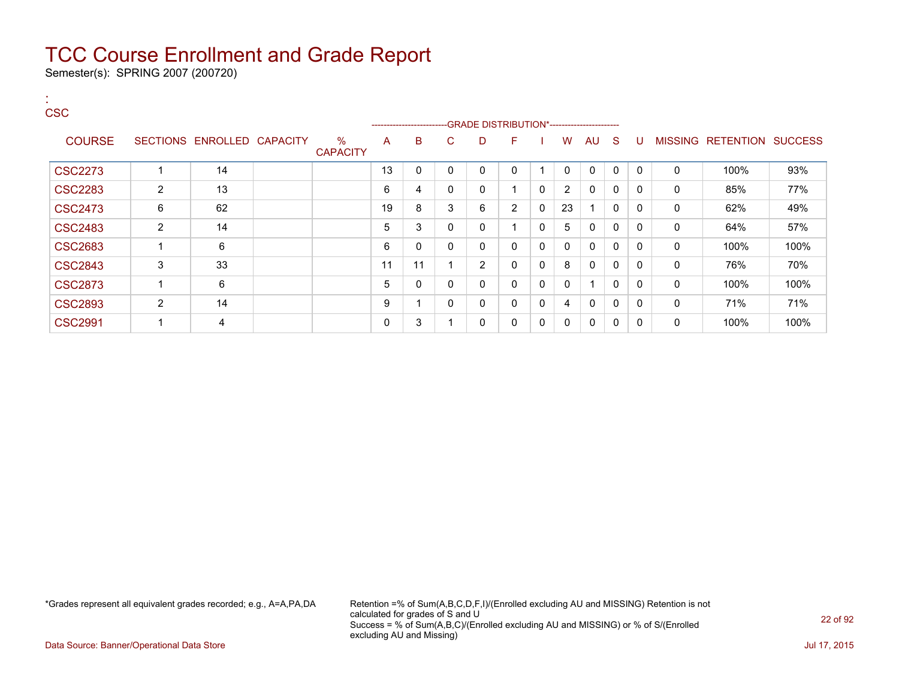# TCC Course Enrollment and Grade Report

Semester(s): SPRING 2007 (200720)

:
CSC

| COURSE | SECTIONS | ENROLLED | CAPACITY | % CAPACITY | A | B | C | D | F | I | W | AU | S | U | MISSING | RETENTION | SUCCESS |
|---|---|---|---|---|---|---|---|---|---|---|---|---|---|---|---|---|---|
| | | | | | GRADE DISTRIBUTION* | | | | | | | | | | | | |
| CSC2273 | 1 | 14 | | | 13 | 0 | 0 | 0 | 0 | 1 | 0 | 0 | 0 | 0 | 0 | 100% | 93% |
| CSC2283 | 2 | 13 | | | 6 | 4 | 0 | 0 | 1 | 0 | 2 | 0 | 0 | 0 | 0 | 85% | 77% |
| CSC2473 | 6 | 62 | | | 19 | 8 | 3 | 6 | 2 | 0 | 23 | 1 | 0 | 0 | 0 | 62% | 49% |
| CSC2483 | 2 | 14 | | | 5 | 3 | 0 | 0 | 1 | 0 | 5 | 0 | 0 | 0 | 0 | 64% | 57% |
| CSC2683 | 1 | 6 | | | 6 | 0 | 0 | 0 | 0 | 0 | 0 | 0 | 0 | 0 | 0 | 100% | 100% |
| CSC2843 | 3 | 33 | | | 11 | 11 | 1 | 2 | 0 | 0 | 8 | 0 | 0 | 0 | 0 | 76% | 70% |
| CSC2873 | 1 | 6 | | | 5 | 0 | 0 | 0 | 0 | 0 | 0 | 1 | 0 | 0 | 0 | 100% | 100% |
| CSC2893 | 2 | 14 | | | 9 | 1 | 0 | 0 | 0 | 0 | 4 | 0 | 0 | 0 | 0 | 71% | 71% |
| CSC2991 | 1 | 4 | | | 0 | 3 | 1 | 0 | 0 | 0 | 0 | 0 | 0 | 0 | 0 | 100% | 100% |

*Grades represent all equivalent grades recorded; e.g., A=A,PA,DA

Retention =% of Sum(A,B,C,D,F,I)/(Enrolled excluding AU and MISSING) Retention is not calculated for grades of S and U
Success = % of Sum(A,B,C)/(Enrolled excluding AU and MISSING) or % of S/(Enrolled excluding AU and Missing)

Data Source: Banner/Operational Data Store

Jul 17, 2015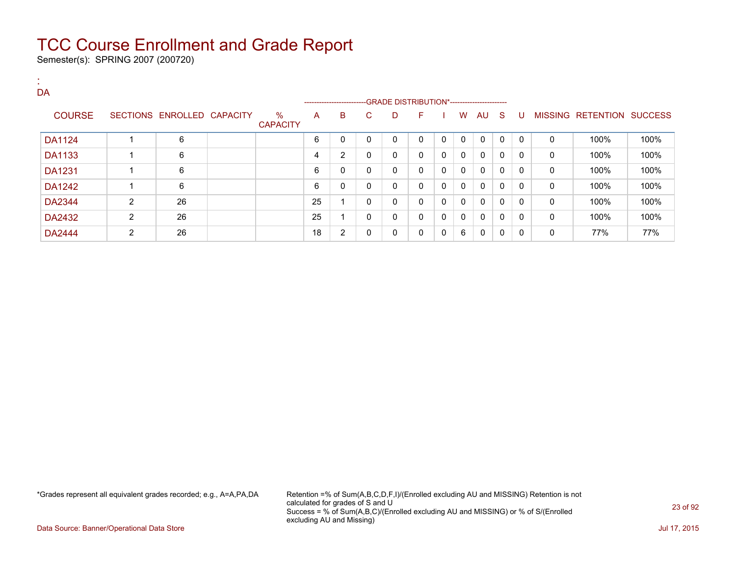# TCC Course Enrollment and Grade Report

Semester(s): SPRING 2007 (200720)

:
DA

| COURSE | SECTIONS | ENROLLED | CAPACITY | % CAPACITY | A | B | C | D | F | I | W | AU | S | U | MISSING | RETENTION | SUCCESS |
|---|---|---|---|---|---|---|---|---|---|---|---|---|---|---|---|---|---|
| DA1124 | 1 | 6 | | | 6 | 0 | 0 | 0 | 0 | 0 | 0 | 0 | 0 | 0 | 0 | 100% | 100% |
| DA1133 | 1 | 6 | | | 4 | 2 | 0 | 0 | 0 | 0 | 0 | 0 | 0 | 0 | 0 | 100% | 100% |
| DA1231 | 1 | 6 | | | 6 | 0 | 0 | 0 | 0 | 0 | 0 | 0 | 0 | 0 | 0 | 100% | 100% |
| DA1242 | 1 | 6 | | | 6 | 0 | 0 | 0 | 0 | 0 | 0 | 0 | 0 | 0 | 0 | 100% | 100% |
| DA2344 | 2 | 26 | | | 25 | 1 | 0 | 0 | 0 | 0 | 0 | 0 | 0 | 0 | 0 | 100% | 100% |
| DA2432 | 2 | 26 | | | 25 | 1 | 0 | 0 | 0 | 0 | 0 | 0 | 0 | 0 | 0 | 100% | 100% |
| DA2444 | 2 | 26 | | | 18 | 2 | 0 | 0 | 0 | 0 | 6 | 0 | 0 | 0 | 0 | 77% | 77% |

GRADE DISTRIBUTION* covers columns A through U.

*Grades represent all equivalent grades recorded; e.g., A=A,PA,DA

Retention =% of Sum(A,B,C,D,F,I)/(Enrolled excluding AU and MISSING) Retention is not calculated for grades of S and U
Success = % of Sum(A,B,C)/(Enrolled excluding AU and MISSING) or % of S/(Enrolled excluding AU and Missing)

Data Source: Banner/Operational Data Store

Jul 17, 2015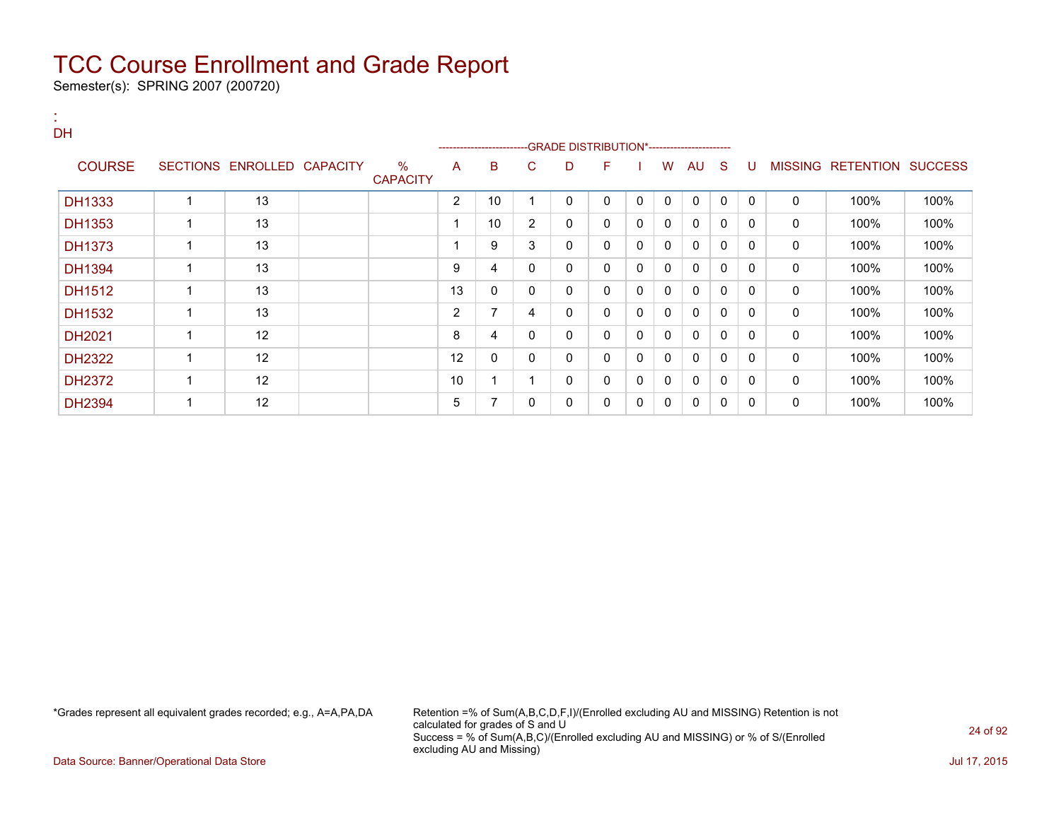# TCC Course Enrollment and Grade Report

Semester(s): SPRING 2007 (200720)

:
DH

| COURSE | SECTIONS | ENROLLED | CAPACITY | % CAPACITY | A | B | C | D | F | I | W | AU | S | U | MISSING | RETENTION | SUCCESS |
|---|---|---|---|---|---|---|---|---|---|---|---|---|---|---|---|---|---|
| | | | | | GRADE DISTRIBUTION* | | | | | | | | | | | | |
| DH1333 | 1 | 13 | | | 2 | 10 | 1 | 0 | 0 | 0 | 0 | 0 | 0 | 0 | 0 | 100% | 100% |
| DH1353 | 1 | 13 | | | 1 | 10 | 2 | 0 | 0 | 0 | 0 | 0 | 0 | 0 | 0 | 100% | 100% |
| DH1373 | 1 | 13 | | | 1 | 9 | 3 | 0 | 0 | 0 | 0 | 0 | 0 | 0 | 0 | 100% | 100% |
| DH1394 | 1 | 13 | | | 9 | 4 | 0 | 0 | 0 | 0 | 0 | 0 | 0 | 0 | 0 | 100% | 100% |
| DH1512 | 1 | 13 | | | 13 | 0 | 0 | 0 | 0 | 0 | 0 | 0 | 0 | 0 | 0 | 100% | 100% |
| DH1532 | 1 | 13 | | | 2 | 7 | 4 | 0 | 0 | 0 | 0 | 0 | 0 | 0 | 0 | 100% | 100% |
| DH2021 | 1 | 12 | | | 8 | 4 | 0 | 0 | 0 | 0 | 0 | 0 | 0 | 0 | 0 | 100% | 100% |
| DH2322 | 1 | 12 | | | 12 | 0 | 0 | 0 | 0 | 0 | 0 | 0 | 0 | 0 | 0 | 100% | 100% |
| DH2372 | 1 | 12 | | | 10 | 1 | 1 | 0 | 0 | 0 | 0 | 0 | 0 | 0 | 0 | 100% | 100% |
| DH2394 | 1 | 12 | | | 5 | 7 | 0 | 0 | 0 | 0 | 0 | 0 | 0 | 0 | 0 | 100% | 100% |

*Grades represent all equivalent grades recorded; e.g., A=A,PA,DA

Retention =% of Sum(A,B,C,D,F,I)/(Enrolled excluding AU and MISSING) Retention is not calculated for grades of S and U
Success = % of Sum(A,B,C)/(Enrolled excluding AU and MISSING) or % of S/(Enrolled excluding AU and Missing)

Data Source: Banner/Operational Data Store

Jul 17, 2015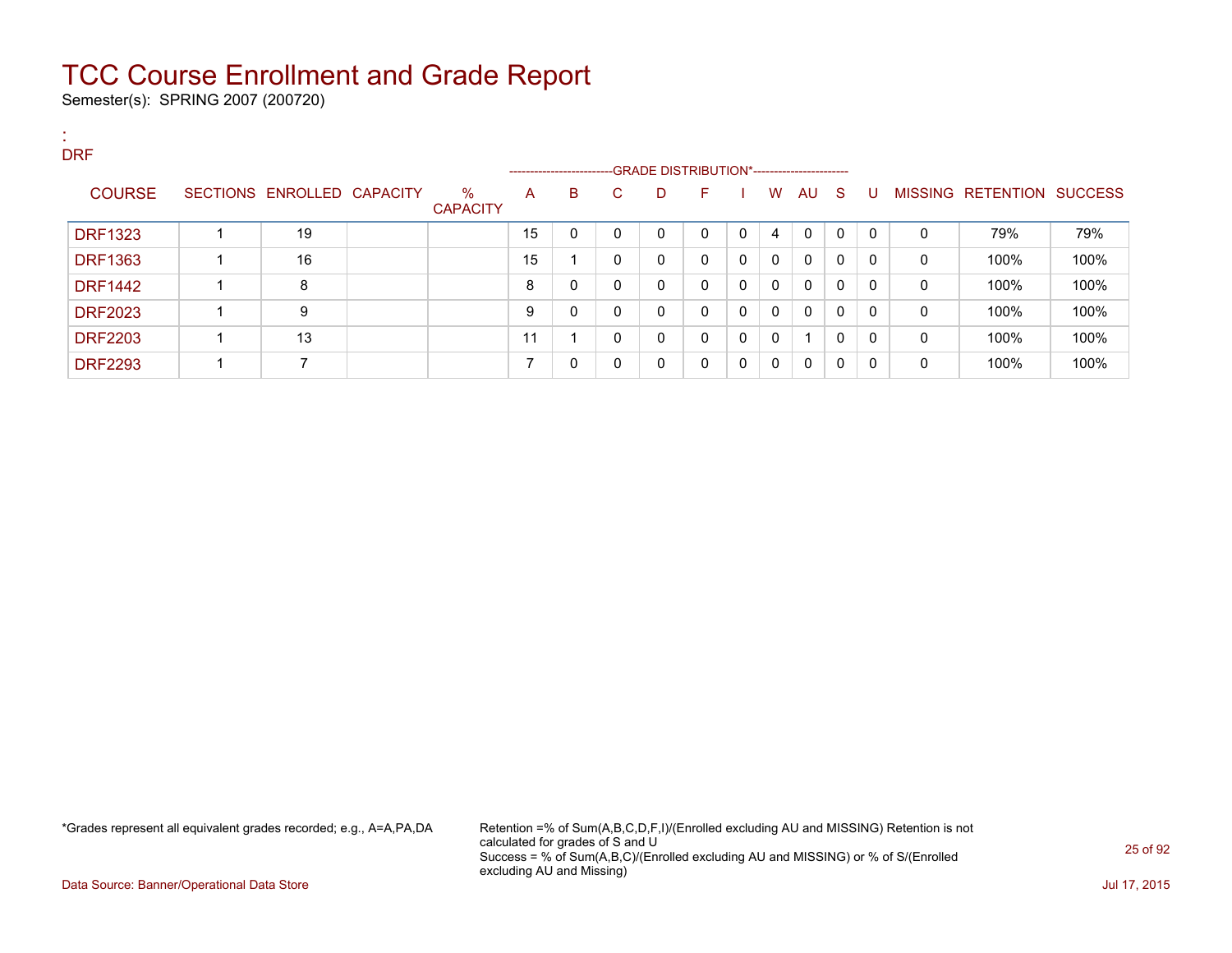# TCC Course Enrollment and Grade Report

Semester(s): SPRING 2007 (200720)

:
DRF

| COURSE | SECTIONS | ENROLLED | CAPACITY | % CAPACITY | A | B | C | D | F | I | W | AU | S | U | MISSING | RETENTION | SUCCESS |
|---|---|---|---|---|---|---|---|---|---|---|---|---|---|---|---|---|---|
| | | | | | GRADE DISTRIBUTION* | | | | | | | | | | | | |
| DRF1323 | 1 | 19 | | | 15 | 0 | 0 | 0 | 0 | 0 | 4 | 0 | 0 | 0 | 0 | 79% | 79% |
| DRF1363 | 1 | 16 | | | 15 | 1 | 0 | 0 | 0 | 0 | 0 | 0 | 0 | 0 | 0 | 100% | 100% |
| DRF1442 | 1 | 8 | | | 8 | 0 | 0 | 0 | 0 | 0 | 0 | 0 | 0 | 0 | 0 | 100% | 100% |
| DRF2023 | 1 | 9 | | | 9 | 0 | 0 | 0 | 0 | 0 | 0 | 0 | 0 | 0 | 0 | 100% | 100% |
| DRF2203 | 1 | 13 | | | 11 | 1 | 0 | 0 | 0 | 0 | 0 | 1 | 0 | 0 | 0 | 100% | 100% |
| DRF2293 | 1 | 7 | | | 7 | 0 | 0 | 0 | 0 | 0 | 0 | 0 | 0 | 0 | 0 | 100% | 100% |

*Grades represent all equivalent grades recorded; e.g., A=A,PA,DA

Retention =% of Sum(A,B,C,D,F,I)/(Enrolled excluding AU and MISSING) Retention is not calculated for grades of S and U
Success = % of Sum(A,B,C)/(Enrolled excluding AU and MISSING) or % of S/(Enrolled excluding AU and Missing)

Data Source: Banner/Operational Data Store

Jul 17, 2015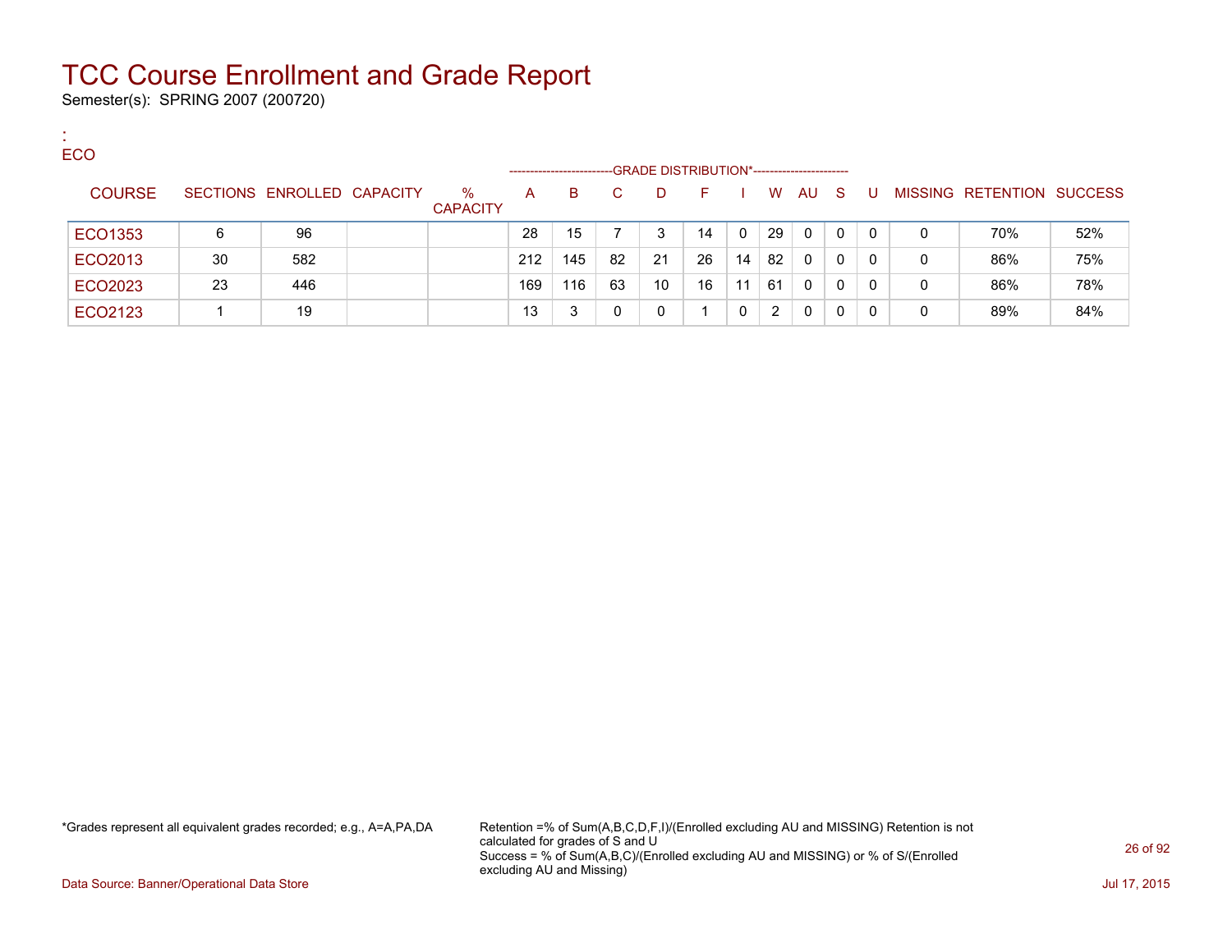# TCC Course Enrollment and Grade Report

Semester(s): SPRING 2007 (200720)

:
ECO

| COURSE | SECTIONS | ENROLLED | CAPACITY | % CAPACITY | A | B | C | D | F | I | W | AU | S | U | MISSING | RETENTION | SUCCESS |
|---|---|---|---|---|---|---|---|---|---|---|---|---|---|---|---|---|---|
| | | | | | GRADE DISTRIBUTION* | | | | | | | | | | | | |
| ECO1353 | 6 | 96 | | | 28 | 15 | 7 | 3 | 14 | 0 | 29 | 0 | 0 | 0 | 0 | 70% | 52% |
| ECO2013 | 30 | 582 | | | 212 | 145 | 82 | 21 | 26 | 14 | 82 | 0 | 0 | 0 | 0 | 86% | 75% |
| ECO2023 | 23 | 446 | | | 169 | 116 | 63 | 10 | 16 | 11 | 61 | 0 | 0 | 0 | 0 | 86% | 78% |
| ECO2123 | 1 | 19 | | | 13 | 3 | 0 | 0 | 1 | 0 | 2 | 0 | 0 | 0 | 0 | 89% | 84% |

*Grades represent all equivalent grades recorded; e.g., A=A,PA,DA

Retention =% of Sum(A,B,C,D,F,I)/(Enrolled excluding AU and MISSING) Retention is not calculated for grades of S and U
Success = % of Sum(A,B,C)/(Enrolled excluding AU and MISSING) or % of S/(Enrolled excluding AU and Missing)

Data Source: Banner/Operational Data Store

Jul 17, 2015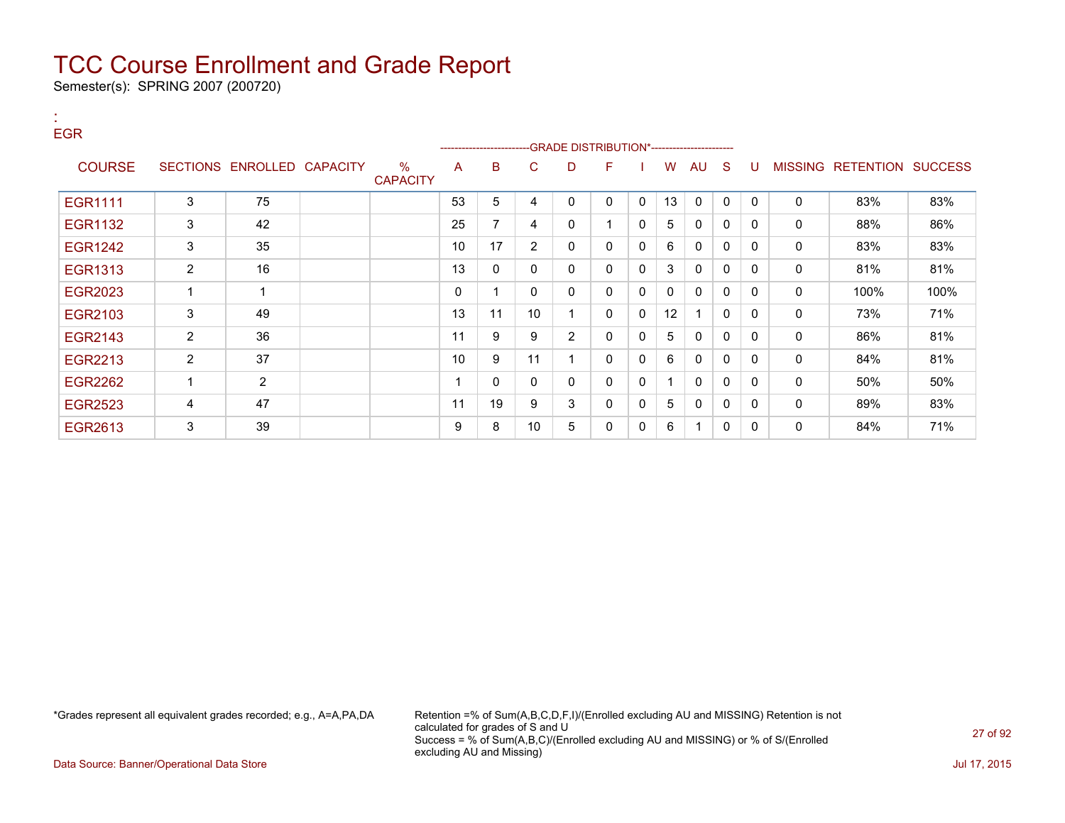# TCC Course Enrollment and Grade Report

Semester(s): SPRING 2007 (200720)

:
EGR

| COURSE | SECTIONS | ENROLLED | CAPACITY | % CAPACITY | A | B | C | D | F | I | W | AU | S | U | MISSING | RETENTION | SUCCESS |
|---|---|---|---|---|---|---|---|---|---|---|---|---|---|---|---|---|---|
| | | | | | GRADE DISTRIBUTION* | | | | | | | | | | | | |
| EGR1111 | 3 | 75 | | | 53 | 5 | 4 | 0 | 0 | 0 | 13 | 0 | 0 | 0 | 0 | 83% | 83% |
| EGR1132 | 3 | 42 | | | 25 | 7 | 4 | 0 | 1 | 0 | 5 | 0 | 0 | 0 | 0 | 88% | 86% |
| EGR1242 | 3 | 35 | | | 10 | 17 | 2 | 0 | 0 | 0 | 6 | 0 | 0 | 0 | 0 | 83% | 83% |
| EGR1313 | 2 | 16 | | | 13 | 0 | 0 | 0 | 0 | 0 | 3 | 0 | 0 | 0 | 0 | 81% | 81% |
| EGR2023 | 1 | 1 | | | 0 | 1 | 0 | 0 | 0 | 0 | 0 | 0 | 0 | 0 | 0 | 100% | 100% |
| EGR2103 | 3 | 49 | | | 13 | 11 | 10 | 1 | 0 | 0 | 12 | 1 | 0 | 0 | 0 | 73% | 71% |
| EGR2143 | 2 | 36 | | | 11 | 9 | 9 | 2 | 0 | 0 | 5 | 0 | 0 | 0 | 0 | 86% | 81% |
| EGR2213 | 2 | 37 | | | 10 | 9 | 11 | 1 | 0 | 0 | 6 | 0 | 0 | 0 | 0 | 84% | 81% |
| EGR2262 | 1 | 2 | | | 1 | 0 | 0 | 0 | 0 | 0 | 1 | 0 | 0 | 0 | 0 | 50% | 50% |
| EGR2523 | 4 | 47 | | | 11 | 19 | 9 | 3 | 0 | 0 | 5 | 0 | 0 | 0 | 0 | 89% | 83% |
| EGR2613 | 3 | 39 | | | 9 | 8 | 10 | 5 | 0 | 0 | 6 | 1 | 0 | 0 | 0 | 84% | 71% |

*Grades represent all equivalent grades recorded; e.g., A=A,PA,DA

Retention =% of Sum(A,B,C,D,F,I)/(Enrolled excluding AU and MISSING) Retention is not calculated for grades of S and U
Success = % of Sum(A,B,C)/(Enrolled excluding AU and MISSING) or % of S/(Enrolled excluding AU and Missing)

Data Source: Banner/Operational Data Store

Jul 17, 2015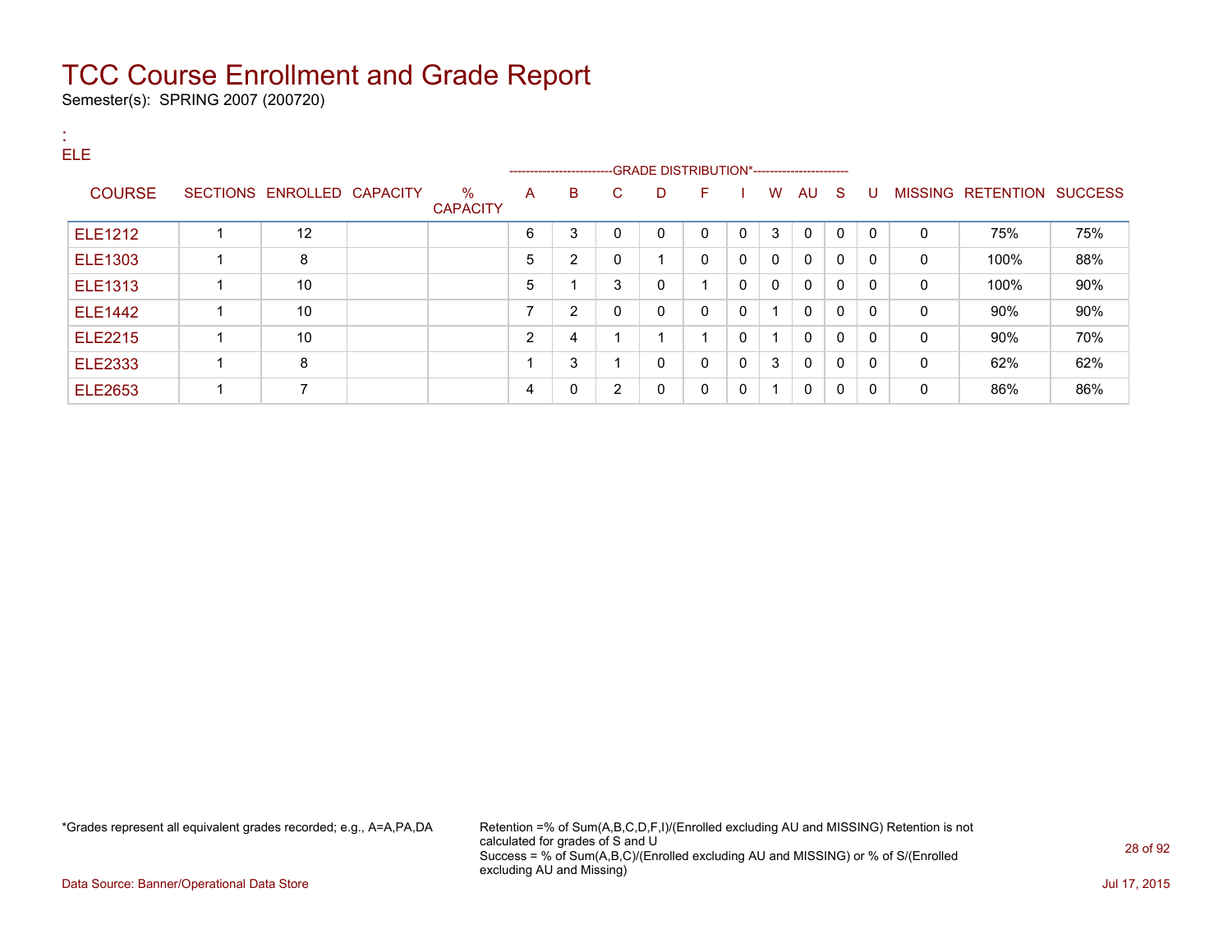# TCC Course Enrollment and Grade Report

Semester(s): SPRING 2007 (200720)

:
ELE

| COURSE | SECTIONS | ENROLLED | CAPACITY | % CAPACITY | A | B | C | D | F | I | W | AU | S | U | MISSING | RETENTION | SUCCESS |
|---|---|---|---|---|---|---|---|---|---|---|---|---|---|---|---|---|---|
| | | | | | GRADE DISTRIBUTION* | | | | | | | | | | | | |
| ELE1212 | 1 | 12 | | | 6 | 3 | 0 | 0 | 0 | 0 | 3 | 0 | 0 | 0 | 0 | 75% | 75% |
| ELE1303 | 1 | 8 | | | 5 | 2 | 0 | 1 | 0 | 0 | 0 | 0 | 0 | 0 | 0 | 100% | 88% |
| ELE1313 | 1 | 10 | | | 5 | 1 | 3 | 0 | 1 | 0 | 0 | 0 | 0 | 0 | 0 | 100% | 90% |
| ELE1442 | 1 | 10 | | | 7 | 2 | 0 | 0 | 0 | 0 | 1 | 0 | 0 | 0 | 0 | 90% | 90% |
| ELE2215 | 1 | 10 | | | 2 | 4 | 1 | 1 | 1 | 0 | 1 | 0 | 0 | 0 | 0 | 90% | 70% |
| ELE2333 | 1 | 8 | | | 1 | 3 | 1 | 0 | 0 | 0 | 3 | 0 | 0 | 0 | 0 | 62% | 62% |
| ELE2653 | 1 | 7 | | | 4 | 0 | 2 | 0 | 0 | 0 | 1 | 0 | 0 | 0 | 0 | 86% | 86% |

*Grades represent all equivalent grades recorded; e.g., A=A,PA,DA

Retention =% of Sum(A,B,C,D,F,I)/(Enrolled excluding AU and MISSING) Retention is not calculated for grades of S and U
Success = % of Sum(A,B,C)/(Enrolled excluding AU and MISSING) or % of S/(Enrolled excluding AU and Missing)

Data Source: Banner/Operational Data Store

Jul 17, 2015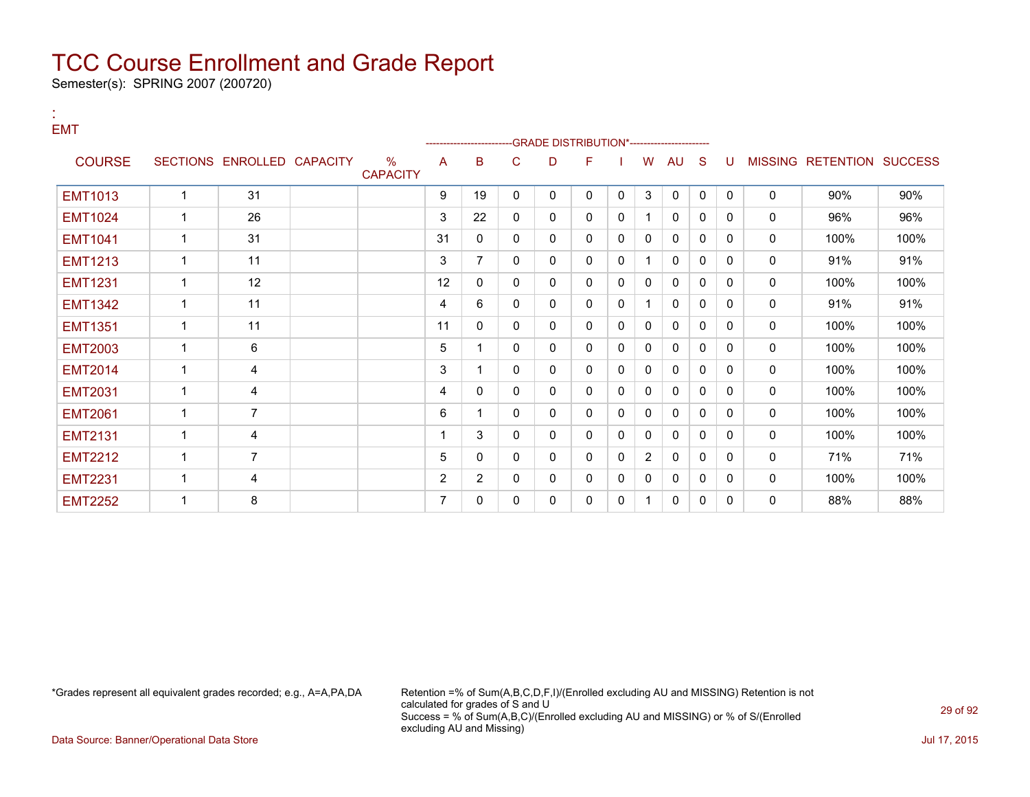# TCC Course Enrollment and Grade Report

Semester(s): SPRING 2007 (200720)

:
EMT

| COURSE | SECTIONS | ENROLLED | CAPACITY | % CAPACITY | A | B | C | D | F | I | W | AU | S | U | MISSING | RETENTION | SUCCESS |
|---|---|---|---|---|---|---|---|---|---|---|---|---|---|---|---|---|---|
| | | | | | GRADE DISTRIBUTION* | | | | | | | | | | | | |
| EMT1013 | 1 | 31 | | | 9 | 19 | 0 | 0 | 0 | 0 | 3 | 0 | 0 | 0 | 0 | 90% | 90% |
| EMT1024 | 1 | 26 | | | 3 | 22 | 0 | 0 | 0 | 0 | 1 | 0 | 0 | 0 | 0 | 96% | 96% |
| EMT1041 | 1 | 31 | | | 31 | 0 | 0 | 0 | 0 | 0 | 0 | 0 | 0 | 0 | 0 | 100% | 100% |
| EMT1213 | 1 | 11 | | | 3 | 7 | 0 | 0 | 0 | 0 | 1 | 0 | 0 | 0 | 0 | 91% | 91% |
| EMT1231 | 1 | 12 | | | 12 | 0 | 0 | 0 | 0 | 0 | 0 | 0 | 0 | 0 | 0 | 100% | 100% |
| EMT1342 | 1 | 11 | | | 4 | 6 | 0 | 0 | 0 | 0 | 1 | 0 | 0 | 0 | 0 | 91% | 91% |
| EMT1351 | 1 | 11 | | | 11 | 0 | 0 | 0 | 0 | 0 | 0 | 0 | 0 | 0 | 0 | 100% | 100% |
| EMT2003 | 1 | 6 | | | 5 | 1 | 0 | 0 | 0 | 0 | 0 | 0 | 0 | 0 | 0 | 100% | 100% |
| EMT2014 | 1 | 4 | | | 3 | 1 | 0 | 0 | 0 | 0 | 0 | 0 | 0 | 0 | 0 | 100% | 100% |
| EMT2031 | 1 | 4 | | | 4 | 0 | 0 | 0 | 0 | 0 | 0 | 0 | 0 | 0 | 0 | 100% | 100% |
| EMT2061 | 1 | 7 | | | 6 | 1 | 0 | 0 | 0 | 0 | 0 | 0 | 0 | 0 | 0 | 100% | 100% |
| EMT2131 | 1 | 4 | | | 1 | 3 | 0 | 0 | 0 | 0 | 0 | 0 | 0 | 0 | 0 | 100% | 100% |
| EMT2212 | 1 | 7 | | | 5 | 0 | 0 | 0 | 0 | 0 | 2 | 0 | 0 | 0 | 0 | 71% | 71% |
| EMT2231 | 1 | 4 | | | 2 | 2 | 0 | 0 | 0 | 0 | 0 | 0 | 0 | 0 | 0 | 100% | 100% |
| EMT2252 | 1 | 8 | | | 7 | 0 | 0 | 0 | 0 | 0 | 1 | 0 | 0 | 0 | 0 | 88% | 88% |

*Grades represent all equivalent grades recorded; e.g., A=A,PA,DA

Retention =% of Sum(A,B,C,D,F,I)/(Enrolled excluding AU and MISSING) Retention is not calculated for grades of S and U
Success = % of Sum(A,B,C)/(Enrolled excluding AU and MISSING) or % of S/(Enrolled excluding AU and Missing)

Data Source: Banner/Operational Data Store

Jul 17, 2015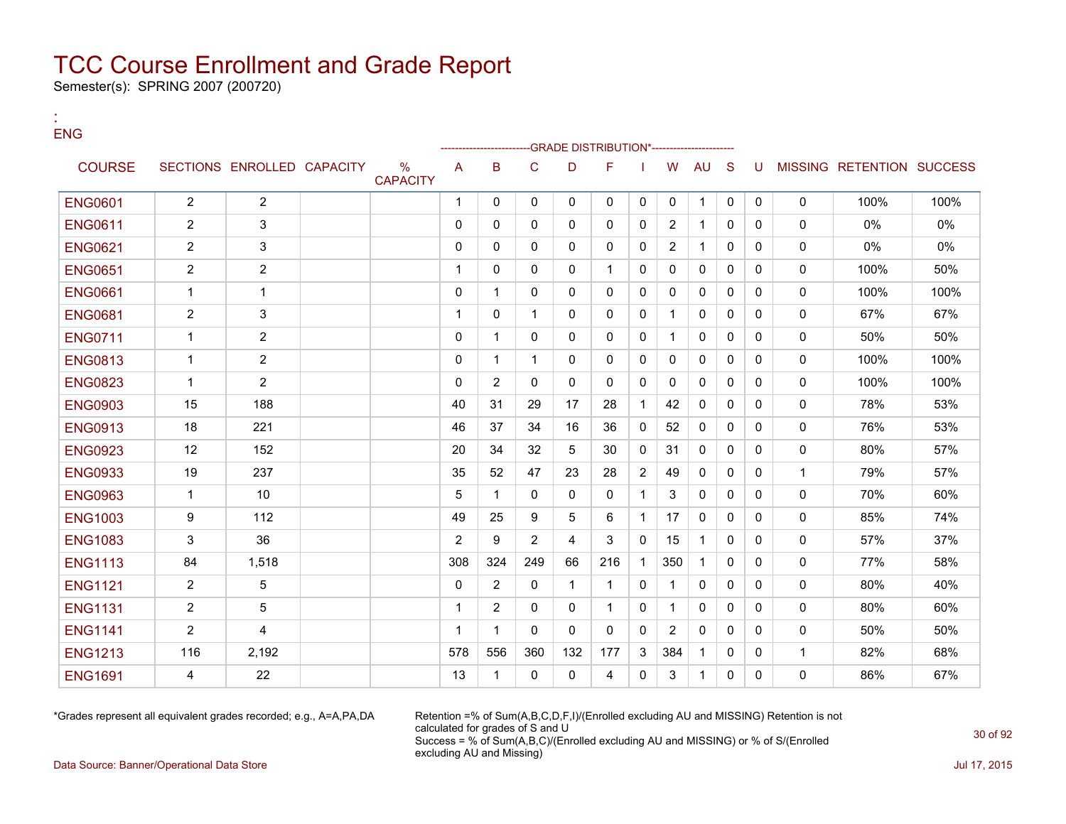# TCC Course Enrollment and Grade Report

Semester(s): SPRING 2007 (200720)

:
ENG

| COURSE | SECTIONS | ENROLLED | CAPACITY | % CAPACITY | A | B | C | D | F | I | W | AU | S | U | MISSING | RETENTION | SUCCESS |
|---|---|---|---|---|---|---|---|---|---|---|---|---|---|---|---|---|---|
| | | | | | GRADE DISTRIBUTION* | | | | | | | | | | | | |
| ENG0601 | 2 | 2 | | | 1 | 0 | 0 | 0 | 0 | 0 | 0 | 1 | 0 | 0 | 0 | 100% | 100% |
| ENG0611 | 2 | 3 | | | 0 | 0 | 0 | 0 | 0 | 0 | 2 | 1 | 0 | 0 | 0 | 0% | 0% |
| ENG0621 | 2 | 3 | | | 0 | 0 | 0 | 0 | 0 | 0 | 2 | 1 | 0 | 0 | 0 | 0% | 0% |
| ENG0651 | 2 | 2 | | | 1 | 0 | 0 | 0 | 1 | 0 | 0 | 0 | 0 | 0 | 0 | 100% | 50% |
| ENG0661 | 1 | 1 | | | 0 | 1 | 0 | 0 | 0 | 0 | 0 | 0 | 0 | 0 | 0 | 100% | 100% |
| ENG0681 | 2 | 3 | | | 1 | 0 | 1 | 0 | 0 | 0 | 1 | 0 | 0 | 0 | 0 | 67% | 67% |
| ENG0711 | 1 | 2 | | | 0 | 1 | 0 | 0 | 0 | 0 | 1 | 0 | 0 | 0 | 0 | 50% | 50% |
| ENG0813 | 1 | 2 | | | 0 | 1 | 1 | 0 | 0 | 0 | 0 | 0 | 0 | 0 | 0 | 100% | 100% |
| ENG0823 | 1 | 2 | | | 0 | 2 | 0 | 0 | 0 | 0 | 0 | 0 | 0 | 0 | 0 | 100% | 100% |
| ENG0903 | 15 | 188 | | | 40 | 31 | 29 | 17 | 28 | 1 | 42 | 0 | 0 | 0 | 0 | 78% | 53% |
| ENG0913 | 18 | 221 | | | 46 | 37 | 34 | 16 | 36 | 0 | 52 | 0 | 0 | 0 | 0 | 76% | 53% |
| ENG0923 | 12 | 152 | | | 20 | 34 | 32 | 5 | 30 | 0 | 31 | 0 | 0 | 0 | 0 | 80% | 57% |
| ENG0933 | 19 | 237 | | | 35 | 52 | 47 | 23 | 28 | 2 | 49 | 0 | 0 | 0 | 1 | 79% | 57% |
| ENG0963 | 1 | 10 | | | 5 | 1 | 0 | 0 | 0 | 1 | 3 | 0 | 0 | 0 | 0 | 70% | 60% |
| ENG1003 | 9 | 112 | | | 49 | 25 | 9 | 5 | 6 | 1 | 17 | 0 | 0 | 0 | 0 | 85% | 74% |
| ENG1083 | 3 | 36 | | | 2 | 9 | 2 | 4 | 3 | 0 | 15 | 1 | 0 | 0 | 0 | 57% | 37% |
| ENG1113 | 84 | 1,518 | | | 308 | 324 | 249 | 66 | 216 | 1 | 350 | 1 | 0 | 0 | 0 | 77% | 58% |
| ENG1121 | 2 | 5 | | | 0 | 2 | 0 | 1 | 1 | 0 | 1 | 0 | 0 | 0 | 0 | 80% | 40% |
| ENG1131 | 2 | 5 | | | 1 | 2 | 0 | 0 | 1 | 0 | 1 | 0 | 0 | 0 | 0 | 80% | 60% |
| ENG1141 | 2 | 4 | | | 1 | 1 | 0 | 0 | 0 | 0 | 2 | 0 | 0 | 0 | 0 | 50% | 50% |
| ENG1213 | 116 | 2,192 | | | 578 | 556 | 360 | 132 | 177 | 3 | 384 | 1 | 0 | 0 | 1 | 82% | 68% |
| ENG1691 | 4 | 22 | | | 13 | 1 | 0 | 0 | 4 | 0 | 3 | 1 | 0 | 0 | 0 | 86% | 67% |

*Grades represent all equivalent grades recorded; e.g., A=A,PA,DA

Retention =% of Sum(A,B,C,D,F,I)/(Enrolled excluding AU and MISSING) Retention is not calculated for grades of S and U
Success = % of Sum(A,B,C)/(Enrolled excluding AU and MISSING) or % of S/(Enrolled excluding AU and Missing)

Data Source: Banner/Operational Data Store

Jul 17, 2015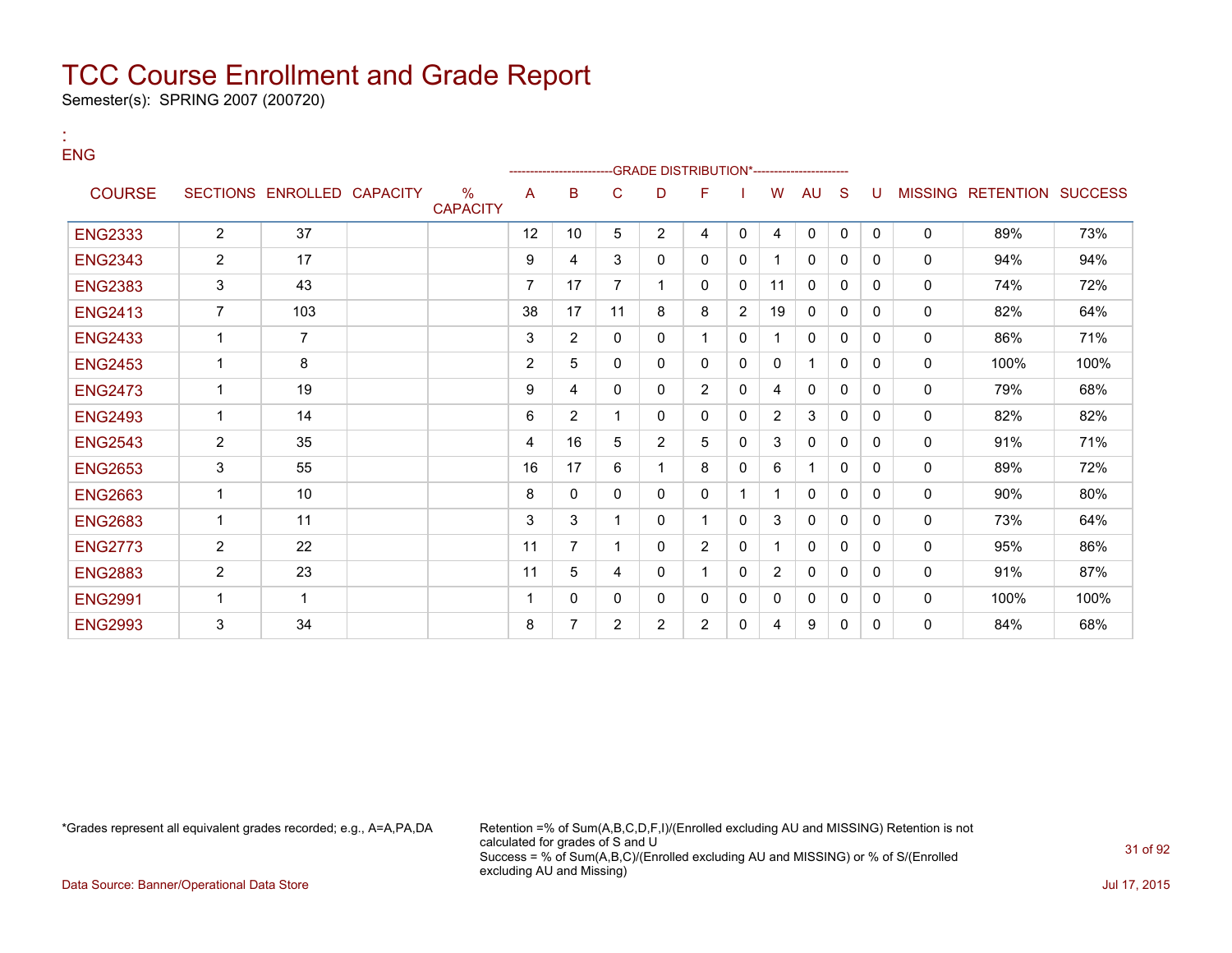# TCC Course Enrollment and Grade Report

Semester(s): SPRING 2007 (200720)

:
ENG

| COURSE | SECTIONS | ENROLLED | CAPACITY | % CAPACITY | A | B | C | D | F | I | W | AU | S | U | MISSING | RETENTION | SUCCESS |
|---|---|---|---|---|---|---|---|---|---|---|---|---|---|---|---|---|---|
| | | | | | GRADE DISTRIBUTION* | | | | | | | | | | | | |
| ENG2333 | 2 | 37 | | | 12 | 10 | 5 | 2 | 4 | 0 | 4 | 0 | 0 | 0 | 0 | 89% | 73% |
| ENG2343 | 2 | 17 | | | 9 | 4 | 3 | 0 | 0 | 0 | 1 | 0 | 0 | 0 | 0 | 94% | 94% |
| ENG2383 | 3 | 43 | | | 7 | 17 | 7 | 1 | 0 | 0 | 11 | 0 | 0 | 0 | 0 | 74% | 72% |
| ENG2413 | 7 | 103 | | | 38 | 17 | 11 | 8 | 8 | 2 | 19 | 0 | 0 | 0 | 0 | 82% | 64% |
| ENG2433 | 1 | 7 | | | 3 | 2 | 0 | 0 | 1 | 0 | 1 | 0 | 0 | 0 | 0 | 86% | 71% |
| ENG2453 | 1 | 8 | | | 2 | 5 | 0 | 0 | 0 | 0 | 0 | 1 | 0 | 0 | 0 | 100% | 100% |
| ENG2473 | 1 | 19 | | | 9 | 4 | 0 | 0 | 2 | 0 | 4 | 0 | 0 | 0 | 0 | 79% | 68% |
| ENG2493 | 1 | 14 | | | 6 | 2 | 1 | 0 | 0 | 0 | 2 | 3 | 0 | 0 | 0 | 82% | 82% |
| ENG2543 | 2 | 35 | | | 4 | 16 | 5 | 2 | 5 | 0 | 3 | 0 | 0 | 0 | 0 | 91% | 71% |
| ENG2653 | 3 | 55 | | | 16 | 17 | 6 | 1 | 8 | 0 | 6 | 1 | 0 | 0 | 0 | 89% | 72% |
| ENG2663 | 1 | 10 | | | 8 | 0 | 0 | 0 | 0 | 1 | 1 | 0 | 0 | 0 | 0 | 90% | 80% |
| ENG2683 | 1 | 11 | | | 3 | 3 | 1 | 0 | 1 | 0 | 3 | 0 | 0 | 0 | 0 | 73% | 64% |
| ENG2773 | 2 | 22 | | | 11 | 7 | 1 | 0 | 2 | 0 | 1 | 0 | 0 | 0 | 0 | 95% | 86% |
| ENG2883 | 2 | 23 | | | 11 | 5 | 4 | 0 | 1 | 0 | 2 | 0 | 0 | 0 | 0 | 91% | 87% |
| ENG2991 | 1 | 1 | | | 1 | 0 | 0 | 0 | 0 | 0 | 0 | 0 | 0 | 0 | 0 | 100% | 100% |
| ENG2993 | 3 | 34 | | | 8 | 7 | 2 | 2 | 2 | 0 | 4 | 9 | 0 | 0 | 0 | 84% | 68% |

*Grades represent all equivalent grades recorded; e.g., A=A,PA,DA

Retention =% of Sum(A,B,C,D,F,I)/(Enrolled excluding AU and MISSING) Retention is not calculated for grades of S and U
Success = % of Sum(A,B,C)/(Enrolled excluding AU and MISSING) or % of S/(Enrolled excluding AU and Missing)

Data Source: Banner/Operational Data Store

Jul 17, 2015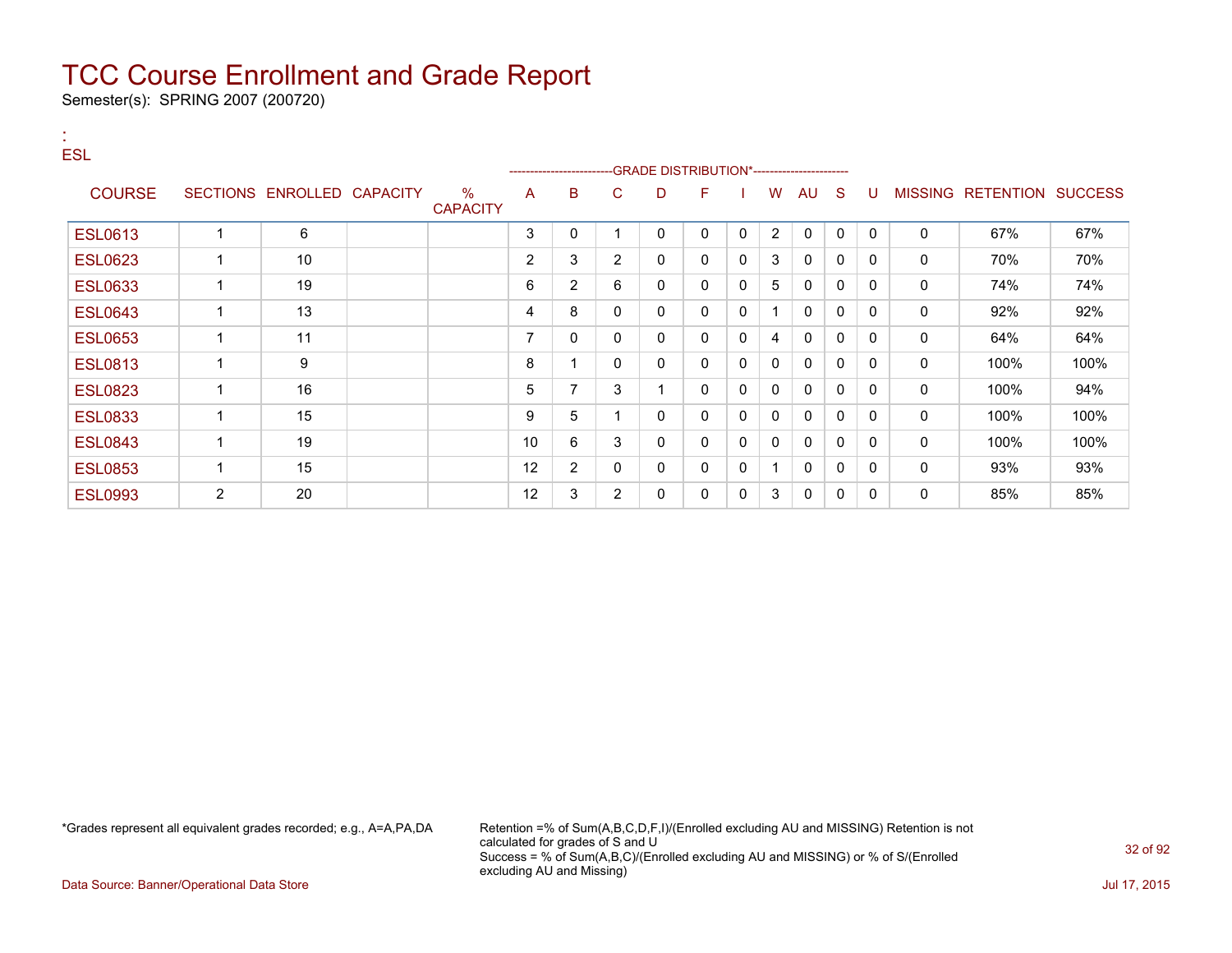# TCC Course Enrollment and Grade Report

Semester(s): SPRING 2007 (200720)

:
ESL

| COURSE | SECTIONS | ENROLLED | CAPACITY | % CAPACITY | A | B | C | D | F | I | W | AU | S | U | MISSING | RETENTION | SUCCESS |
|---|---|---|---|---|---|---|---|---|---|---|---|---|---|---|---|---|---|
| | | | | | -------------------------GRADE DISTRIBUTION* | | | | | | | | | ---------------------- | | | |
| ESL0613 | 1 | 6 | | | 3 | 0 | 1 | 0 | 0 | 0 | 2 | 0 | 0 | 0 | 0 | 67% | 67% |
| ESL0623 | 1 | 10 | | | 2 | 3 | 2 | 0 | 0 | 0 | 3 | 0 | 0 | 0 | 0 | 70% | 70% |
| ESL0633 | 1 | 19 | | | 6 | 2 | 6 | 0 | 0 | 0 | 5 | 0 | 0 | 0 | 0 | 74% | 74% |
| ESL0643 | 1 | 13 | | | 4 | 8 | 0 | 0 | 0 | 0 | 1 | 0 | 0 | 0 | 0 | 92% | 92% |
| ESL0653 | 1 | 11 | | | 7 | 0 | 0 | 0 | 0 | 0 | 4 | 0 | 0 | 0 | 0 | 64% | 64% |
| ESL0813 | 1 | 9 | | | 8 | 1 | 0 | 0 | 0 | 0 | 0 | 0 | 0 | 0 | 0 | 100% | 100% |
| ESL0823 | 1 | 16 | | | 5 | 7 | 3 | 1 | 0 | 0 | 0 | 0 | 0 | 0 | 0 | 100% | 94% |
| ESL0833 | 1 | 15 | | | 9 | 5 | 1 | 0 | 0 | 0 | 0 | 0 | 0 | 0 | 0 | 100% | 100% |
| ESL0843 | 1 | 19 | | | 10 | 6 | 3 | 0 | 0 | 0 | 0 | 0 | 0 | 0 | 0 | 100% | 100% |
| ESL0853 | 1 | 15 | | | 12 | 2 | 0 | 0 | 0 | 0 | 1 | 0 | 0 | 0 | 0 | 93% | 93% |
| ESL0993 | 2 | 20 | | | 12 | 3 | 2 | 0 | 0 | 0 | 3 | 0 | 0 | 0 | 0 | 85% | 85% |

*Grades represent all equivalent grades recorded; e.g., A=A,PA,DA

Retention =% of Sum(A,B,C,D,F,I)/(Enrolled excluding AU and MISSING) Retention is not calculated for grades of S and U
Success = % of Sum(A,B,C)/(Enrolled excluding AU and MISSING) or % of S/(Enrolled excluding AU and Missing)

Data Source: Banner/Operational Data Store

Jul 17, 2015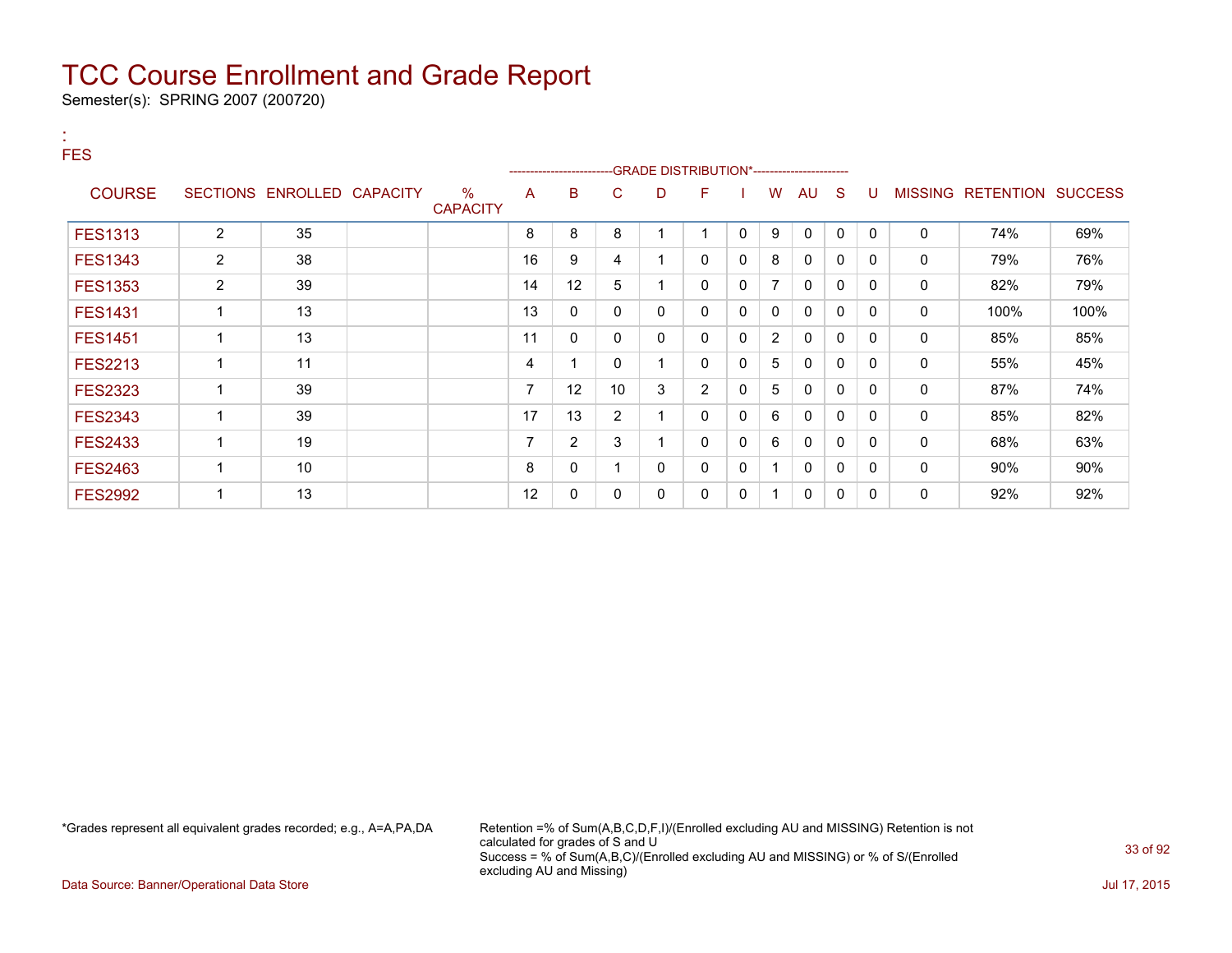# TCC Course Enrollment and Grade Report

Semester(s): SPRING 2007 (200720)

:
FES

| COURSE | SECTIONS | ENROLLED | CAPACITY | % CAPACITY | A | B | C | D | F | I | W | AU | S | U | MISSING | RETENTION | SUCCESS |
|---|---|---|---|---|---|---|---|---|---|---|---|---|---|---|---|---|---|
| | | | | | GRADE DISTRIBUTION* | | | | | | | | | | | | |
| FES1313 | 2 | 35 | | | 8 | 8 | 8 | 1 | 1 | 0 | 9 | 0 | 0 | 0 | 0 | 74% | 69% |
| FES1343 | 2 | 38 | | | 16 | 9 | 4 | 1 | 0 | 0 | 8 | 0 | 0 | 0 | 0 | 79% | 76% |
| FES1353 | 2 | 39 | | | 14 | 12 | 5 | 1 | 0 | 0 | 7 | 0 | 0 | 0 | 0 | 82% | 79% |
| FES1431 | 1 | 13 | | | 13 | 0 | 0 | 0 | 0 | 0 | 0 | 0 | 0 | 0 | 0 | 100% | 100% |
| FES1451 | 1 | 13 | | | 11 | 0 | 0 | 0 | 0 | 0 | 2 | 0 | 0 | 0 | 0 | 85% | 85% |
| FES2213 | 1 | 11 | | | 4 | 1 | 0 | 1 | 0 | 0 | 5 | 0 | 0 | 0 | 0 | 55% | 45% |
| FES2323 | 1 | 39 | | | 7 | 12 | 10 | 3 | 2 | 0 | 5 | 0 | 0 | 0 | 0 | 87% | 74% |
| FES2343 | 1 | 39 | | | 17 | 13 | 2 | 1 | 0 | 0 | 6 | 0 | 0 | 0 | 0 | 85% | 82% |
| FES2433 | 1 | 19 | | | 7 | 2 | 3 | 1 | 0 | 0 | 6 | 0 | 0 | 0 | 0 | 68% | 63% |
| FES2463 | 1 | 10 | | | 8 | 0 | 1 | 0 | 0 | 0 | 1 | 0 | 0 | 0 | 0 | 90% | 90% |
| FES2992 | 1 | 13 | | | 12 | 0 | 0 | 0 | 0 | 0 | 1 | 0 | 0 | 0 | 0 | 92% | 92% |

*Grades represent all equivalent grades recorded; e.g., A=A,PA,DA

Retention =% of Sum(A,B,C,D,F,I)/(Enrolled excluding AU and MISSING) Retention is not calculated for grades of S and U
Success = % of Sum(A,B,C)/(Enrolled excluding AU and MISSING) or % of S/(Enrolled excluding AU and Missing)

Data Source: Banner/Operational Data Store

Jul 17, 2015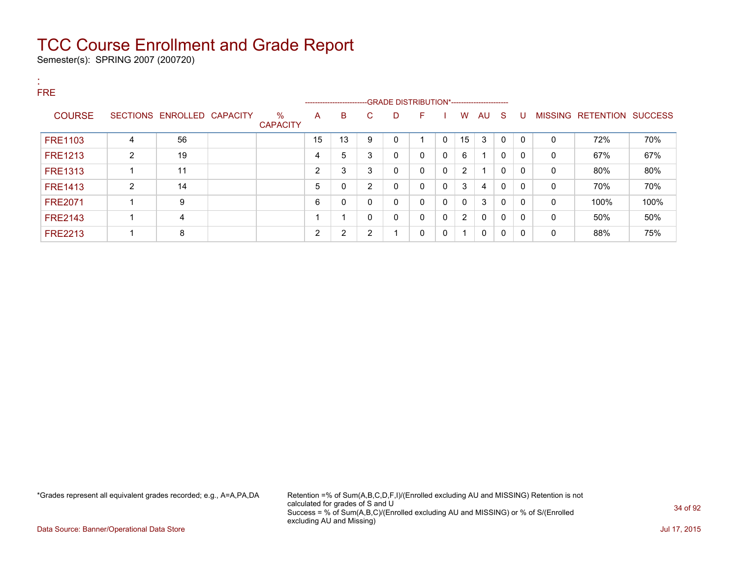# TCC Course Enrollment and Grade Report

Semester(s): SPRING 2007 (200720)

:
FRE

| COURSE | SECTIONS | ENROLLED | CAPACITY | % CAPACITY | A | B | C | D | F | I | W | AU | S | U | MISSING | RETENTION | SUCCESS |
|---|---|---|---|---|---|---|---|---|---|---|---|---|---|---|---|---|---|
| | | | | | GRADE DISTRIBUTION* | | | | | | | | | | | | |
| FRE1103 | 4 | 56 | | | 15 | 13 | 9 | 0 | 1 | 0 | 15 | 3 | 0 | 0 | 0 | 72% | 70% |
| FRE1213 | 2 | 19 | | | 4 | 5 | 3 | 0 | 0 | 0 | 6 | 1 | 0 | 0 | 0 | 67% | 67% |
| FRE1313 | 1 | 11 | | | 2 | 3 | 3 | 0 | 0 | 0 | 2 | 1 | 0 | 0 | 0 | 80% | 80% |
| FRE1413 | 2 | 14 | | | 5 | 0 | 2 | 0 | 0 | 0 | 3 | 4 | 0 | 0 | 0 | 70% | 70% |
| FRE2071 | 1 | 9 | | | 6 | 0 | 0 | 0 | 0 | 0 | 0 | 3 | 0 | 0 | 0 | 100% | 100% |
| FRE2143 | 1 | 4 | | | 1 | 1 | 0 | 0 | 0 | 0 | 2 | 0 | 0 | 0 | 0 | 50% | 50% |
| FRE2213 | 1 | 8 | | | 2 | 2 | 2 | 1 | 0 | 0 | 1 | 0 | 0 | 0 | 0 | 88% | 75% |

*Grades represent all equivalent grades recorded; e.g., A=A,PA,DA

Retention =% of Sum(A,B,C,D,F,I)/(Enrolled excluding AU and MISSING) Retention is not calculated for grades of S and U
Success = % of Sum(A,B,C)/(Enrolled excluding AU and MISSING) or % of S/(Enrolled excluding AU and Missing)

Data Source: Banner/Operational Data Store

Jul 17, 2015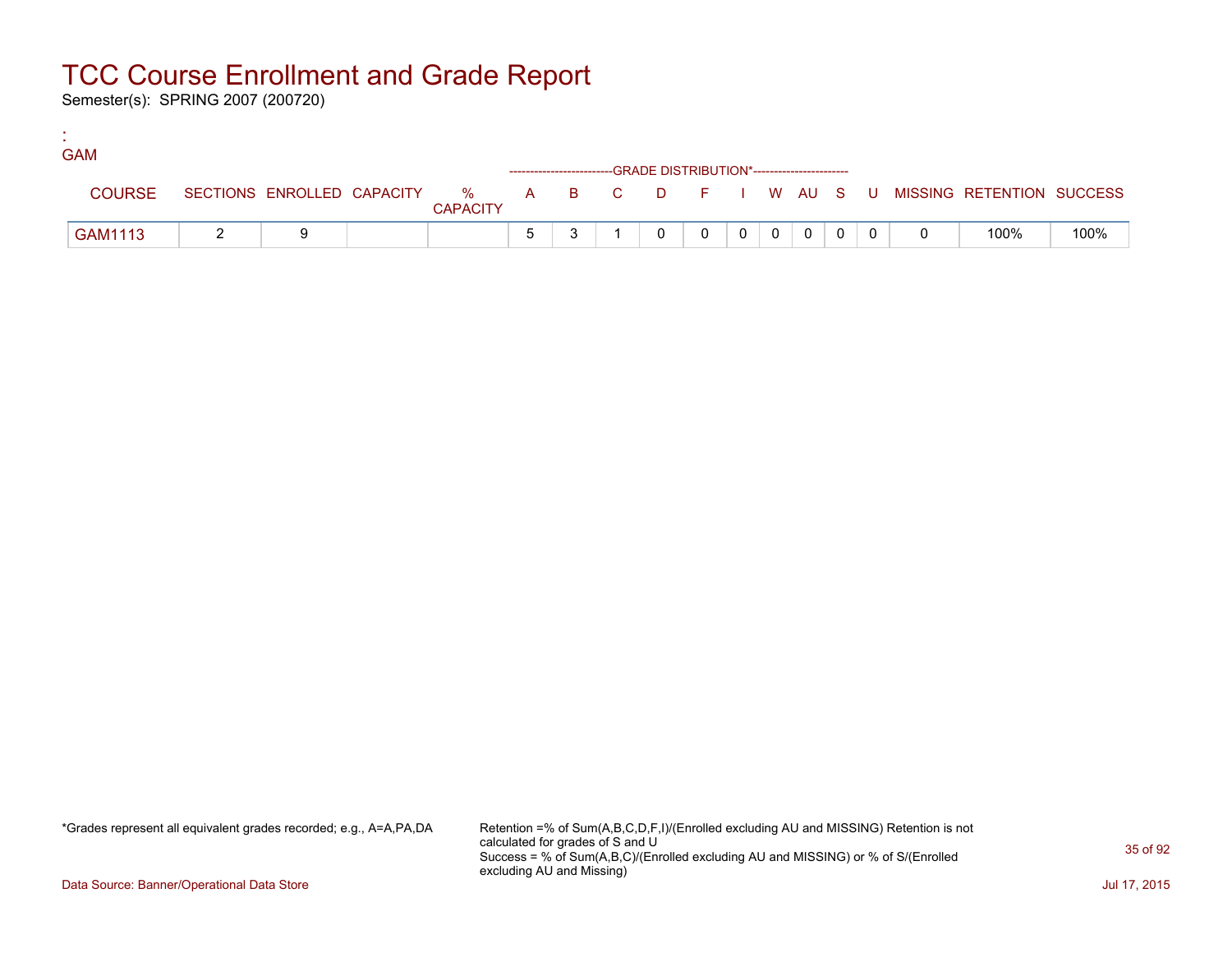# TCC Course Enrollment and Grade Report

Semester(s): SPRING 2007 (200720)

:

GAM

| COURSE | SECTIONS | ENROLLED | CAPACITY | % CAPACITY | A | B | C | D | F | I | W | AU | S | U | MISSING | RETENTION | SUCCESS |
|---|---|---|---|---|---|---|---|---|---|---|---|---|---|---|---|---|---|
| | | | | | -------------------------GRADE DISTRIBUTION*---------------------- | | | | | | | | | | | | |
| GAM1113 | 2 | 9 | | | 5 | 3 | 1 | 0 | 0 | 0 | 0 | 0 | 0 | 0 | 0 | 100% | 100% |

*Grades represent all equivalent grades recorded; e.g., A=A,PA,DA

Retention =% of Sum(A,B,C,D,F,I)/(Enrolled excluding AU and MISSING) Retention is not calculated for grades of S and U
Success = % of Sum(A,B,C)/(Enrolled excluding AU and MISSING) or % of S/(Enrolled excluding AU and Missing)

Data Source: Banner/Operational Data Store

Jul 17, 2015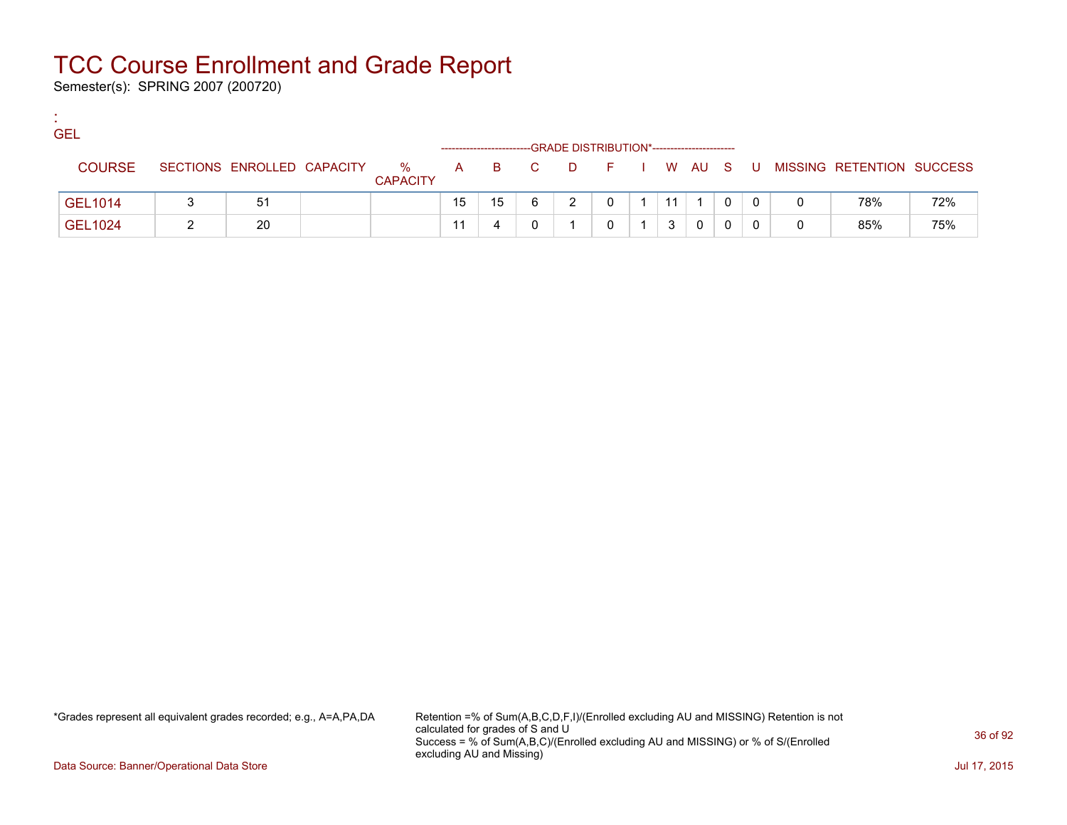# TCC Course Enrollment and Grade Report

Semester(s): SPRING 2007 (200720)

:
GEL

| COURSE | SECTIONS | ENROLLED | CAPACITY | % CAPACITY | A | B | C | D | F | I | W | AU | S | U | MISSING | RETENTION | SUCCESS |
|---|---|---|---|---|---|---|---|---|---|---|---|---|---|---|---|---|---|
| | | | | | GRADE DISTRIBUTION* | | | | | | | | | | | | |
| GEL1014 | 3 | 51 | | | 15 | 15 | 6 | 2 | 0 | 1 | 11 | 1 | 0 | 0 | 0 | 78% | 72% |
| GEL1024 | 2 | 20 | | | 11 | 4 | 0 | 1 | 0 | 1 | 3 | 0 | 0 | 0 | 0 | 85% | 75% |

*Grades represent all equivalent grades recorded; e.g., A=A,PA,DA

Retention =% of Sum(A,B,C,D,F,I)/(Enrolled excluding AU and MISSING) Retention is not calculated for grades of S and U
Success = % of Sum(A,B,C)/(Enrolled excluding AU and MISSING) or % of S/(Enrolled excluding AU and Missing)

Data Source: Banner/Operational Data Store

Jul 17, 2015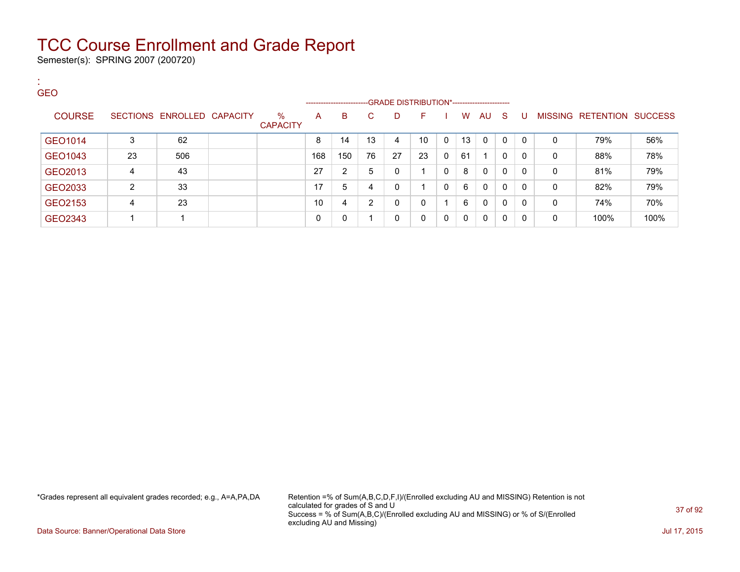# TCC Course Enrollment and Grade Report

Semester(s): SPRING 2007 (200720)

:
GEO

| COURSE | SECTIONS | ENROLLED | CAPACITY | % CAPACITY | A | B | C | D | F | I | W | AU | S | U | MISSING | RETENTION | SUCCESS |
|---|---|---|---|---|---|---|---|---|---|---|---|---|---|---|---|---|---|
| | | | | | GRADE DISTRIBUTION* | | | | | | | | | | | | |
| GEO1014 | 3 | 62 | | | 8 | 14 | 13 | 4 | 10 | 0 | 13 | 0 | 0 | 0 | 0 | 79% | 56% |
| GEO1043 | 23 | 506 | | | 168 | 150 | 76 | 27 | 23 | 0 | 61 | 1 | 0 | 0 | 0 | 88% | 78% |
| GEO2013 | 4 | 43 | | | 27 | 2 | 5 | 0 | 1 | 0 | 8 | 0 | 0 | 0 | 0 | 81% | 79% |
| GEO2033 | 2 | 33 | | | 17 | 5 | 4 | 0 | 1 | 0 | 6 | 0 | 0 | 0 | 0 | 82% | 79% |
| GEO2153 | 4 | 23 | | | 10 | 4 | 2 | 0 | 0 | 1 | 6 | 0 | 0 | 0 | 0 | 74% | 70% |
| GEO2343 | 1 | 1 | | | 0 | 0 | 1 | 0 | 0 | 0 | 0 | 0 | 0 | 0 | 0 | 100% | 100% |

*Grades represent all equivalent grades recorded; e.g., A=A,PA,DA

Retention =% of Sum(A,B,C,D,F,I)/(Enrolled excluding AU and MISSING) Retention is not calculated for grades of S and U
Success = % of Sum(A,B,C)/(Enrolled excluding AU and MISSING) or % of S/(Enrolled excluding AU and Missing)

Data Source: Banner/Operational Data Store

Jul 17, 2015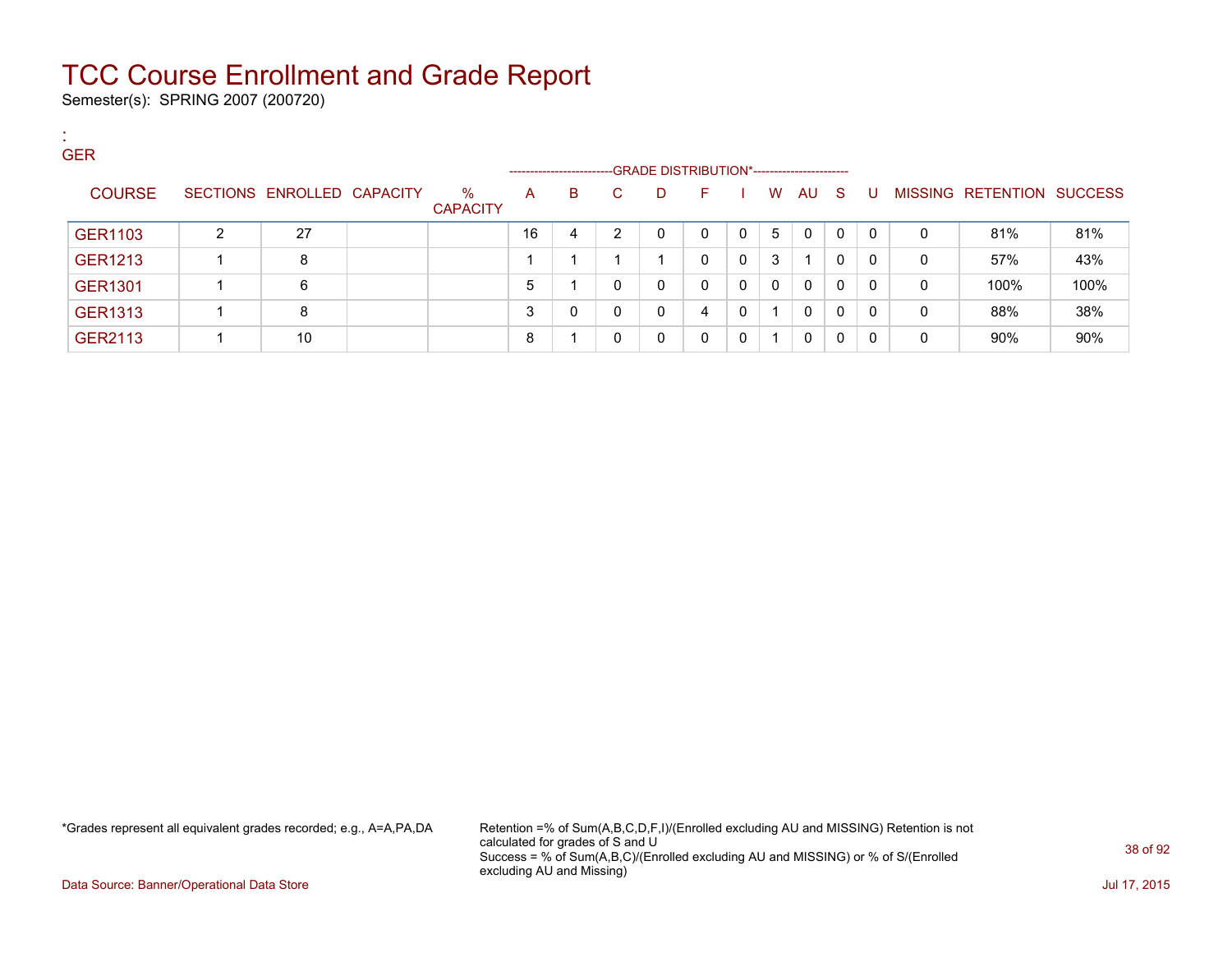# TCC Course Enrollment and Grade Report

Semester(s): SPRING 2007 (200720)

:
GER

| COURSE | SECTIONS | ENROLLED | CAPACITY | % CAPACITY | A | B | C | D | F | I | W | AU | S | U | MISSING | RETENTION | SUCCESS |
|---|---|---|---|---|---|---|---|---|---|---|---|---|---|---|---|---|---|
| | | | | | GRADE DISTRIBUTION* | | | | | | | | | | | | |
| GER1103 | 2 | 27 | | | 16 | 4 | 2 | 0 | 0 | 0 | 5 | 0 | 0 | 0 | 0 | 81% | 81% |
| GER1213 | 1 | 8 | | | 1 | 1 | 1 | 1 | 0 | 0 | 3 | 1 | 0 | 0 | 0 | 57% | 43% |
| GER1301 | 1 | 6 | | | 5 | 1 | 0 | 0 | 0 | 0 | 0 | 0 | 0 | 0 | 0 | 100% | 100% |
| GER1313 | 1 | 8 | | | 3 | 0 | 0 | 0 | 4 | 0 | 1 | 0 | 0 | 0 | 0 | 88% | 38% |
| GER2113 | 1 | 10 | | | 8 | 1 | 0 | 0 | 0 | 0 | 1 | 0 | 0 | 0 | 0 | 90% | 90% |

*Grades represent all equivalent grades recorded; e.g., A=A,PA,DA

Retention =% of Sum(A,B,C,D,F,I)/(Enrolled excluding AU and MISSING) Retention is not calculated for grades of S and U
Success = % of Sum(A,B,C)/(Enrolled excluding AU and MISSING) or % of S/(Enrolled excluding AU and Missing)

Data Source: Banner/Operational Data Store

Jul 17, 2015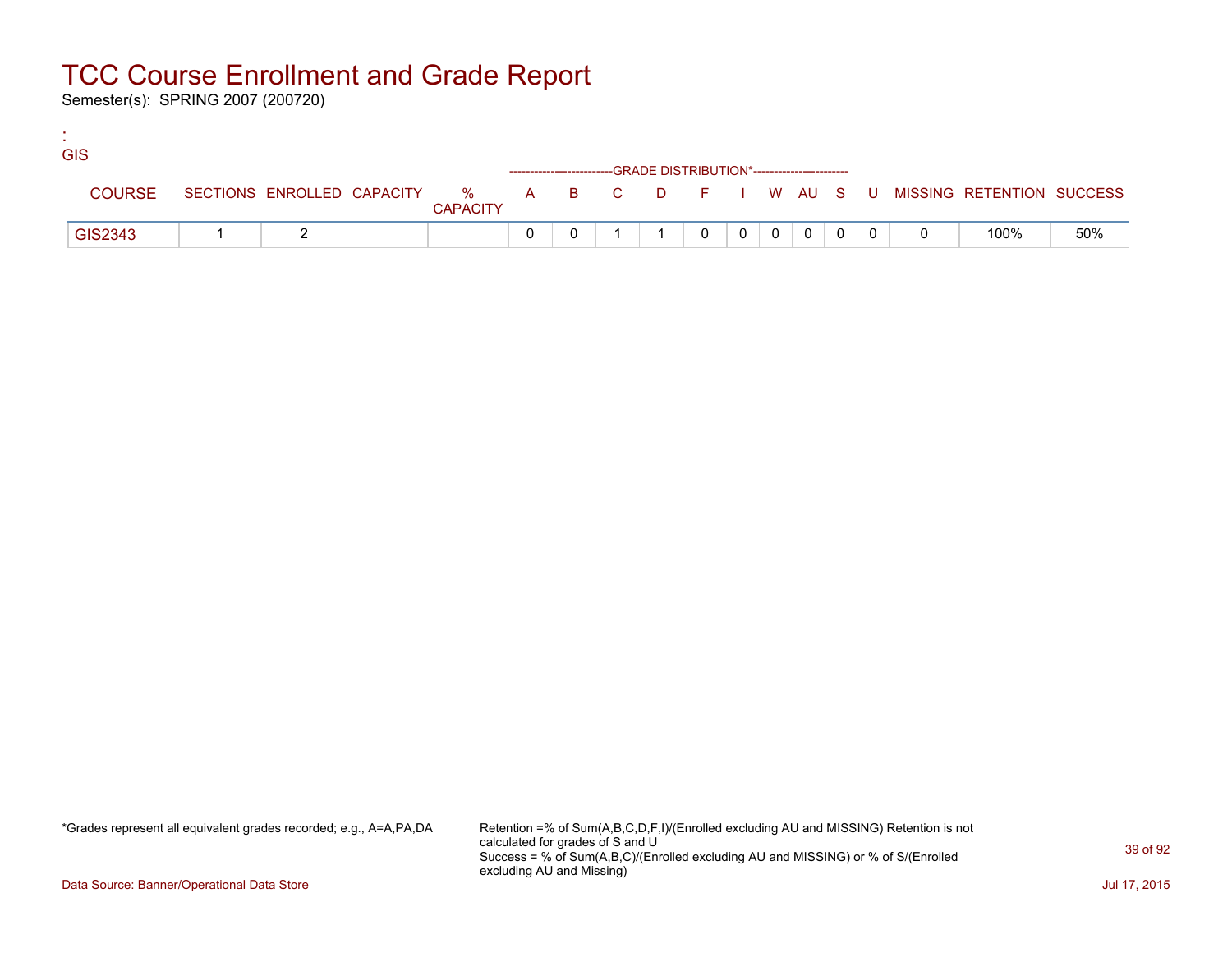# TCC Course Enrollment and Grade Report

Semester(s): SPRING 2007 (200720)

:
GIS

| COURSE | SECTIONS | ENROLLED | CAPACITY | % CAPACITY | A | B | C | D | F | I | W | AU | S | U | MISSING | RETENTION | SUCCESS |
|---|---|---|---|---|---|---|---|---|---|---|---|---|---|---|---|---|---|
| | | | | | -------------------------GRADE DISTRIBUTION* | | | | | | | | | ----------------------- | | | |
| GIS2343 | 1 | 2 | | | 0 | 0 | 1 | 1 | 0 | 0 | 0 | 0 | 0 | 0 | 0 | 100% | 50% |

*Grades represent all equivalent grades recorded; e.g., A=A,PA,DA

Retention =% of Sum(A,B,C,D,F,I)/(Enrolled excluding AU and MISSING) Retention is not calculated for grades of S and U
Success = % of Sum(A,B,C)/(Enrolled excluding AU and MISSING) or % of S/(Enrolled excluding AU and Missing)

Data Source: Banner/Operational Data Store

Jul 17, 2015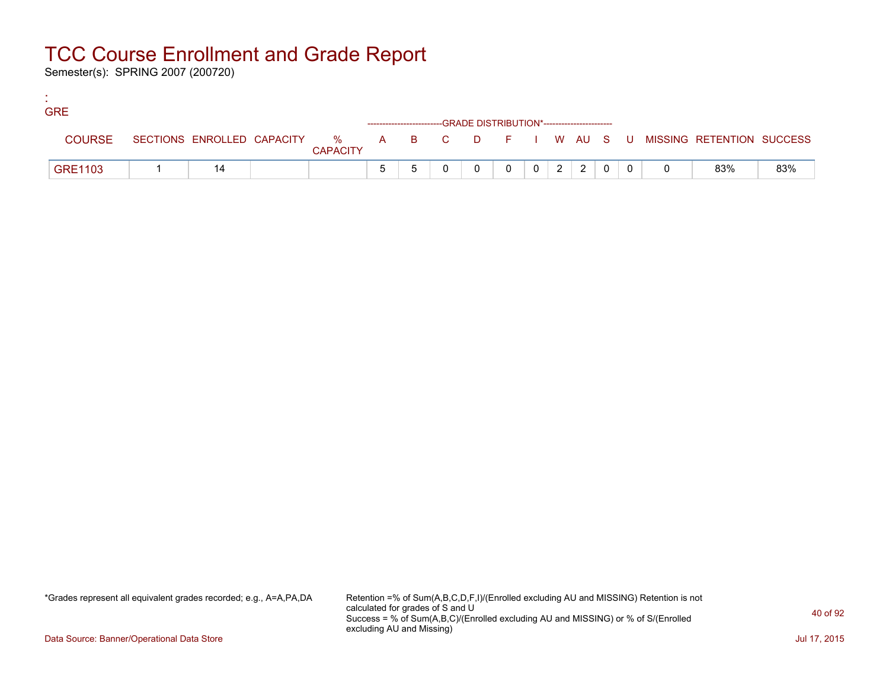# TCC Course Enrollment and Grade Report

Semester(s): SPRING 2007 (200720)

:
GRE

| COURSE | SECTIONS | ENROLLED | CAPACITY | % CAPACITY | A | B | C | D | F | I | W | AU | S | U | MISSING | RETENTION | SUCCESS |
|---|---|---|---|---|---|---|---|---|---|---|---|---|---|---|---|---|---|
| | | | | | GRADE DISTRIBUTION* | | | | | | | | | | | | |
| GRE1103 | 1 | 14 | | | 5 | 5 | 0 | 0 | 0 | 0 | 2 | 2 | 0 | 0 | 0 | 83% | 83% |

*Grades represent all equivalent grades recorded; e.g., A=A,PA,DA

Retention =% of Sum(A,B,C,D,F,I)/(Enrolled excluding AU and MISSING) Retention is not calculated for grades of S and U
Success = % of Sum(A,B,C)/(Enrolled excluding AU and MISSING) or % of S/(Enrolled excluding AU and Missing)

Data Source: Banner/Operational Data Store

Jul 17, 2015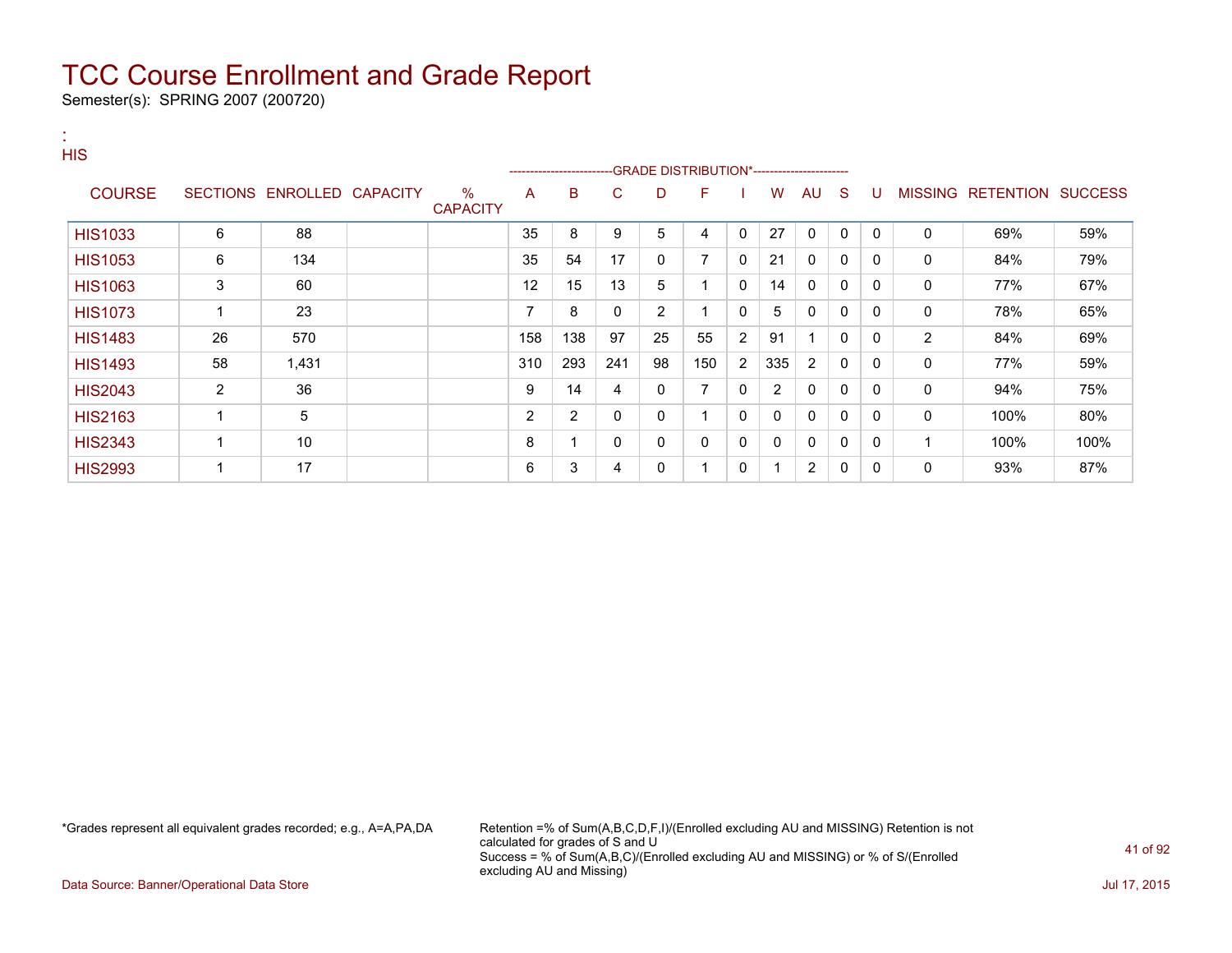# TCC Course Enrollment and Grade Report

Semester(s): SPRING 2007 (200720)

:
HIS

| COURSE | SECTIONS | ENROLLED | CAPACITY | % CAPACITY | A | B | C | D | F | I | W | AU | S | U | MISSING | RETENTION | SUCCESS |
|---|---|---|---|---|---|---|---|---|---|---|---|---|---|---|---|---|---|
| | | | | | -------------------------GRADE DISTRIBUTION*---------------------- | | | | | | | | | | | | |
| HIS1033 | 6 | 88 | | | 35 | 8 | 9 | 5 | 4 | 0 | 27 | 0 | 0 | 0 | 0 | 69% | 59% |
| HIS1053 | 6 | 134 | | | 35 | 54 | 17 | 0 | 7 | 0 | 21 | 0 | 0 | 0 | 0 | 84% | 79% |
| HIS1063 | 3 | 60 | | | 12 | 15 | 13 | 5 | 1 | 0 | 14 | 0 | 0 | 0 | 0 | 77% | 67% |
| HIS1073 | 1 | 23 | | | 7 | 8 | 0 | 2 | 1 | 0 | 5 | 0 | 0 | 0 | 0 | 78% | 65% |
| HIS1483 | 26 | 570 | | | 158 | 138 | 97 | 25 | 55 | 2 | 91 | 1 | 0 | 0 | 2 | 84% | 69% |
| HIS1493 | 58 | 1,431 | | | 310 | 293 | 241 | 98 | 150 | 2 | 335 | 2 | 0 | 0 | 0 | 77% | 59% |
| HIS2043 | 2 | 36 | | | 9 | 14 | 4 | 0 | 7 | 0 | 2 | 0 | 0 | 0 | 0 | 94% | 75% |
| HIS2163 | 1 | 5 | | | 2 | 2 | 0 | 0 | 1 | 0 | 0 | 0 | 0 | 0 | 0 | 100% | 80% |
| HIS2343 | 1 | 10 | | | 8 | 1 | 0 | 0 | 0 | 0 | 0 | 0 | 0 | 0 | 1 | 100% | 100% |
| HIS2993 | 1 | 17 | | | 6 | 3 | 4 | 0 | 1 | 0 | 1 | 2 | 0 | 0 | 0 | 93% | 87% |

*Grades represent all equivalent grades recorded; e.g., A=A,PA,DA

Retention =% of Sum(A,B,C,D,F,I)/(Enrolled excluding AU and MISSING) Retention is not calculated for grades of S and U
Success = % of Sum(A,B,C)/(Enrolled excluding AU and MISSING) or % of S/(Enrolled excluding AU and Missing)

Data Source: Banner/Operational Data Store

Jul 17, 2015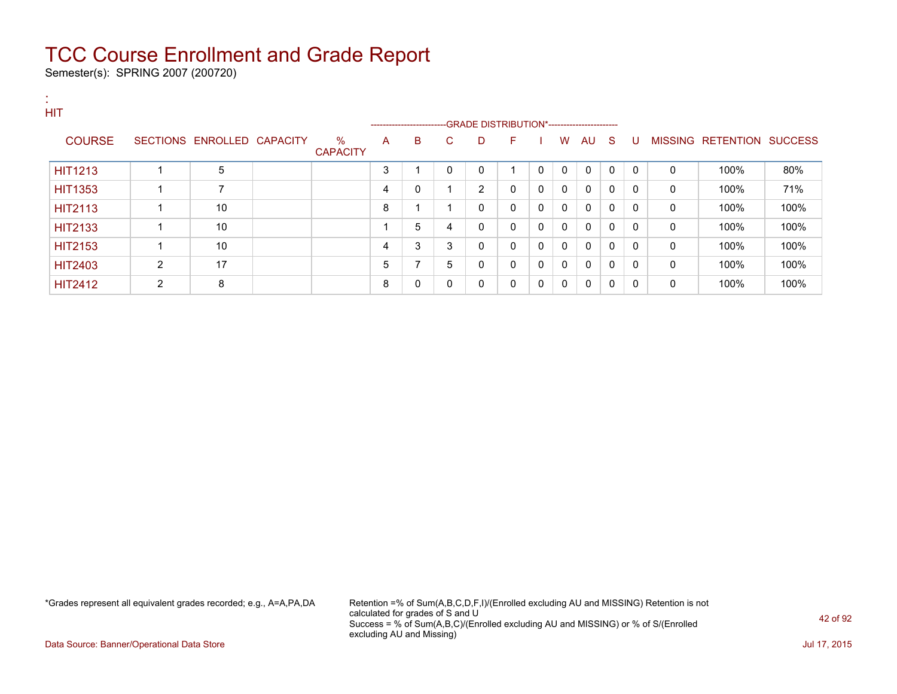# TCC Course Enrollment and Grade Report

Semester(s): SPRING 2007 (200720)

:
HIT

| COURSE | SECTIONS | ENROLLED | CAPACITY | % CAPACITY | A | B | C | D | F | I | W | AU | S | U | MISSING | RETENTION | SUCCESS |
|---|---|---|---|---|---|---|---|---|---|---|---|---|---|---|---|---|---|
| | | | | | GRADE DISTRIBUTION* | | | | | | | | | | | | |
| HIT1213 | 1 | 5 | | | 3 | 1 | 0 | 0 | 1 | 0 | 0 | 0 | 0 | 0 | 0 | 100% | 80% |
| HIT1353 | 1 | 7 | | | 4 | 0 | 1 | 2 | 0 | 0 | 0 | 0 | 0 | 0 | 0 | 100% | 71% |
| HIT2113 | 1 | 10 | | | 8 | 1 | 1 | 0 | 0 | 0 | 0 | 0 | 0 | 0 | 0 | 100% | 100% |
| HIT2133 | 1 | 10 | | | 1 | 5 | 4 | 0 | 0 | 0 | 0 | 0 | 0 | 0 | 0 | 100% | 100% |
| HIT2153 | 1 | 10 | | | 4 | 3 | 3 | 0 | 0 | 0 | 0 | 0 | 0 | 0 | 0 | 100% | 100% |
| HIT2403 | 2 | 17 | | | 5 | 7 | 5 | 0 | 0 | 0 | 0 | 0 | 0 | 0 | 0 | 100% | 100% |
| HIT2412 | 2 | 8 | | | 8 | 0 | 0 | 0 | 0 | 0 | 0 | 0 | 0 | 0 | 0 | 100% | 100% |

*Grades represent all equivalent grades recorded; e.g., A=A,PA,DA

Retention =% of Sum(A,B,C,D,F,I)/(Enrolled excluding AU and MISSING) Retention is not calculated for grades of S and U
Success = % of Sum(A,B,C)/(Enrolled excluding AU and MISSING) or % of S/(Enrolled excluding AU and Missing)

Data Source: Banner/Operational Data Store

Jul 17, 2015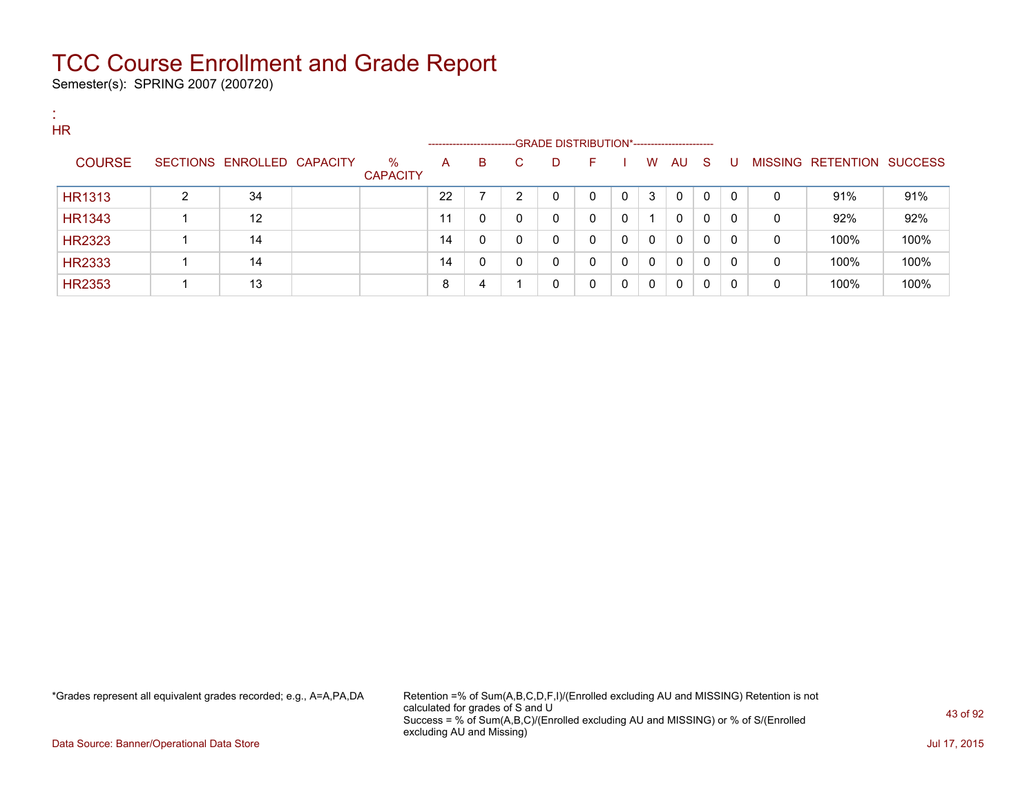# TCC Course Enrollment and Grade Report

Semester(s): SPRING 2007 (200720)

:
HR

| COURSE | SECTIONS | ENROLLED | CAPACITY | % CAPACITY | A | B | C | D | F | I | W | AU | S | U | MISSING | RETENTION | SUCCESS |
|---|---|---|---|---|---|---|---|---|---|---|---|---|---|---|---|---|---|
| | | | | | GRADE DISTRIBUTION* | | | | | | | | | | | | |
| HR1313 | 2 | 34 | | | 22 | 7 | 2 | 0 | 0 | 0 | 3 | 0 | 0 | 0 | 0 | 91% | 91% |
| HR1343 | 1 | 12 | | | 11 | 0 | 0 | 0 | 0 | 0 | 1 | 0 | 0 | 0 | 0 | 92% | 92% |
| HR2323 | 1 | 14 | | | 14 | 0 | 0 | 0 | 0 | 0 | 0 | 0 | 0 | 0 | 0 | 100% | 100% |
| HR2333 | 1 | 14 | | | 14 | 0 | 0 | 0 | 0 | 0 | 0 | 0 | 0 | 0 | 0 | 100% | 100% |
| HR2353 | 1 | 13 | | | 8 | 4 | 1 | 0 | 0 | 0 | 0 | 0 | 0 | 0 | 0 | 100% | 100% |

*Grades represent all equivalent grades recorded; e.g., A=A,PA,DA

Retention =% of Sum(A,B,C,D,F,I)/(Enrolled excluding AU and MISSING) Retention is not calculated for grades of S and U
Success = % of Sum(A,B,C)/(Enrolled excluding AU and MISSING) or % of S/(Enrolled excluding AU and Missing)

Data Source: Banner/Operational Data Store

Jul 17, 2015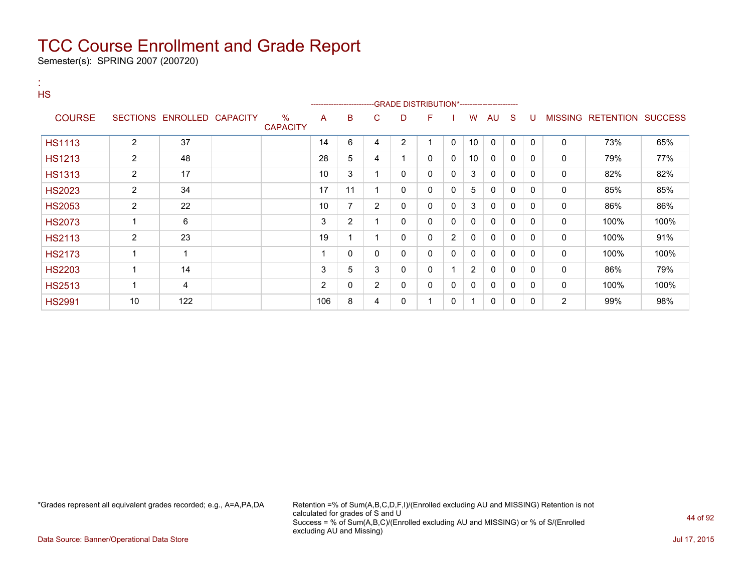# TCC Course Enrollment and Grade Report

Semester(s): SPRING 2007 (200720)

:
HS

| COURSE | SECTIONS | ENROLLED | CAPACITY | % CAPACITY | A | B | C | D | F | I | W | AU | S | U | MISSING | RETENTION | SUCCESS |
|---|---|---|---|---|---|---|---|---|---|---|---|---|---|---|---|---|---|
| | | | | | GRADE DISTRIBUTION* | | | | | | | | | | | | |
| HS1113 | 2 | 37 | | | 14 | 6 | 4 | 2 | 1 | 0 | 10 | 0 | 0 | 0 | 0 | 73% | 65% |
| HS1213 | 2 | 48 | | | 28 | 5 | 4 | 1 | 0 | 0 | 10 | 0 | 0 | 0 | 0 | 79% | 77% |
| HS1313 | 2 | 17 | | | 10 | 3 | 1 | 0 | 0 | 0 | 3 | 0 | 0 | 0 | 0 | 82% | 82% |
| HS2023 | 2 | 34 | | | 17 | 11 | 1 | 0 | 0 | 0 | 5 | 0 | 0 | 0 | 0 | 85% | 85% |
| HS2053 | 2 | 22 | | | 10 | 7 | 2 | 0 | 0 | 0 | 3 | 0 | 0 | 0 | 0 | 86% | 86% |
| HS2073 | 1 | 6 | | | 3 | 2 | 1 | 0 | 0 | 0 | 0 | 0 | 0 | 0 | 0 | 100% | 100% |
| HS2113 | 2 | 23 | | | 19 | 1 | 1 | 0 | 0 | 2 | 0 | 0 | 0 | 0 | 0 | 100% | 91% |
| HS2173 | 1 | 1 | | | 1 | 0 | 0 | 0 | 0 | 0 | 0 | 0 | 0 | 0 | 0 | 100% | 100% |
| HS2203 | 1 | 14 | | | 3 | 5 | 3 | 0 | 0 | 1 | 2 | 0 | 0 | 0 | 0 | 86% | 79% |
| HS2513 | 1 | 4 | | | 2 | 0 | 2 | 0 | 0 | 0 | 0 | 0 | 0 | 0 | 0 | 100% | 100% |
| HS2991 | 10 | 122 | | | 106 | 8 | 4 | 0 | 1 | 0 | 1 | 0 | 0 | 0 | 2 | 99% | 98% |

*Grades represent all equivalent grades recorded; e.g., A=A,PA,DA

Retention =% of Sum(A,B,C,D,F,I)/(Enrolled excluding AU and MISSING) Retention is not calculated for grades of S and U
Success = % of Sum(A,B,C)/(Enrolled excluding AU and MISSING) or % of S/(Enrolled excluding AU and Missing)

Data Source: Banner/Operational Data Store

Jul 17, 2015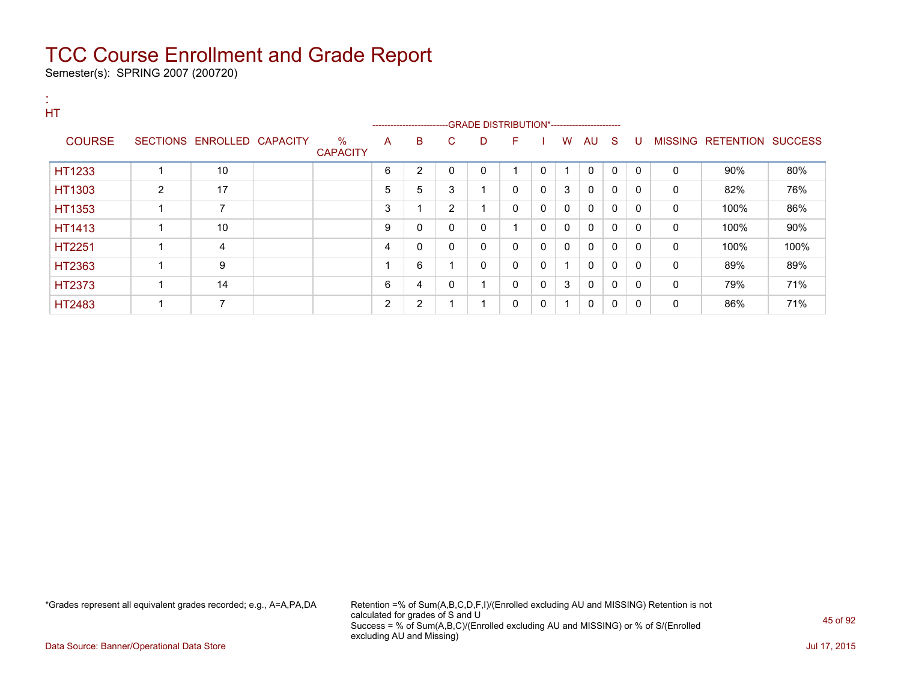# TCC Course Enrollment and Grade Report

Semester(s): SPRING 2007 (200720)

:
HT

| COURSE | SECTIONS | ENROLLED | CAPACITY | % CAPACITY | A | B | C | D | F | I | W | AU | S | U | MISSING | RETENTION | SUCCESS |
|---|---|---|---|---|---|---|---|---|---|---|---|---|---|---|---|---|---|
| | | | | | GRADE DISTRIBUTION* | | | | | | | | | | | | |
| HT1233 | 1 | 10 | | | 6 | 2 | 0 | 0 | 1 | 0 | 1 | 0 | 0 | 0 | 0 | 90% | 80% |
| HT1303 | 2 | 17 | | | 5 | 5 | 3 | 1 | 0 | 0 | 3 | 0 | 0 | 0 | 0 | 82% | 76% |
| HT1353 | 1 | 7 | | | 3 | 1 | 2 | 1 | 0 | 0 | 0 | 0 | 0 | 0 | 0 | 100% | 86% |
| HT1413 | 1 | 10 | | | 9 | 0 | 0 | 0 | 1 | 0 | 0 | 0 | 0 | 0 | 0 | 100% | 90% |
| HT2251 | 1 | 4 | | | 4 | 0 | 0 | 0 | 0 | 0 | 0 | 0 | 0 | 0 | 0 | 100% | 100% |
| HT2363 | 1 | 9 | | | 1 | 6 | 1 | 0 | 0 | 0 | 1 | 0 | 0 | 0 | 0 | 89% | 89% |
| HT2373 | 1 | 14 | | | 6 | 4 | 0 | 1 | 0 | 0 | 3 | 0 | 0 | 0 | 0 | 79% | 71% |
| HT2483 | 1 | 7 | | | 2 | 2 | 1 | 1 | 0 | 0 | 1 | 0 | 0 | 0 | 0 | 86% | 71% |

*Grades represent all equivalent grades recorded; e.g., A=A,PA,DA

Retention =% of Sum(A,B,C,D,F,I)/(Enrolled excluding AU and MISSING) Retention is not calculated for grades of S and U
Success = % of Sum(A,B,C)/(Enrolled excluding AU and MISSING) or % of S/(Enrolled excluding AU and Missing)

Data Source: Banner/Operational Data Store

Jul 17, 2015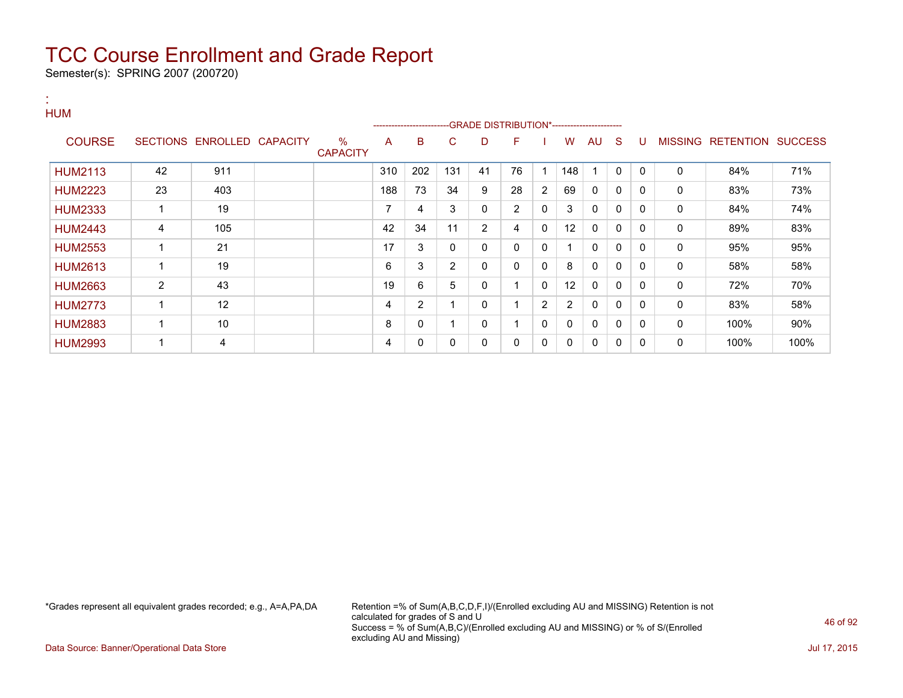# TCC Course Enrollment and Grade Report

Semester(s): SPRING 2007 (200720)

:
HUM

| COURSE | SECTIONS | ENROLLED | CAPACITY | % CAPACITY | A | B | C | D | F | I | W | AU | S | U | MISSING | RETENTION | SUCCESS |
|---|---|---|---|---|---|---|---|---|---|---|---|---|---|---|---|---|---|
| | | | | | GRADE DISTRIBUTION* | | | | | | | | | | | | |
| HUM2113 | 42 | 911 | | | 310 | 202 | 131 | 41 | 76 | 1 | 148 | 1 | 0 | 0 | 0 | 84% | 71% |
| HUM2223 | 23 | 403 | | | 188 | 73 | 34 | 9 | 28 | 2 | 69 | 0 | 0 | 0 | 0 | 83% | 73% |
| HUM2333 | 1 | 19 | | | 7 | 4 | 3 | 0 | 2 | 0 | 3 | 0 | 0 | 0 | 0 | 84% | 74% |
| HUM2443 | 4 | 105 | | | 42 | 34 | 11 | 2 | 4 | 0 | 12 | 0 | 0 | 0 | 0 | 89% | 83% |
| HUM2553 | 1 | 21 | | | 17 | 3 | 0 | 0 | 0 | 0 | 1 | 0 | 0 | 0 | 0 | 95% | 95% |
| HUM2613 | 1 | 19 | | | 6 | 3 | 2 | 0 | 0 | 0 | 8 | 0 | 0 | 0 | 0 | 58% | 58% |
| HUM2663 | 2 | 43 | | | 19 | 6 | 5 | 0 | 1 | 0 | 12 | 0 | 0 | 0 | 0 | 72% | 70% |
| HUM2773 | 1 | 12 | | | 4 | 2 | 1 | 0 | 1 | 2 | 2 | 0 | 0 | 0 | 0 | 83% | 58% |
| HUM2883 | 1 | 10 | | | 8 | 0 | 1 | 0 | 1 | 0 | 0 | 0 | 0 | 0 | 0 | 100% | 90% |
| HUM2993 | 1 | 4 | | | 4 | 0 | 0 | 0 | 0 | 0 | 0 | 0 | 0 | 0 | 0 | 100% | 100% |

*Grades represent all equivalent grades recorded; e.g., A=A,PA,DA

Retention =% of Sum(A,B,C,D,F,I)/(Enrolled excluding AU and MISSING) Retention is not calculated for grades of S and U
Success = % of Sum(A,B,C)/(Enrolled excluding AU and MISSING) or % of S/(Enrolled excluding AU and Missing)

Data Source: Banner/Operational Data Store

Jul 17, 2015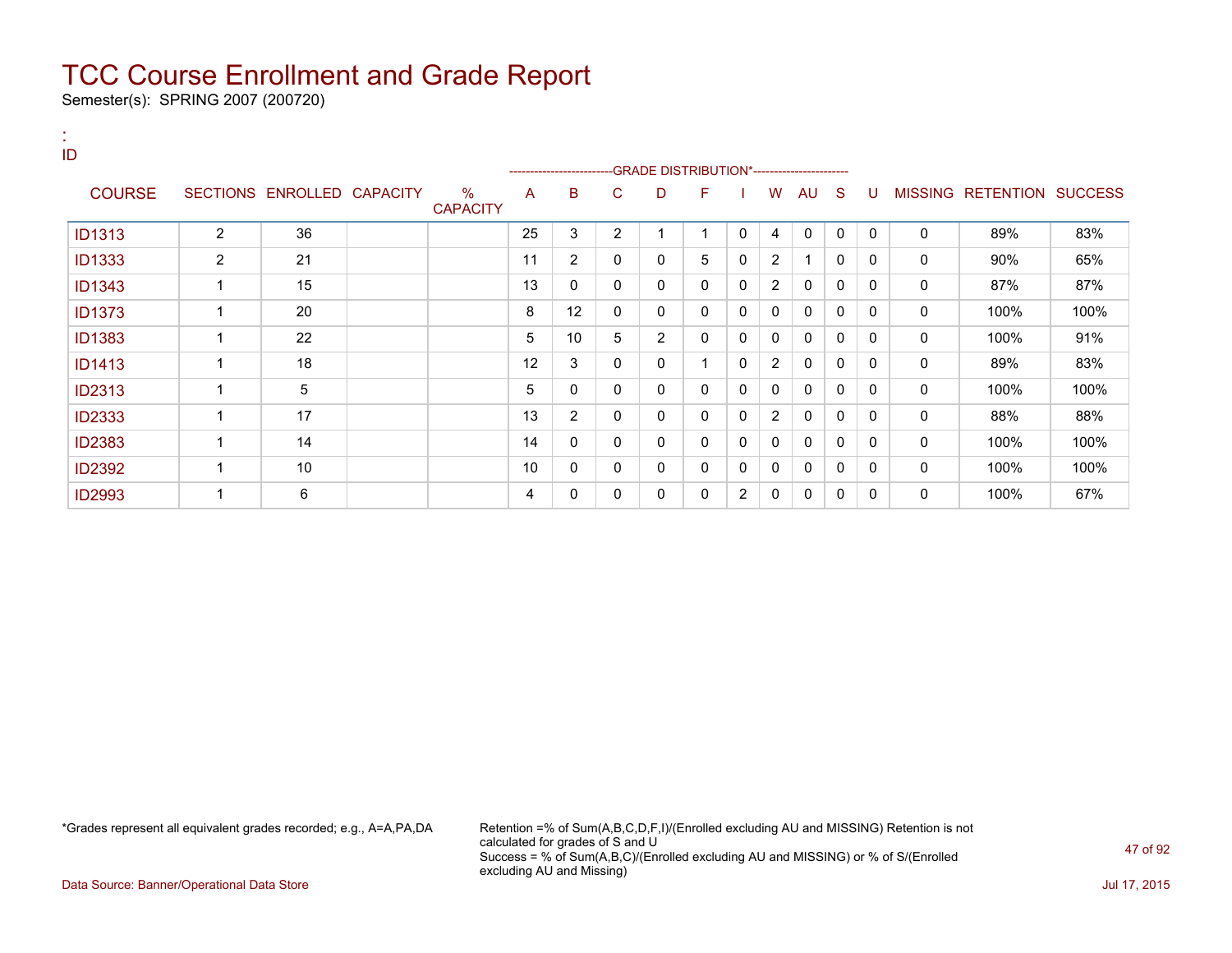# TCC Course Enrollment and Grade Report

Semester(s): SPRING 2007 (200720)

:
ID

| COURSE | SECTIONS | ENROLLED | CAPACITY | % CAPACITY | A | B | C | D | F | I | W | AU | S | U | MISSING | RETENTION | SUCCESS |
|---|---|---|---|---|---|---|---|---|---|---|---|---|---|---|---|---|---|
| | | | | | GRADE DISTRIBUTION* | | | | | | | | | | | | |
| ID1313 | 2 | 36 | | | 25 | 3 | 2 | 1 | 1 | 0 | 4 | 0 | 0 | 0 | 0 | 89% | 83% |
| ID1333 | 2 | 21 | | | 11 | 2 | 0 | 0 | 5 | 0 | 2 | 1 | 0 | 0 | 0 | 90% | 65% |
| ID1343 | 1 | 15 | | | 13 | 0 | 0 | 0 | 0 | 0 | 2 | 0 | 0 | 0 | 0 | 87% | 87% |
| ID1373 | 1 | 20 | | | 8 | 12 | 0 | 0 | 0 | 0 | 0 | 0 | 0 | 0 | 0 | 100% | 100% |
| ID1383 | 1 | 22 | | | 5 | 10 | 5 | 2 | 0 | 0 | 0 | 0 | 0 | 0 | 0 | 100% | 91% |
| ID1413 | 1 | 18 | | | 12 | 3 | 0 | 0 | 1 | 0 | 2 | 0 | 0 | 0 | 0 | 89% | 83% |
| ID2313 | 1 | 5 | | | 5 | 0 | 0 | 0 | 0 | 0 | 0 | 0 | 0 | 0 | 0 | 100% | 100% |
| ID2333 | 1 | 17 | | | 13 | 2 | 0 | 0 | 0 | 0 | 2 | 0 | 0 | 0 | 0 | 88% | 88% |
| ID2383 | 1 | 14 | | | 14 | 0 | 0 | 0 | 0 | 0 | 0 | 0 | 0 | 0 | 0 | 100% | 100% |
| ID2392 | 1 | 10 | | | 10 | 0 | 0 | 0 | 0 | 0 | 0 | 0 | 0 | 0 | 0 | 100% | 100% |
| ID2993 | 1 | 6 | | | 4 | 0 | 0 | 0 | 0 | 2 | 0 | 0 | 0 | 0 | 0 | 100% | 67% |

*Grades represent all equivalent grades recorded; e.g., A=A,PA,DA

Retention =% of Sum(A,B,C,D,F,I)/(Enrolled excluding AU and MISSING) Retention is not calculated for grades of S and U
Success = % of Sum(A,B,C)/(Enrolled excluding AU and MISSING) or % of S/(Enrolled excluding AU and Missing)

Data Source: Banner/Operational Data Store

Jul 17, 2015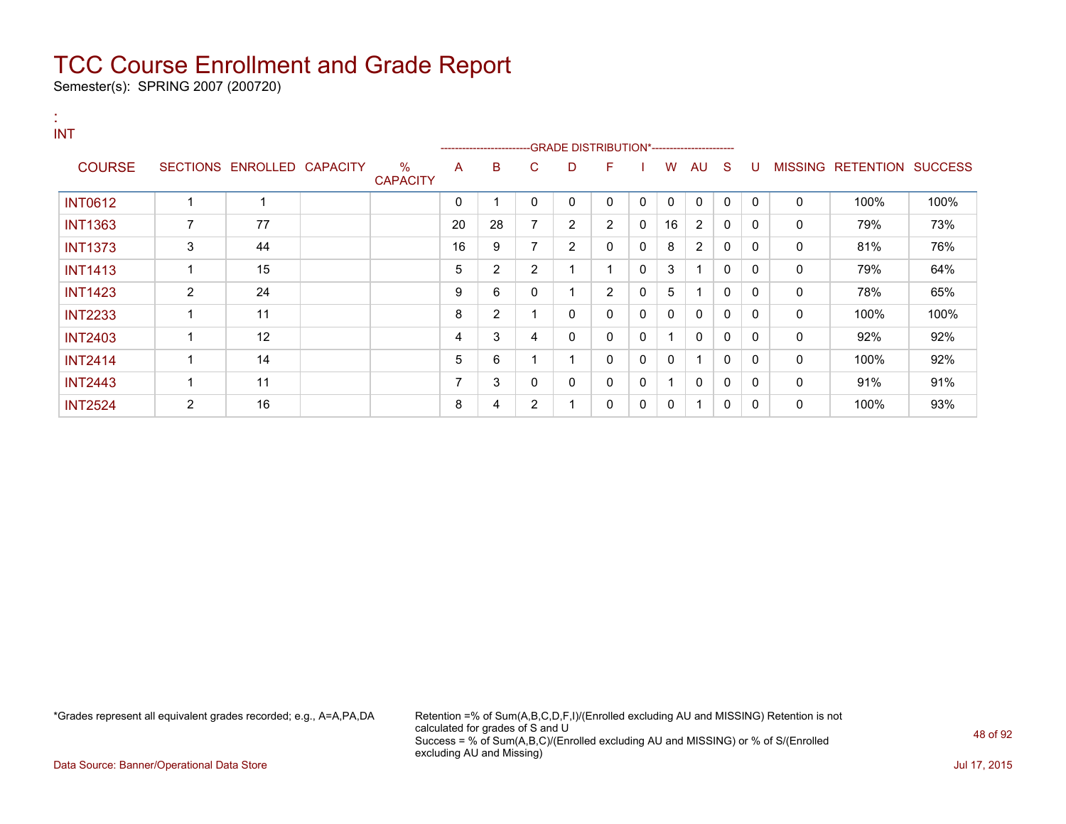# TCC Course Enrollment and Grade Report

Semester(s): SPRING 2007 (200720)

:
INT

| COURSE | SECTIONS | ENROLLED | CAPACITY | % CAPACITY | A | B | C | D | F | I | W | AU | S | U | MISSING | RETENTION | SUCCESS |
|---|---|---|---|---|---|---|---|---|---|---|---|---|---|---|---|---|---|
| | | | | | GRADE DISTRIBUTION* | | | | | | | | | | | | |
| INT0612 | 1 | 1 | | | 0 | 1 | 0 | 0 | 0 | 0 | 0 | 0 | 0 | 0 | 0 | 100% | 100% |
| INT1363 | 7 | 77 | | | 20 | 28 | 7 | 2 | 2 | 0 | 16 | 2 | 0 | 0 | 0 | 79% | 73% |
| INT1373 | 3 | 44 | | | 16 | 9 | 7 | 2 | 0 | 0 | 8 | 2 | 0 | 0 | 0 | 81% | 76% |
| INT1413 | 1 | 15 | | | 5 | 2 | 2 | 1 | 1 | 0 | 3 | 1 | 0 | 0 | 0 | 79% | 64% |
| INT1423 | 2 | 24 | | | 9 | 6 | 0 | 1 | 2 | 0 | 5 | 1 | 0 | 0 | 0 | 78% | 65% |
| INT2233 | 1 | 11 | | | 8 | 2 | 1 | 0 | 0 | 0 | 0 | 0 | 0 | 0 | 0 | 100% | 100% |
| INT2403 | 1 | 12 | | | 4 | 3 | 4 | 0 | 0 | 0 | 1 | 0 | 0 | 0 | 0 | 92% | 92% |
| INT2414 | 1 | 14 | | | 5 | 6 | 1 | 1 | 0 | 0 | 0 | 1 | 0 | 0 | 0 | 100% | 92% |
| INT2443 | 1 | 11 | | | 7 | 3 | 0 | 0 | 0 | 0 | 1 | 0 | 0 | 0 | 0 | 91% | 91% |
| INT2524 | 2 | 16 | | | 8 | 4 | 2 | 1 | 0 | 0 | 0 | 1 | 0 | 0 | 0 | 100% | 93% |

*Grades represent all equivalent grades recorded; e.g., A=A,PA,DA

Retention =% of Sum(A,B,C,D,F,I)/(Enrolled excluding AU and MISSING) Retention is not calculated for grades of S and U
Success = % of Sum(A,B,C)/(Enrolled excluding AU and MISSING) or % of S/(Enrolled excluding AU and Missing)

Data Source: Banner/Operational Data Store

Jul 17, 2015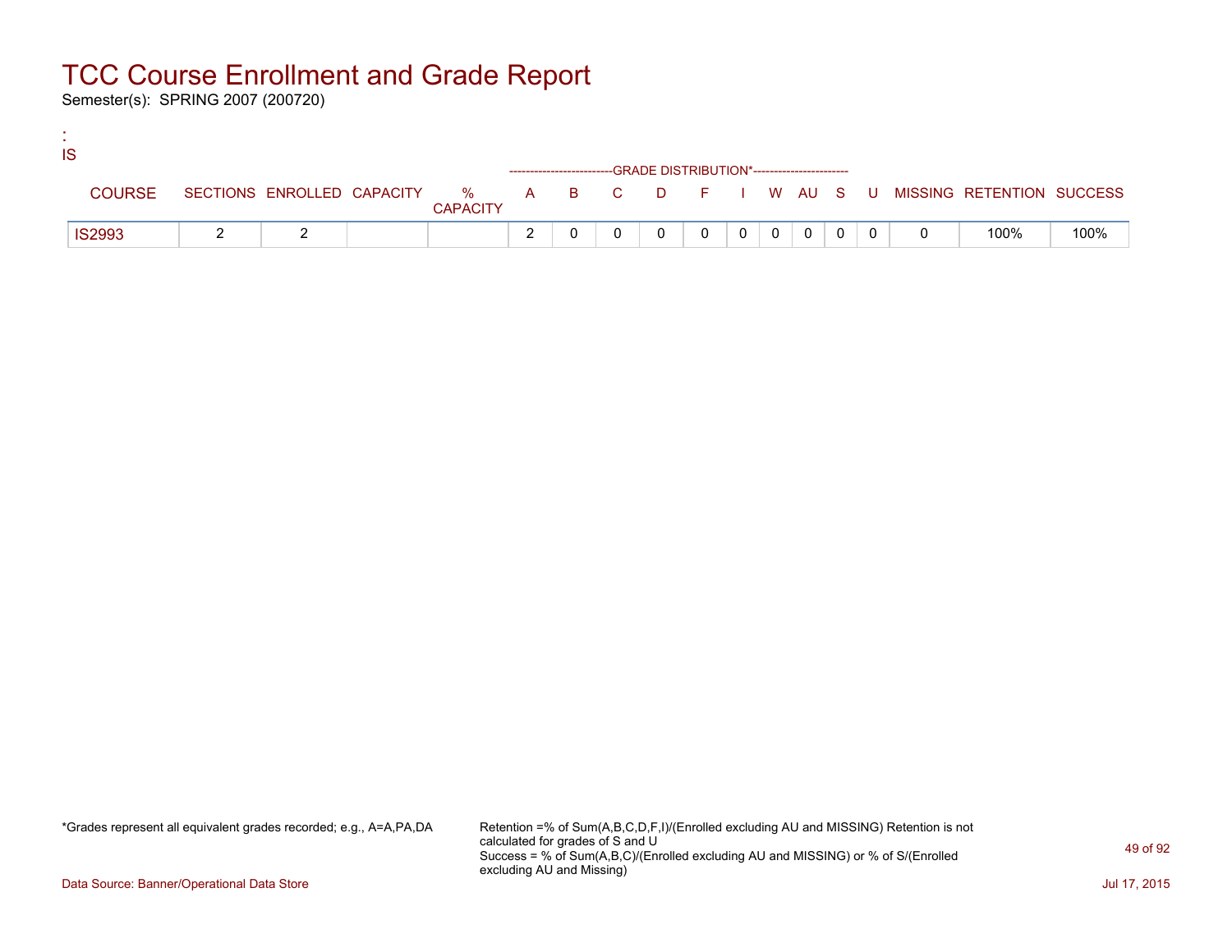# TCC Course Enrollment and Grade Report

Semester(s): SPRING 2007 (200720)

:
IS

| COURSE | SECTIONS | ENROLLED | CAPACITY | % CAPACITY | A | B | C | D | F | I | W | AU | S | U | MISSING | RETENTION | SUCCESS |
|---|---|---|---|---|---|---|---|---|---|---|---|---|---|---|---|---|---|
| | | | | | GRADE DISTRIBUTION* | | | | | | | | | | | | |
| IS2993 | 2 | 2 | | | 2 | 0 | 0 | 0 | 0 | 0 | 0 | 0 | 0 | 0 | 0 | 100% | 100% |

*Grades represent all equivalent grades recorded; e.g., A=A,PA,DA

Retention =% of Sum(A,B,C,D,F,I)/(Enrolled excluding AU and MISSING) Retention is not calculated for grades of S and U
Success = % of Sum(A,B,C)/(Enrolled excluding AU and MISSING) or % of S/(Enrolled excluding AU and Missing)

Data Source: Banner/Operational Data Store

Jul 17, 2015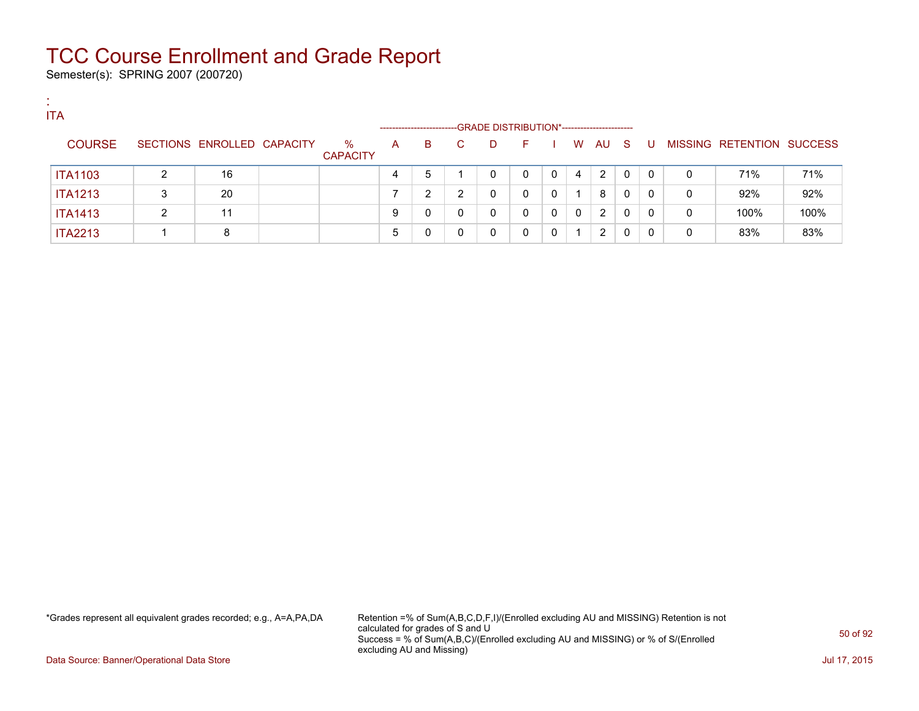# TCC Course Enrollment and Grade Report

Semester(s): SPRING 2007 (200720)

:
ITA

| COURSE | SECTIONS | ENROLLED | CAPACITY | % CAPACITY | A | B | C | D | F | I | W | AU | S | U | MISSING | RETENTION | SUCCESS |
|---|---|---|---|---|---|---|---|---|---|---|---|---|---|---|---|---|---|
| | | | | | GRADE DISTRIBUTION* | | | | | | | | | | | | |
| ITA1103 | 2 | 16 | | | 4 | 5 | 1 | 0 | 0 | 0 | 4 | 2 | 0 | 0 | 0 | 71% | 71% |
| ITA1213 | 3 | 20 | | | 7 | 2 | 2 | 0 | 0 | 0 | 1 | 8 | 0 | 0 | 0 | 92% | 92% |
| ITA1413 | 2 | 11 | | | 9 | 0 | 0 | 0 | 0 | 0 | 0 | 2 | 0 | 0 | 0 | 100% | 100% |
| ITA2213 | 1 | 8 | | | 5 | 0 | 0 | 0 | 0 | 0 | 1 | 2 | 0 | 0 | 0 | 83% | 83% |

*Grades represent all equivalent grades recorded; e.g., A=A,PA,DA

Retention =% of Sum(A,B,C,D,F,I)/(Enrolled excluding AU and MISSING) Retention is not calculated for grades of S and U
Success = % of Sum(A,B,C)/(Enrolled excluding AU and MISSING) or % of S/(Enrolled excluding AU and Missing)

Data Source: Banner/Operational Data Store

Jul 17, 2015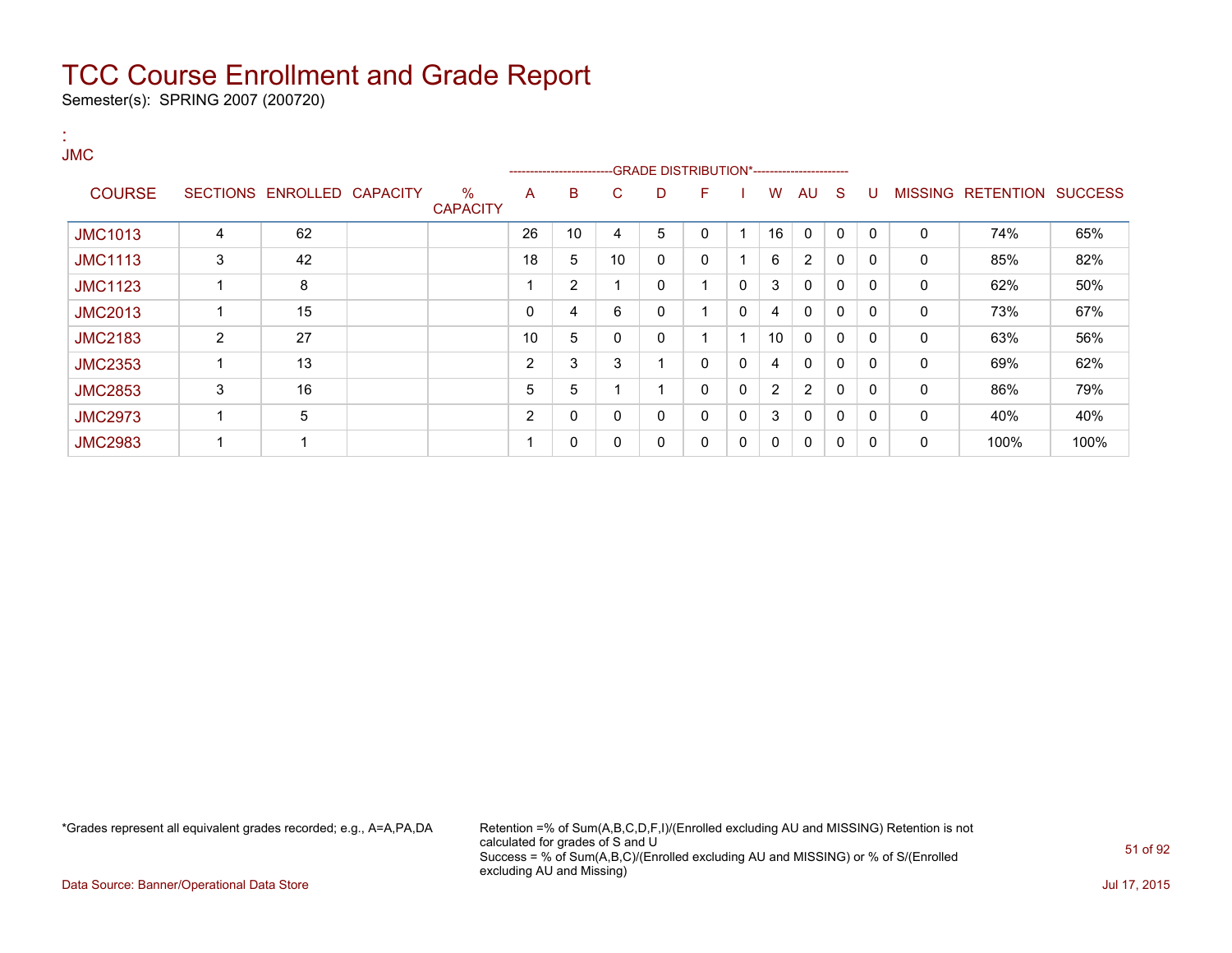# TCC Course Enrollment and Grade Report

Semester(s): SPRING 2007 (200720)

:
JMC

| COURSE | SECTIONS | ENROLLED | CAPACITY | % CAPACITY | A | B | C | D | F | I | W | AU | S | U | MISSING | RETENTION | SUCCESS |
|---|---|---|---|---|---|---|---|---|---|---|---|---|---|---|---|---|---|
| | | | | | GRADE DISTRIBUTION* | | | | | | | | | | | | |
| JMC1013 | 4 | 62 | | | 26 | 10 | 4 | 5 | 0 | 1 | 16 | 0 | 0 | 0 | 0 | 74% | 65% |
| JMC1113 | 3 | 42 | | | 18 | 5 | 10 | 0 | 0 | 1 | 6 | 2 | 0 | 0 | 0 | 85% | 82% |
| JMC1123 | 1 | 8 | | | 1 | 2 | 1 | 0 | 1 | 0 | 3 | 0 | 0 | 0 | 0 | 62% | 50% |
| JMC2013 | 1 | 15 | | | 0 | 4 | 6 | 0 | 1 | 0 | 4 | 0 | 0 | 0 | 0 | 73% | 67% |
| JMC2183 | 2 | 27 | | | 10 | 5 | 0 | 0 | 1 | 1 | 10 | 0 | 0 | 0 | 0 | 63% | 56% |
| JMC2353 | 1 | 13 | | | 2 | 3 | 3 | 1 | 0 | 0 | 4 | 0 | 0 | 0 | 0 | 69% | 62% |
| JMC2853 | 3 | 16 | | | 5 | 5 | 1 | 1 | 0 | 0 | 2 | 2 | 0 | 0 | 0 | 86% | 79% |
| JMC2973 | 1 | 5 | | | 2 | 0 | 0 | 0 | 0 | 0 | 3 | 0 | 0 | 0 | 0 | 40% | 40% |
| JMC2983 | 1 | 1 | | | 1 | 0 | 0 | 0 | 0 | 0 | 0 | 0 | 0 | 0 | 0 | 100% | 100% |

*Grades represent all equivalent grades recorded; e.g., A=A,PA,DA

Retention =% of Sum(A,B,C,D,F,I)/(Enrolled excluding AU and MISSING) Retention is not calculated for grades of S and U
Success = % of Sum(A,B,C)/(Enrolled excluding AU and MISSING) or % of S/(Enrolled excluding AU and Missing)

Data Source: Banner/Operational Data Store

Jul 17, 2015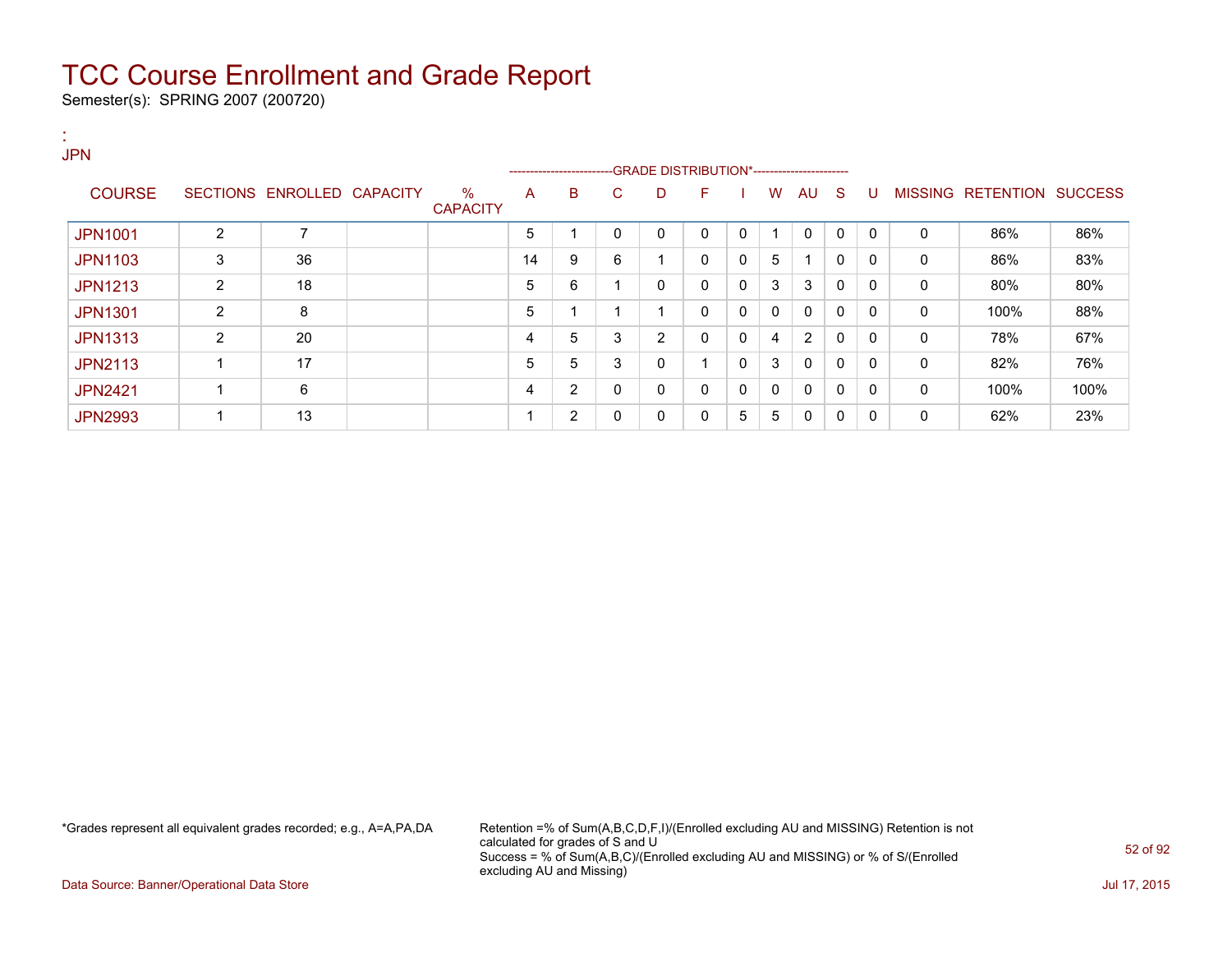# TCC Course Enrollment and Grade Report

Semester(s): SPRING 2007 (200720)

:
JPN

| COURSE | SECTIONS | ENROLLED | CAPACITY | % CAPACITY | A | B | C | D | F | I | W | AU | S | U | MISSING | RETENTION | SUCCESS |
|---|---|---|---|---|---|---|---|---|---|---|---|---|---|---|---|---|---|
| | | | | | GRADE DISTRIBUTION* | | | | | | | | | | | | |
| JPN1001 | 2 | 7 | | | 5 | 1 | 0 | 0 | 0 | 0 | 1 | 0 | 0 | 0 | 0 | 86% | 86% |
| JPN1103 | 3 | 36 | | | 14 | 9 | 6 | 1 | 0 | 0 | 5 | 1 | 0 | 0 | 0 | 86% | 83% |
| JPN1213 | 2 | 18 | | | 5 | 6 | 1 | 0 | 0 | 0 | 3 | 3 | 0 | 0 | 0 | 80% | 80% |
| JPN1301 | 2 | 8 | | | 5 | 1 | 1 | 1 | 0 | 0 | 0 | 0 | 0 | 0 | 0 | 100% | 88% |
| JPN1313 | 2 | 20 | | | 4 | 5 | 3 | 2 | 0 | 0 | 4 | 2 | 0 | 0 | 0 | 78% | 67% |
| JPN2113 | 1 | 17 | | | 5 | 5 | 3 | 0 | 1 | 0 | 3 | 0 | 0 | 0 | 0 | 82% | 76% |
| JPN2421 | 1 | 6 | | | 4 | 2 | 0 | 0 | 0 | 0 | 0 | 0 | 0 | 0 | 0 | 100% | 100% |
| JPN2993 | 1 | 13 | | | 1 | 2 | 0 | 0 | 0 | 5 | 5 | 0 | 0 | 0 | 0 | 62% | 23% |

*Grades represent all equivalent grades recorded; e.g., A=A,PA,DA

Retention =% of Sum(A,B,C,D,F,I)/(Enrolled excluding AU and MISSING) Retention is not calculated for grades of S and U
Success = % of Sum(A,B,C)/(Enrolled excluding AU and MISSING) or % of S/(Enrolled excluding AU and Missing)

Data Source: Banner/Operational Data Store

Jul 17, 2015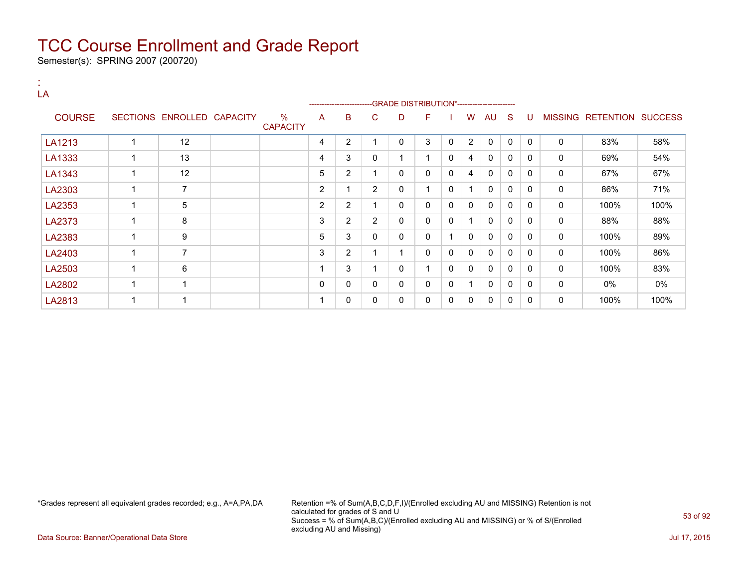# TCC Course Enrollment and Grade Report

Semester(s): SPRING 2007 (200720)

:
LA

| COURSE | SECTIONS | ENROLLED | CAPACITY | % CAPACITY | A | B | C | D | F | I | W | AU | S | U | MISSING | RETENTION | SUCCESS |
|---|---|---|---|---|---|---|---|---|---|---|---|---|---|---|---|---|---|
| | | | | | GRADE DISTRIBUTION* | | | | | | | | | | | | |
| LA1213 | 1 | 12 | | | 4 | 2 | 1 | 0 | 3 | 0 | 2 | 0 | 0 | 0 | 0 | 83% | 58% |
| LA1333 | 1 | 13 | | | 4 | 3 | 0 | 1 | 1 | 0 | 4 | 0 | 0 | 0 | 0 | 69% | 54% |
| LA1343 | 1 | 12 | | | 5 | 2 | 1 | 0 | 0 | 0 | 4 | 0 | 0 | 0 | 0 | 67% | 67% |
| LA2303 | 1 | 7 | | | 2 | 1 | 2 | 0 | 1 | 0 | 1 | 0 | 0 | 0 | 0 | 86% | 71% |
| LA2353 | 1 | 5 | | | 2 | 2 | 1 | 0 | 0 | 0 | 0 | 0 | 0 | 0 | 0 | 100% | 100% |
| LA2373 | 1 | 8 | | | 3 | 2 | 2 | 0 | 0 | 0 | 1 | 0 | 0 | 0 | 0 | 88% | 88% |
| LA2383 | 1 | 9 | | | 5 | 3 | 0 | 0 | 0 | 1 | 0 | 0 | 0 | 0 | 0 | 100% | 89% |
| LA2403 | 1 | 7 | | | 3 | 2 | 1 | 1 | 0 | 0 | 0 | 0 | 0 | 0 | 0 | 100% | 86% |
| LA2503 | 1 | 6 | | | 1 | 3 | 1 | 0 | 1 | 0 | 0 | 0 | 0 | 0 | 0 | 100% | 83% |
| LA2802 | 1 | 1 | | | 0 | 0 | 0 | 0 | 0 | 0 | 1 | 0 | 0 | 0 | 0 | 0% | 0% |
| LA2813 | 1 | 1 | | | 1 | 0 | 0 | 0 | 0 | 0 | 0 | 0 | 0 | 0 | 0 | 100% | 100% |

*Grades represent all equivalent grades recorded; e.g., A=A,PA,DA

Retention =% of Sum(A,B,C,D,F,I)/(Enrolled excluding AU and MISSING) Retention is not calculated for grades of S and U
Success = % of Sum(A,B,C)/(Enrolled excluding AU and MISSING) or % of S/(Enrolled excluding AU and Missing)

Data Source: Banner/Operational Data Store

Jul 17, 2015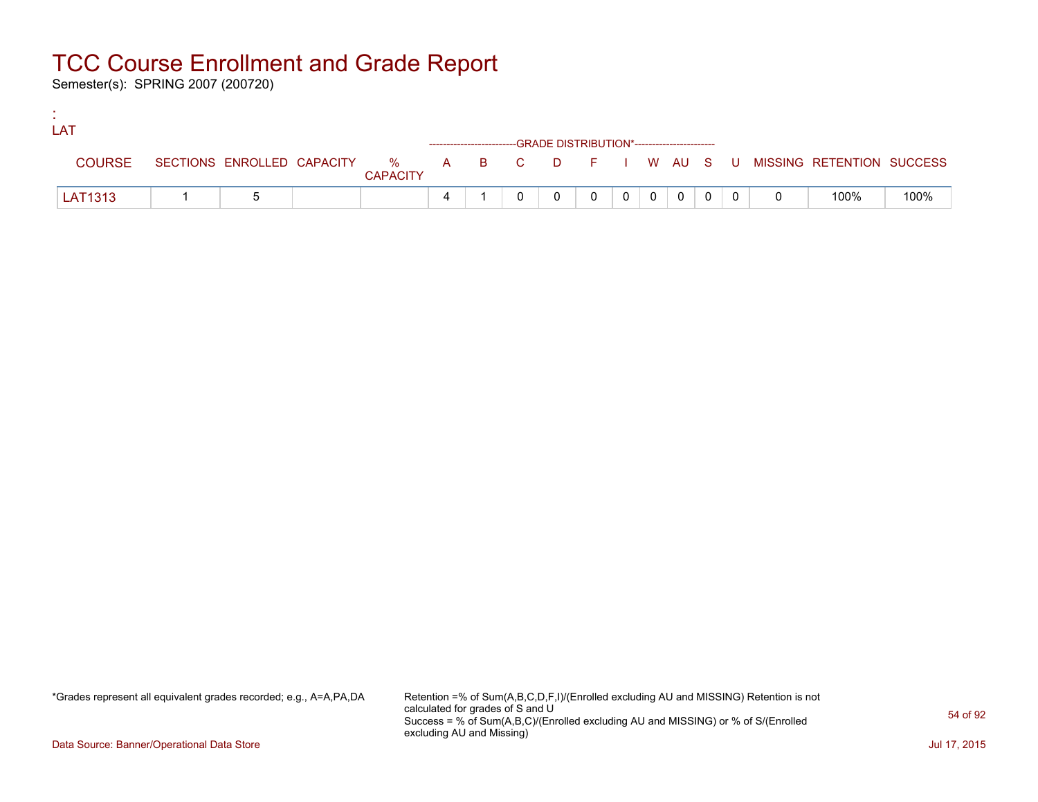# TCC Course Enrollment and Grade Report

Semester(s): SPRING 2007 (200720)

:
LAT

| COURSE | SECTIONS | ENROLLED | CAPACITY | % CAPACITY | A | B | C | D | F | I | W | AU | S | U | MISSING | RETENTION | SUCCESS |
|---|---|---|---|---|---|---|---|---|---|---|---|---|---|---|---|---|---|
| | | | | | GRADE DISTRIBUTION* | | | | | | | | | | | | |
| LAT1313 | 1 | 5 | | | 4 | 1 | 0 | 0 | 0 | 0 | 0 | 0 | 0 | 0 | 0 | 100% | 100% |

*Grades represent all equivalent grades recorded; e.g., A=A,PA,DA

Retention =% of Sum(A,B,C,D,F,I)/(Enrolled excluding AU and MISSING) Retention is not calculated for grades of S and U
Success = % of Sum(A,B,C)/(Enrolled excluding AU and MISSING) or % of S/(Enrolled excluding AU and Missing)

Data Source: Banner/Operational Data Store

Jul 17, 2015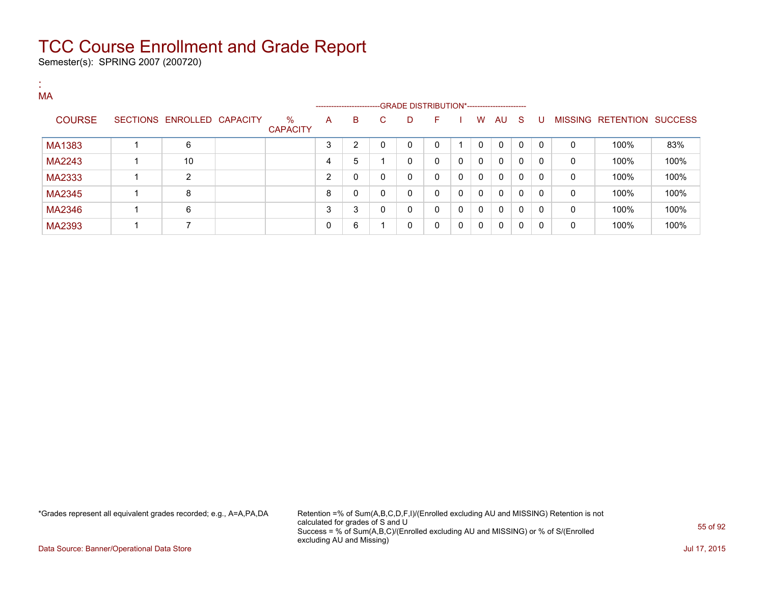# TCC Course Enrollment and Grade Report

Semester(s): SPRING 2007 (200720)

:
MA

| COURSE | SECTIONS | ENROLLED | CAPACITY | % CAPACITY | A | B | C | D | F | I | W | AU | S | U | MISSING | RETENTION | SUCCESS |
|---|---|---|---|---|---|---|---|---|---|---|---|---|---|---|---|---|---|
| | | | | | GRADE DISTRIBUTION* | | | | | | | | | | | | |
| MA1383 | 1 | 6 | | | 3 | 2 | 0 | 0 | 0 | 1 | 0 | 0 | 0 | 0 | 0 | 100% | 83% |
| MA2243 | 1 | 10 | | | 4 | 5 | 1 | 0 | 0 | 0 | 0 | 0 | 0 | 0 | 0 | 100% | 100% |
| MA2333 | 1 | 2 | | | 2 | 0 | 0 | 0 | 0 | 0 | 0 | 0 | 0 | 0 | 0 | 100% | 100% |
| MA2345 | 1 | 8 | | | 8 | 0 | 0 | 0 | 0 | 0 | 0 | 0 | 0 | 0 | 0 | 100% | 100% |
| MA2346 | 1 | 6 | | | 3 | 3 | 0 | 0 | 0 | 0 | 0 | 0 | 0 | 0 | 0 | 100% | 100% |
| MA2393 | 1 | 7 | | | 0 | 6 | 1 | 0 | 0 | 0 | 0 | 0 | 0 | 0 | 0 | 100% | 100% |

*Grades represent all equivalent grades recorded; e.g., A=A,PA,DA

Retention =% of Sum(A,B,C,D,F,I)/(Enrolled excluding AU and MISSING) Retention is not calculated for grades of S and U
Success = % of Sum(A,B,C)/(Enrolled excluding AU and MISSING) or % of S/(Enrolled excluding AU and Missing)

Data Source: Banner/Operational Data Store

Jul 17, 2015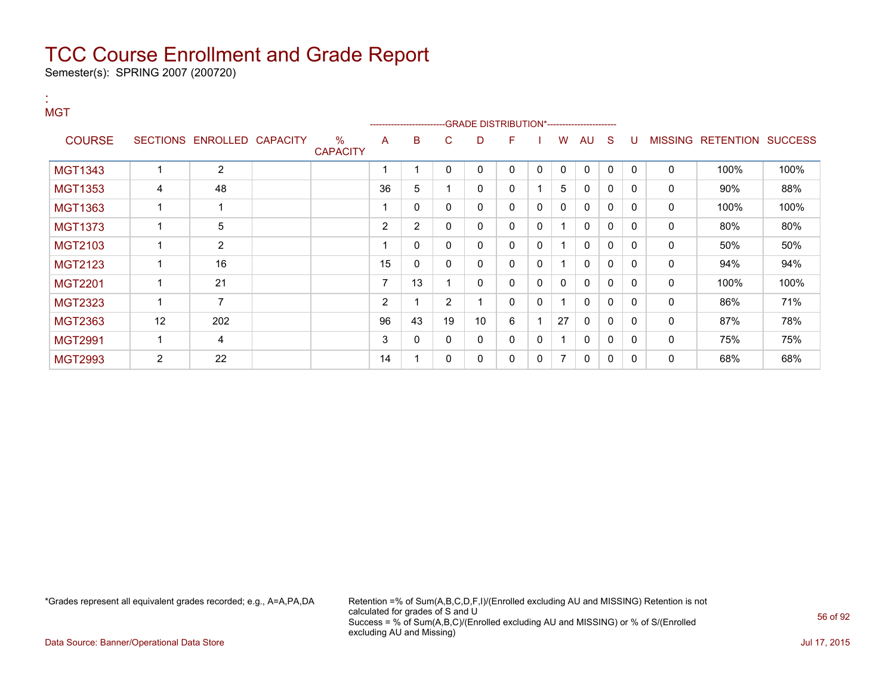# TCC Course Enrollment and Grade Report

Semester(s): SPRING 2007 (200720)

:
MGT

| COURSE | SECTIONS | ENROLLED | CAPACITY | % CAPACITY | A | B | C | D | F | I | W | AU | S | U | MISSING | RETENTION | SUCCESS |
|---|---|---|---|---|---|---|---|---|---|---|---|---|---|---|---|---|---|
| | | | | | GRADE DISTRIBUTION* | | | | | | | | | | | | |
| MGT1343 | 1 | 2 | | | 1 | 1 | 0 | 0 | 0 | 0 | 0 | 0 | 0 | 0 | 0 | 100% | 100% |
| MGT1353 | 4 | 48 | | | 36 | 5 | 1 | 0 | 0 | 1 | 5 | 0 | 0 | 0 | 0 | 90% | 88% |
| MGT1363 | 1 | 1 | | | 1 | 0 | 0 | 0 | 0 | 0 | 0 | 0 | 0 | 0 | 0 | 100% | 100% |
| MGT1373 | 1 | 5 | | | 2 | 2 | 0 | 0 | 0 | 0 | 1 | 0 | 0 | 0 | 0 | 80% | 80% |
| MGT2103 | 1 | 2 | | | 1 | 0 | 0 | 0 | 0 | 0 | 1 | 0 | 0 | 0 | 0 | 50% | 50% |
| MGT2123 | 1 | 16 | | | 15 | 0 | 0 | 0 | 0 | 0 | 1 | 0 | 0 | 0 | 0 | 94% | 94% |
| MGT2201 | 1 | 21 | | | 7 | 13 | 1 | 0 | 0 | 0 | 0 | 0 | 0 | 0 | 0 | 100% | 100% |
| MGT2323 | 1 | 7 | | | 2 | 1 | 2 | 1 | 0 | 0 | 1 | 0 | 0 | 0 | 0 | 86% | 71% |
| MGT2363 | 12 | 202 | | | 96 | 43 | 19 | 10 | 6 | 1 | 27 | 0 | 0 | 0 | 0 | 87% | 78% |
| MGT2991 | 1 | 4 | | | 3 | 0 | 0 | 0 | 0 | 0 | 1 | 0 | 0 | 0 | 0 | 75% | 75% |
| MGT2993 | 2 | 22 | | | 14 | 1 | 0 | 0 | 0 | 0 | 7 | 0 | 0 | 0 | 0 | 68% | 68% |

*Grades represent all equivalent grades recorded; e.g., A=A,PA,DA

Retention =% of Sum(A,B,C,D,F,I)/(Enrolled excluding AU and MISSING) Retention is not calculated for grades of S and U
Success = % of Sum(A,B,C)/(Enrolled excluding AU and MISSING) or % of S/(Enrolled excluding AU and Missing)

Data Source: Banner/Operational Data Store

Jul 17, 2015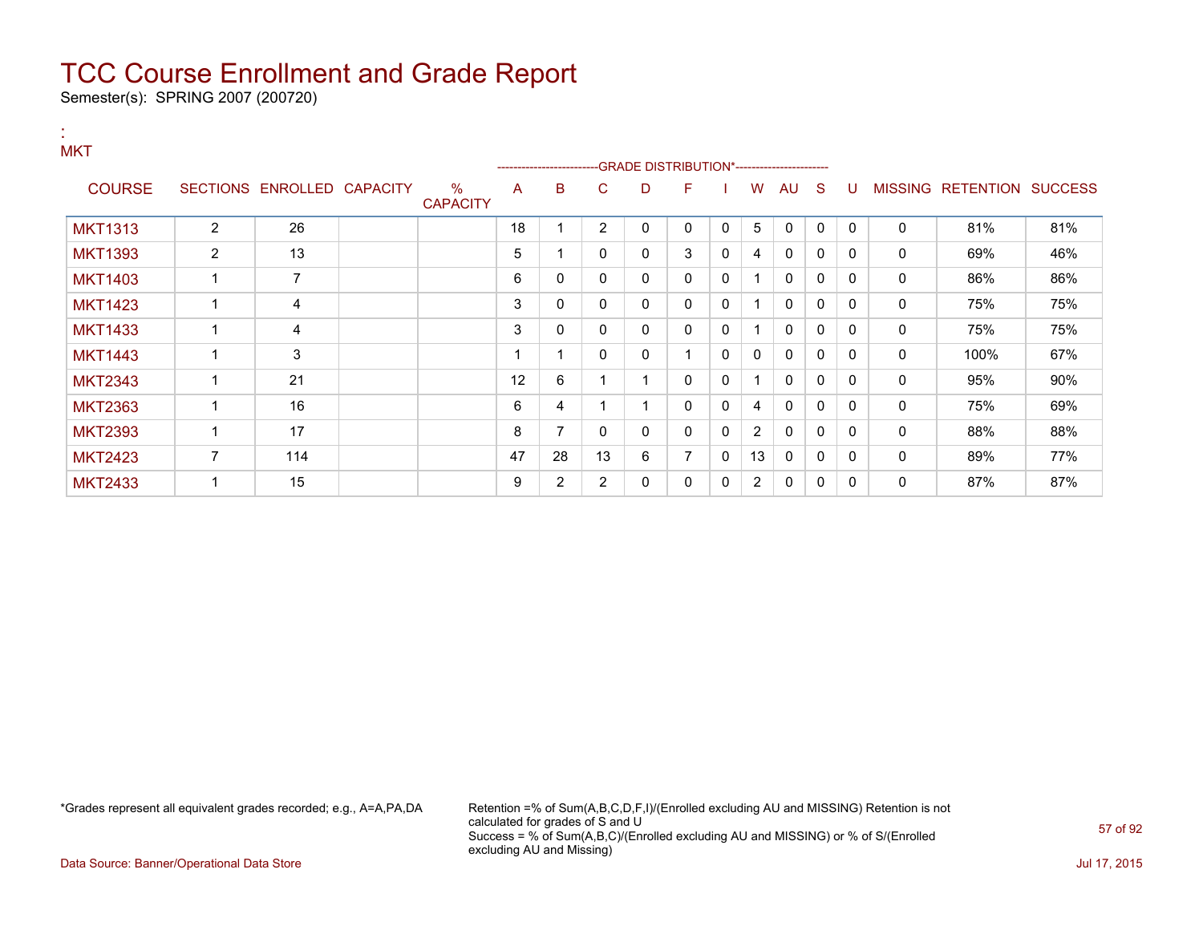# TCC Course Enrollment and Grade Report

Semester(s): SPRING 2007 (200720)

:
MKT

| COURSE | SECTIONS | ENROLLED | CAPACITY | % CAPACITY | A | B | C | D | F | I | W | AU | S | U | MISSING | RETENTION | SUCCESS |
|---|---|---|---|---|---|---|---|---|---|---|---|---|---|---|---|---|---|
| | | | | | GRADE DISTRIBUTION* | | | | | | | | | | | | |
| MKT1313 | 2 | 26 | | | 18 | 1 | 2 | 0 | 0 | 0 | 5 | 0 | 0 | 0 | 0 | 81% | 81% |
| MKT1393 | 2 | 13 | | | 5 | 1 | 0 | 0 | 3 | 0 | 4 | 0 | 0 | 0 | 0 | 69% | 46% |
| MKT1403 | 1 | 7 | | | 6 | 0 | 0 | 0 | 0 | 0 | 1 | 0 | 0 | 0 | 0 | 86% | 86% |
| MKT1423 | 1 | 4 | | | 3 | 0 | 0 | 0 | 0 | 0 | 1 | 0 | 0 | 0 | 0 | 75% | 75% |
| MKT1433 | 1 | 4 | | | 3 | 0 | 0 | 0 | 0 | 0 | 1 | 0 | 0 | 0 | 0 | 75% | 75% |
| MKT1443 | 1 | 3 | | | 1 | 1 | 0 | 0 | 1 | 0 | 0 | 0 | 0 | 0 | 0 | 100% | 67% |
| MKT2343 | 1 | 21 | | | 12 | 6 | 1 | 1 | 0 | 0 | 1 | 0 | 0 | 0 | 0 | 95% | 90% |
| MKT2363 | 1 | 16 | | | 6 | 4 | 1 | 1 | 0 | 0 | 4 | 0 | 0 | 0 | 0 | 75% | 69% |
| MKT2393 | 1 | 17 | | | 8 | 7 | 0 | 0 | 0 | 0 | 2 | 0 | 0 | 0 | 0 | 88% | 88% |
| MKT2423 | 7 | 114 | | | 47 | 28 | 13 | 6 | 7 | 0 | 13 | 0 | 0 | 0 | 0 | 89% | 77% |
| MKT2433 | 1 | 15 | | | 9 | 2 | 2 | 0 | 0 | 0 | 2 | 0 | 0 | 0 | 0 | 87% | 87% |

*Grades represent all equivalent grades recorded; e.g., A=A,PA,DA

Retention =% of Sum(A,B,C,D,F,I)/(Enrolled excluding AU and MISSING) Retention is not calculated for grades of S and U
Success = % of Sum(A,B,C)/(Enrolled excluding AU and MISSING) or % of S/(Enrolled excluding AU and Missing)

Data Source: Banner/Operational Data Store

Jul 17, 2015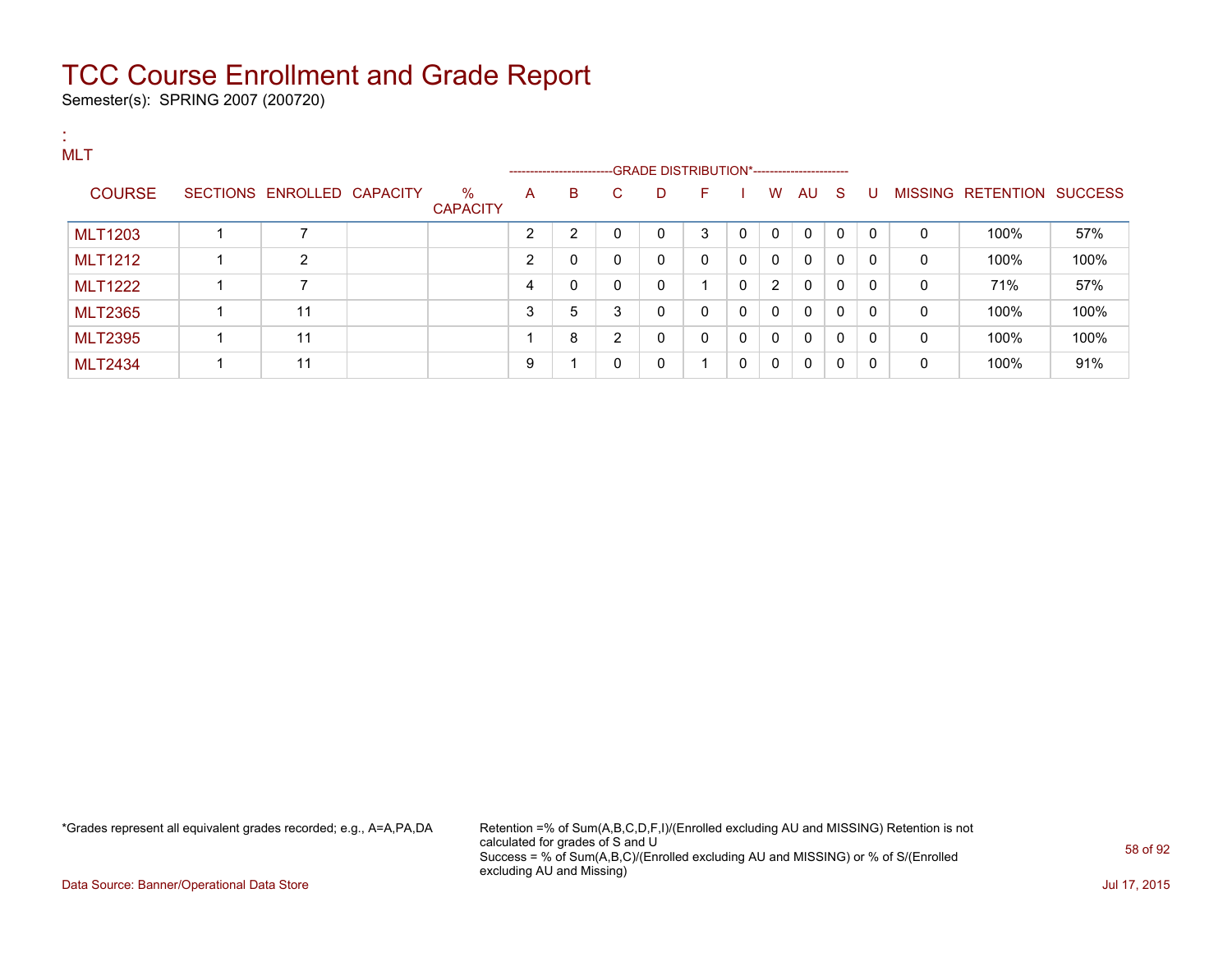# TCC Course Enrollment and Grade Report

Semester(s): SPRING 2007 (200720)

:
MLT

| COURSE | SECTIONS | ENROLLED | CAPACITY | % CAPACITY | A | B | C | D | F | I | W | AU | S | U | MISSING | RETENTION | SUCCESS |
|---|---|---|---|---|---|---|---|---|---|---|---|---|---|---|---|---|---|
| | | | | | GRADE DISTRIBUTION* | | | | | | | | | | | | |
| MLT1203 | 1 | 7 | | | 2 | 2 | 0 | 0 | 3 | 0 | 0 | 0 | 0 | 0 | 0 | 100% | 57% |
| MLT1212 | 1 | 2 | | | 2 | 0 | 0 | 0 | 0 | 0 | 0 | 0 | 0 | 0 | 0 | 100% | 100% |
| MLT1222 | 1 | 7 | | | 4 | 0 | 0 | 0 | 1 | 0 | 2 | 0 | 0 | 0 | 0 | 71% | 57% |
| MLT2365 | 1 | 11 | | | 3 | 5 | 3 | 0 | 0 | 0 | 0 | 0 | 0 | 0 | 0 | 100% | 100% |
| MLT2395 | 1 | 11 | | | 1 | 8 | 2 | 0 | 0 | 0 | 0 | 0 | 0 | 0 | 0 | 100% | 100% |
| MLT2434 | 1 | 11 | | | 9 | 1 | 0 | 0 | 1 | 0 | 0 | 0 | 0 | 0 | 0 | 100% | 91% |

*Grades represent all equivalent grades recorded; e.g., A=A,PA,DA

Retention =% of Sum(A,B,C,D,F,I)/(Enrolled excluding AU and MISSING) Retention is not calculated for grades of S and U
Success = % of Sum(A,B,C)/(Enrolled excluding AU and MISSING) or % of S/(Enrolled excluding AU and Missing)

Data Source: Banner/Operational Data Store

Jul 17, 2015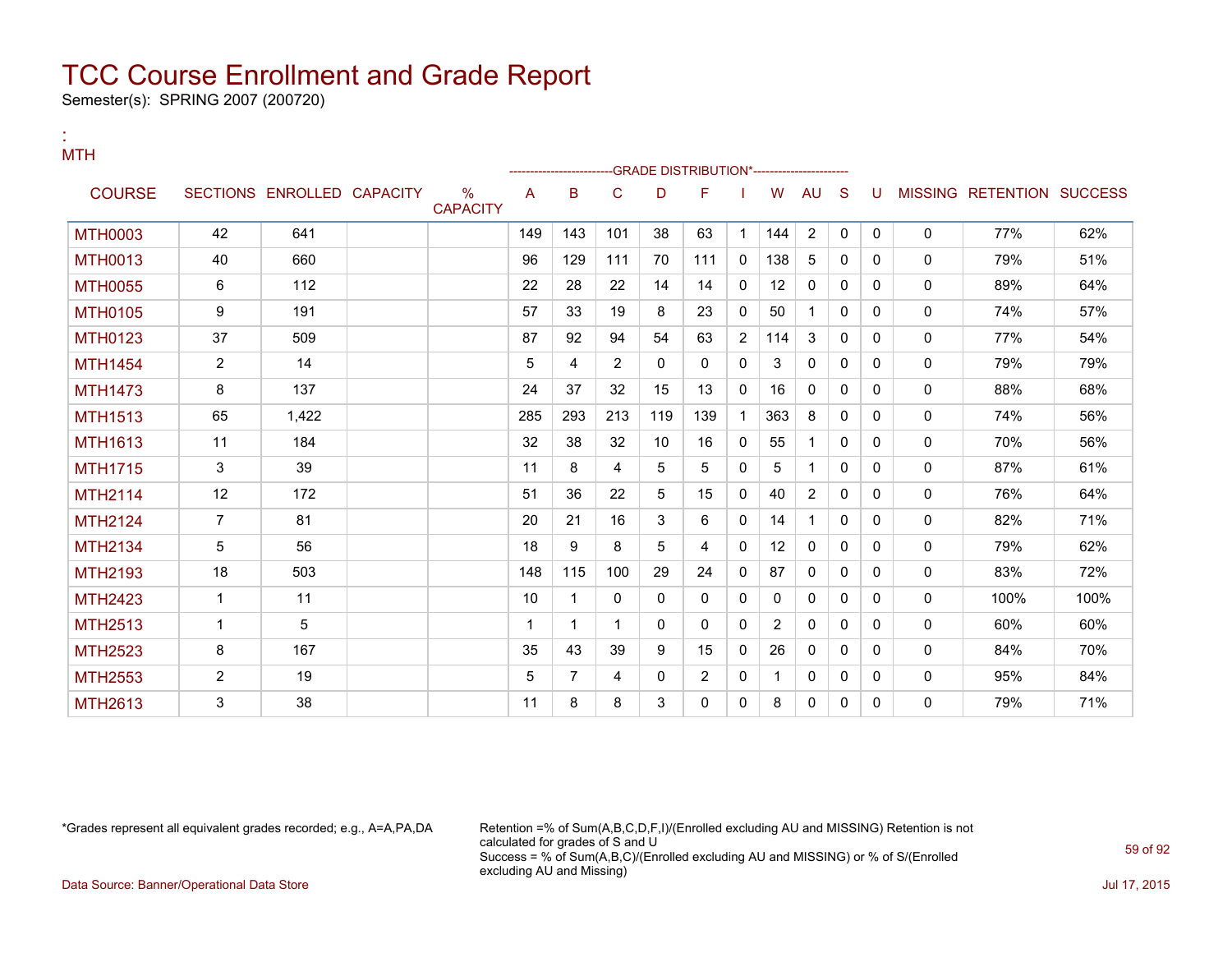# TCC Course Enrollment and Grade Report

Semester(s): SPRING 2007 (200720)

:
MTH

| COURSE | SECTIONS | ENROLLED | CAPACITY | % CAPACITY | A | B | C | D | F | I | W | AU | S | U | MISSING | RETENTION | SUCCESS |
|---|---|---|---|---|---|---|---|---|---|---|---|---|---|---|---|---|---|
| | | | | | -------------------------GRADE DISTRIBUTION*---------------------- | | | | | | | | | | | | |
| MTH0003 | 42 | 641 | | | 149 | 143 | 101 | 38 | 63 | 1 | 144 | 2 | 0 | 0 | 0 | 77% | 62% |
| MTH0013 | 40 | 660 | | | 96 | 129 | 111 | 70 | 111 | 0 | 138 | 5 | 0 | 0 | 0 | 79% | 51% |
| MTH0055 | 6 | 112 | | | 22 | 28 | 22 | 14 | 14 | 0 | 12 | 0 | 0 | 0 | 0 | 89% | 64% |
| MTH0105 | 9 | 191 | | | 57 | 33 | 19 | 8 | 23 | 0 | 50 | 1 | 0 | 0 | 0 | 74% | 57% |
| MTH0123 | 37 | 509 | | | 87 | 92 | 94 | 54 | 63 | 2 | 114 | 3 | 0 | 0 | 0 | 77% | 54% |
| MTH1454 | 2 | 14 | | | 5 | 4 | 2 | 0 | 0 | 0 | 3 | 0 | 0 | 0 | 0 | 79% | 79% |
| MTH1473 | 8 | 137 | | | 24 | 37 | 32 | 15 | 13 | 0 | 16 | 0 | 0 | 0 | 0 | 88% | 68% |
| MTH1513 | 65 | 1,422 | | | 285 | 293 | 213 | 119 | 139 | 1 | 363 | 8 | 0 | 0 | 0 | 74% | 56% |
| MTH1613 | 11 | 184 | | | 32 | 38 | 32 | 10 | 16 | 0 | 55 | 1 | 0 | 0 | 0 | 70% | 56% |
| MTH1715 | 3 | 39 | | | 11 | 8 | 4 | 5 | 5 | 0 | 5 | 1 | 0 | 0 | 0 | 87% | 61% |
| MTH2114 | 12 | 172 | | | 51 | 36 | 22 | 5 | 15 | 0 | 40 | 2 | 0 | 0 | 0 | 76% | 64% |
| MTH2124 | 7 | 81 | | | 20 | 21 | 16 | 3 | 6 | 0 | 14 | 1 | 0 | 0 | 0 | 82% | 71% |
| MTH2134 | 5 | 56 | | | 18 | 9 | 8 | 5 | 4 | 0 | 12 | 0 | 0 | 0 | 0 | 79% | 62% |
| MTH2193 | 18 | 503 | | | 148 | 115 | 100 | 29 | 24 | 0 | 87 | 0 | 0 | 0 | 0 | 83% | 72% |
| MTH2423 | 1 | 11 | | | 10 | 1 | 0 | 0 | 0 | 0 | 0 | 0 | 0 | 0 | 0 | 100% | 100% |
| MTH2513 | 1 | 5 | | | 1 | 1 | 1 | 0 | 0 | 0 | 2 | 0 | 0 | 0 | 0 | 60% | 60% |
| MTH2523 | 8 | 167 | | | 35 | 43 | 39 | 9 | 15 | 0 | 26 | 0 | 0 | 0 | 0 | 84% | 70% |
| MTH2553 | 2 | 19 | | | 5 | 7 | 4 | 0 | 2 | 0 | 1 | 0 | 0 | 0 | 0 | 95% | 84% |
| MTH2613 | 3 | 38 | | | 11 | 8 | 8 | 3 | 0 | 0 | 8 | 0 | 0 | 0 | 0 | 79% | 71% |

*Grades represent all equivalent grades recorded; e.g., A=A,PA,DA

Retention =% of Sum(A,B,C,D,F,I)/(Enrolled excluding AU and MISSING) Retention is not calculated for grades of S and U
Success = % of Sum(A,B,C)/(Enrolled excluding AU and MISSING) or % of S/(Enrolled excluding AU and Missing)

Data Source: Banner/Operational Data Store

Jul 17, 2015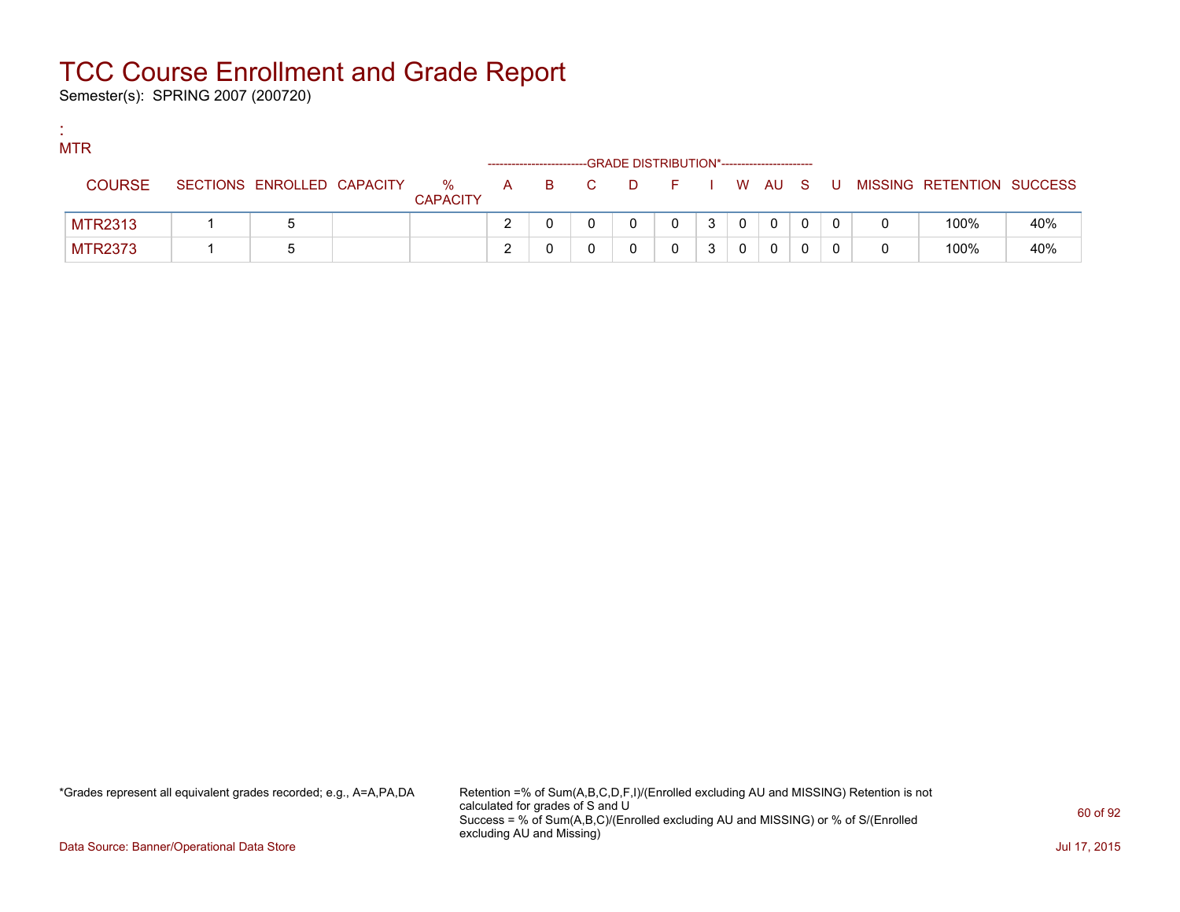# TCC Course Enrollment and Grade Report

Semester(s): SPRING 2007 (200720)

:
MTR

| COURSE | SECTIONS | ENROLLED | CAPACITY | % CAPACITY | A | B | C | D | F | I | W | AU | S | U | MISSING | RETENTION | SUCCESS |
|---|---|---|---|---|---|---|---|---|---|---|---|---|---|---|---|---|---|
| MTR2313 | 1 | 5 | | | 2 | 0 | 0 | 0 | 0 | 3 | 0 | 0 | 0 | 0 | 0 | 100% | 40% |
| MTR2373 | 1 | 5 | | | 2 | 0 | 0 | 0 | 0 | 3 | 0 | 0 | 0 | 0 | 0 | 100% | 40% |

The A through U columns fall under the GRADE DISTRIBUTION* heading.

*Grades represent all equivalent grades recorded; e.g., A=A,PA,DA

Retention =% of Sum(A,B,C,D,F,I)/(Enrolled excluding AU and MISSING) Retention is not calculated for grades of S and U
Success = % of Sum(A,B,C)/(Enrolled excluding AU and MISSING) or % of S/(Enrolled excluding AU and Missing)

Data Source: Banner/Operational Data Store

Jul 17, 2015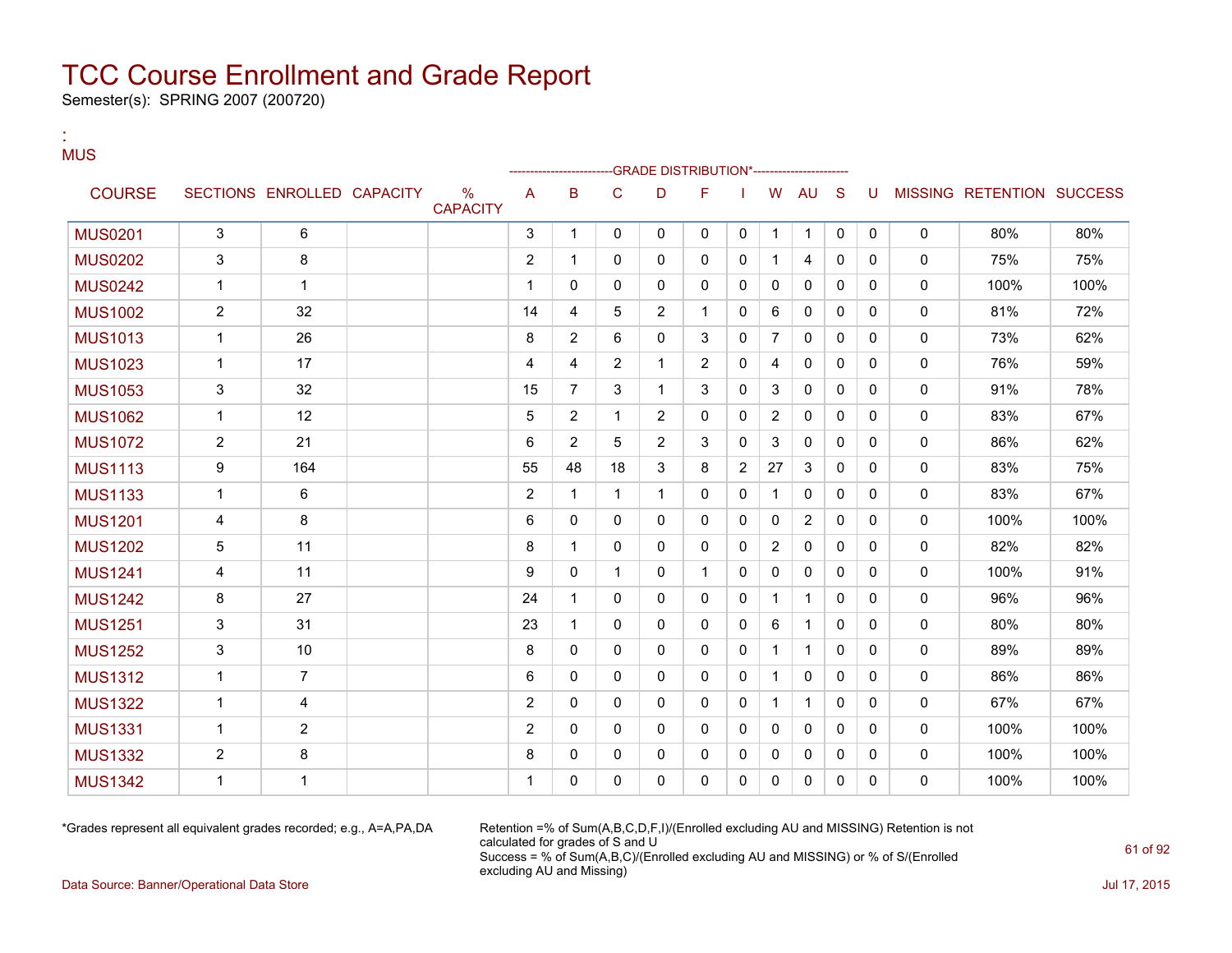# TCC Course Enrollment and Grade Report

Semester(s): SPRING 2007 (200720)

:
MUS

| COURSE | SECTIONS | ENROLLED | CAPACITY | % CAPACITY | A | B | C | D | F | I | W | AU | S | U | MISSING | RETENTION | SUCCESS |
|---|---|---|---|---|---|---|---|---|---|---|---|---|---|---|---|---|---|
| | | | | | GRADE DISTRIBUTION* | | | | | | | | | | | | |
| MUS0201 | 3 | 6 | | | 3 | 1 | 0 | 0 | 0 | 0 | 1 | 1 | 0 | 0 | 0 | 80% | 80% |
| MUS0202 | 3 | 8 | | | 2 | 1 | 0 | 0 | 0 | 0 | 1 | 4 | 0 | 0 | 0 | 75% | 75% |
| MUS0242 | 1 | 1 | | | 1 | 0 | 0 | 0 | 0 | 0 | 0 | 0 | 0 | 0 | 0 | 100% | 100% |
| MUS1002 | 2 | 32 | | | 14 | 4 | 5 | 2 | 1 | 0 | 6 | 0 | 0 | 0 | 0 | 81% | 72% |
| MUS1013 | 1 | 26 | | | 8 | 2 | 6 | 0 | 3 | 0 | 7 | 0 | 0 | 0 | 0 | 73% | 62% |
| MUS1023 | 1 | 17 | | | 4 | 4 | 2 | 1 | 2 | 0 | 4 | 0 | 0 | 0 | 0 | 76% | 59% |
| MUS1053 | 3 | 32 | | | 15 | 7 | 3 | 1 | 3 | 0 | 3 | 0 | 0 | 0 | 0 | 91% | 78% |
| MUS1062 | 1 | 12 | | | 5 | 2 | 1 | 2 | 0 | 0 | 2 | 0 | 0 | 0 | 0 | 83% | 67% |
| MUS1072 | 2 | 21 | | | 6 | 2 | 5 | 2 | 3 | 0 | 3 | 0 | 0 | 0 | 0 | 86% | 62% |
| MUS1113 | 9 | 164 | | | 55 | 48 | 18 | 3 | 8 | 2 | 27 | 3 | 0 | 0 | 0 | 83% | 75% |
| MUS1133 | 1 | 6 | | | 2 | 1 | 1 | 1 | 0 | 0 | 1 | 0 | 0 | 0 | 0 | 83% | 67% |
| MUS1201 | 4 | 8 | | | 6 | 0 | 0 | 0 | 0 | 0 | 0 | 2 | 0 | 0 | 0 | 100% | 100% |
| MUS1202 | 5 | 11 | | | 8 | 1 | 0 | 0 | 0 | 0 | 2 | 0 | 0 | 0 | 0 | 82% | 82% |
| MUS1241 | 4 | 11 | | | 9 | 0 | 1 | 0 | 1 | 0 | 0 | 0 | 0 | 0 | 0 | 100% | 91% |
| MUS1242 | 8 | 27 | | | 24 | 1 | 0 | 0 | 0 | 0 | 1 | 1 | 0 | 0 | 0 | 96% | 96% |
| MUS1251 | 3 | 31 | | | 23 | 1 | 0 | 0 | 0 | 0 | 6 | 1 | 0 | 0 | 0 | 80% | 80% |
| MUS1252 | 3 | 10 | | | 8 | 0 | 0 | 0 | 0 | 0 | 1 | 1 | 0 | 0 | 0 | 89% | 89% |
| MUS1312 | 1 | 7 | | | 6 | 0 | 0 | 0 | 0 | 0 | 1 | 0 | 0 | 0 | 0 | 86% | 86% |
| MUS1322 | 1 | 4 | | | 2 | 0 | 0 | 0 | 0 | 0 | 1 | 1 | 0 | 0 | 0 | 67% | 67% |
| MUS1331 | 1 | 2 | | | 2 | 0 | 0 | 0 | 0 | 0 | 0 | 0 | 0 | 0 | 0 | 100% | 100% |
| MUS1332 | 2 | 8 | | | 8 | 0 | 0 | 0 | 0 | 0 | 0 | 0 | 0 | 0 | 0 | 100% | 100% |
| MUS1342 | 1 | 1 | | | 1 | 0 | 0 | 0 | 0 | 0 | 0 | 0 | 0 | 0 | 0 | 100% | 100% |

*Grades represent all equivalent grades recorded; e.g., A=A,PA,DA

Retention =% of Sum(A,B,C,D,F,I)/(Enrolled excluding AU and MISSING) Retention is not calculated for grades of S and U
Success = % of Sum(A,B,C)/(Enrolled excluding AU and MISSING) or % of S/(Enrolled excluding AU and Missing)

Data Source: Banner/Operational Data Store

Jul 17, 2015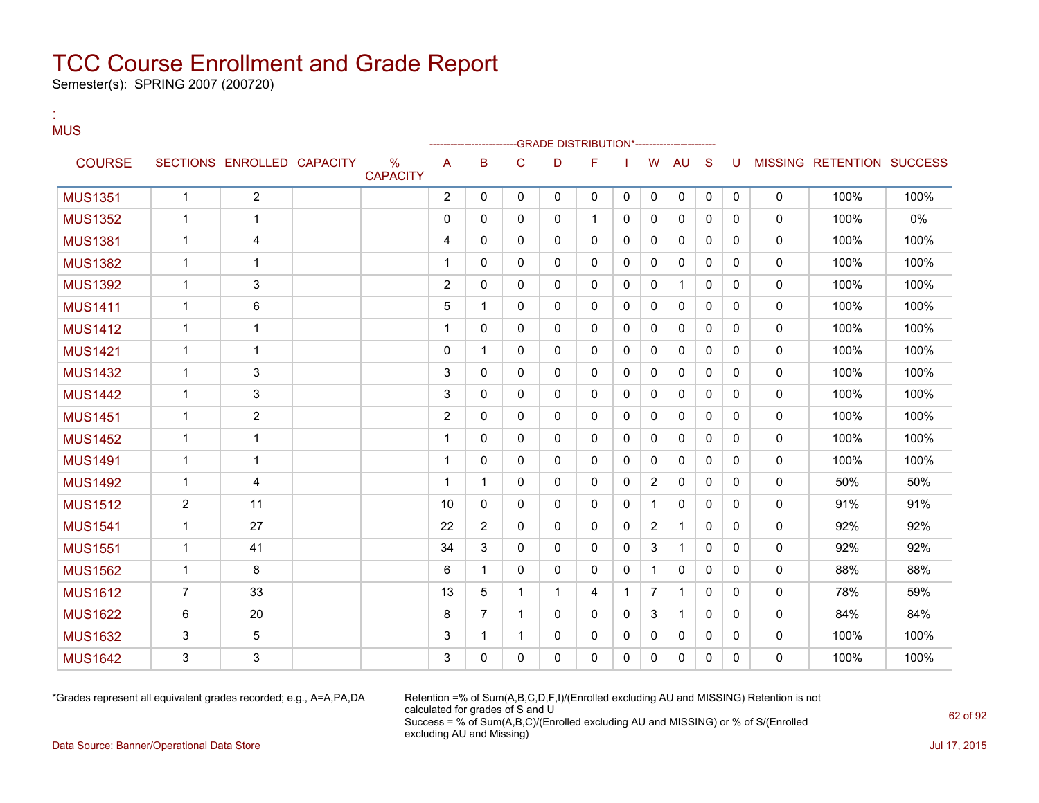# TCC Course Enrollment and Grade Report

Semester(s): SPRING 2007 (200720)

:
MUS

| COURSE | SECTIONS | ENROLLED | CAPACITY | % CAPACITY | A | B | C | D | F | I | W | AU | S | U | MISSING | RETENTION | SUCCESS |
|---|---|---|---|---|---|---|---|---|---|---|---|---|---|---|---|---|---|
| | | | | | GRADE DISTRIBUTION* | | | | | | | | | | | | |
| MUS1351 | 1 | 2 | | | 2 | 0 | 0 | 0 | 0 | 0 | 0 | 0 | 0 | 0 | 0 | 100% | 100% |
| MUS1352 | 1 | 1 | | | 0 | 0 | 0 | 0 | 1 | 0 | 0 | 0 | 0 | 0 | 0 | 100% | 0% |
| MUS1381 | 1 | 4 | | | 4 | 0 | 0 | 0 | 0 | 0 | 0 | 0 | 0 | 0 | 0 | 100% | 100% |
| MUS1382 | 1 | 1 | | | 1 | 0 | 0 | 0 | 0 | 0 | 0 | 0 | 0 | 0 | 0 | 100% | 100% |
| MUS1392 | 1 | 3 | | | 2 | 0 | 0 | 0 | 0 | 0 | 0 | 1 | 0 | 0 | 0 | 100% | 100% |
| MUS1411 | 1 | 6 | | | 5 | 1 | 0 | 0 | 0 | 0 | 0 | 0 | 0 | 0 | 0 | 100% | 100% |
| MUS1412 | 1 | 1 | | | 1 | 0 | 0 | 0 | 0 | 0 | 0 | 0 | 0 | 0 | 0 | 100% | 100% |
| MUS1421 | 1 | 1 | | | 0 | 1 | 0 | 0 | 0 | 0 | 0 | 0 | 0 | 0 | 0 | 100% | 100% |
| MUS1432 | 1 | 3 | | | 3 | 0 | 0 | 0 | 0 | 0 | 0 | 0 | 0 | 0 | 0 | 100% | 100% |
| MUS1442 | 1 | 3 | | | 3 | 0 | 0 | 0 | 0 | 0 | 0 | 0 | 0 | 0 | 0 | 100% | 100% |
| MUS1451 | 1 | 2 | | | 2 | 0 | 0 | 0 | 0 | 0 | 0 | 0 | 0 | 0 | 0 | 100% | 100% |
| MUS1452 | 1 | 1 | | | 1 | 0 | 0 | 0 | 0 | 0 | 0 | 0 | 0 | 0 | 0 | 100% | 100% |
| MUS1491 | 1 | 1 | | | 1 | 0 | 0 | 0 | 0 | 0 | 0 | 0 | 0 | 0 | 0 | 100% | 100% |
| MUS1492 | 1 | 4 | | | 1 | 1 | 0 | 0 | 0 | 0 | 2 | 0 | 0 | 0 | 0 | 50% | 50% |
| MUS1512 | 2 | 11 | | | 10 | 0 | 0 | 0 | 0 | 0 | 1 | 0 | 0 | 0 | 0 | 91% | 91% |
| MUS1541 | 1 | 27 | | | 22 | 2 | 0 | 0 | 0 | 0 | 2 | 1 | 0 | 0 | 0 | 92% | 92% |
| MUS1551 | 1 | 41 | | | 34 | 3 | 0 | 0 | 0 | 0 | 3 | 1 | 0 | 0 | 0 | 92% | 92% |
| MUS1562 | 1 | 8 | | | 6 | 1 | 0 | 0 | 0 | 0 | 1 | 0 | 0 | 0 | 0 | 88% | 88% |
| MUS1612 | 7 | 33 | | | 13 | 5 | 1 | 1 | 4 | 1 | 7 | 1 | 0 | 0 | 0 | 78% | 59% |
| MUS1622 | 6 | 20 | | | 8 | 7 | 1 | 0 | 0 | 0 | 3 | 1 | 0 | 0 | 0 | 84% | 84% |
| MUS1632 | 3 | 5 | | | 3 | 1 | 1 | 0 | 0 | 0 | 0 | 0 | 0 | 0 | 0 | 100% | 100% |
| MUS1642 | 3 | 3 | | | 3 | 0 | 0 | 0 | 0 | 0 | 0 | 0 | 0 | 0 | 0 | 100% | 100% |

*Grades represent all equivalent grades recorded; e.g., A=A,PA,DA

Retention =% of Sum(A,B,C,D,F,I)/(Enrolled excluding AU and MISSING) Retention is not calculated for grades of S and U
Success = % of Sum(A,B,C)/(Enrolled excluding AU and MISSING) or % of S/(Enrolled excluding AU and Missing)

Data Source: Banner/Operational Data Store

Jul 17, 2015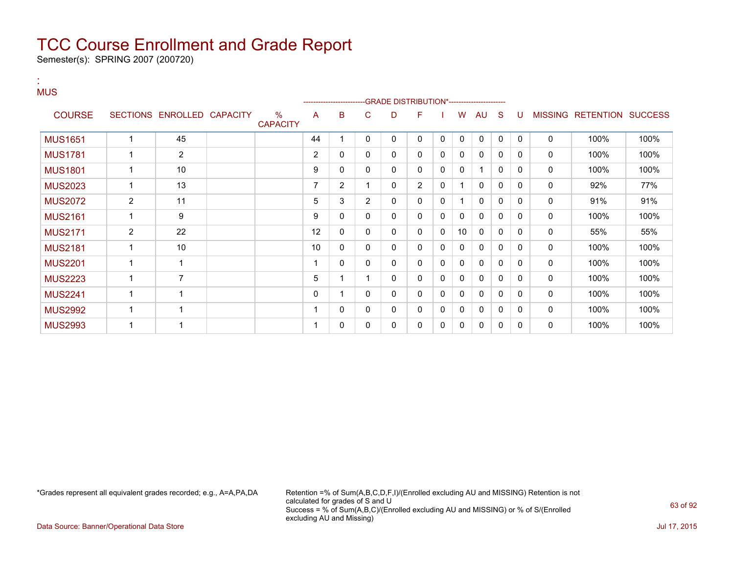# TCC Course Enrollment and Grade Report

Semester(s): SPRING 2007 (200720)

:
MUS

| COURSE | SECTIONS | ENROLLED | CAPACITY | % CAPACITY | A | B | C | D | F | I | W | AU | S | U | MISSING | RETENTION | SUCCESS |
|---|---|---|---|---|---|---|---|---|---|---|---|---|---|---|---|---|---|
| | | | | | -------------------------GRADE DISTRIBUTION*---------------------- | | | | | | | | | | | | |
| MUS1651 | 1 | 45 | | | 44 | 1 | 0 | 0 | 0 | 0 | 0 | 0 | 0 | 0 | 0 | 100% | 100% |
| MUS1781 | 1 | 2 | | | 2 | 0 | 0 | 0 | 0 | 0 | 0 | 0 | 0 | 0 | 0 | 100% | 100% |
| MUS1801 | 1 | 10 | | | 9 | 0 | 0 | 0 | 0 | 0 | 0 | 1 | 0 | 0 | 0 | 100% | 100% |
| MUS2023 | 1 | 13 | | | 7 | 2 | 1 | 0 | 2 | 0 | 1 | 0 | 0 | 0 | 0 | 92% | 77% |
| MUS2072 | 2 | 11 | | | 5 | 3 | 2 | 0 | 0 | 0 | 1 | 0 | 0 | 0 | 0 | 91% | 91% |
| MUS2161 | 1 | 9 | | | 9 | 0 | 0 | 0 | 0 | 0 | 0 | 0 | 0 | 0 | 0 | 100% | 100% |
| MUS2171 | 2 | 22 | | | 12 | 0 | 0 | 0 | 0 | 0 | 10 | 0 | 0 | 0 | 0 | 55% | 55% |
| MUS2181 | 1 | 10 | | | 10 | 0 | 0 | 0 | 0 | 0 | 0 | 0 | 0 | 0 | 0 | 100% | 100% |
| MUS2201 | 1 | 1 | | | 1 | 0 | 0 | 0 | 0 | 0 | 0 | 0 | 0 | 0 | 0 | 100% | 100% |
| MUS2223 | 1 | 7 | | | 5 | 1 | 1 | 0 | 0 | 0 | 0 | 0 | 0 | 0 | 0 | 100% | 100% |
| MUS2241 | 1 | 1 | | | 0 | 1 | 0 | 0 | 0 | 0 | 0 | 0 | 0 | 0 | 0 | 100% | 100% |
| MUS2992 | 1 | 1 | | | 1 | 0 | 0 | 0 | 0 | 0 | 0 | 0 | 0 | 0 | 0 | 100% | 100% |
| MUS2993 | 1 | 1 | | | 1 | 0 | 0 | 0 | 0 | 0 | 0 | 0 | 0 | 0 | 0 | 100% | 100% |

*Grades represent all equivalent grades recorded; e.g., A=A,PA,DA

Retention =% of Sum(A,B,C,D,F,I)/(Enrolled excluding AU and MISSING) Retention is not calculated for grades of S and U
Success = % of Sum(A,B,C)/(Enrolled excluding AU and MISSING) or % of S/(Enrolled excluding AU and Missing)

Data Source: Banner/Operational Data Store

Jul 17, 2015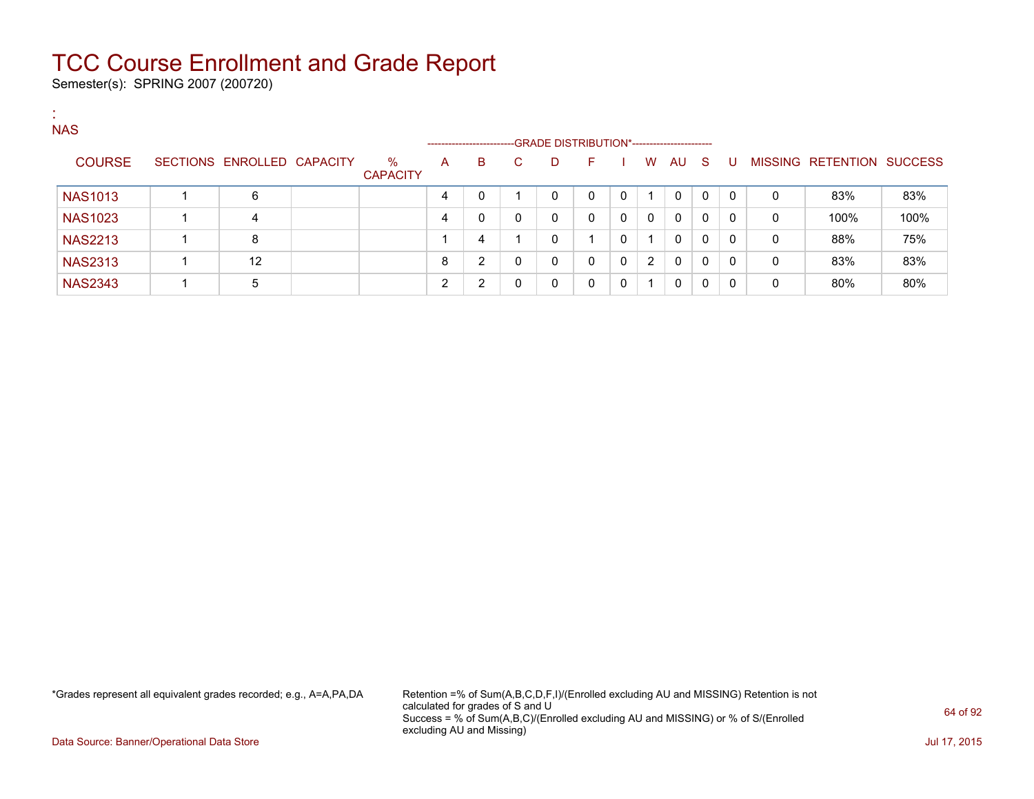# TCC Course Enrollment and Grade Report

Semester(s): SPRING 2007 (200720)

:
NAS

| COURSE | SECTIONS | ENROLLED | CAPACITY | % CAPACITY | A | B | C | D | F | I | W | AU | S | U | MISSING | RETENTION | SUCCESS |
|---|---|---|---|---|---|---|---|---|---|---|---|---|---|---|---|---|---|
| | | | | | GRADE DISTRIBUTION* | | | | | | | | | | | | |
| NAS1013 | 1 | 6 | | | 4 | 0 | 1 | 0 | 0 | 0 | 1 | 0 | 0 | 0 | 0 | 83% | 83% |
| NAS1023 | 1 | 4 | | | 4 | 0 | 0 | 0 | 0 | 0 | 0 | 0 | 0 | 0 | 0 | 100% | 100% |
| NAS2213 | 1 | 8 | | | 1 | 4 | 1 | 0 | 1 | 0 | 1 | 0 | 0 | 0 | 0 | 88% | 75% |
| NAS2313 | 1 | 12 | | | 8 | 2 | 0 | 0 | 0 | 0 | 2 | 0 | 0 | 0 | 0 | 83% | 83% |
| NAS2343 | 1 | 5 | | | 2 | 2 | 0 | 0 | 0 | 0 | 1 | 0 | 0 | 0 | 0 | 80% | 80% |

*Grades represent all equivalent grades recorded; e.g., A=A,PA,DA

Retention =% of Sum(A,B,C,D,F,I)/(Enrolled excluding AU and MISSING) Retention is not calculated for grades of S and U
Success = % of Sum(A,B,C)/(Enrolled excluding AU and MISSING) or % of S/(Enrolled excluding AU and Missing)

Data Source: Banner/Operational Data Store

Jul 17, 2015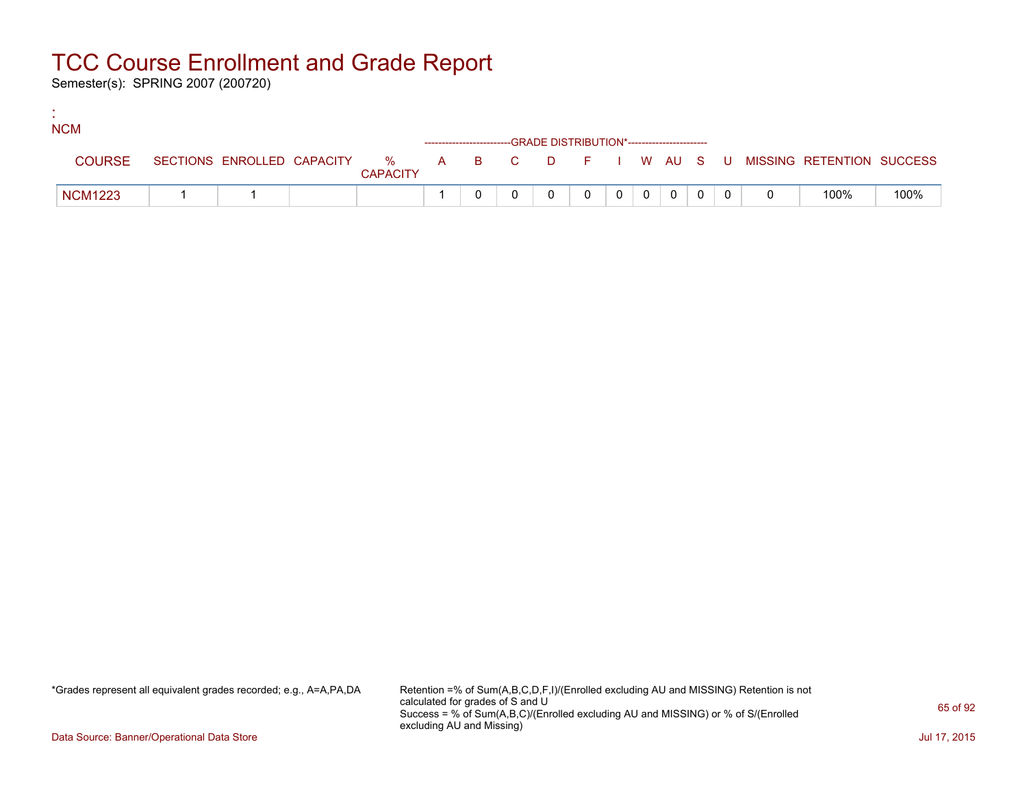# TCC Course Enrollment and Grade Report

Semester(s): SPRING 2007 (200720)

:
NCM

| COURSE | SECTIONS | ENROLLED | CAPACITY | % CAPACITY | A | B | C | D | F | I | W | AU | S | U | MISSING | RETENTION | SUCCESS |
|---|---|---|---|---|---|---|---|---|---|---|---|---|---|---|---|---|---|
| | | | | | GRADE DISTRIBUTION* | | | | | | | | | | | | |
| NCM1223 | 1 | 1 | | | 1 | 0 | 0 | 0 | 0 | 0 | 0 | 0 | 0 | 0 | 0 | 100% | 100% |

*Grades represent all equivalent grades recorded; e.g., A=A,PA,DA

Retention =% of Sum(A,B,C,D,F,I)/(Enrolled excluding AU and MISSING) Retention is not calculated for grades of S and U
Success = % of Sum(A,B,C)/(Enrolled excluding AU and MISSING) or % of S/(Enrolled excluding AU and Missing)

Data Source: Banner/Operational Data Store

Jul 17, 2015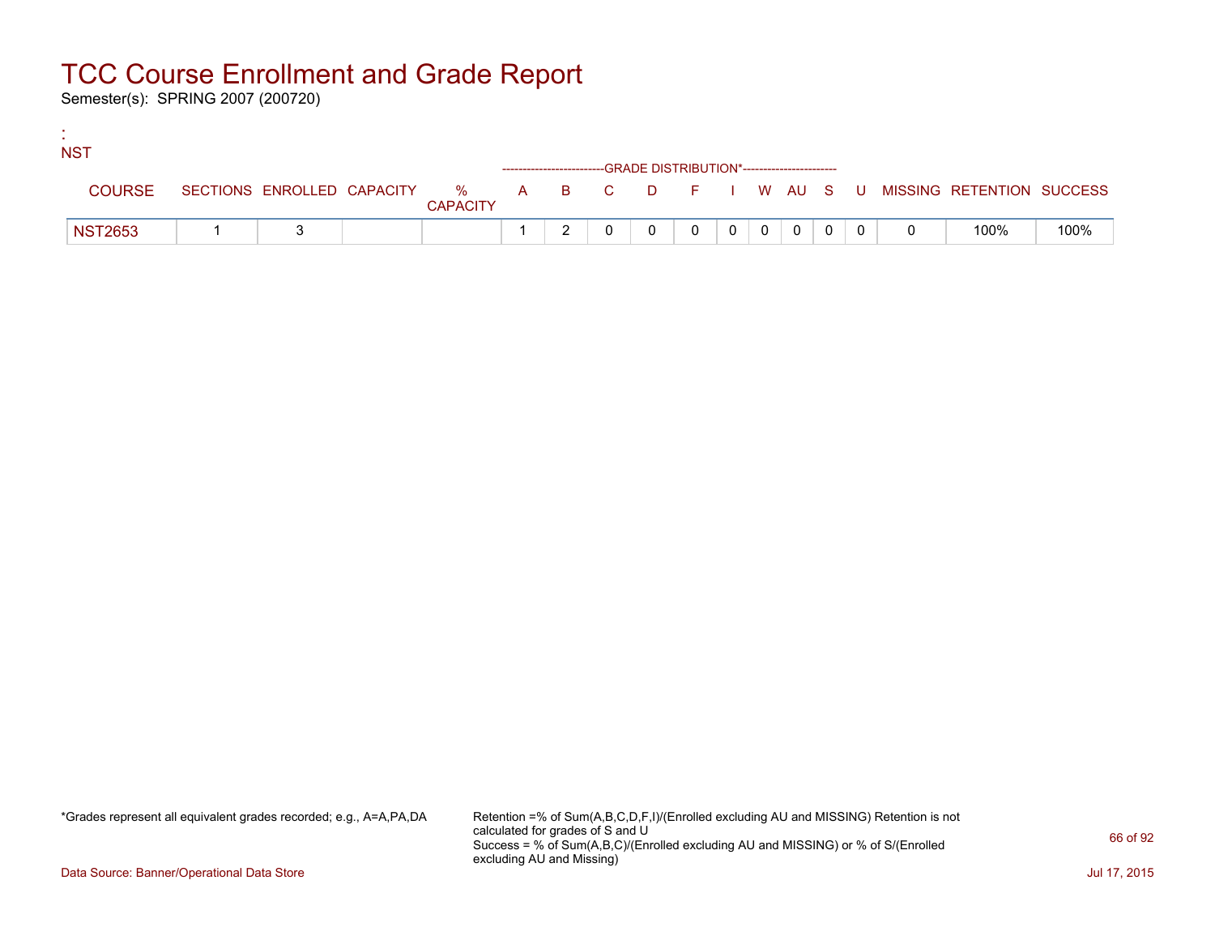# TCC Course Enrollment and Grade Report

Semester(s): SPRING 2007 (200720)

:

NST

| COURSE | SECTIONS | ENROLLED | CAPACITY | % CAPACITY | A | B | C | D | F | I | W | AU | S | U | MISSING | RETENTION | SUCCESS |
|---|---|---|---|---|---|---|---|---|---|---|---|---|---|---|---|---|---|
| | | | | | GRADE DISTRIBUTION* | | | | | | | | | | | | |
| NST2653 | 1 | 3 | | | 1 | 2 | 0 | 0 | 0 | 0 | 0 | 0 | 0 | 0 | 0 | 100% | 100% |

*Grades represent all equivalent grades recorded; e.g., A=A,PA,DA

Retention =% of Sum(A,B,C,D,F,I)/(Enrolled excluding AU and MISSING) Retention is not calculated for grades of S and U

Success = % of Sum(A,B,C)/(Enrolled excluding AU and MISSING) or % of S/(Enrolled excluding AU and Missing)

Data Source: Banner/Operational Data Store

Jul 17, 2015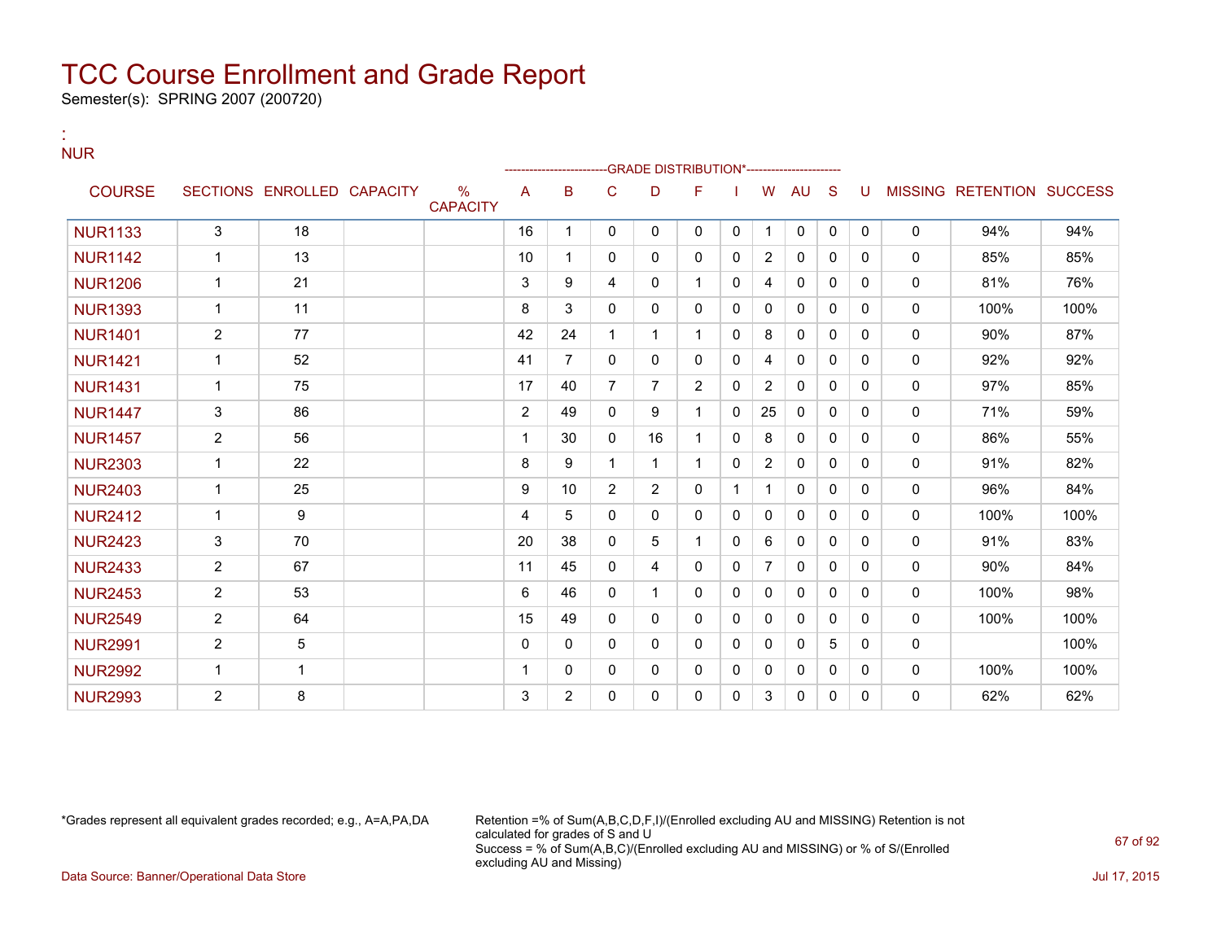# TCC Course Enrollment and Grade Report

Semester(s): SPRING 2007 (200720)

:
NUR

| COURSE | SECTIONS | ENROLLED | CAPACITY | % CAPACITY | A | B | C | D | F | I | W | AU | S | U | MISSING | RETENTION | SUCCESS |
|---|---|---|---|---|---|---|---|---|---|---|---|---|---|---|---|---|---|
| | | | | | GRADE DISTRIBUTION* | | | | | | | | | | | | |
| NUR1133 | 3 | 18 | | | 16 | 1 | 0 | 0 | 0 | 0 | 1 | 0 | 0 | 0 | 0 | 94% | 94% |
| NUR1142 | 1 | 13 | | | 10 | 1 | 0 | 0 | 0 | 0 | 2 | 0 | 0 | 0 | 0 | 85% | 85% |
| NUR1206 | 1 | 21 | | | 3 | 9 | 4 | 0 | 1 | 0 | 4 | 0 | 0 | 0 | 0 | 81% | 76% |
| NUR1393 | 1 | 11 | | | 8 | 3 | 0 | 0 | 0 | 0 | 0 | 0 | 0 | 0 | 0 | 100% | 100% |
| NUR1401 | 2 | 77 | | | 42 | 24 | 1 | 1 | 1 | 0 | 8 | 0 | 0 | 0 | 0 | 90% | 87% |
| NUR1421 | 1 | 52 | | | 41 | 7 | 0 | 0 | 0 | 0 | 4 | 0 | 0 | 0 | 0 | 92% | 92% |
| NUR1431 | 1 | 75 | | | 17 | 40 | 7 | 7 | 2 | 0 | 2 | 0 | 0 | 0 | 0 | 97% | 85% |
| NUR1447 | 3 | 86 | | | 2 | 49 | 0 | 9 | 1 | 0 | 25 | 0 | 0 | 0 | 0 | 71% | 59% |
| NUR1457 | 2 | 56 | | | 1 | 30 | 0 | 16 | 1 | 0 | 8 | 0 | 0 | 0 | 0 | 86% | 55% |
| NUR2303 | 1 | 22 | | | 8 | 9 | 1 | 1 | 1 | 0 | 2 | 0 | 0 | 0 | 0 | 91% | 82% |
| NUR2403 | 1 | 25 | | | 9 | 10 | 2 | 2 | 0 | 1 | 1 | 0 | 0 | 0 | 0 | 96% | 84% |
| NUR2412 | 1 | 9 | | | 4 | 5 | 0 | 0 | 0 | 0 | 0 | 0 | 0 | 0 | 0 | 100% | 100% |
| NUR2423 | 3 | 70 | | | 20 | 38 | 0 | 5 | 1 | 0 | 6 | 0 | 0 | 0 | 0 | 91% | 83% |
| NUR2433 | 2 | 67 | | | 11 | 45 | 0 | 4 | 0 | 0 | 7 | 0 | 0 | 0 | 0 | 90% | 84% |
| NUR2453 | 2 | 53 | | | 6 | 46 | 0 | 1 | 0 | 0 | 0 | 0 | 0 | 0 | 0 | 100% | 98% |
| NUR2549 | 2 | 64 | | | 15 | 49 | 0 | 0 | 0 | 0 | 0 | 0 | 0 | 0 | 0 | 100% | 100% |
| NUR2991 | 2 | 5 | | | 0 | 0 | 0 | 0 | 0 | 0 | 0 | 0 | 5 | 0 | 0 | | 100% |
| NUR2992 | 1 | 1 | | | 1 | 0 | 0 | 0 | 0 | 0 | 0 | 0 | 0 | 0 | 0 | 100% | 100% |
| NUR2993 | 2 | 8 | | | 3 | 2 | 0 | 0 | 0 | 0 | 3 | 0 | 0 | 0 | 0 | 62% | 62% |

*Grades represent all equivalent grades recorded; e.g., A=A,PA,DA

Retention =% of Sum(A,B,C,D,F,I)/(Enrolled excluding AU and MISSING) Retention is not calculated for grades of S and U
Success = % of Sum(A,B,C)/(Enrolled excluding AU and MISSING) or % of S/(Enrolled excluding AU and Missing)

Data Source: Banner/Operational Data Store

Jul 17, 2015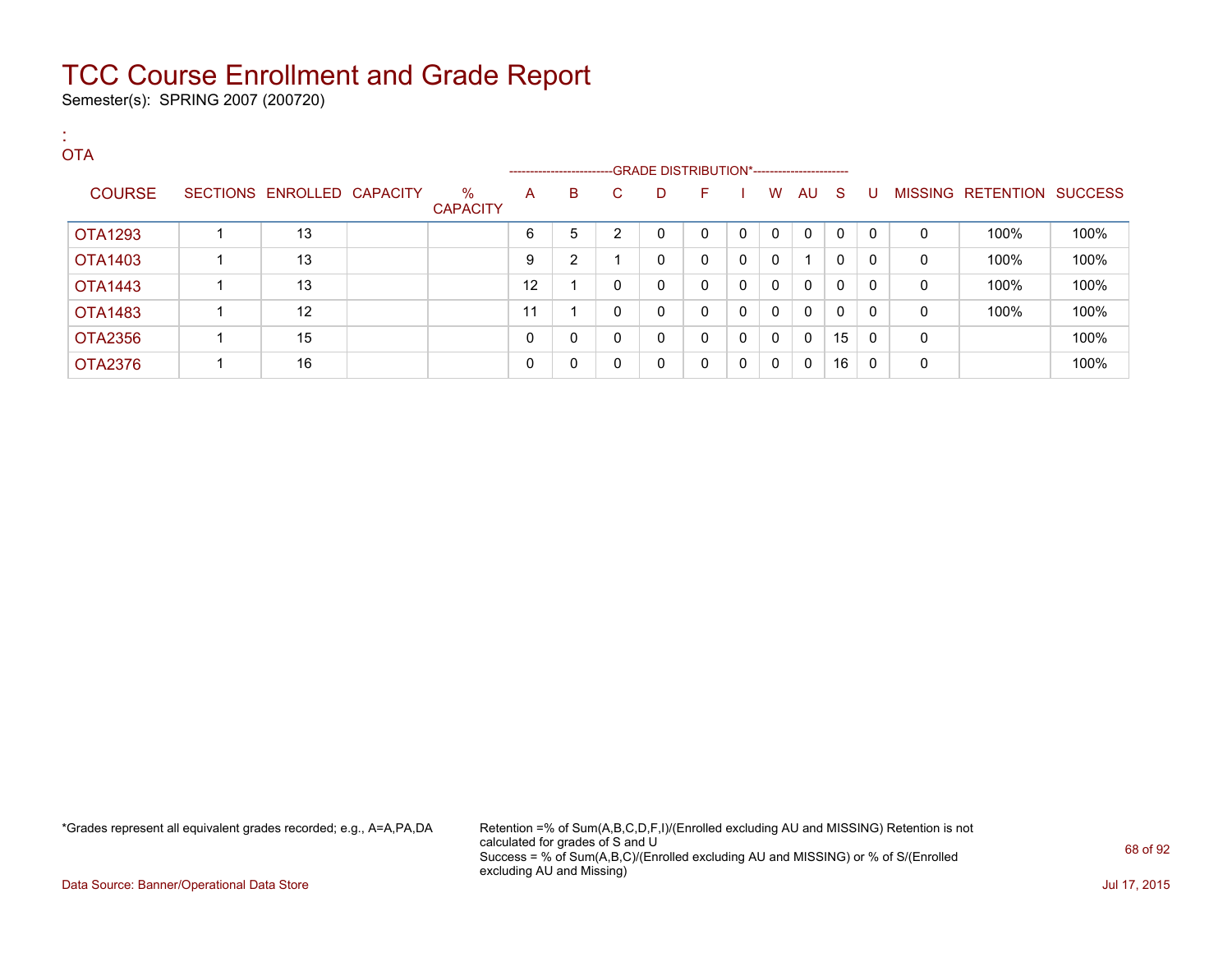# TCC Course Enrollment and Grade Report

Semester(s): SPRING 2007 (200720)

:
OTA

| COURSE | SECTIONS | ENROLLED | CAPACITY | % CAPACITY | A | B | C | D | F | I | W | AU | S | U | MISSING | RETENTION | SUCCESS |
|---|---|---|---|---|---|---|---|---|---|---|---|---|---|---|---|---|---|
| | | | | | -------------------------GRADE DISTRIBUTION*---------------------- | | | | | | | | | | | | |
| OTA1293 | 1 | 13 | | | 6 | 5 | 2 | 0 | 0 | 0 | 0 | 0 | 0 | 0 | 0 | 100% | 100% |
| OTA1403 | 1 | 13 | | | 9 | 2 | 1 | 0 | 0 | 0 | 0 | 1 | 0 | 0 | 0 | 100% | 100% |
| OTA1443 | 1 | 13 | | | 12 | 1 | 0 | 0 | 0 | 0 | 0 | 0 | 0 | 0 | 0 | 100% | 100% |
| OTA1483 | 1 | 12 | | | 11 | 1 | 0 | 0 | 0 | 0 | 0 | 0 | 0 | 0 | 0 | 100% | 100% |
| OTA2356 | 1 | 15 | | | 0 | 0 | 0 | 0 | 0 | 0 | 0 | 0 | 15 | 0 | 0 | | 100% |
| OTA2376 | 1 | 16 | | | 0 | 0 | 0 | 0 | 0 | 0 | 0 | 0 | 16 | 0 | 0 | | 100% |

*Grades represent all equivalent grades recorded; e.g., A=A,PA,DA

Retention =% of Sum(A,B,C,D,F,I)/(Enrolled excluding AU and MISSING) Retention is not calculated for grades of S and U
Success = % of Sum(A,B,C)/(Enrolled excluding AU and MISSING) or % of S/(Enrolled excluding AU and Missing)

Data Source: Banner/Operational Data Store

Jul 17, 2015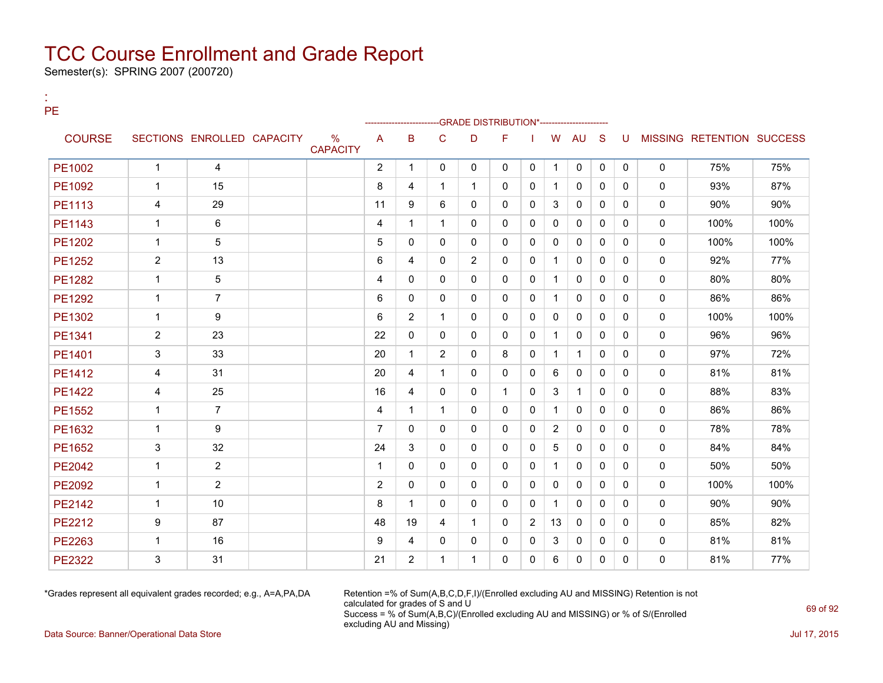# TCC Course Enrollment and Grade Report

Semester(s): SPRING 2007 (200720)

:
PE

| COURSE | SECTIONS | ENROLLED | CAPACITY | % CAPACITY | A | B | C | D | F | I | W | AU | S | U | MISSING | RETENTION | SUCCESS |
|---|---|---|---|---|---|---|---|---|---|---|---|---|---|---|---|---|---|
| | | | | | GRADE DISTRIBUTION* | | | | | | | | | | | | |
| PE1002 | 1 | 4 | | | 2 | 1 | 0 | 0 | 0 | 0 | 1 | 0 | 0 | 0 | 0 | 75% | 75% |
| PE1092 | 1 | 15 | | | 8 | 4 | 1 | 1 | 0 | 0 | 1 | 0 | 0 | 0 | 0 | 93% | 87% |
| PE1113 | 4 | 29 | | | 11 | 9 | 6 | 0 | 0 | 0 | 3 | 0 | 0 | 0 | 0 | 90% | 90% |
| PE1143 | 1 | 6 | | | 4 | 1 | 1 | 0 | 0 | 0 | 0 | 0 | 0 | 0 | 0 | 100% | 100% |
| PE1202 | 1 | 5 | | | 5 | 0 | 0 | 0 | 0 | 0 | 0 | 0 | 0 | 0 | 0 | 100% | 100% |
| PE1252 | 2 | 13 | | | 6 | 4 | 0 | 2 | 0 | 0 | 1 | 0 | 0 | 0 | 0 | 92% | 77% |
| PE1282 | 1 | 5 | | | 4 | 0 | 0 | 0 | 0 | 0 | 1 | 0 | 0 | 0 | 0 | 80% | 80% |
| PE1292 | 1 | 7 | | | 6 | 0 | 0 | 0 | 0 | 0 | 1 | 0 | 0 | 0 | 0 | 86% | 86% |
| PE1302 | 1 | 9 | | | 6 | 2 | 1 | 0 | 0 | 0 | 0 | 0 | 0 | 0 | 0 | 100% | 100% |
| PE1341 | 2 | 23 | | | 22 | 0 | 0 | 0 | 0 | 0 | 1 | 0 | 0 | 0 | 0 | 96% | 96% |
| PE1401 | 3 | 33 | | | 20 | 1 | 2 | 0 | 8 | 0 | 1 | 1 | 0 | 0 | 0 | 97% | 72% |
| PE1412 | 4 | 31 | | | 20 | 4 | 1 | 0 | 0 | 0 | 6 | 0 | 0 | 0 | 0 | 81% | 81% |
| PE1422 | 4 | 25 | | | 16 | 4 | 0 | 0 | 1 | 0 | 3 | 1 | 0 | 0 | 0 | 88% | 83% |
| PE1552 | 1 | 7 | | | 4 | 1 | 1 | 0 | 0 | 0 | 1 | 0 | 0 | 0 | 0 | 86% | 86% |
| PE1632 | 1 | 9 | | | 7 | 0 | 0 | 0 | 0 | 0 | 2 | 0 | 0 | 0 | 0 | 78% | 78% |
| PE1652 | 3 | 32 | | | 24 | 3 | 0 | 0 | 0 | 0 | 5 | 0 | 0 | 0 | 0 | 84% | 84% |
| PE2042 | 1 | 2 | | | 1 | 0 | 0 | 0 | 0 | 0 | 1 | 0 | 0 | 0 | 0 | 50% | 50% |
| PE2092 | 1 | 2 | | | 2 | 0 | 0 | 0 | 0 | 0 | 0 | 0 | 0 | 0 | 0 | 100% | 100% |
| PE2142 | 1 | 10 | | | 8 | 1 | 0 | 0 | 0 | 0 | 1 | 0 | 0 | 0 | 0 | 90% | 90% |
| PE2212 | 9 | 87 | | | 48 | 19 | 4 | 1 | 0 | 2 | 13 | 0 | 0 | 0 | 0 | 85% | 82% |
| PE2263 | 1 | 16 | | | 9 | 4 | 0 | 0 | 0 | 0 | 3 | 0 | 0 | 0 | 0 | 81% | 81% |
| PE2322 | 3 | 31 | | | 21 | 2 | 1 | 1 | 0 | 0 | 6 | 0 | 0 | 0 | 0 | 81% | 77% |

*Grades represent all equivalent grades recorded; e.g., A=A,PA,DA

Retention =% of Sum(A,B,C,D,F,I)/(Enrolled excluding AU and MISSING) Retention is not calculated for grades of S and U
Success = % of Sum(A,B,C)/(Enrolled excluding AU and MISSING) or % of S/(Enrolled excluding AU and Missing)

Data Source: Banner/Operational Data Store

Jul 17, 2015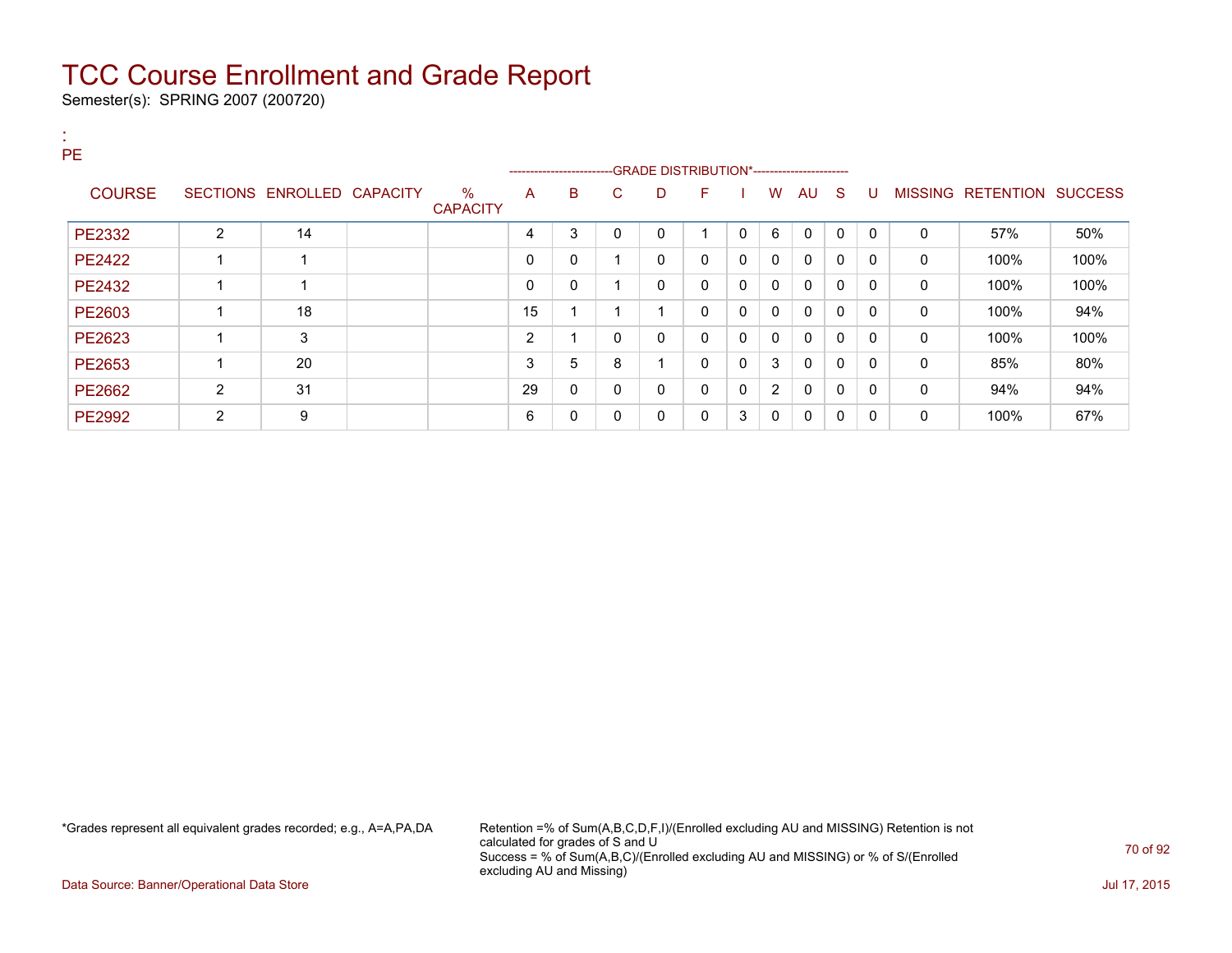# TCC Course Enrollment and Grade Report

Semester(s): SPRING 2007 (200720)

:
PE

| COURSE | SECTIONS | ENROLLED | CAPACITY | % CAPACITY | A | B | C | D | F | I | W | AU | S | U | MISSING | RETENTION | SUCCESS |
|---|---|---|---|---|---|---|---|---|---|---|---|---|---|---|---|---|---|
| | | | | | GRADE DISTRIBUTION* | | | | | | | | | | | | |
| PE2332 | 2 | 14 | | | 4 | 3 | 0 | 0 | 1 | 0 | 6 | 0 | 0 | 0 | 0 | 57% | 50% |
| PE2422 | 1 | 1 | | | 0 | 0 | 1 | 0 | 0 | 0 | 0 | 0 | 0 | 0 | 0 | 100% | 100% |
| PE2432 | 1 | 1 | | | 0 | 0 | 1 | 0 | 0 | 0 | 0 | 0 | 0 | 0 | 0 | 100% | 100% |
| PE2603 | 1 | 18 | | | 15 | 1 | 1 | 1 | 0 | 0 | 0 | 0 | 0 | 0 | 0 | 100% | 94% |
| PE2623 | 1 | 3 | | | 2 | 1 | 0 | 0 | 0 | 0 | 0 | 0 | 0 | 0 | 0 | 100% | 100% |
| PE2653 | 1 | 20 | | | 3 | 5 | 8 | 1 | 0 | 0 | 3 | 0 | 0 | 0 | 0 | 85% | 80% |
| PE2662 | 2 | 31 | | | 29 | 0 | 0 | 0 | 0 | 0 | 2 | 0 | 0 | 0 | 0 | 94% | 94% |
| PE2992 | 2 | 9 | | | 6 | 0 | 0 | 0 | 0 | 3 | 0 | 0 | 0 | 0 | 0 | 100% | 67% |

*Grades represent all equivalent grades recorded; e.g., A=A,PA,DA

Retention =% of Sum(A,B,C,D,F,I)/(Enrolled excluding AU and MISSING) Retention is not calculated for grades of S and U
Success = % of Sum(A,B,C)/(Enrolled excluding AU and MISSING) or % of S/(Enrolled excluding AU and Missing)

Data Source: Banner/Operational Data Store

Jul 17, 2015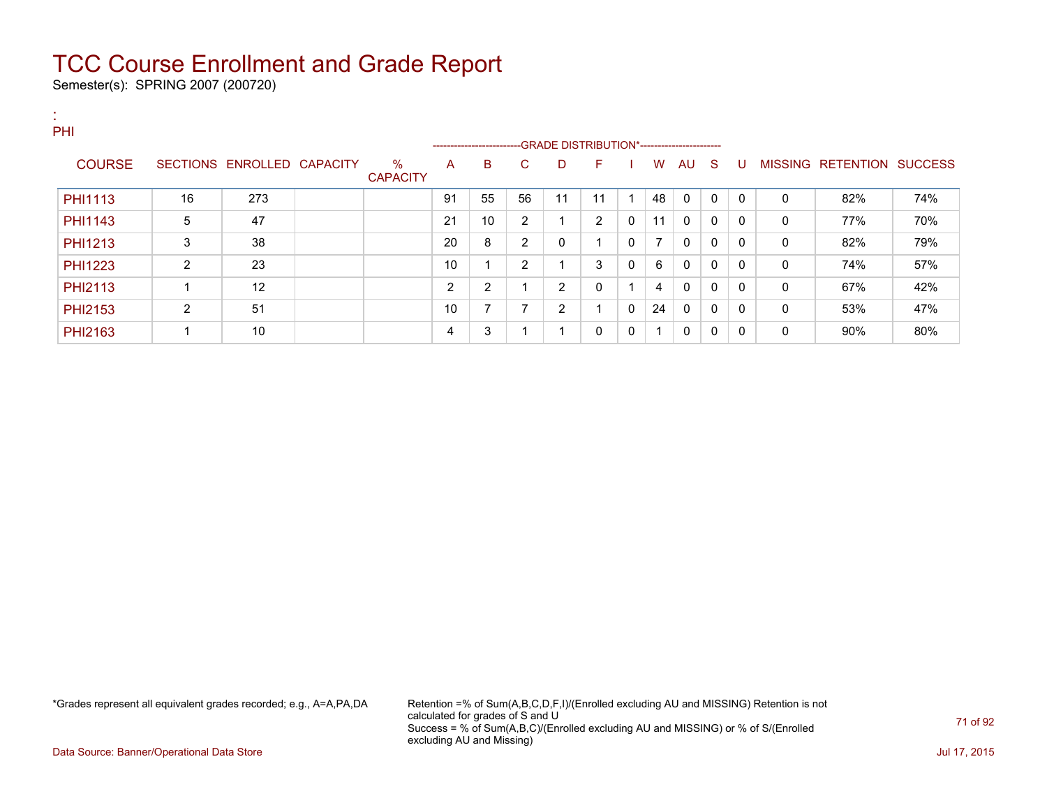# TCC Course Enrollment and Grade Report

Semester(s): SPRING 2007 (200720)

:
PHI

| COURSE | SECTIONS | ENROLLED | CAPACITY | % CAPACITY | A | B | C | D | F | I | W | AU | S | U | MISSING | RETENTION | SUCCESS |
|---|---|---|---|---|---|---|---|---|---|---|---|---|---|---|---|---|---|
| | | | | | GRADE DISTRIBUTION* | | | | | | | | | | | | |
| PHI1113 | 16 | 273 | | | 91 | 55 | 56 | 11 | 11 | 1 | 48 | 0 | 0 | 0 | 0 | 82% | 74% |
| PHI1143 | 5 | 47 | | | 21 | 10 | 2 | 1 | 2 | 0 | 11 | 0 | 0 | 0 | 0 | 77% | 70% |
| PHI1213 | 3 | 38 | | | 20 | 8 | 2 | 0 | 1 | 0 | 7 | 0 | 0 | 0 | 0 | 82% | 79% |
| PHI1223 | 2 | 23 | | | 10 | 1 | 2 | 1 | 3 | 0 | 6 | 0 | 0 | 0 | 0 | 74% | 57% |
| PHI2113 | 1 | 12 | | | 2 | 2 | 1 | 2 | 0 | 1 | 4 | 0 | 0 | 0 | 0 | 67% | 42% |
| PHI2153 | 2 | 51 | | | 10 | 7 | 7 | 2 | 1 | 0 | 24 | 0 | 0 | 0 | 0 | 53% | 47% |
| PHI2163 | 1 | 10 | | | 4 | 3 | 1 | 1 | 0 | 0 | 1 | 0 | 0 | 0 | 0 | 90% | 80% |

*Grades represent all equivalent grades recorded; e.g., A=A,PA,DA

Retention =% of Sum(A,B,C,D,F,I)/(Enrolled excluding AU and MISSING) Retention is not calculated for grades of S and U
Success = % of Sum(A,B,C)/(Enrolled excluding AU and MISSING) or % of S/(Enrolled excluding AU and Missing)

Data Source: Banner/Operational Data Store

Jul 17, 2015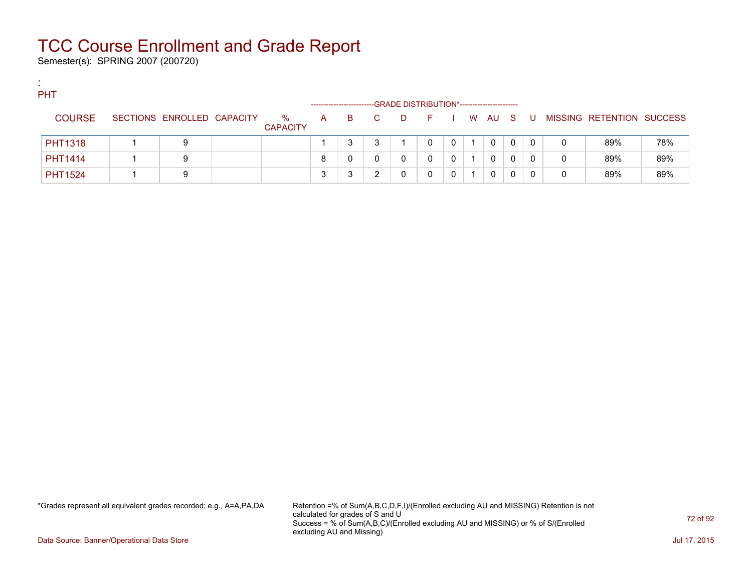# TCC Course Enrollment and Grade Report

Semester(s): SPRING 2007 (200720)

:
PHT

| COURSE | SECTIONS | ENROLLED | CAPACITY | % CAPACITY | A | B | C | D | F | I | W | AU | S | U | MISSING | RETENTION | SUCCESS |
|---|---|---|---|---|---|---|---|---|---|---|---|---|---|---|---|---|---|
| | | | | | GRADE DISTRIBUTION* | | | | | | | | | | | | |
| PHT1318 | 1 | 9 | | | 1 | 3 | 3 | 1 | 0 | 0 | 1 | 0 | 0 | 0 | 0 | 89% | 78% |
| PHT1414 | 1 | 9 | | | 8 | 0 | 0 | 0 | 0 | 0 | 1 | 0 | 0 | 0 | 0 | 89% | 89% |
| PHT1524 | 1 | 9 | | | 3 | 3 | 2 | 0 | 0 | 0 | 1 | 0 | 0 | 0 | 0 | 89% | 89% |

*Grades represent all equivalent grades recorded; e.g., A=A,PA,DA

Retention =% of Sum(A,B,C,D,F,I)/(Enrolled excluding AU and MISSING) Retention is not calculated for grades of S and U
Success = % of Sum(A,B,C)/(Enrolled excluding AU and MISSING) or % of S/(Enrolled excluding AU and Missing)

Data Source: Banner/Operational Data Store

Jul 17, 2015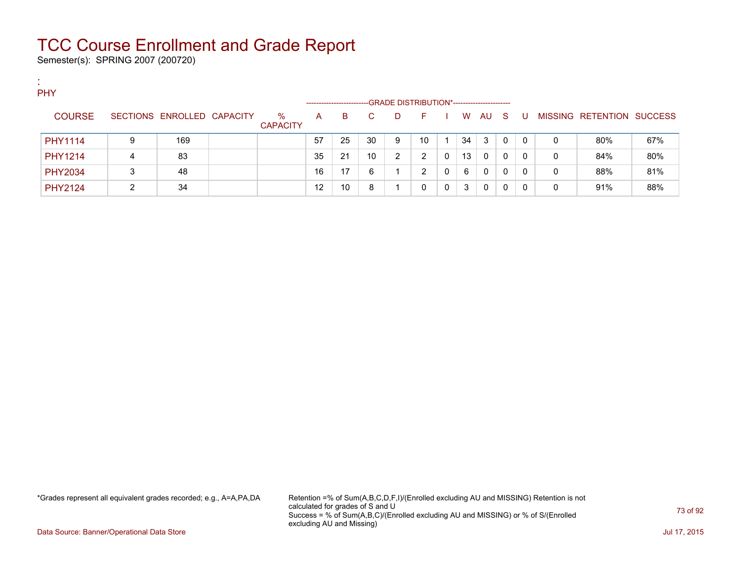# TCC Course Enrollment and Grade Report

Semester(s): SPRING 2007 (200720)

:
PHY

| COURSE | SECTIONS | ENROLLED | CAPACITY | % CAPACITY | A | B | C | D | F | I | W | AU | S | U | MISSING | RETENTION | SUCCESS |
|---|---|---|---|---|---|---|---|---|---|---|---|---|---|---|---|---|---|
| | | | | | GRADE DISTRIBUTION* | | | | | | | | | | | | |
| PHY1114 | 9 | 169 | | | 57 | 25 | 30 | 9 | 10 | 1 | 34 | 3 | 0 | 0 | 0 | 80% | 67% |
| PHY1214 | 4 | 83 | | | 35 | 21 | 10 | 2 | 2 | 0 | 13 | 0 | 0 | 0 | 0 | 84% | 80% |
| PHY2034 | 3 | 48 | | | 16 | 17 | 6 | 1 | 2 | 0 | 6 | 0 | 0 | 0 | 0 | 88% | 81% |
| PHY2124 | 2 | 34 | | | 12 | 10 | 8 | 1 | 0 | 0 | 3 | 0 | 0 | 0 | 0 | 91% | 88% |

*Grades represent all equivalent grades recorded; e.g., A=A,PA,DA

Retention =% of Sum(A,B,C,D,F,I)/(Enrolled excluding AU and MISSING) Retention is not calculated for grades of S and U
Success = % of Sum(A,B,C)/(Enrolled excluding AU and MISSING) or % of S/(Enrolled excluding AU and Missing)

Data Source: Banner/Operational Data Store

Jul 17, 2015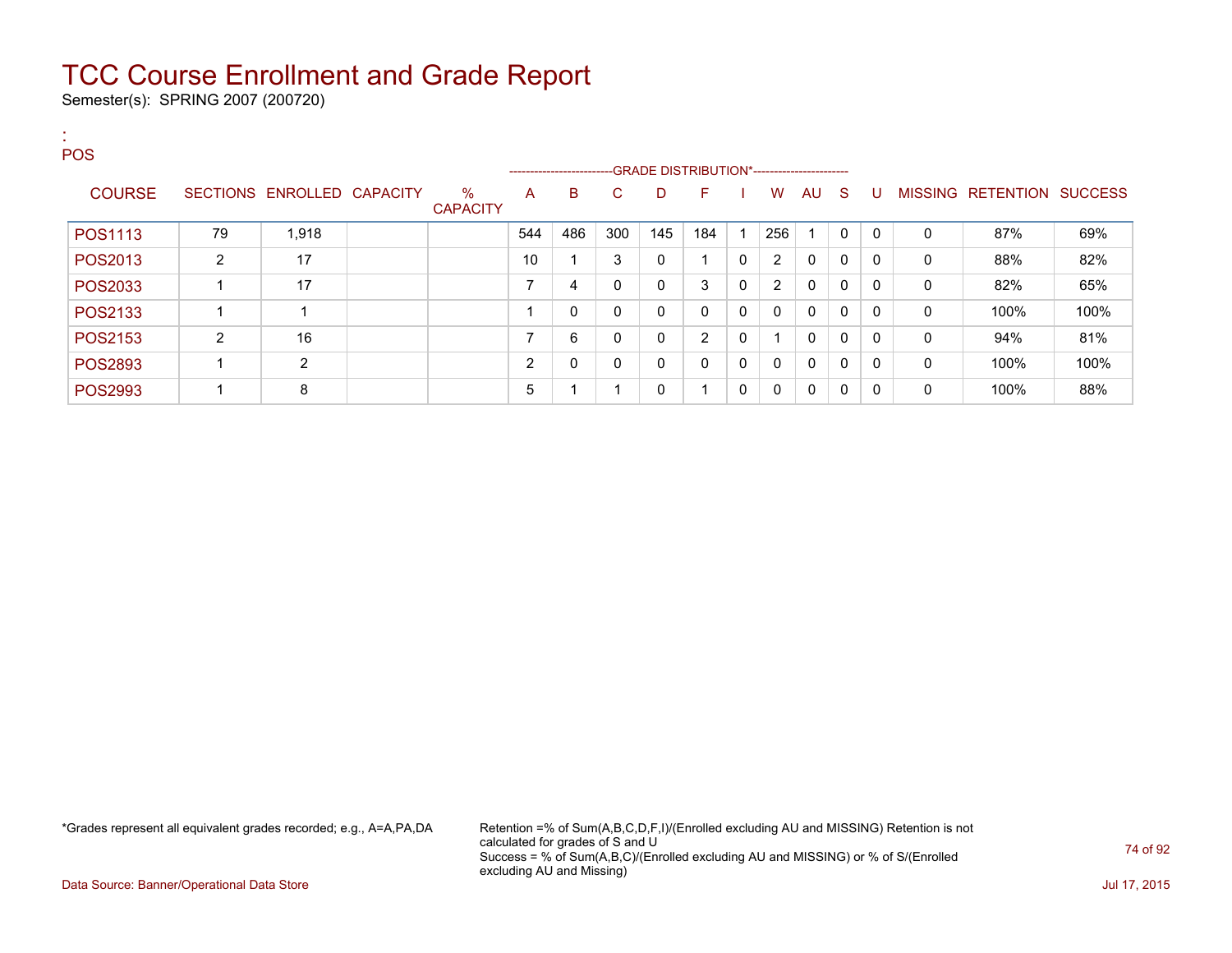# TCC Course Enrollment and Grade Report

Semester(s): SPRING 2007 (200720)

:
POS

| COURSE | SECTIONS | ENROLLED | CAPACITY | % CAPACITY | A | B | C | D | F | I | W | AU | S | U | MISSING | RETENTION | SUCCESS |
|---|---|---|---|---|---|---|---|---|---|---|---|---|---|---|---|---|---|
| | | | | | GRADE DISTRIBUTION* | | | | | | | | | | | | |
| POS1113 | 79 | 1,918 | | | 544 | 486 | 300 | 145 | 184 | 1 | 256 | 1 | 0 | 0 | 0 | 87% | 69% |
| POS2013 | 2 | 17 | | | 10 | 1 | 3 | 0 | 1 | 0 | 2 | 0 | 0 | 0 | 0 | 88% | 82% |
| POS2033 | 1 | 17 | | | 7 | 4 | 0 | 0 | 3 | 0 | 2 | 0 | 0 | 0 | 0 | 82% | 65% |
| POS2133 | 1 | 1 | | | 1 | 0 | 0 | 0 | 0 | 0 | 0 | 0 | 0 | 0 | 0 | 100% | 100% |
| POS2153 | 2 | 16 | | | 7 | 6 | 0 | 0 | 2 | 0 | 1 | 0 | 0 | 0 | 0 | 94% | 81% |
| POS2893 | 1 | 2 | | | 2 | 0 | 0 | 0 | 0 | 0 | 0 | 0 | 0 | 0 | 0 | 100% | 100% |
| POS2993 | 1 | 8 | | | 5 | 1 | 1 | 0 | 1 | 0 | 0 | 0 | 0 | 0 | 0 | 100% | 88% |

*Grades represent all equivalent grades recorded; e.g., A=A,PA,DA

Retention =% of Sum(A,B,C,D,F,I)/(Enrolled excluding AU and MISSING) Retention is not calculated for grades of S and U
Success = % of Sum(A,B,C)/(Enrolled excluding AU and MISSING) or % of S/(Enrolled excluding AU and Missing)

Data Source: Banner/Operational Data Store

Jul 17, 2015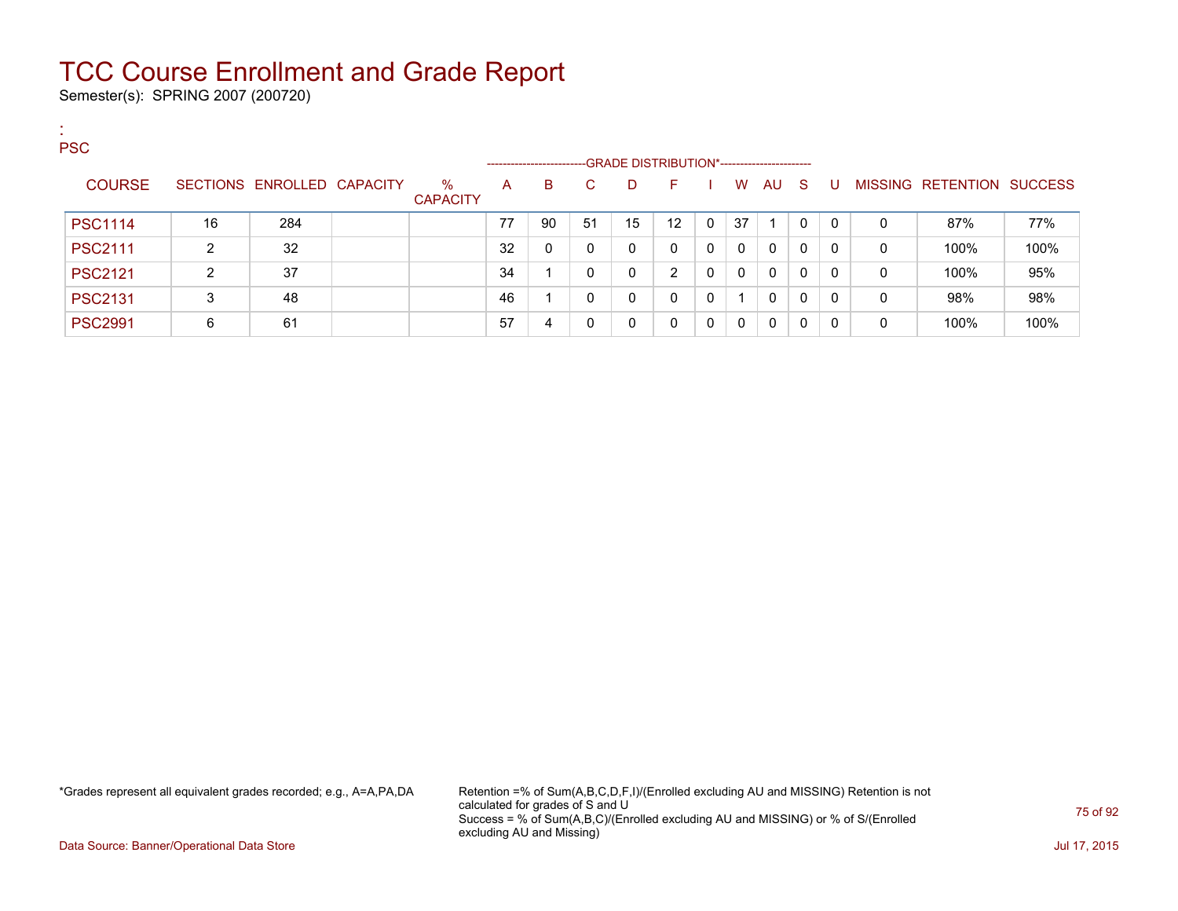# TCC Course Enrollment and Grade Report

Semester(s): SPRING 2007 (200720)

:
PSC

| COURSE | SECTIONS | ENROLLED | CAPACITY | % CAPACITY | A | B | C | D | F | I | W | AU | S | U | MISSING | RETENTION | SUCCESS |
|---|---|---|---|---|---|---|---|---|---|---|---|---|---|---|---|---|---|
| | | | | | GRADE DISTRIBUTION* | | | | | | | | | | | | |
| PSC1114 | 16 | 284 | | | 77 | 90 | 51 | 15 | 12 | 0 | 37 | 1 | 0 | 0 | 0 | 87% | 77% |
| PSC2111 | 2 | 32 | | | 32 | 0 | 0 | 0 | 0 | 0 | 0 | 0 | 0 | 0 | 0 | 100% | 100% |
| PSC2121 | 2 | 37 | | | 34 | 1 | 0 | 0 | 2 | 0 | 0 | 0 | 0 | 0 | 0 | 100% | 95% |
| PSC2131 | 3 | 48 | | | 46 | 1 | 0 | 0 | 0 | 0 | 1 | 0 | 0 | 0 | 0 | 98% | 98% |
| PSC2991 | 6 | 61 | | | 57 | 4 | 0 | 0 | 0 | 0 | 0 | 0 | 0 | 0 | 0 | 100% | 100% |

*Grades represent all equivalent grades recorded; e.g., A=A,PA,DA

Retention =% of Sum(A,B,C,D,F,I)/(Enrolled excluding AU and MISSING) Retention is not calculated for grades of S and U
Success = % of Sum(A,B,C)/(Enrolled excluding AU and MISSING) or % of S/(Enrolled excluding AU and Missing)

Data Source: Banner/Operational Data Store

Jul 17, 2015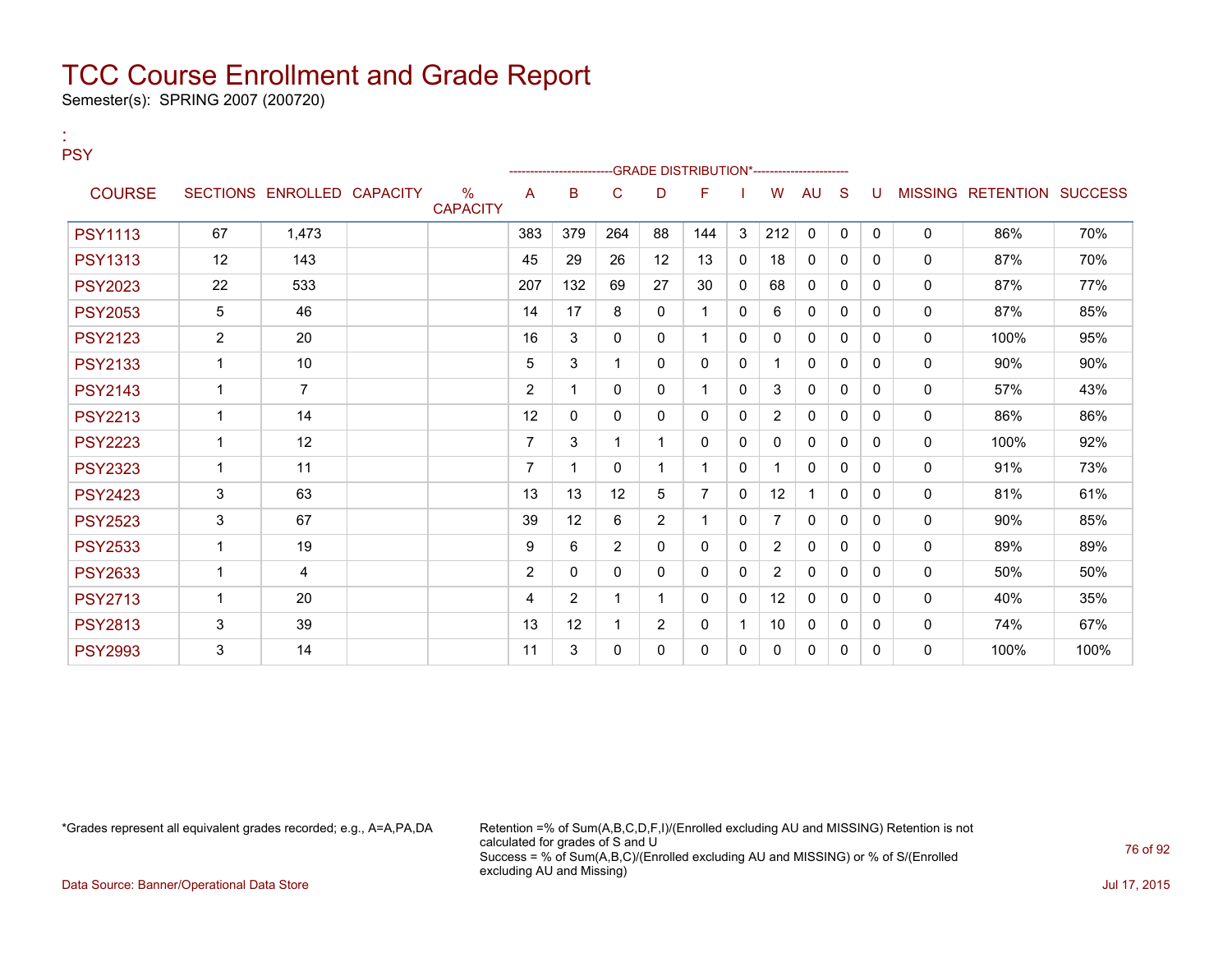# TCC Course Enrollment and Grade Report

Semester(s): SPRING 2007 (200720)

:
PSY

| COURSE | SECTIONS | ENROLLED | CAPACITY | % CAPACITY | A | B | C | D | F | I | W | AU | S | U | MISSING | RETENTION | SUCCESS |
|---|---|---|---|---|---|---|---|---|---|---|---|---|---|---|---|---|---|
| | | | | | GRADE DISTRIBUTION* | | | | | | | | | | | | |
| PSY1113 | 67 | 1,473 | | | 383 | 379 | 264 | 88 | 144 | 3 | 212 | 0 | 0 | 0 | 0 | 86% | 70% |
| PSY1313 | 12 | 143 | | | 45 | 29 | 26 | 12 | 13 | 0 | 18 | 0 | 0 | 0 | 0 | 87% | 70% |
| PSY2023 | 22 | 533 | | | 207 | 132 | 69 | 27 | 30 | 0 | 68 | 0 | 0 | 0 | 0 | 87% | 77% |
| PSY2053 | 5 | 46 | | | 14 | 17 | 8 | 0 | 1 | 0 | 6 | 0 | 0 | 0 | 0 | 87% | 85% |
| PSY2123 | 2 | 20 | | | 16 | 3 | 0 | 0 | 1 | 0 | 0 | 0 | 0 | 0 | 0 | 100% | 95% |
| PSY2133 | 1 | 10 | | | 5 | 3 | 1 | 0 | 0 | 0 | 1 | 0 | 0 | 0 | 0 | 90% | 90% |
| PSY2143 | 1 | 7 | | | 2 | 1 | 0 | 0 | 1 | 0 | 3 | 0 | 0 | 0 | 0 | 57% | 43% |
| PSY2213 | 1 | 14 | | | 12 | 0 | 0 | 0 | 0 | 0 | 2 | 0 | 0 | 0 | 0 | 86% | 86% |
| PSY2223 | 1 | 12 | | | 7 | 3 | 1 | 1 | 0 | 0 | 0 | 0 | 0 | 0 | 0 | 100% | 92% |
| PSY2323 | 1 | 11 | | | 7 | 1 | 0 | 1 | 1 | 0 | 1 | 0 | 0 | 0 | 0 | 91% | 73% |
| PSY2423 | 3 | 63 | | | 13 | 13 | 12 | 5 | 7 | 0 | 12 | 1 | 0 | 0 | 0 | 81% | 61% |
| PSY2523 | 3 | 67 | | | 39 | 12 | 6 | 2 | 1 | 0 | 7 | 0 | 0 | 0 | 0 | 90% | 85% |
| PSY2533 | 1 | 19 | | | 9 | 6 | 2 | 0 | 0 | 0 | 2 | 0 | 0 | 0 | 0 | 89% | 89% |
| PSY2633 | 1 | 4 | | | 2 | 0 | 0 | 0 | 0 | 0 | 2 | 0 | 0 | 0 | 0 | 50% | 50% |
| PSY2713 | 1 | 20 | | | 4 | 2 | 1 | 1 | 0 | 0 | 12 | 0 | 0 | 0 | 0 | 40% | 35% |
| PSY2813 | 3 | 39 | | | 13 | 12 | 1 | 2 | 0 | 1 | 10 | 0 | 0 | 0 | 0 | 74% | 67% |
| PSY2993 | 3 | 14 | | | 11 | 3 | 0 | 0 | 0 | 0 | 0 | 0 | 0 | 0 | 0 | 100% | 100% |

*Grades represent all equivalent grades recorded; e.g., A=A,PA,DA

Retention =% of Sum(A,B,C,D,F,I)/(Enrolled excluding AU and MISSING) Retention is not calculated for grades of S and U
Success = % of Sum(A,B,C)/(Enrolled excluding AU and MISSING) or % of S/(Enrolled excluding AU and Missing)

Data Source: Banner/Operational Data Store

Jul 17, 2015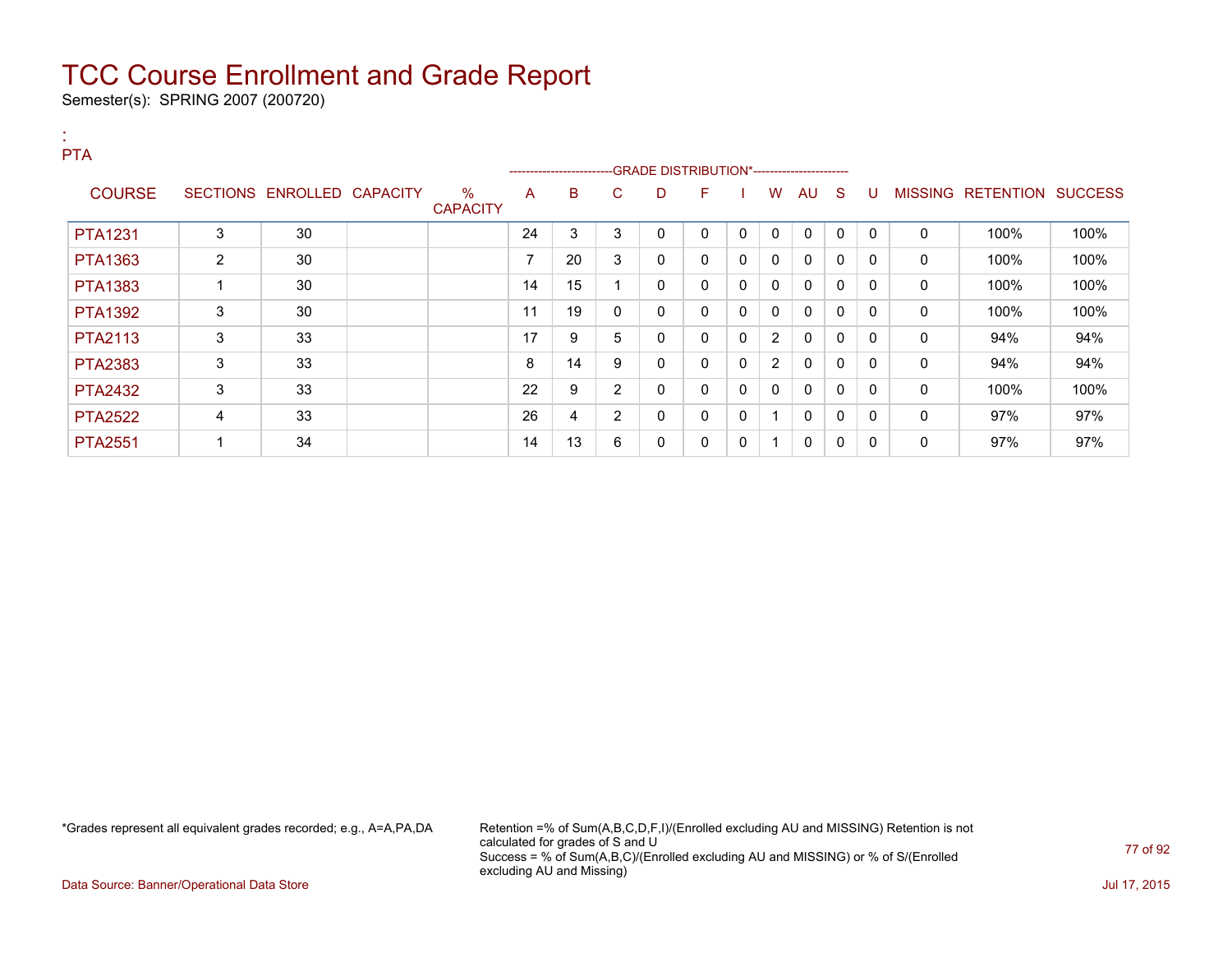# TCC Course Enrollment and Grade Report

Semester(s): SPRING 2007 (200720)

:
PTA

| COURSE | SECTIONS | ENROLLED | CAPACITY | % CAPACITY | GRADE DISTRIBUTION* A | B | C | D | F | I | W | AU | S | U | MISSING | RETENTION | SUCCESS |
|---|---|---|---|---|---|---|---|---|---|---|---|---|---|---|---|---|---|
| PTA1231 | 3 | 30 | | | 24 | 3 | 3 | 0 | 0 | 0 | 0 | 0 | 0 | 0 | 0 | 100% | 100% |
| PTA1363 | 2 | 30 | | | 7 | 20 | 3 | 0 | 0 | 0 | 0 | 0 | 0 | 0 | 0 | 100% | 100% |
| PTA1383 | 1 | 30 | | | 14 | 15 | 1 | 0 | 0 | 0 | 0 | 0 | 0 | 0 | 0 | 100% | 100% |
| PTA1392 | 3 | 30 | | | 11 | 19 | 0 | 0 | 0 | 0 | 0 | 0 | 0 | 0 | 0 | 100% | 100% |
| PTA2113 | 3 | 33 | | | 17 | 9 | 5 | 0 | 0 | 0 | 2 | 0 | 0 | 0 | 0 | 94% | 94% |
| PTA2383 | 3 | 33 | | | 8 | 14 | 9 | 0 | 0 | 0 | 2 | 0 | 0 | 0 | 0 | 94% | 94% |
| PTA2432 | 3 | 33 | | | 22 | 9 | 2 | 0 | 0 | 0 | 0 | 0 | 0 | 0 | 0 | 100% | 100% |
| PTA2522 | 4 | 33 | | | 26 | 4 | 2 | 0 | 0 | 0 | 1 | 0 | 0 | 0 | 0 | 97% | 97% |
| PTA2551 | 1 | 34 | | | 14 | 13 | 6 | 0 | 0 | 0 | 1 | 0 | 0 | 0 | 0 | 97% | 97% |

*Grades represent all equivalent grades recorded; e.g., A=A,PA,DA

Retention =% of Sum(A,B,C,D,F,I)/(Enrolled excluding AU and MISSING) Retention is not calculated for grades of S and U
Success = % of Sum(A,B,C)/(Enrolled excluding AU and MISSING) or % of S/(Enrolled excluding AU and Missing)

Data Source: Banner/Operational Data Store

Jul 17, 2015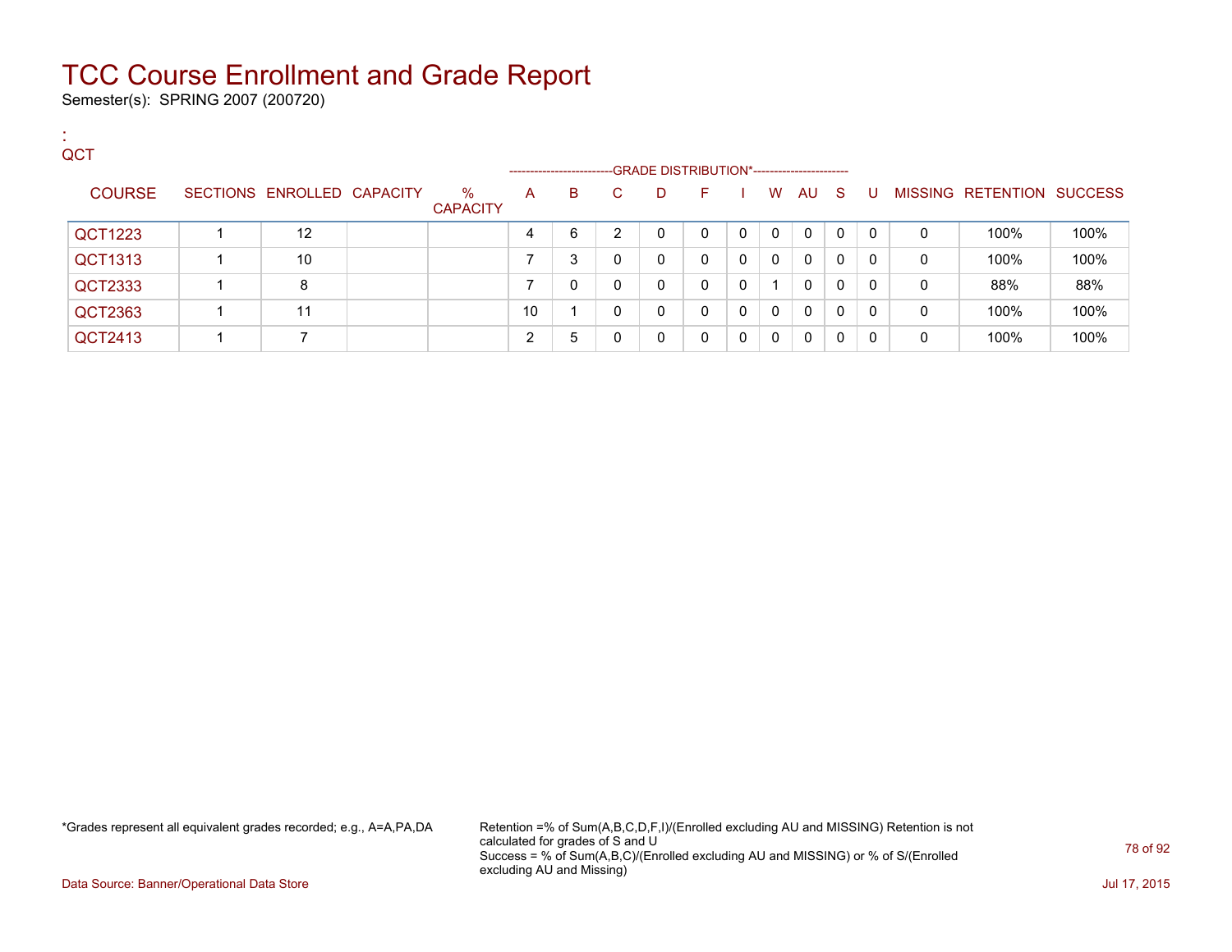# TCC Course Enrollment and Grade Report

Semester(s): SPRING 2007 (200720)

:
QCT

| COURSE | SECTIONS | ENROLLED | CAPACITY | % CAPACITY | A | B | C | D | F | I | W | AU | S | U | MISSING | RETENTION | SUCCESS |
|---|---|---|---|---|---|---|---|---|---|---|---|---|---|---|---|---|---|
| | | | | | -------------------------GRADE DISTRIBUTION*---------------------- | | | | | | | | | | | | |
| QCT1223 | 1 | 12 | | | 4 | 6 | 2 | 0 | 0 | 0 | 0 | 0 | 0 | 0 | 0 | 100% | 100% |
| QCT1313 | 1 | 10 | | | 7 | 3 | 0 | 0 | 0 | 0 | 0 | 0 | 0 | 0 | 0 | 100% | 100% |
| QCT2333 | 1 | 8 | | | 7 | 0 | 0 | 0 | 0 | 0 | 1 | 0 | 0 | 0 | 0 | 88% | 88% |
| QCT2363 | 1 | 11 | | | 10 | 1 | 0 | 0 | 0 | 0 | 0 | 0 | 0 | 0 | 0 | 100% | 100% |
| QCT2413 | 1 | 7 | | | 2 | 5 | 0 | 0 | 0 | 0 | 0 | 0 | 0 | 0 | 0 | 100% | 100% |

*Grades represent all equivalent grades recorded; e.g., A=A,PA,DA

Retention =% of Sum(A,B,C,D,F,I)/(Enrolled excluding AU and MISSING) Retention is not calculated for grades of S and U
Success = % of Sum(A,B,C)/(Enrolled excluding AU and MISSING) or % of S/(Enrolled excluding AU and Missing)

Data Source: Banner/Operational Data Store

Jul 17, 2015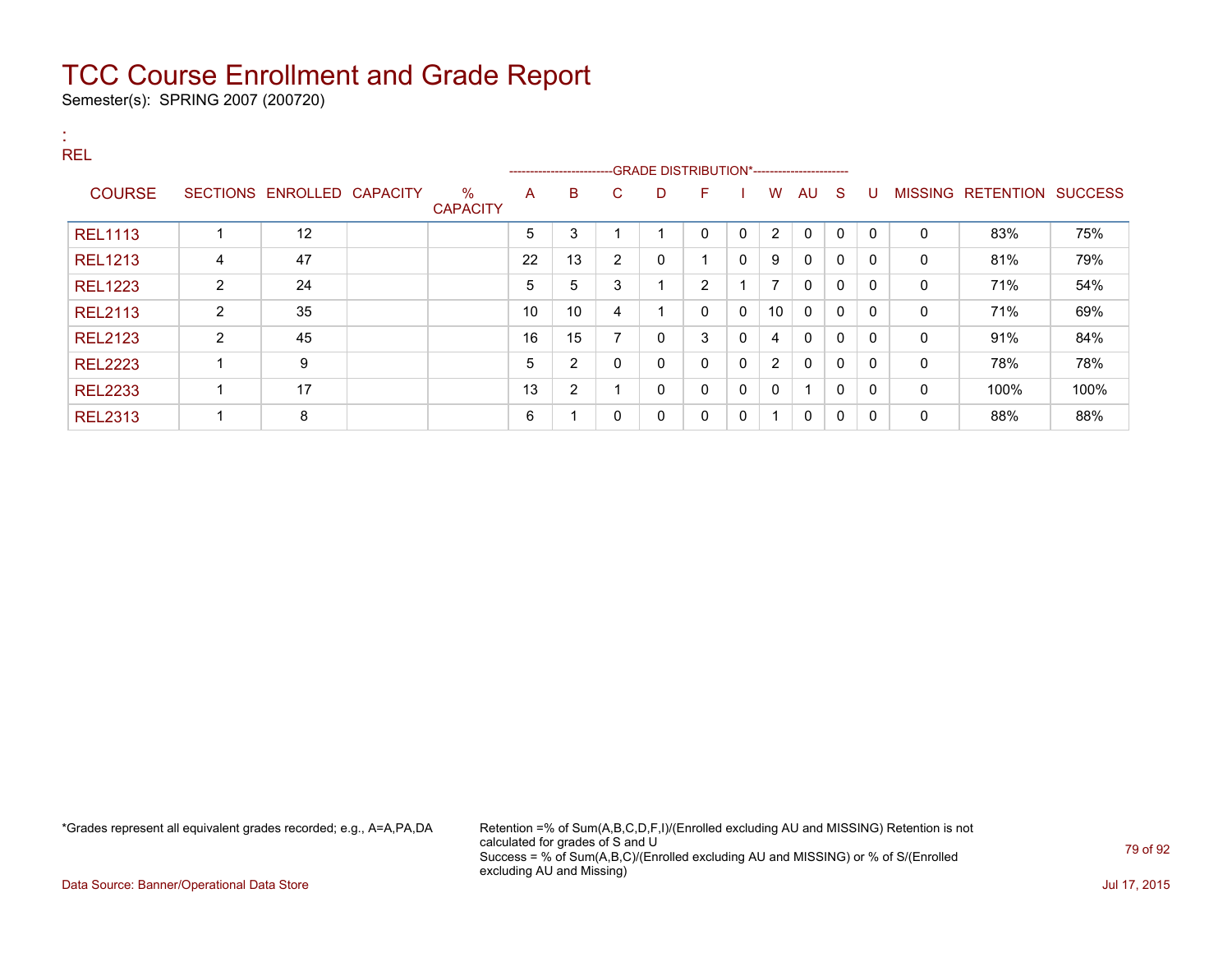# TCC Course Enrollment and Grade Report

Semester(s): SPRING 2007 (200720)

:
REL

| COURSE | SECTIONS | ENROLLED | CAPACITY | % CAPACITY | A | B | C | D | F | I | W | AU | S | U | MISSING | RETENTION | SUCCESS |
|---|---|---|---|---|---|---|---|---|---|---|---|---|---|---|---|---|---|
| | | | | | GRADE DISTRIBUTION* | | | | | | | | | | | | |
| REL1113 | 1 | 12 | | | 5 | 3 | 1 | 1 | 0 | 0 | 2 | 0 | 0 | 0 | 0 | 83% | 75% |
| REL1213 | 4 | 47 | | | 22 | 13 | 2 | 0 | 1 | 0 | 9 | 0 | 0 | 0 | 0 | 81% | 79% |
| REL1223 | 2 | 24 | | | 5 | 5 | 3 | 1 | 2 | 1 | 7 | 0 | 0 | 0 | 0 | 71% | 54% |
| REL2113 | 2 | 35 | | | 10 | 10 | 4 | 1 | 0 | 0 | 10 | 0 | 0 | 0 | 0 | 71% | 69% |
| REL2123 | 2 | 45 | | | 16 | 15 | 7 | 0 | 3 | 0 | 4 | 0 | 0 | 0 | 0 | 91% | 84% |
| REL2223 | 1 | 9 | | | 5 | 2 | 0 | 0 | 0 | 0 | 2 | 0 | 0 | 0 | 0 | 78% | 78% |
| REL2233 | 1 | 17 | | | 13 | 2 | 1 | 0 | 0 | 0 | 0 | 1 | 0 | 0 | 0 | 100% | 100% |
| REL2313 | 1 | 8 | | | 6 | 1 | 0 | 0 | 0 | 0 | 1 | 0 | 0 | 0 | 0 | 88% | 88% |

*Grades represent all equivalent grades recorded; e.g., A=A,PA,DA

Retention =% of Sum(A,B,C,D,F,I)/(Enrolled excluding AU and MISSING) Retention is not calculated for grades of S and U
Success = % of Sum(A,B,C)/(Enrolled excluding AU and MISSING) or % of S/(Enrolled excluding AU and Missing)

Data Source: Banner/Operational Data Store

Jul 17, 2015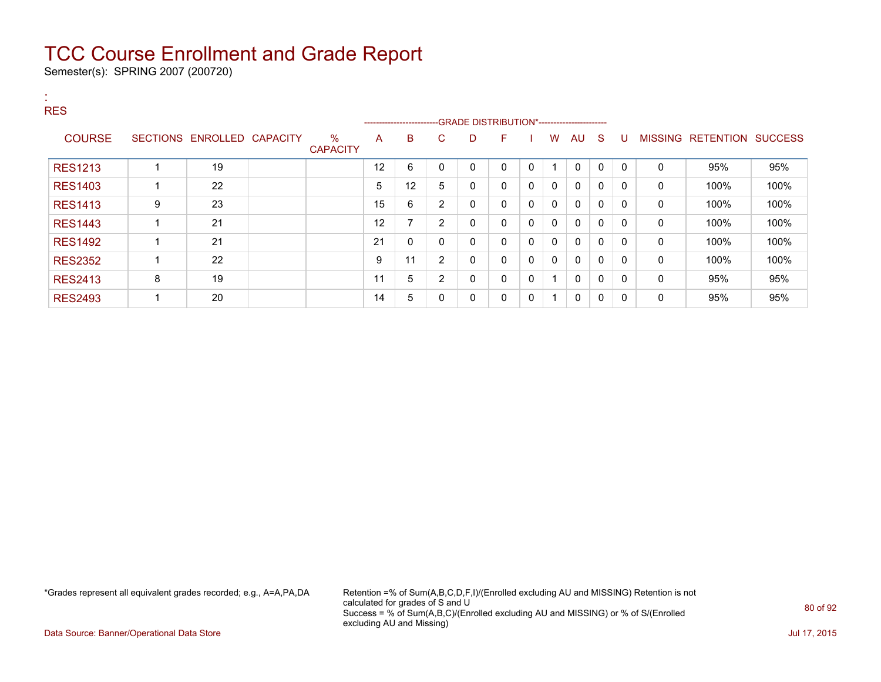# TCC Course Enrollment and Grade Report

Semester(s): SPRING 2007 (200720)

:
RES

| COURSE | SECTIONS | ENROLLED | CAPACITY | % CAPACITY | A | B | C | D | F | I | W | AU | S | U | MISSING | RETENTION | SUCCESS |
|---|---|---|---|---|---|---|---|---|---|---|---|---|---|---|---|---|---|
| | | | | | GRADE DISTRIBUTION* | | | | | | | | | | | | |
| RES1213 | 1 | 19 | | | 12 | 6 | 0 | 0 | 0 | 0 | 1 | 0 | 0 | 0 | 0 | 95% | 95% |
| RES1403 | 1 | 22 | | | 5 | 12 | 5 | 0 | 0 | 0 | 0 | 0 | 0 | 0 | 0 | 100% | 100% |
| RES1413 | 9 | 23 | | | 15 | 6 | 2 | 0 | 0 | 0 | 0 | 0 | 0 | 0 | 0 | 100% | 100% |
| RES1443 | 1 | 21 | | | 12 | 7 | 2 | 0 | 0 | 0 | 0 | 0 | 0 | 0 | 0 | 100% | 100% |
| RES1492 | 1 | 21 | | | 21 | 0 | 0 | 0 | 0 | 0 | 0 | 0 | 0 | 0 | 0 | 100% | 100% |
| RES2352 | 1 | 22 | | | 9 | 11 | 2 | 0 | 0 | 0 | 0 | 0 | 0 | 0 | 0 | 100% | 100% |
| RES2413 | 8 | 19 | | | 11 | 5 | 2 | 0 | 0 | 0 | 1 | 0 | 0 | 0 | 0 | 95% | 95% |
| RES2493 | 1 | 20 | | | 14 | 5 | 0 | 0 | 0 | 0 | 1 | 0 | 0 | 0 | 0 | 95% | 95% |

*Grades represent all equivalent grades recorded; e.g., A=A,PA,DA

Retention =% of Sum(A,B,C,D,F,I)/(Enrolled excluding AU and MISSING) Retention is not calculated for grades of S and U
Success = % of Sum(A,B,C)/(Enrolled excluding AU and MISSING) or % of S/(Enrolled excluding AU and Missing)

Data Source: Banner/Operational Data Store

Jul 17, 2015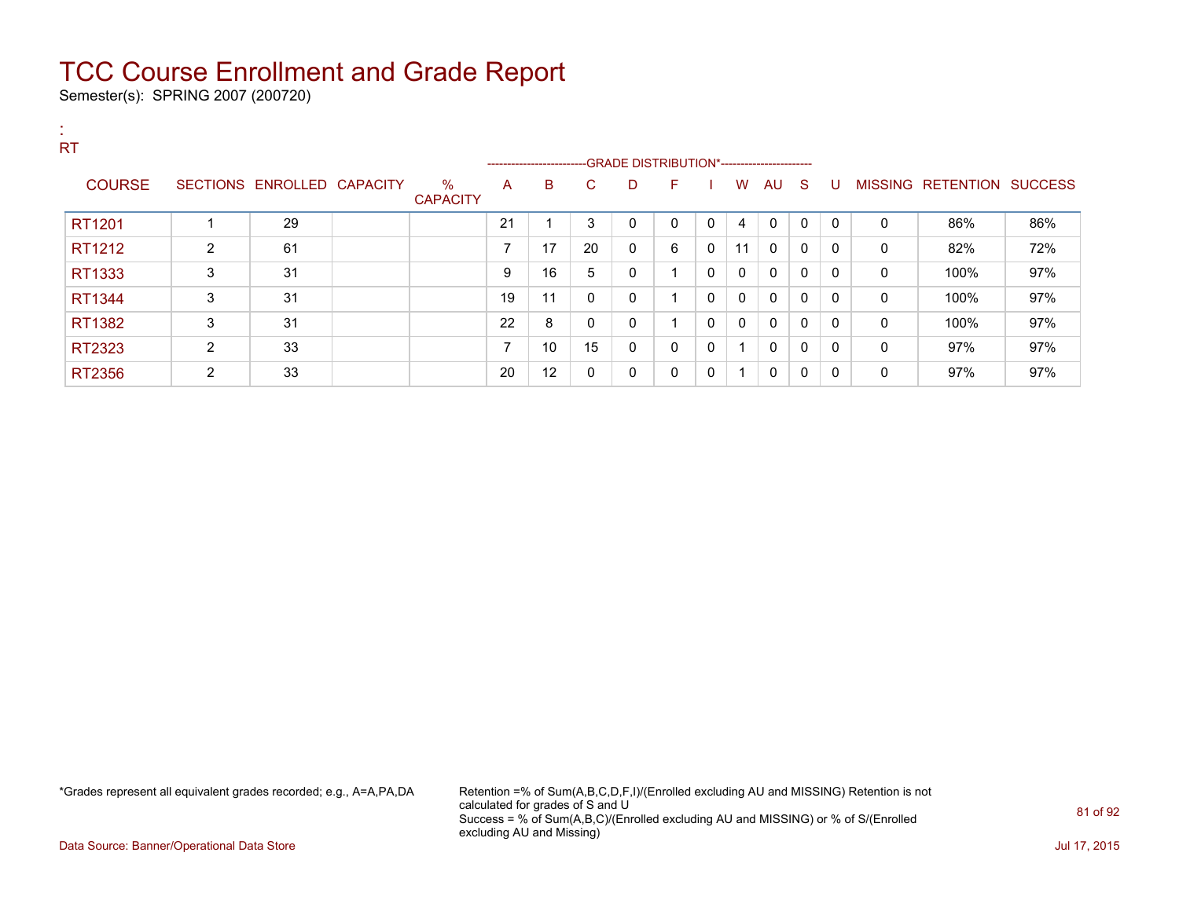# TCC Course Enrollment and Grade Report

Semester(s): SPRING 2007 (200720)

:
RT

| COURSE | SECTIONS | ENROLLED | CAPACITY | % CAPACITY | A | B | C | D | F | I | W | AU | S | U | MISSING | RETENTION | SUCCESS |
|---|---|---|---|---|---|---|---|---|---|---|---|---|---|---|---|---|---|
| | | | | | GRADE DISTRIBUTION* | | | | | | | | | | | | |
| RT1201 | 1 | 29 | | | 21 | 1 | 3 | 0 | 0 | 0 | 4 | 0 | 0 | 0 | 0 | 86% | 86% |
| RT1212 | 2 | 61 | | | 7 | 17 | 20 | 0 | 6 | 0 | 11 | 0 | 0 | 0 | 0 | 82% | 72% |
| RT1333 | 3 | 31 | | | 9 | 16 | 5 | 0 | 1 | 0 | 0 | 0 | 0 | 0 | 0 | 100% | 97% |
| RT1344 | 3 | 31 | | | 19 | 11 | 0 | 0 | 1 | 0 | 0 | 0 | 0 | 0 | 0 | 100% | 97% |
| RT1382 | 3 | 31 | | | 22 | 8 | 0 | 0 | 1 | 0 | 0 | 0 | 0 | 0 | 0 | 100% | 97% |
| RT2323 | 2 | 33 | | | 7 | 10 | 15 | 0 | 0 | 0 | 1 | 0 | 0 | 0 | 0 | 97% | 97% |
| RT2356 | 2 | 33 | | | 20 | 12 | 0 | 0 | 0 | 0 | 1 | 0 | 0 | 0 | 0 | 97% | 97% |

*Grades represent all equivalent grades recorded; e.g., A=A,PA,DA

Retention =% of Sum(A,B,C,D,F,I)/(Enrolled excluding AU and MISSING) Retention is not calculated for grades of S and U
Success = % of Sum(A,B,C)/(Enrolled excluding AU and MISSING) or % of S/(Enrolled excluding AU and Missing)

Data Source: Banner/Operational Data Store

Jul 17, 2015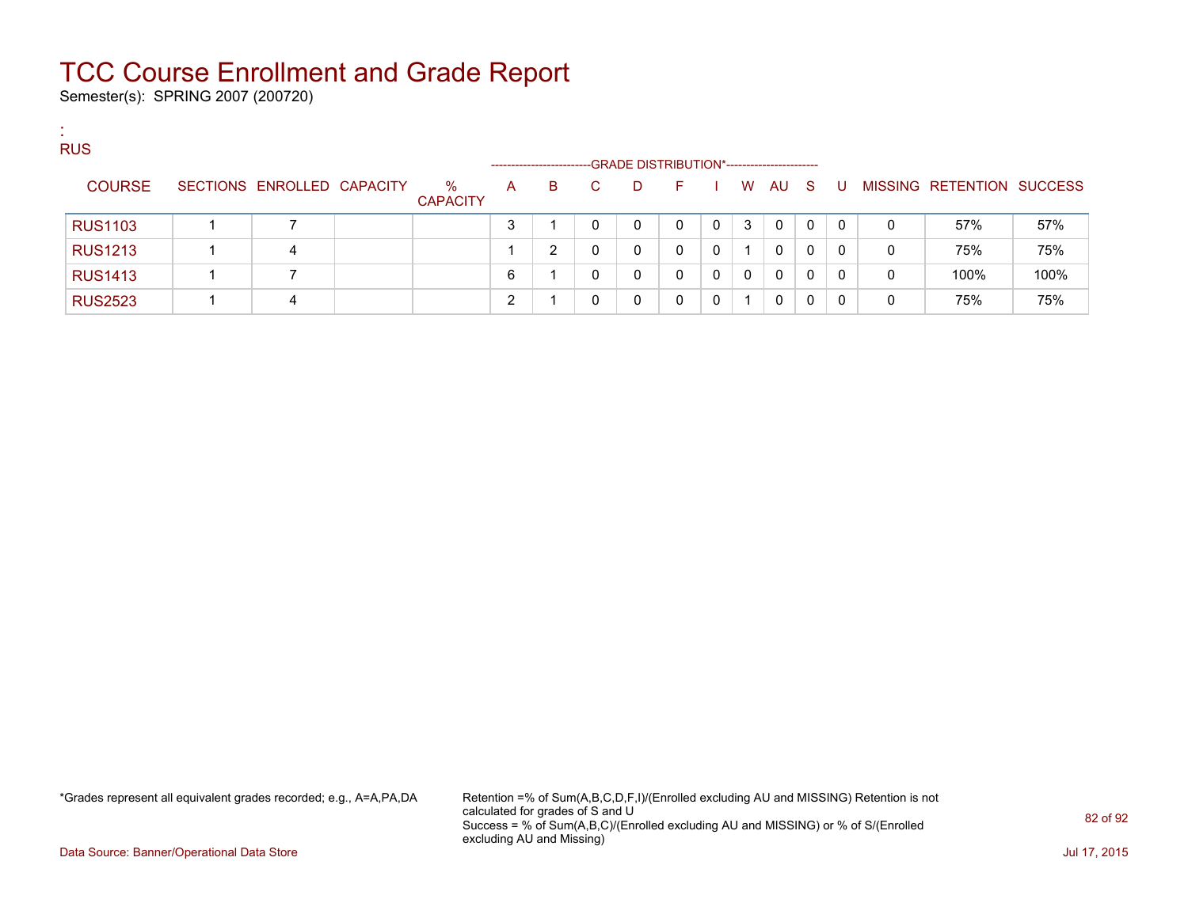# TCC Course Enrollment and Grade Report

Semester(s): SPRING 2007 (200720)

:
RUS

| COURSE | SECTIONS | ENROLLED | CAPACITY | % CAPACITY | A | B | C | D | F | I | W | AU | S | U | MISSING | RETENTION | SUCCESS |
|---|---|---|---|---|---|---|---|---|---|---|---|---|---|---|---|---|---|
| | | | | | GRADE DISTRIBUTION* | | | | | | | | | | | | |
| RUS1103 | 1 | 7 | | | 3 | 1 | 0 | 0 | 0 | 0 | 3 | 0 | 0 | 0 | 0 | 57% | 57% |
| RUS1213 | 1 | 4 | | | 1 | 2 | 0 | 0 | 0 | 0 | 1 | 0 | 0 | 0 | 0 | 75% | 75% |
| RUS1413 | 1 | 7 | | | 6 | 1 | 0 | 0 | 0 | 0 | 0 | 0 | 0 | 0 | 0 | 100% | 100% |
| RUS2523 | 1 | 4 | | | 2 | 1 | 0 | 0 | 0 | 0 | 1 | 0 | 0 | 0 | 0 | 75% | 75% |

*Grades represent all equivalent grades recorded; e.g., A=A,PA,DA

Retention =% of Sum(A,B,C,D,F,I)/(Enrolled excluding AU and MISSING) Retention is not calculated for grades of S and U
Success = % of Sum(A,B,C)/(Enrolled excluding AU and MISSING) or % of S/(Enrolled excluding AU and Missing)

Data Source: Banner/Operational Data Store

Jul 17, 2015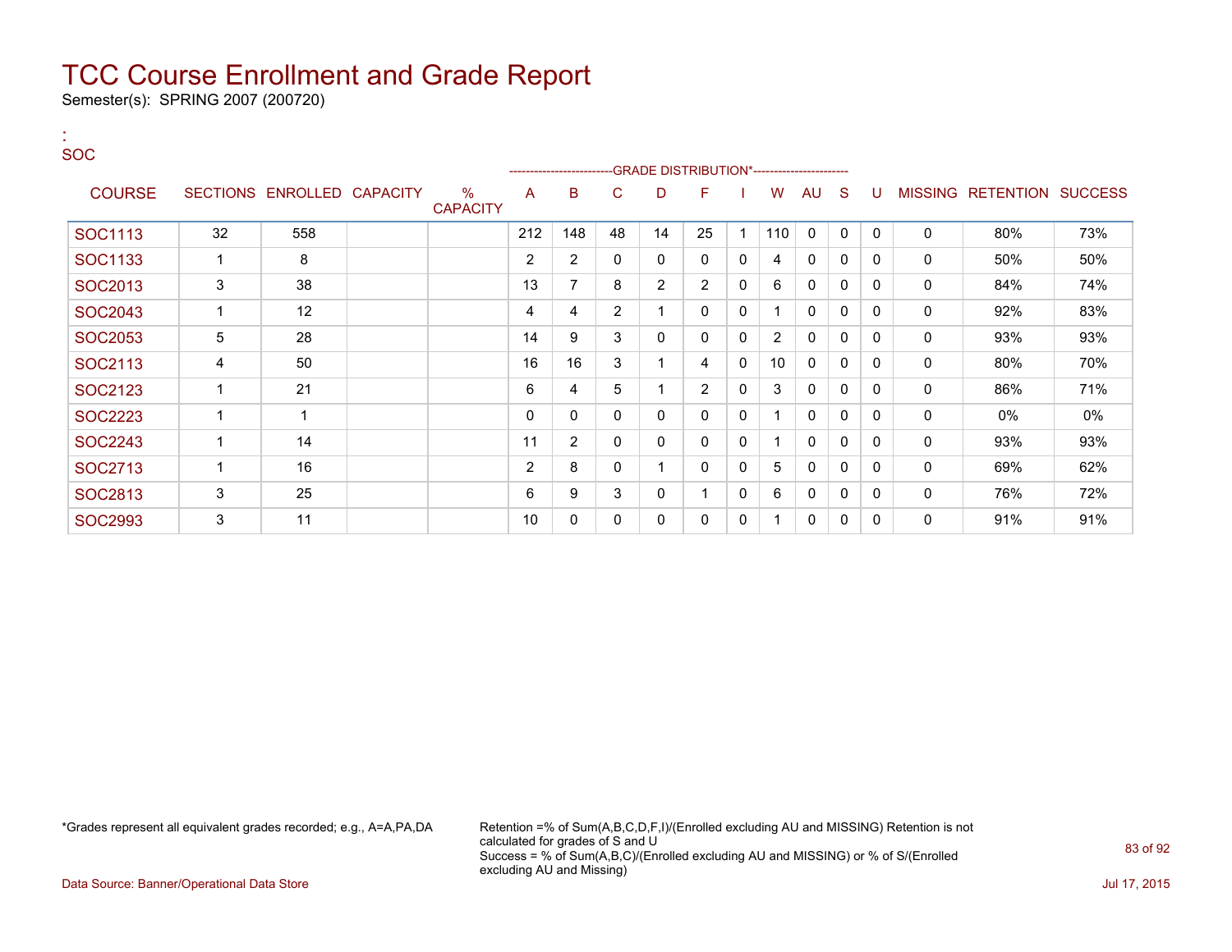# TCC Course Enrollment and Grade Report

Semester(s): SPRING 2007 (200720)

:
SOC

| COURSE | SECTIONS | ENROLLED | CAPACITY | % CAPACITY | A | B | C | D | F | I | W | AU | S | U | MISSING | RETENTION | SUCCESS |
|---|---|---|---|---|---|---|---|---|---|---|---|---|---|---|---|---|---|
| | | | | | GRADE DISTRIBUTION* | | | | | | | | | | | | |
| SOC1113 | 32 | 558 | | | 212 | 148 | 48 | 14 | 25 | 1 | 110 | 0 | 0 | 0 | 0 | 80% | 73% |
| SOC1133 | 1 | 8 | | | 2 | 2 | 0 | 0 | 0 | 0 | 4 | 0 | 0 | 0 | 0 | 50% | 50% |
| SOC2013 | 3 | 38 | | | 13 | 7 | 8 | 2 | 2 | 0 | 6 | 0 | 0 | 0 | 0 | 84% | 74% |
| SOC2043 | 1 | 12 | | | 4 | 4 | 2 | 1 | 0 | 0 | 1 | 0 | 0 | 0 | 0 | 92% | 83% |
| SOC2053 | 5 | 28 | | | 14 | 9 | 3 | 0 | 0 | 0 | 2 | 0 | 0 | 0 | 0 | 93% | 93% |
| SOC2113 | 4 | 50 | | | 16 | 16 | 3 | 1 | 4 | 0 | 10 | 0 | 0 | 0 | 0 | 80% | 70% |
| SOC2123 | 1 | 21 | | | 6 | 4 | 5 | 1 | 2 | 0 | 3 | 0 | 0 | 0 | 0 | 86% | 71% |
| SOC2223 | 1 | 1 | | | 0 | 0 | 0 | 0 | 0 | 0 | 1 | 0 | 0 | 0 | 0 | 0% | 0% |
| SOC2243 | 1 | 14 | | | 11 | 2 | 0 | 0 | 0 | 0 | 1 | 0 | 0 | 0 | 0 | 93% | 93% |
| SOC2713 | 1 | 16 | | | 2 | 8 | 0 | 1 | 0 | 0 | 5 | 0 | 0 | 0 | 0 | 69% | 62% |
| SOC2813 | 3 | 25 | | | 6 | 9 | 3 | 0 | 1 | 0 | 6 | 0 | 0 | 0 | 0 | 76% | 72% |
| SOC2993 | 3 | 11 | | | 10 | 0 | 0 | 0 | 0 | 0 | 1 | 0 | 0 | 0 | 0 | 91% | 91% |

*Grades represent all equivalent grades recorded; e.g., A=A,PA,DA

Retention =% of Sum(A,B,C,D,F,I)/(Enrolled excluding AU and MISSING) Retention is not calculated for grades of S and U
Success = % of Sum(A,B,C)/(Enrolled excluding AU and MISSING) or % of S/(Enrolled excluding AU and Missing)

Data Source: Banner/Operational Data Store

Jul 17, 2015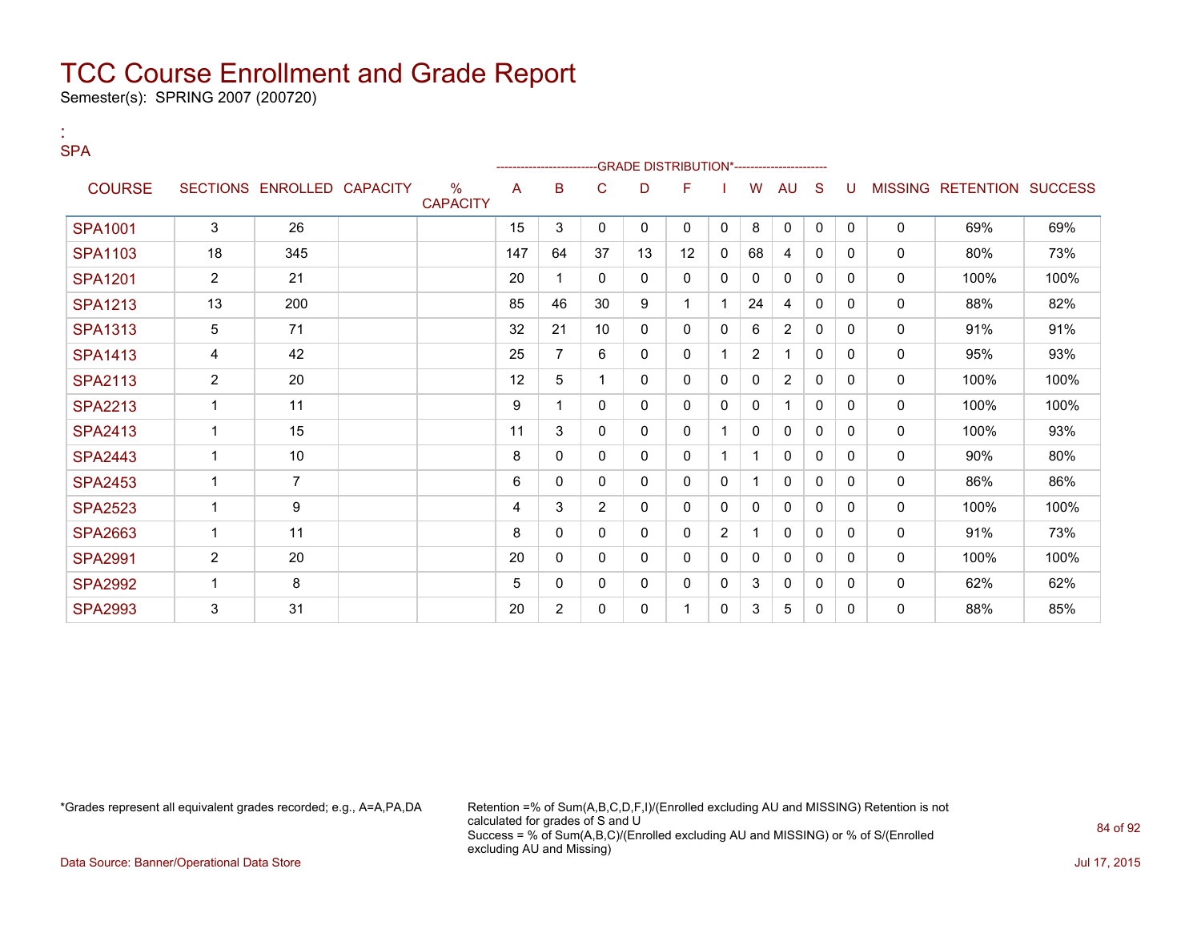# TCC Course Enrollment and Grade Report

Semester(s): SPRING 2007 (200720)

:
SPA

| COURSE | SECTIONS | ENROLLED | CAPACITY | % CAPACITY | A | B | C | D | F | I | W | AU | S | U | MISSING | RETENTION | SUCCESS |
|---|---|---|---|---|---|---|---|---|---|---|---|---|---|---|---|---|---|
| | | | | | GRADE DISTRIBUTION* | | | | | | | | | | | | |
| SPA1001 | 3 | 26 | | | 15 | 3 | 0 | 0 | 0 | 0 | 8 | 0 | 0 | 0 | 0 | 69% | 69% |
| SPA1103 | 18 | 345 | | | 147 | 64 | 37 | 13 | 12 | 0 | 68 | 4 | 0 | 0 | 0 | 80% | 73% |
| SPA1201 | 2 | 21 | | | 20 | 1 | 0 | 0 | 0 | 0 | 0 | 0 | 0 | 0 | 0 | 100% | 100% |
| SPA1213 | 13 | 200 | | | 85 | 46 | 30 | 9 | 1 | 1 | 24 | 4 | 0 | 0 | 0 | 88% | 82% |
| SPA1313 | 5 | 71 | | | 32 | 21 | 10 | 0 | 0 | 0 | 6 | 2 | 0 | 0 | 0 | 91% | 91% |
| SPA1413 | 4 | 42 | | | 25 | 7 | 6 | 0 | 0 | 1 | 2 | 1 | 0 | 0 | 0 | 95% | 93% |
| SPA2113 | 2 | 20 | | | 12 | 5 | 1 | 0 | 0 | 0 | 0 | 2 | 0 | 0 | 0 | 100% | 100% |
| SPA2213 | 1 | 11 | | | 9 | 1 | 0 | 0 | 0 | 0 | 0 | 1 | 0 | 0 | 0 | 100% | 100% |
| SPA2413 | 1 | 15 | | | 11 | 3 | 0 | 0 | 0 | 1 | 0 | 0 | 0 | 0 | 0 | 100% | 93% |
| SPA2443 | 1 | 10 | | | 8 | 0 | 0 | 0 | 0 | 1 | 1 | 0 | 0 | 0 | 0 | 90% | 80% |
| SPA2453 | 1 | 7 | | | 6 | 0 | 0 | 0 | 0 | 0 | 1 | 0 | 0 | 0 | 0 | 86% | 86% |
| SPA2523 | 1 | 9 | | | 4 | 3 | 2 | 0 | 0 | 0 | 0 | 0 | 0 | 0 | 0 | 100% | 100% |
| SPA2663 | 1 | 11 | | | 8 | 0 | 0 | 0 | 0 | 2 | 1 | 0 | 0 | 0 | 0 | 91% | 73% |
| SPA2991 | 2 | 20 | | | 20 | 0 | 0 | 0 | 0 | 0 | 0 | 0 | 0 | 0 | 0 | 100% | 100% |
| SPA2992 | 1 | 8 | | | 5 | 0 | 0 | 0 | 0 | 0 | 3 | 0 | 0 | 0 | 0 | 62% | 62% |
| SPA2993 | 3 | 31 | | | 20 | 2 | 0 | 0 | 1 | 0 | 3 | 5 | 0 | 0 | 0 | 88% | 85% |

*Grades represent all equivalent grades recorded; e.g., A=A,PA,DA

Retention =% of Sum(A,B,C,D,F,I)/(Enrolled excluding AU and MISSING) Retention is not calculated for grades of S and U
Success = % of Sum(A,B,C)/(Enrolled excluding AU and MISSING) or % of S/(Enrolled excluding AU and Missing)

Data Source: Banner/Operational Data Store

Jul 17, 2015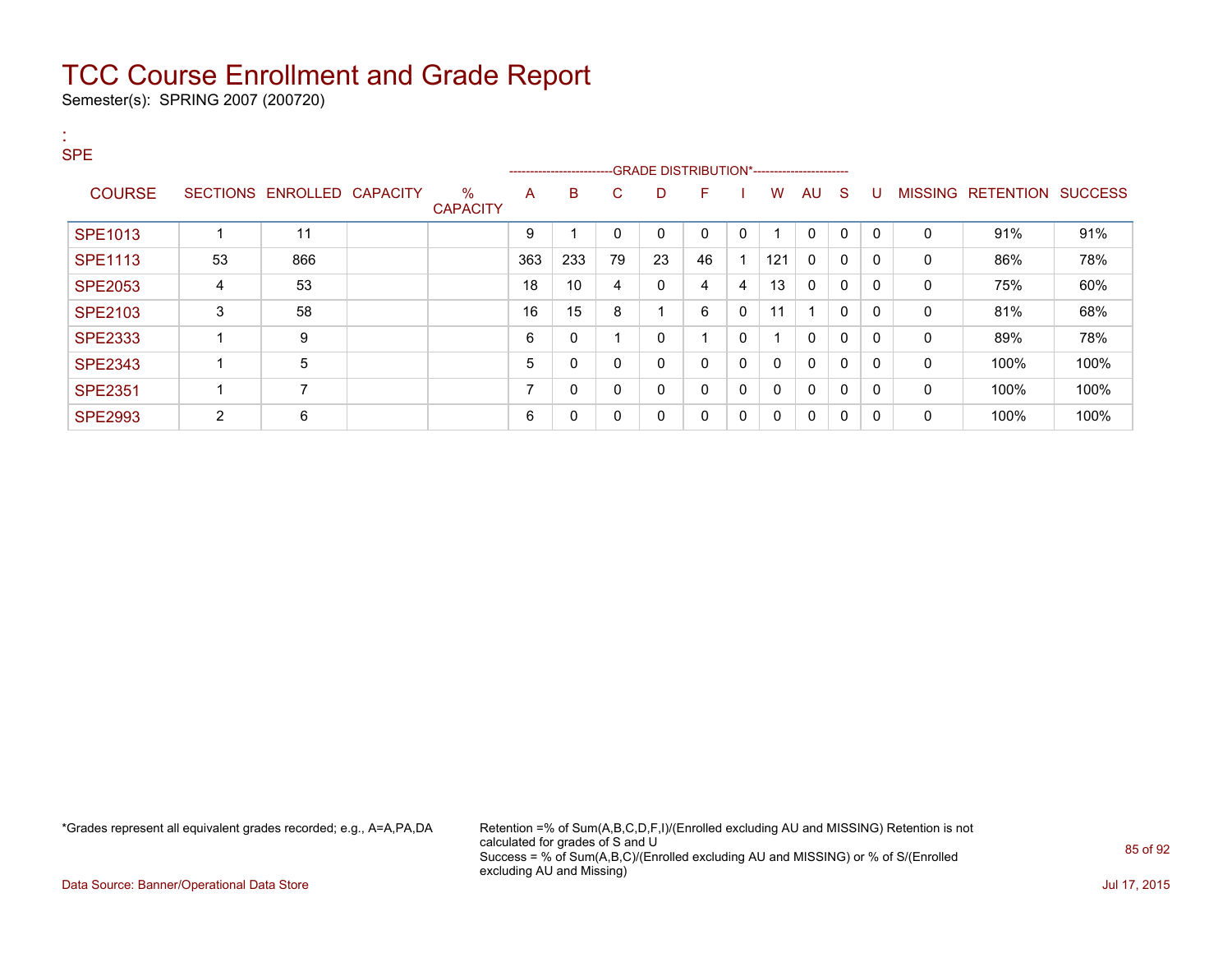# TCC Course Enrollment and Grade Report

Semester(s): SPRING 2007 (200720)

:
SPE

| COURSE | SECTIONS | ENROLLED | CAPACITY | % CAPACITY | A | B | C | D | F | I | W | AU | S | U | MISSING | RETENTION | SUCCESS |
|---|---|---|---|---|---|---|---|---|---|---|---|---|---|---|---|---|---|
| | | | | | GRADE DISTRIBUTION* | | | | | | | | | | | | |
| SPE1013 | 1 | 11 | | | 9 | 1 | 0 | 0 | 0 | 0 | 1 | 0 | 0 | 0 | 0 | 91% | 91% |
| SPE1113 | 53 | 866 | | | 363 | 233 | 79 | 23 | 46 | 1 | 121 | 0 | 0 | 0 | 0 | 86% | 78% |
| SPE2053 | 4 | 53 | | | 18 | 10 | 4 | 0 | 4 | 4 | 13 | 0 | 0 | 0 | 0 | 75% | 60% |
| SPE2103 | 3 | 58 | | | 16 | 15 | 8 | 1 | 6 | 0 | 11 | 1 | 0 | 0 | 0 | 81% | 68% |
| SPE2333 | 1 | 9 | | | 6 | 0 | 1 | 0 | 1 | 0 | 1 | 0 | 0 | 0 | 0 | 89% | 78% |
| SPE2343 | 1 | 5 | | | 5 | 0 | 0 | 0 | 0 | 0 | 0 | 0 | 0 | 0 | 0 | 100% | 100% |
| SPE2351 | 1 | 7 | | | 7 | 0 | 0 | 0 | 0 | 0 | 0 | 0 | 0 | 0 | 0 | 100% | 100% |
| SPE2993 | 2 | 6 | | | 6 | 0 | 0 | 0 | 0 | 0 | 0 | 0 | 0 | 0 | 0 | 100% | 100% |

*Grades represent all equivalent grades recorded; e.g., A=A,PA,DA

Retention =% of Sum(A,B,C,D,F,I)/(Enrolled excluding AU and MISSING) Retention is not calculated for grades of S and U
Success = % of Sum(A,B,C)/(Enrolled excluding AU and MISSING) or % of S/(Enrolled excluding AU and Missing)

Data Source: Banner/Operational Data Store

Jul 17, 2015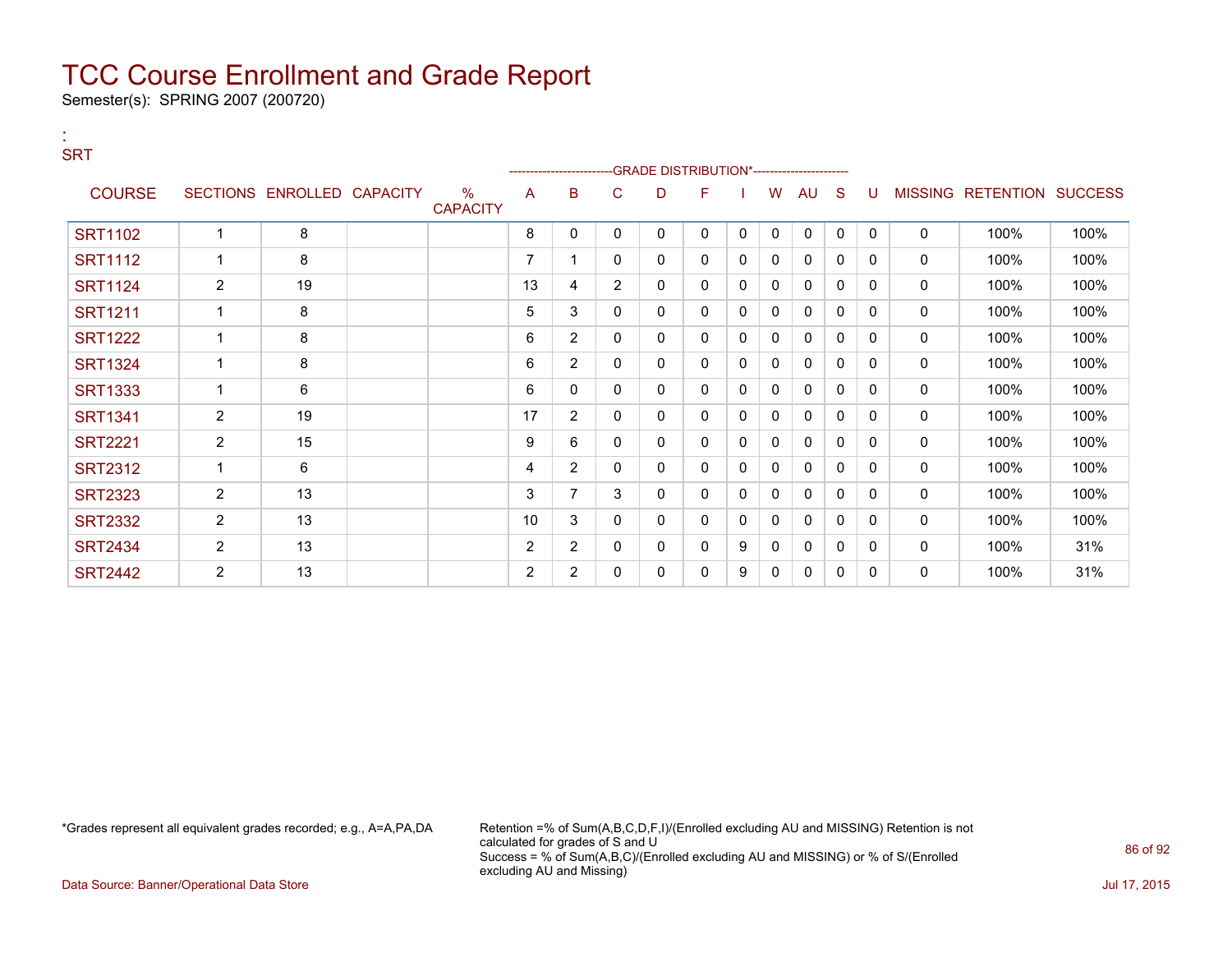# TCC Course Enrollment and Grade Report

Semester(s): SPRING 2007 (200720)

:
SRT

| COURSE | SECTIONS | ENROLLED | CAPACITY | % CAPACITY | A | B | C | D | F | I | W | AU | S | U | MISSING | RETENTION | SUCCESS |
|---|---|---|---|---|---|---|---|---|---|---|---|---|---|---|---|---|---|
| | | | | | GRADE DISTRIBUTION* | | | | | | | | | | | | |
| SRT1102 | 1 | 8 | | | 8 | 0 | 0 | 0 | 0 | 0 | 0 | 0 | 0 | 0 | 0 | 100% | 100% |
| SRT1112 | 1 | 8 | | | 7 | 1 | 0 | 0 | 0 | 0 | 0 | 0 | 0 | 0 | 0 | 100% | 100% |
| SRT1124 | 2 | 19 | | | 13 | 4 | 2 | 0 | 0 | 0 | 0 | 0 | 0 | 0 | 0 | 100% | 100% |
| SRT1211 | 1 | 8 | | | 5 | 3 | 0 | 0 | 0 | 0 | 0 | 0 | 0 | 0 | 0 | 100% | 100% |
| SRT1222 | 1 | 8 | | | 6 | 2 | 0 | 0 | 0 | 0 | 0 | 0 | 0 | 0 | 0 | 100% | 100% |
| SRT1324 | 1 | 8 | | | 6 | 2 | 0 | 0 | 0 | 0 | 0 | 0 | 0 | 0 | 0 | 100% | 100% |
| SRT1333 | 1 | 6 | | | 6 | 0 | 0 | 0 | 0 | 0 | 0 | 0 | 0 | 0 | 0 | 100% | 100% |
| SRT1341 | 2 | 19 | | | 17 | 2 | 0 | 0 | 0 | 0 | 0 | 0 | 0 | 0 | 0 | 100% | 100% |
| SRT2221 | 2 | 15 | | | 9 | 6 | 0 | 0 | 0 | 0 | 0 | 0 | 0 | 0 | 0 | 100% | 100% |
| SRT2312 | 1 | 6 | | | 4 | 2 | 0 | 0 | 0 | 0 | 0 | 0 | 0 | 0 | 0 | 100% | 100% |
| SRT2323 | 2 | 13 | | | 3 | 7 | 3 | 0 | 0 | 0 | 0 | 0 | 0 | 0 | 0 | 100% | 100% |
| SRT2332 | 2 | 13 | | | 10 | 3 | 0 | 0 | 0 | 0 | 0 | 0 | 0 | 0 | 0 | 100% | 100% |
| SRT2434 | 2 | 13 | | | 2 | 2 | 0 | 0 | 0 | 9 | 0 | 0 | 0 | 0 | 0 | 100% | 31% |
| SRT2442 | 2 | 13 | | | 2 | 2 | 0 | 0 | 0 | 9 | 0 | 0 | 0 | 0 | 0 | 100% | 31% |

*Grades represent all equivalent grades recorded; e.g., A=A,PA,DA

Retention =% of Sum(A,B,C,D,F,I)/(Enrolled excluding AU and MISSING) Retention is not calculated for grades of S and U
Success = % of Sum(A,B,C)/(Enrolled excluding AU and MISSING) or % of S/(Enrolled excluding AU and Missing)

Data Source: Banner/Operational Data Store

Jul 17, 2015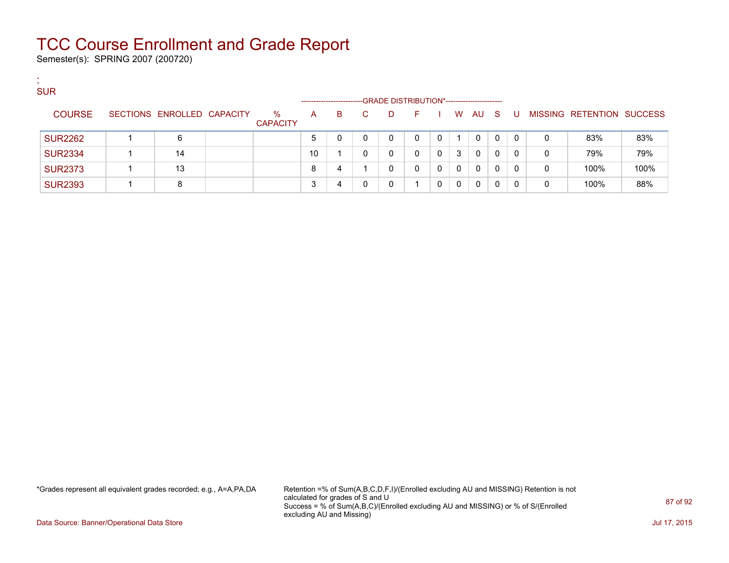# TCC Course Enrollment and Grade Report

Semester(s): SPRING 2007 (200720)

:
SUR

| COURSE | SECTIONS | ENROLLED | CAPACITY | % CAPACITY | A | B | C | D | F | I | W | AU | S | U | MISSING | RETENTION | SUCCESS |
|---|---|---|---|---|---|---|---|---|---|---|---|---|---|---|---|---|---|
| | | | | | GRADE DISTRIBUTION* | | | | | | | | | | | | |
| SUR2262 | 1 | 6 | | | 5 | 0 | 0 | 0 | 0 | 0 | 1 | 0 | 0 | 0 | 0 | 83% | 83% |
| SUR2334 | 1 | 14 | | | 10 | 1 | 0 | 0 | 0 | 0 | 3 | 0 | 0 | 0 | 0 | 79% | 79% |
| SUR2373 | 1 | 13 | | | 8 | 4 | 1 | 0 | 0 | 0 | 0 | 0 | 0 | 0 | 0 | 100% | 100% |
| SUR2393 | 1 | 8 | | | 3 | 4 | 0 | 0 | 1 | 0 | 0 | 0 | 0 | 0 | 0 | 100% | 88% |

*Grades represent all equivalent grades recorded; e.g., A=A,PA,DA

Retention =% of Sum(A,B,C,D,F,I)/(Enrolled excluding AU and MISSING) Retention is not calculated for grades of S and U
Success = % of Sum(A,B,C)/(Enrolled excluding AU and MISSING) or % of S/(Enrolled excluding AU and Missing)

Data Source: Banner/Operational Data Store

Jul 17, 2015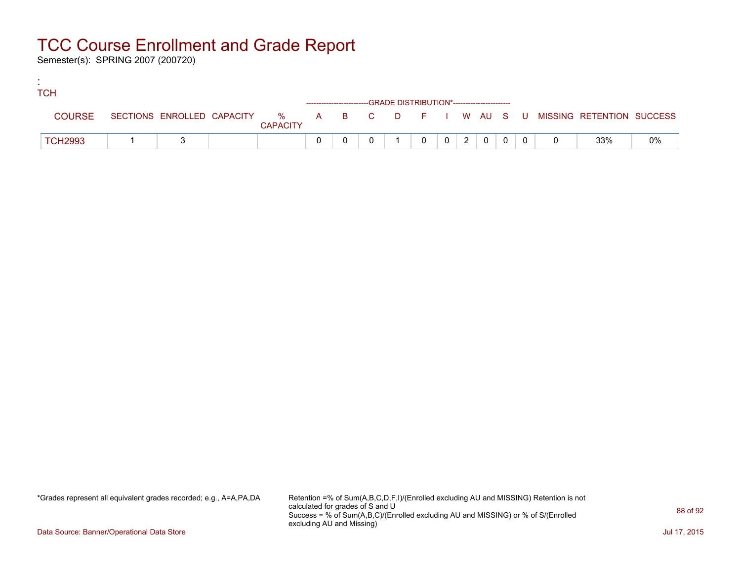# TCC Course Enrollment and Grade Report

Semester(s): SPRING 2007 (200720)

:
TCH

| COURSE | SECTIONS | ENROLLED | CAPACITY | % CAPACITY | A | B | C | D | F | I | W | AU | S | U | MISSING | RETENTION | SUCCESS |
|---|---|---|---|---|---|---|---|---|---|---|---|---|---|---|---|---|---|
| | | | | | GRADE DISTRIBUTION* | | | | | | | | | | | | |
| TCH2993 | 1 | 3 | | | 0 | 0 | 0 | 1 | 0 | 0 | 2 | 0 | 0 | 0 | 0 | 33% | 0% |

*Grades represent all equivalent grades recorded; e.g., A=A,PA,DA

Retention =% of Sum(A,B,C,D,F,I)/(Enrolled excluding AU and MISSING) Retention is not calculated for grades of S and U
Success = % of Sum(A,B,C)/(Enrolled excluding AU and MISSING) or % of S/(Enrolled excluding AU and Missing)

Data Source: Banner/Operational Data Store

Jul 17, 2015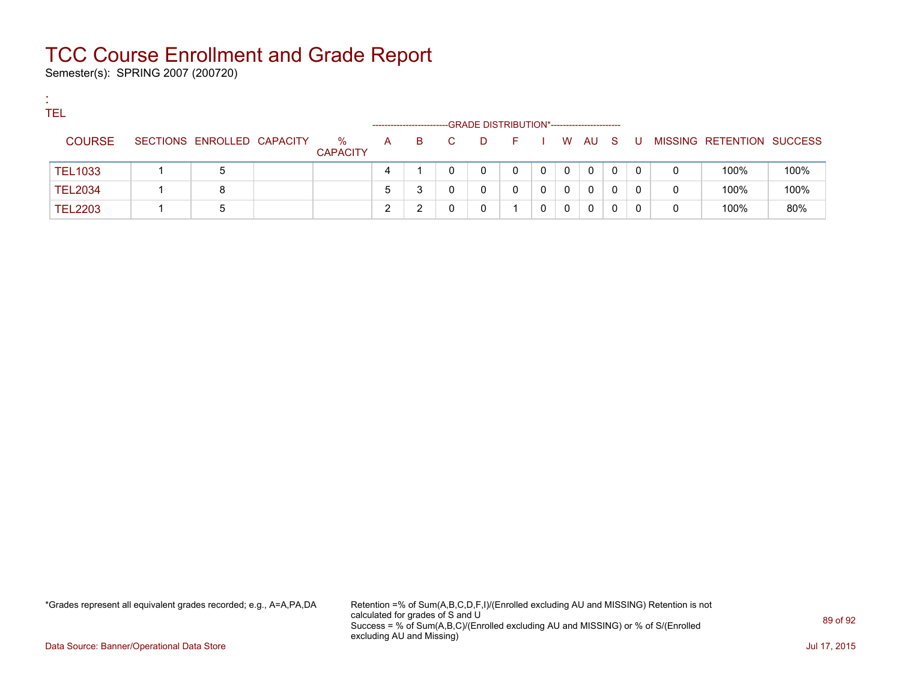# TCC Course Enrollment and Grade Report

Semester(s): SPRING 2007 (200720)

:
TEL

| COURSE | SECTIONS | ENROLLED | CAPACITY | % CAPACITY | A | B | C | D | F | I | W | AU | S | U | MISSING | RETENTION | SUCCESS |
|---|---|---|---|---|---|---|---|---|---|---|---|---|---|---|---|---|---|
| | | | | | GRADE DISTRIBUTION* | | | | | | | | | | | | |
| TEL1033 | 1 | 5 | | | 4 | 1 | 0 | 0 | 0 | 0 | 0 | 0 | 0 | 0 | 0 | 100% | 100% |
| TEL2034 | 1 | 8 | | | 5 | 3 | 0 | 0 | 0 | 0 | 0 | 0 | 0 | 0 | 0 | 100% | 100% |
| TEL2203 | 1 | 5 | | | 2 | 2 | 0 | 0 | 1 | 0 | 0 | 0 | 0 | 0 | 0 | 100% | 80% |

*Grades represent all equivalent grades recorded; e.g., A=A,PA,DA

Retention =% of Sum(A,B,C,D,F,I)/(Enrolled excluding AU and MISSING) Retention is not calculated for grades of S and U
Success = % of Sum(A,B,C)/(Enrolled excluding AU and MISSING) or % of S/(Enrolled excluding AU and Missing)

Data Source: Banner/Operational Data Store

Jul 17, 2015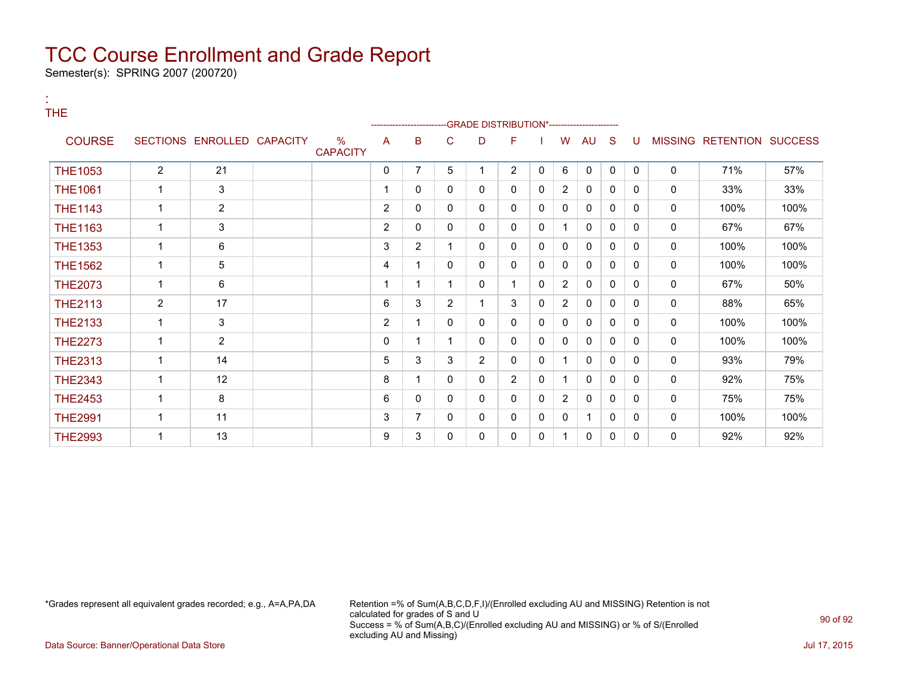# TCC Course Enrollment and Grade Report

Semester(s): SPRING 2007 (200720)

:
THE

| COURSE | SECTIONS | ENROLLED | CAPACITY | % CAPACITY | A | B | C | D | F | I | W | AU | S | U | MISSING | RETENTION | SUCCESS |
|---|---|---|---|---|---|---|---|---|---|---|---|---|---|---|---|---|---|
| | | | | | GRADE DISTRIBUTION* | | | | | | | | | | | | |
| THE1053 | 2 | 21 | | | 0 | 7 | 5 | 1 | 2 | 0 | 6 | 0 | 0 | 0 | 0 | 71% | 57% |
| THE1061 | 1 | 3 | | | 1 | 0 | 0 | 0 | 0 | 0 | 2 | 0 | 0 | 0 | 0 | 33% | 33% |
| THE1143 | 1 | 2 | | | 2 | 0 | 0 | 0 | 0 | 0 | 0 | 0 | 0 | 0 | 0 | 100% | 100% |
| THE1163 | 1 | 3 | | | 2 | 0 | 0 | 0 | 0 | 0 | 1 | 0 | 0 | 0 | 0 | 67% | 67% |
| THE1353 | 1 | 6 | | | 3 | 2 | 1 | 0 | 0 | 0 | 0 | 0 | 0 | 0 | 0 | 100% | 100% |
| THE1562 | 1 | 5 | | | 4 | 1 | 0 | 0 | 0 | 0 | 0 | 0 | 0 | 0 | 0 | 100% | 100% |
| THE2073 | 1 | 6 | | | 1 | 1 | 1 | 0 | 1 | 0 | 2 | 0 | 0 | 0 | 0 | 67% | 50% |
| THE2113 | 2 | 17 | | | 6 | 3 | 2 | 1 | 3 | 0 | 2 | 0 | 0 | 0 | 0 | 88% | 65% |
| THE2133 | 1 | 3 | | | 2 | 1 | 0 | 0 | 0 | 0 | 0 | 0 | 0 | 0 | 0 | 100% | 100% |
| THE2273 | 1 | 2 | | | 0 | 1 | 1 | 0 | 0 | 0 | 0 | 0 | 0 | 0 | 0 | 100% | 100% |
| THE2313 | 1 | 14 | | | 5 | 3 | 3 | 2 | 0 | 0 | 1 | 0 | 0 | 0 | 0 | 93% | 79% |
| THE2343 | 1 | 12 | | | 8 | 1 | 0 | 0 | 2 | 0 | 1 | 0 | 0 | 0 | 0 | 92% | 75% |
| THE2453 | 1 | 8 | | | 6 | 0 | 0 | 0 | 0 | 0 | 2 | 0 | 0 | 0 | 0 | 75% | 75% |
| THE2991 | 1 | 11 | | | 3 | 7 | 0 | 0 | 0 | 0 | 0 | 1 | 0 | 0 | 0 | 100% | 100% |
| THE2993 | 1 | 13 | | | 9 | 3 | 0 | 0 | 0 | 0 | 1 | 0 | 0 | 0 | 0 | 92% | 92% |

*Grades represent all equivalent grades recorded; e.g., A=A,PA,DA

Retention =% of Sum(A,B,C,D,F,I)/(Enrolled excluding AU and MISSING) Retention is not calculated for grades of S and U
Success = % of Sum(A,B,C)/(Enrolled excluding AU and MISSING) or % of S/(Enrolled excluding AU and Missing)

Data Source: Banner/Operational Data Store

Jul 17, 2015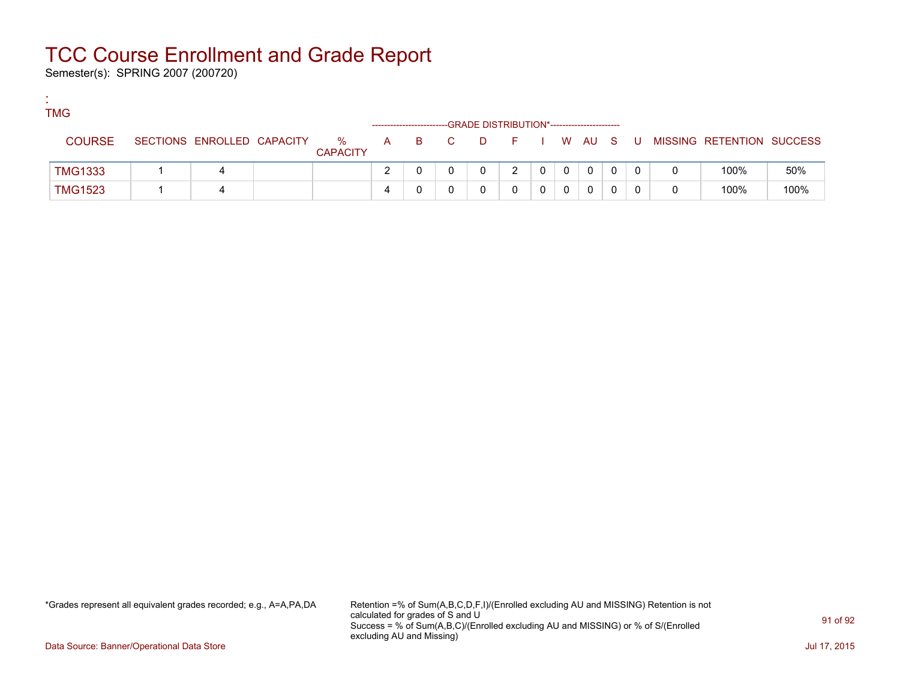# TCC Course Enrollment and Grade Report

Semester(s): SPRING 2007 (200720)

:
TMG

| COURSE | SECTIONS | ENROLLED | CAPACITY | % CAPACITY | A | B | C | D | F | I | W | AU | S | U | MISSING | RETENTION | SUCCESS |
|---|---|---|---|---|---|---|---|---|---|---|---|---|---|---|---|---|---|
| | | | | | GRADE DISTRIBUTION* | | | | | | | | | | | | |
| TMG1333 | 1 | 4 | | | 2 | 0 | 0 | 0 | 2 | 0 | 0 | 0 | 0 | 0 | 0 | 100% | 50% |
| TMG1523 | 1 | 4 | | | 4 | 0 | 0 | 0 | 0 | 0 | 0 | 0 | 0 | 0 | 0 | 100% | 100% |

*Grades represent all equivalent grades recorded; e.g., A=A,PA,DA

Retention =% of Sum(A,B,C,D,F,I)/(Enrolled excluding AU and MISSING) Retention is not calculated for grades of S and U
Success = % of Sum(A,B,C)/(Enrolled excluding AU and MISSING) or % of S/(Enrolled excluding AU and Missing)

Data Source: Banner/Operational Data Store

Jul 17, 2015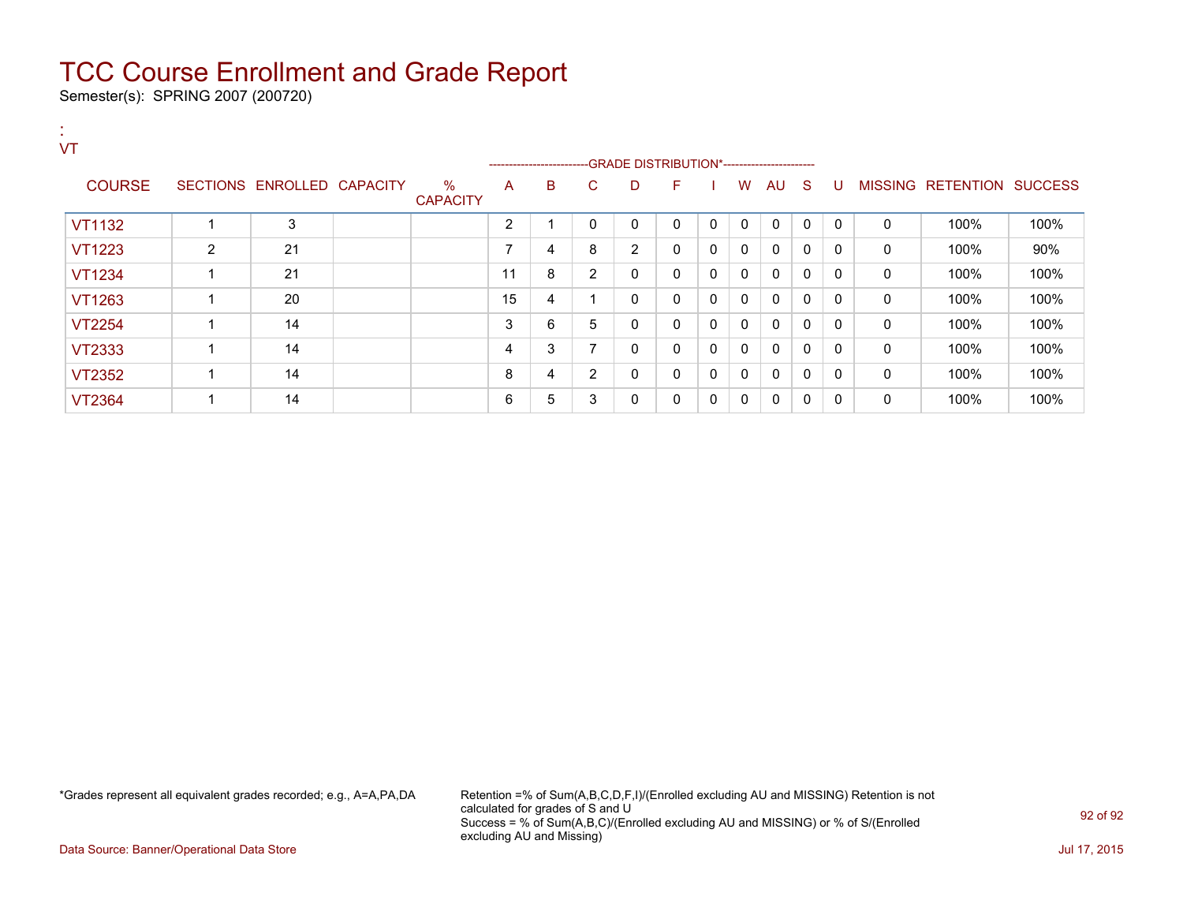# TCC Course Enrollment and Grade Report

Semester(s): SPRING 2007 (200720)

:
VT

| COURSE | SECTIONS | ENROLLED | CAPACITY | % CAPACITY | A | B | C | D | F | I | W | AU | S | U | MISSING | RETENTION | SUCCESS |
|---|---|---|---|---|---|---|---|---|---|---|---|---|---|---|---|---|---|
| | | | | | GRADE DISTRIBUTION* | | | | | | | | | | | | |
| VT1132 | 1 | 3 | | | 2 | 1 | 0 | 0 | 0 | 0 | 0 | 0 | 0 | 0 | 0 | 100% | 100% |
| VT1223 | 2 | 21 | | | 7 | 4 | 8 | 2 | 0 | 0 | 0 | 0 | 0 | 0 | 0 | 100% | 90% |
| VT1234 | 1 | 21 | | | 11 | 8 | 2 | 0 | 0 | 0 | 0 | 0 | 0 | 0 | 0 | 100% | 100% |
| VT1263 | 1 | 20 | | | 15 | 4 | 1 | 0 | 0 | 0 | 0 | 0 | 0 | 0 | 0 | 100% | 100% |
| VT2254 | 1 | 14 | | | 3 | 6 | 5 | 0 | 0 | 0 | 0 | 0 | 0 | 0 | 0 | 100% | 100% |
| VT2333 | 1 | 14 | | | 4 | 3 | 7 | 0 | 0 | 0 | 0 | 0 | 0 | 0 | 0 | 100% | 100% |
| VT2352 | 1 | 14 | | | 8 | 4 | 2 | 0 | 0 | 0 | 0 | 0 | 0 | 0 | 0 | 100% | 100% |
| VT2364 | 1 | 14 | | | 6 | 5 | 3 | 0 | 0 | 0 | 0 | 0 | 0 | 0 | 0 | 100% | 100% |

*Grades represent all equivalent grades recorded; e.g., A=A,PA,DA

Retention =% of Sum(A,B,C,D,F,I)/(Enrolled excluding AU and MISSING) Retention is not calculated for grades of S and U
Success = % of Sum(A,B,C)/(Enrolled excluding AU and MISSING) or % of S/(Enrolled excluding AU and Missing)

Data Source: Banner/Operational Data Store

Jul 17, 2015